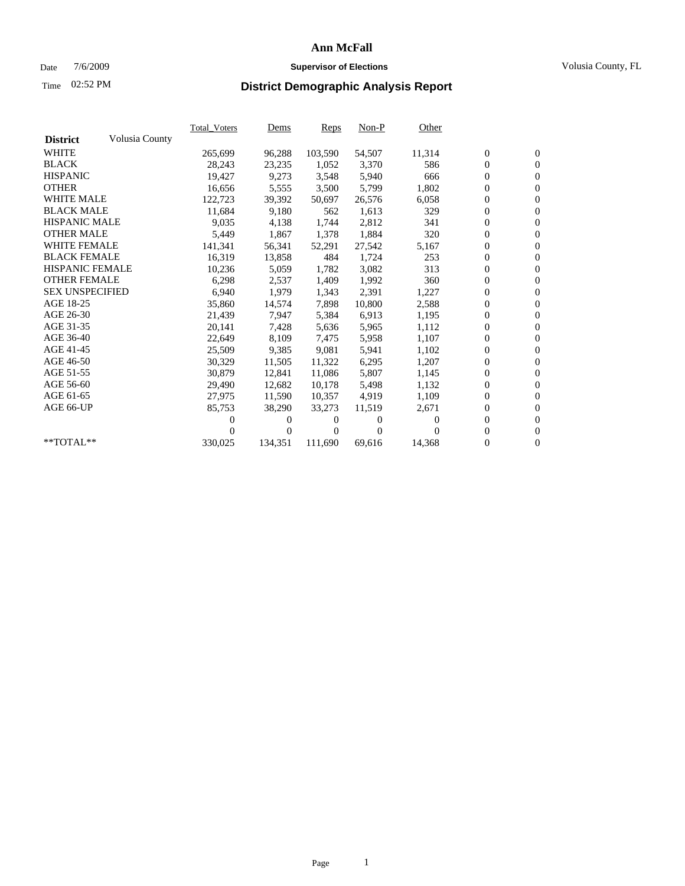# Ann McFall

Date 7/6/2009 **Supervisor of Elections** Volusia County, FL

Time 02:52 PM **District Demographic Analysis Report**

| District Volusia County | Total_Voters | Dems | Reps | Non-P | Other | | |
|---|---|---|---|---|---|---|---|
| WHITE | 265,699 | 96,288 | 103,590 | 54,507 | 11,314 | 0 | 0 |
| BLACK | 28,243 | 23,235 | 1,052 | 3,370 | 586 | 0 | 0 |
| HISPANIC | 19,427 | 9,273 | 3,548 | 5,940 | 666 | 0 | 0 |
| OTHER | 16,656 | 5,555 | 3,500 | 5,799 | 1,802 | 0 | 0 |
| WHITE MALE | 122,723 | 39,392 | 50,697 | 26,576 | 6,058 | 0 | 0 |
| BLACK MALE | 11,684 | 9,180 | 562 | 1,613 | 329 | 0 | 0 |
| HISPANIC MALE | 9,035 | 4,138 | 1,744 | 2,812 | 341 | 0 | 0 |
| OTHER MALE | 5,449 | 1,867 | 1,378 | 1,884 | 320 | 0 | 0 |
| WHITE FEMALE | 141,341 | 56,341 | 52,291 | 27,542 | 5,167 | 0 | 0 |
| BLACK FEMALE | 16,319 | 13,858 | 484 | 1,724 | 253 | 0 | 0 |
| HISPANIC FEMALE | 10,236 | 5,059 | 1,782 | 3,082 | 313 | 0 | 0 |
| OTHER FEMALE | 6,298 | 2,537 | 1,409 | 1,992 | 360 | 0 | 0 |
| SEX UNSPECIFIED | 6,940 | 1,979 | 1,343 | 2,391 | 1,227 | 0 | 0 |
| AGE 18-25 | 35,860 | 14,574 | 7,898 | 10,800 | 2,588 | 0 | 0 |
| AGE 26-30 | 21,439 | 7,947 | 5,384 | 6,913 | 1,195 | 0 | 0 |
| AGE 31-35 | 20,141 | 7,428 | 5,636 | 5,965 | 1,112 | 0 | 0 |
| AGE 36-40 | 22,649 | 8,109 | 7,475 | 5,958 | 1,107 | 0 | 0 |
| AGE 41-45 | 25,509 | 9,385 | 9,081 | 5,941 | 1,102 | 0 | 0 |
| AGE 46-50 | 30,329 | 11,505 | 11,322 | 6,295 | 1,207 | 0 | 0 |
| AGE 51-55 | 30,879 | 12,841 | 11,086 | 5,807 | 1,145 | 0 | 0 |
| AGE 56-60 | 29,490 | 12,682 | 10,178 | 5,498 | 1,132 | 0 | 0 |
| AGE 61-65 | 27,975 | 11,590 | 10,357 | 4,919 | 1,109 | 0 | 0 |
| AGE 66-UP | 85,753 | 38,290 | 33,273 | 11,519 | 2,671 | 0 | 0 |
| | 0 | 0 | 0 | 0 | 0 | 0 | 0 |
| | 0 | 0 | 0 | 0 | 0 | 0 | 0 |
| **TOTAL** | 330,025 | 134,351 | 111,690 | 69,616 | 14,368 | 0 | 0 |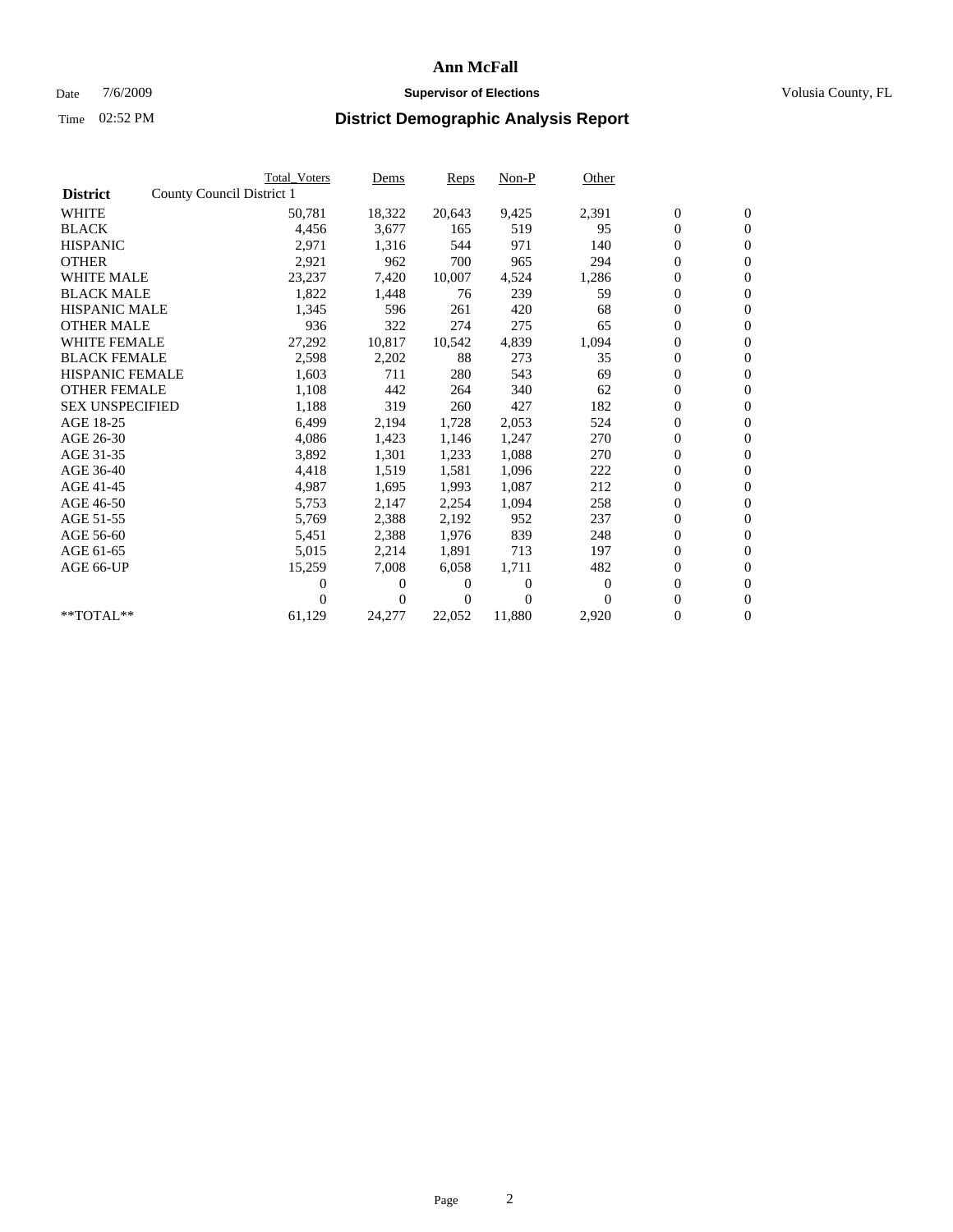# Ann McFall

Date 7/6/2009 **Supervisor of Elections** Volusia County, FL

Time 02:52 PM **District Demographic Analysis Report**

| | Total_Voters | Dems | Reps | Non-P | Other | | |
|---|---|---|---|---|---|---|---|
| **District** County Council District 1 | | | | | | | |
| WHITE | 50,781 | 18,322 | 20,643 | 9,425 | 2,391 | 0 | 0 |
| BLACK | 4,456 | 3,677 | 165 | 519 | 95 | 0 | 0 |
| HISPANIC | 2,971 | 1,316 | 544 | 971 | 140 | 0 | 0 |
| OTHER | 2,921 | 962 | 700 | 965 | 294 | 0 | 0 |
| WHITE MALE | 23,237 | 7,420 | 10,007 | 4,524 | 1,286 | 0 | 0 |
| BLACK MALE | 1,822 | 1,448 | 76 | 239 | 59 | 0 | 0 |
| HISPANIC MALE | 1,345 | 596 | 261 | 420 | 68 | 0 | 0 |
| OTHER MALE | 936 | 322 | 274 | 275 | 65 | 0 | 0 |
| WHITE FEMALE | 27,292 | 10,817 | 10,542 | 4,839 | 1,094 | 0 | 0 |
| BLACK FEMALE | 2,598 | 2,202 | 88 | 273 | 35 | 0 | 0 |
| HISPANIC FEMALE | 1,603 | 711 | 280 | 543 | 69 | 0 | 0 |
| OTHER FEMALE | 1,108 | 442 | 264 | 340 | 62 | 0 | 0 |
| SEX UNSPECIFIED | 1,188 | 319 | 260 | 427 | 182 | 0 | 0 |
| AGE 18-25 | 6,499 | 2,194 | 1,728 | 2,053 | 524 | 0 | 0 |
| AGE 26-30 | 4,086 | 1,423 | 1,146 | 1,247 | 270 | 0 | 0 |
| AGE 31-35 | 3,892 | 1,301 | 1,233 | 1,088 | 270 | 0 | 0 |
| AGE 36-40 | 4,418 | 1,519 | 1,581 | 1,096 | 222 | 0 | 0 |
| AGE 41-45 | 4,987 | 1,695 | 1,993 | 1,087 | 212 | 0 | 0 |
| AGE 46-50 | 5,753 | 2,147 | 2,254 | 1,094 | 258 | 0 | 0 |
| AGE 51-55 | 5,769 | 2,388 | 2,192 | 952 | 237 | 0 | 0 |
| AGE 56-60 | 5,451 | 2,388 | 1,976 | 839 | 248 | 0 | 0 |
| AGE 61-65 | 5,015 | 2,214 | 1,891 | 713 | 197 | 0 | 0 |
| AGE 66-UP | 15,259 | 7,008 | 6,058 | 1,711 | 482 | 0 | 0 |
| | 0 | 0 | 0 | 0 | 0 | 0 | 0 |
| | 0 | 0 | 0 | 0 | 0 | 0 | 0 |
| **TOTAL** | 61,129 | 24,277 | 22,052 | 11,880 | 2,920 | 0 | 0 |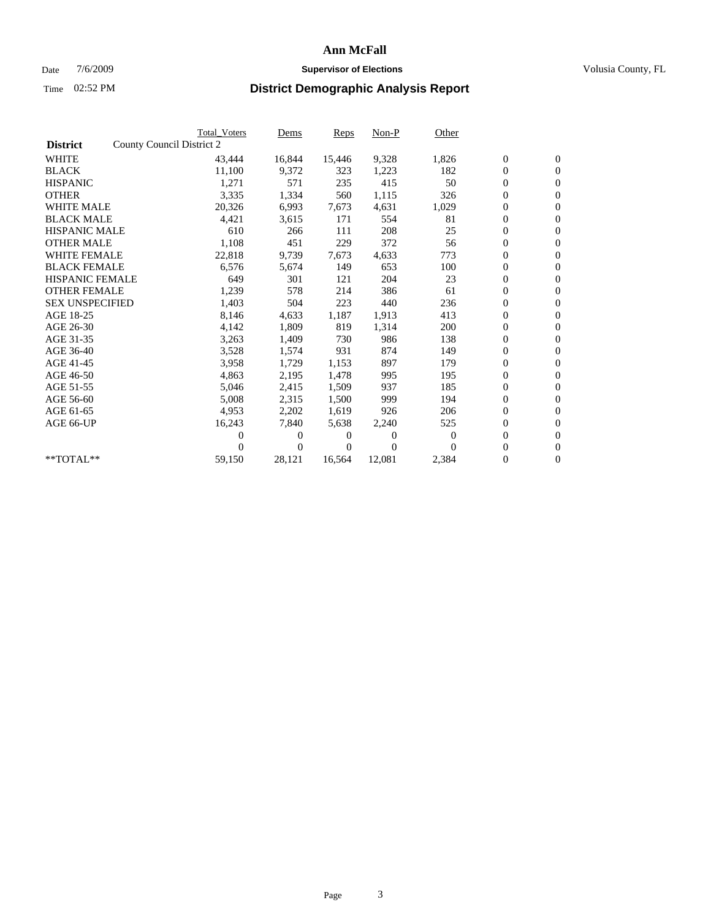# Ann McFall

Date 7/6/2009 **Supervisor of Elections** Volusia County, FL

Time 02:52 PM **District Demographic Analysis Report**

| | Total_Voters | Dems | Reps | Non-P | Other | | |
|---|---|---|---|---|---|---|---|
| **District** County Council District 2 | | | | | | | |
| WHITE | 43,444 | 16,844 | 15,446 | 9,328 | 1,826 | 0 | 0 |
| BLACK | 11,100 | 9,372 | 323 | 1,223 | 182 | 0 | 0 |
| HISPANIC | 1,271 | 571 | 235 | 415 | 50 | 0 | 0 |
| OTHER | 3,335 | 1,334 | 560 | 1,115 | 326 | 0 | 0 |
| WHITE MALE | 20,326 | 6,993 | 7,673 | 4,631 | 1,029 | 0 | 0 |
| BLACK MALE | 4,421 | 3,615 | 171 | 554 | 81 | 0 | 0 |
| HISPANIC MALE | 610 | 266 | 111 | 208 | 25 | 0 | 0 |
| OTHER MALE | 1,108 | 451 | 229 | 372 | 56 | 0 | 0 |
| WHITE FEMALE | 22,818 | 9,739 | 7,673 | 4,633 | 773 | 0 | 0 |
| BLACK FEMALE | 6,576 | 5,674 | 149 | 653 | 100 | 0 | 0 |
| HISPANIC FEMALE | 649 | 301 | 121 | 204 | 23 | 0 | 0 |
| OTHER FEMALE | 1,239 | 578 | 214 | 386 | 61 | 0 | 0 |
| SEX UNSPECIFIED | 1,403 | 504 | 223 | 440 | 236 | 0 | 0 |
| AGE 18-25 | 8,146 | 4,633 | 1,187 | 1,913 | 413 | 0 | 0 |
| AGE 26-30 | 4,142 | 1,809 | 819 | 1,314 | 200 | 0 | 0 |
| AGE 31-35 | 3,263 | 1,409 | 730 | 986 | 138 | 0 | 0 |
| AGE 36-40 | 3,528 | 1,574 | 931 | 874 | 149 | 0 | 0 |
| AGE 41-45 | 3,958 | 1,729 | 1,153 | 897 | 179 | 0 | 0 |
| AGE 46-50 | 4,863 | 2,195 | 1,478 | 995 | 195 | 0 | 0 |
| AGE 51-55 | 5,046 | 2,415 | 1,509 | 937 | 185 | 0 | 0 |
| AGE 56-60 | 5,008 | 2,315 | 1,500 | 999 | 194 | 0 | 0 |
| AGE 61-65 | 4,953 | 2,202 | 1,619 | 926 | 206 | 0 | 0 |
| AGE 66-UP | 16,243 | 7,840 | 5,638 | 2,240 | 525 | 0 | 0 |
| | 0 | 0 | 0 | 0 | 0 | 0 | 0 |
| | 0 | 0 | 0 | 0 | 0 | 0 | 0 |
| **TOTAL** | 59,150 | 28,121 | 16,564 | 12,081 | 2,384 | 0 | 0 |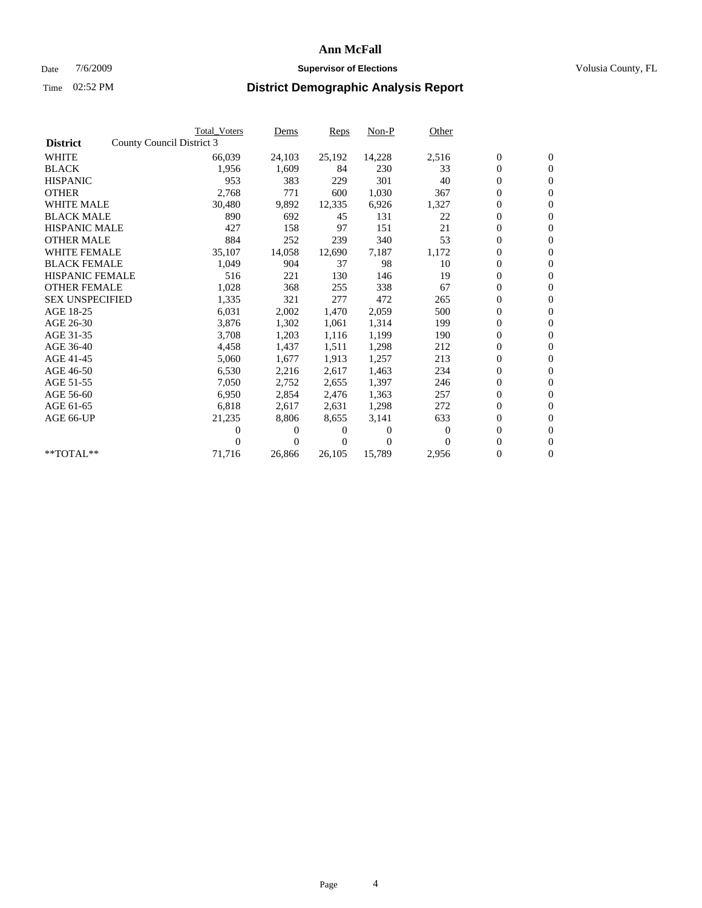# Ann McFall

Date 7/6/2009 **Supervisor of Elections** Volusia County, FL

Time 02:52 PM **District Demographic Analysis Report**

| District | County Council District 3 | Total_Voters | Dems | Reps | Non-P | Other | | |
|---|---|---|---|---|---|---|---|---|
| WHITE | | 66,039 | 24,103 | 25,192 | 14,228 | 2,516 | 0 | 0 |
| BLACK | | 1,956 | 1,609 | 84 | 230 | 33 | 0 | 0 |
| HISPANIC | | 953 | 383 | 229 | 301 | 40 | 0 | 0 |
| OTHER | | 2,768 | 771 | 600 | 1,030 | 367 | 0 | 0 |
| WHITE MALE | | 30,480 | 9,892 | 12,335 | 6,926 | 1,327 | 0 | 0 |
| BLACK MALE | | 890 | 692 | 45 | 131 | 22 | 0 | 0 |
| HISPANIC MALE | | 427 | 158 | 97 | 151 | 21 | 0 | 0 |
| OTHER MALE | | 884 | 252 | 239 | 340 | 53 | 0 | 0 |
| WHITE FEMALE | | 35,107 | 14,058 | 12,690 | 7,187 | 1,172 | 0 | 0 |
| BLACK FEMALE | | 1,049 | 904 | 37 | 98 | 10 | 0 | 0 |
| HISPANIC FEMALE | | 516 | 221 | 130 | 146 | 19 | 0 | 0 |
| OTHER FEMALE | | 1,028 | 368 | 255 | 338 | 67 | 0 | 0 |
| SEX UNSPECIFIED | | 1,335 | 321 | 277 | 472 | 265 | 0 | 0 |
| AGE 18-25 | | 6,031 | 2,002 | 1,470 | 2,059 | 500 | 0 | 0 |
| AGE 26-30 | | 3,876 | 1,302 | 1,061 | 1,314 | 199 | 0 | 0 |
| AGE 31-35 | | 3,708 | 1,203 | 1,116 | 1,199 | 190 | 0 | 0 |
| AGE 36-40 | | 4,458 | 1,437 | 1,511 | 1,298 | 212 | 0 | 0 |
| AGE 41-45 | | 5,060 | 1,677 | 1,913 | 1,257 | 213 | 0 | 0 |
| AGE 46-50 | | 6,530 | 2,216 | 2,617 | 1,463 | 234 | 0 | 0 |
| AGE 51-55 | | 7,050 | 2,752 | 2,655 | 1,397 | 246 | 0 | 0 |
| AGE 56-60 | | 6,950 | 2,854 | 2,476 | 1,363 | 257 | 0 | 0 |
| AGE 61-65 | | 6,818 | 2,617 | 2,631 | 1,298 | 272 | 0 | 0 |
| AGE 66-UP | | 21,235 | 8,806 | 8,655 | 3,141 | 633 | 0 | 0 |
| | | 0 | 0 | 0 | 0 | 0 | 0 | 0 |
| | | 0 | 0 | 0 | 0 | 0 | 0 | 0 |
| **TOTAL** | | 71,716 | 26,866 | 26,105 | 15,789 | 2,956 | 0 | 0 |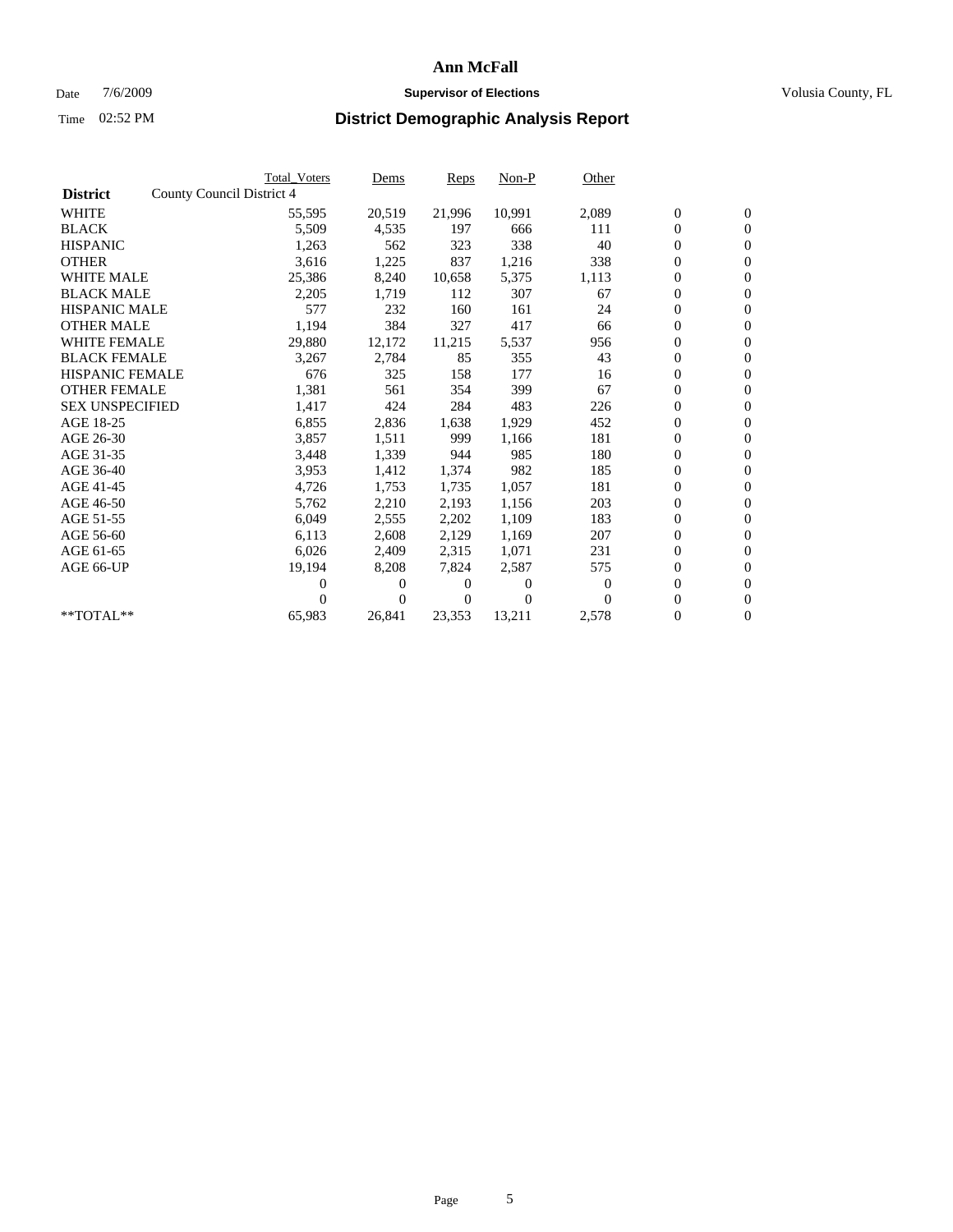# Ann McFall

Date 7/6/2009 **Supervisor of Elections** Volusia County, FL

Time 02:52 PM **District Demographic Analysis Report**

| **District** | County Council District 4 | Total_Voters | Dems | Reps | Non-P | Other | | |
|---|---|---|---|---|---|---|---|---|
| WHITE | | 55,595 | 20,519 | 21,996 | 10,991 | 2,089 | 0 | 0 |
| BLACK | | 5,509 | 4,535 | 197 | 666 | 111 | 0 | 0 |
| HISPANIC | | 1,263 | 562 | 323 | 338 | 40 | 0 | 0 |
| OTHER | | 3,616 | 1,225 | 837 | 1,216 | 338 | 0 | 0 |
| WHITE MALE | | 25,386 | 8,240 | 10,658 | 5,375 | 1,113 | 0 | 0 |
| BLACK MALE | | 2,205 | 1,719 | 112 | 307 | 67 | 0 | 0 |
| HISPANIC MALE | | 577 | 232 | 160 | 161 | 24 | 0 | 0 |
| OTHER MALE | | 1,194 | 384 | 327 | 417 | 66 | 0 | 0 |
| WHITE FEMALE | | 29,880 | 12,172 | 11,215 | 5,537 | 956 | 0 | 0 |
| BLACK FEMALE | | 3,267 | 2,784 | 85 | 355 | 43 | 0 | 0 |
| HISPANIC FEMALE | | 676 | 325 | 158 | 177 | 16 | 0 | 0 |
| OTHER FEMALE | | 1,381 | 561 | 354 | 399 | 67 | 0 | 0 |
| SEX UNSPECIFIED | | 1,417 | 424 | 284 | 483 | 226 | 0 | 0 |
| AGE 18-25 | | 6,855 | 2,836 | 1,638 | 1,929 | 452 | 0 | 0 |
| AGE 26-30 | | 3,857 | 1,511 | 999 | 1,166 | 181 | 0 | 0 |
| AGE 31-35 | | 3,448 | 1,339 | 944 | 985 | 180 | 0 | 0 |
| AGE 36-40 | | 3,953 | 1,412 | 1,374 | 982 | 185 | 0 | 0 |
| AGE 41-45 | | 4,726 | 1,753 | 1,735 | 1,057 | 181 | 0 | 0 |
| AGE 46-50 | | 5,762 | 2,210 | 2,193 | 1,156 | 203 | 0 | 0 |
| AGE 51-55 | | 6,049 | 2,555 | 2,202 | 1,109 | 183 | 0 | 0 |
| AGE 56-60 | | 6,113 | 2,608 | 2,129 | 1,169 | 207 | 0 | 0 |
| AGE 61-65 | | 6,026 | 2,409 | 2,315 | 1,071 | 231 | 0 | 0 |
| AGE 66-UP | | 19,194 | 8,208 | 7,824 | 2,587 | 575 | 0 | 0 |
| | | 0 | 0 | 0 | 0 | 0 | 0 | 0 |
| | | 0 | 0 | 0 | 0 | 0 | 0 | 0 |
| **TOTAL** | | 65,983 | 26,841 | 23,353 | 13,211 | 2,578 | 0 | 0 |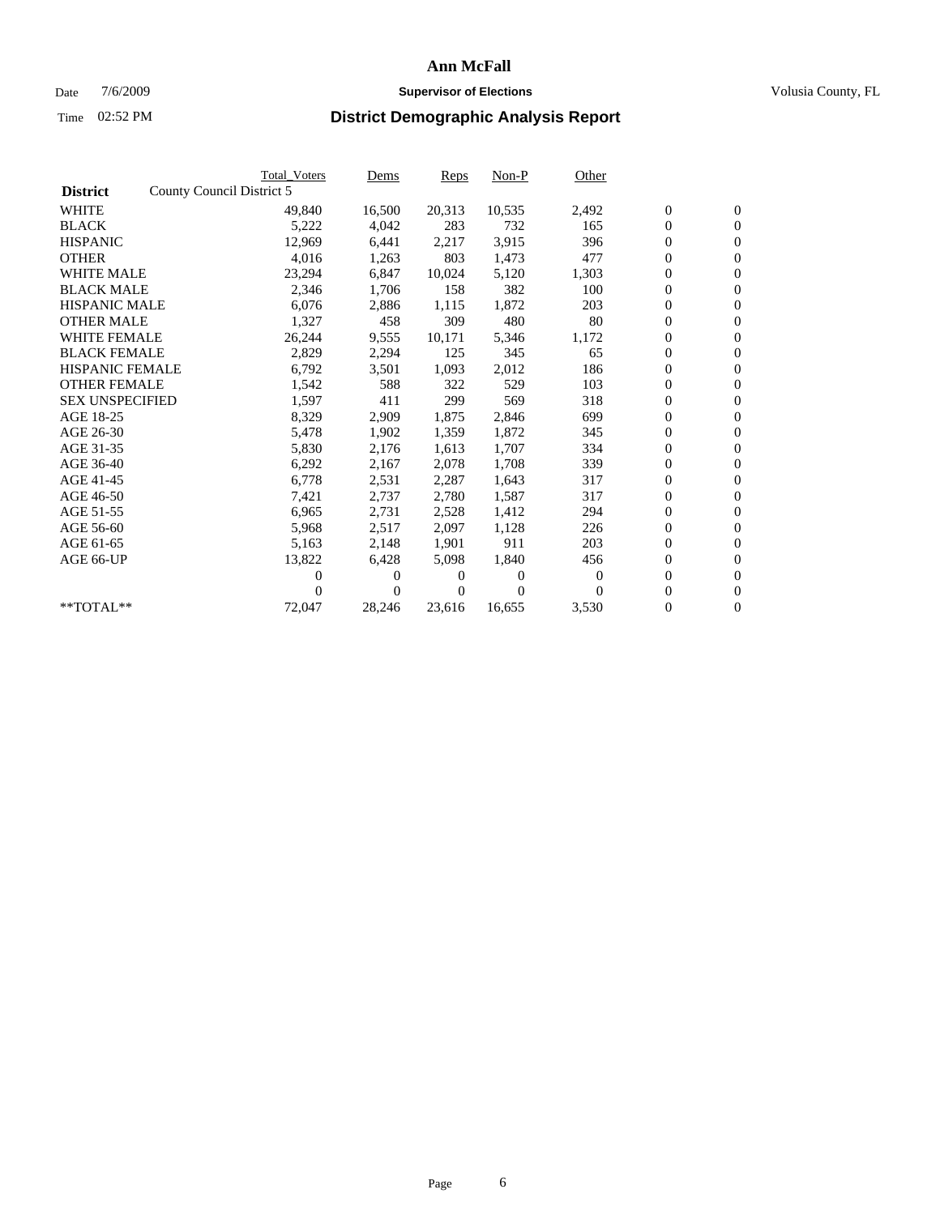# Ann McFall

Date 7/6/2009 **Supervisor of Elections** Volusia County, FL

Time 02:52 PM **District Demographic Analysis Report**

| | Total_Voters | Dems | Reps | Non-P | Other | | |
|---|---|---|---|---|---|---|---|
| **District** County Council District 5 | | | | | | | |
| WHITE | 49,840 | 16,500 | 20,313 | 10,535 | 2,492 | 0 | 0 |
| BLACK | 5,222 | 4,042 | 283 | 732 | 165 | 0 | 0 |
| HISPANIC | 12,969 | 6,441 | 2,217 | 3,915 | 396 | 0 | 0 |
| OTHER | 4,016 | 1,263 | 803 | 1,473 | 477 | 0 | 0 |
| WHITE MALE | 23,294 | 6,847 | 10,024 | 5,120 | 1,303 | 0 | 0 |
| BLACK MALE | 2,346 | 1,706 | 158 | 382 | 100 | 0 | 0 |
| HISPANIC MALE | 6,076 | 2,886 | 1,115 | 1,872 | 203 | 0 | 0 |
| OTHER MALE | 1,327 | 458 | 309 | 480 | 80 | 0 | 0 |
| WHITE FEMALE | 26,244 | 9,555 | 10,171 | 5,346 | 1,172 | 0 | 0 |
| BLACK FEMALE | 2,829 | 2,294 | 125 | 345 | 65 | 0 | 0 |
| HISPANIC FEMALE | 6,792 | 3,501 | 1,093 | 2,012 | 186 | 0 | 0 |
| OTHER FEMALE | 1,542 | 588 | 322 | 529 | 103 | 0 | 0 |
| SEX UNSPECIFIED | 1,597 | 411 | 299 | 569 | 318 | 0 | 0 |
| AGE 18-25 | 8,329 | 2,909 | 1,875 | 2,846 | 699 | 0 | 0 |
| AGE 26-30 | 5,478 | 1,902 | 1,359 | 1,872 | 345 | 0 | 0 |
| AGE 31-35 | 5,830 | 2,176 | 1,613 | 1,707 | 334 | 0 | 0 |
| AGE 36-40 | 6,292 | 2,167 | 2,078 | 1,708 | 339 | 0 | 0 |
| AGE 41-45 | 6,778 | 2,531 | 2,287 | 1,643 | 317 | 0 | 0 |
| AGE 46-50 | 7,421 | 2,737 | 2,780 | 1,587 | 317 | 0 | 0 |
| AGE 51-55 | 6,965 | 2,731 | 2,528 | 1,412 | 294 | 0 | 0 |
| AGE 56-60 | 5,968 | 2,517 | 2,097 | 1,128 | 226 | 0 | 0 |
| AGE 61-65 | 5,163 | 2,148 | 1,901 | 911 | 203 | 0 | 0 |
| AGE 66-UP | 13,822 | 6,428 | 5,098 | 1,840 | 456 | 0 | 0 |
| | 0 | 0 | 0 | 0 | 0 | 0 | 0 |
| | 0 | 0 | 0 | 0 | 0 | 0 | 0 |
| **TOTAL** | 72,047 | 28,246 | 23,616 | 16,655 | 3,530 | 0 | 0 |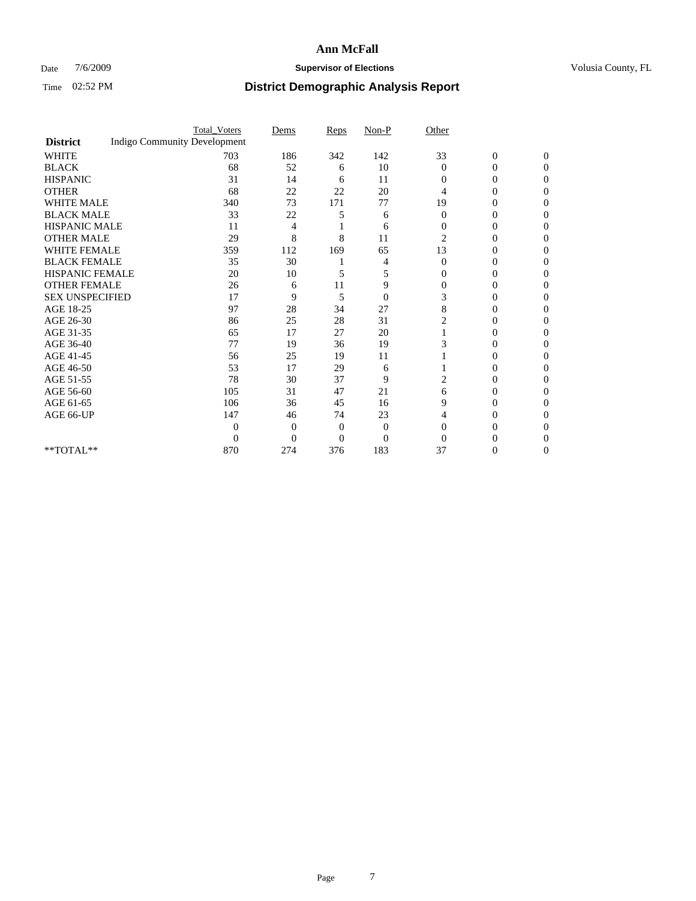# Ann McFall

Date 7/6/2009 **Supervisor of Elections** Volusia County, FL

Time 02:52 PM **District Demographic Analysis Report**

| | Total_Voters | Dems | Reps | Non-P | Other | | |
|---|---|---|---|---|---|---|---|
| **District** Indigo Community Development | | | | | | | |
| WHITE | 703 | 186 | 342 | 142 | 33 | 0 | 0 |
| BLACK | 68 | 52 | 6 | 10 | 0 | 0 | 0 |
| HISPANIC | 31 | 14 | 6 | 11 | 0 | 0 | 0 |
| OTHER | 68 | 22 | 22 | 20 | 4 | 0 | 0 |
| WHITE MALE | 340 | 73 | 171 | 77 | 19 | 0 | 0 |
| BLACK MALE | 33 | 22 | 5 | 6 | 0 | 0 | 0 |
| HISPANIC MALE | 11 | 4 | 1 | 6 | 0 | 0 | 0 |
| OTHER MALE | 29 | 8 | 8 | 11 | 2 | 0 | 0 |
| WHITE FEMALE | 359 | 112 | 169 | 65 | 13 | 0 | 0 |
| BLACK FEMALE | 35 | 30 | 1 | 4 | 0 | 0 | 0 |
| HISPANIC FEMALE | 20 | 10 | 5 | 5 | 0 | 0 | 0 |
| OTHER FEMALE | 26 | 6 | 11 | 9 | 0 | 0 | 0 |
| SEX UNSPECIFIED | 17 | 9 | 5 | 0 | 3 | 0 | 0 |
| AGE 18-25 | 97 | 28 | 34 | 27 | 8 | 0 | 0 |
| AGE 26-30 | 86 | 25 | 28 | 31 | 2 | 0 | 0 |
| AGE 31-35 | 65 | 17 | 27 | 20 | 1 | 0 | 0 |
| AGE 36-40 | 77 | 19 | 36 | 19 | 3 | 0 | 0 |
| AGE 41-45 | 56 | 25 | 19 | 11 | 1 | 0 | 0 |
| AGE 46-50 | 53 | 17 | 29 | 6 | 1 | 0 | 0 |
| AGE 51-55 | 78 | 30 | 37 | 9 | 2 | 0 | 0 |
| AGE 56-60 | 105 | 31 | 47 | 21 | 6 | 0 | 0 |
| AGE 61-65 | 106 | 36 | 45 | 16 | 9 | 0 | 0 |
| AGE 66-UP | 147 | 46 | 74 | 23 | 4 | 0 | 0 |
| | 0 | 0 | 0 | 0 | 0 | 0 | 0 |
| | 0 | 0 | 0 | 0 | 0 | 0 | 0 |
| **TOTAL** | 870 | 274 | 376 | 183 | 37 | 0 | 0 |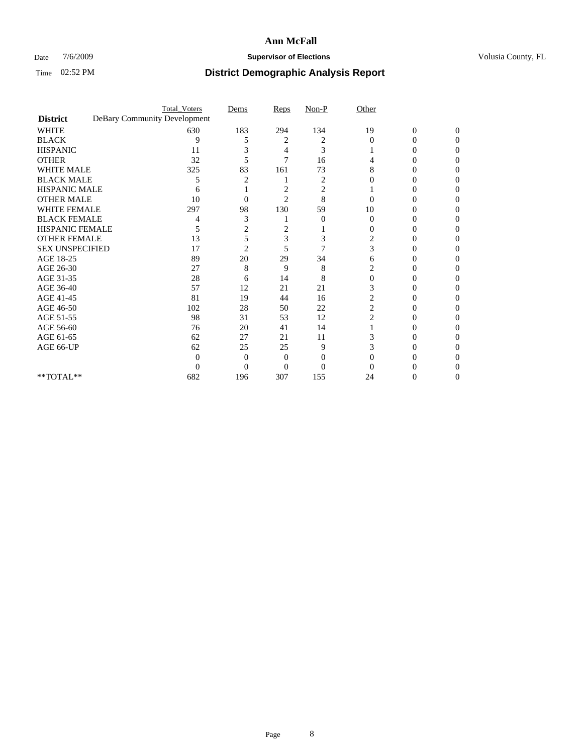# Ann McFall

Date 7/6/2009 **Supervisor of Elections** Volusia County, FL

Time 02:52 PM **District Demographic Analysis Report**

| | Total_Voters | Dems | Reps | Non-P | Other | | |
|---|---|---|---|---|---|---|---|
| **District** DeBary Community Development | | | | | | | |
| WHITE | 630 | 183 | 294 | 134 | 19 | 0 | 0 |
| BLACK | 9 | 5 | 2 | 2 | 0 | 0 | 0 |
| HISPANIC | 11 | 3 | 4 | 3 | 1 | 0 | 0 |
| OTHER | 32 | 5 | 7 | 16 | 4 | 0 | 0 |
| WHITE MALE | 325 | 83 | 161 | 73 | 8 | 0 | 0 |
| BLACK MALE | 5 | 2 | 1 | 2 | 0 | 0 | 0 |
| HISPANIC MALE | 6 | 1 | 2 | 2 | 1 | 0 | 0 |
| OTHER MALE | 10 | 0 | 2 | 8 | 0 | 0 | 0 |
| WHITE FEMALE | 297 | 98 | 130 | 59 | 10 | 0 | 0 |
| BLACK FEMALE | 4 | 3 | 1 | 0 | 0 | 0 | 0 |
| HISPANIC FEMALE | 5 | 2 | 2 | 1 | 0 | 0 | 0 |
| OTHER FEMALE | 13 | 5 | 3 | 3 | 2 | 0 | 0 |
| SEX UNSPECIFIED | 17 | 2 | 5 | 7 | 3 | 0 | 0 |
| AGE 18-25 | 89 | 20 | 29 | 34 | 6 | 0 | 0 |
| AGE 26-30 | 27 | 8 | 9 | 8 | 2 | 0 | 0 |
| AGE 31-35 | 28 | 6 | 14 | 8 | 0 | 0 | 0 |
| AGE 36-40 | 57 | 12 | 21 | 21 | 3 | 0 | 0 |
| AGE 41-45 | 81 | 19 | 44 | 16 | 2 | 0 | 0 |
| AGE 46-50 | 102 | 28 | 50 | 22 | 2 | 0 | 0 |
| AGE 51-55 | 98 | 31 | 53 | 12 | 2 | 0 | 0 |
| AGE 56-60 | 76 | 20 | 41 | 14 | 1 | 0 | 0 |
| AGE 61-65 | 62 | 27 | 21 | 11 | 3 | 0 | 0 |
| AGE 66-UP | 62 | 25 | 25 | 9 | 3 | 0 | 0 |
| | 0 | 0 | 0 | 0 | 0 | 0 | 0 |
| | 0 | 0 | 0 | 0 | 0 | 0 | 0 |
| **TOTAL** | 682 | 196 | 307 | 155 | 24 | 0 | 0 |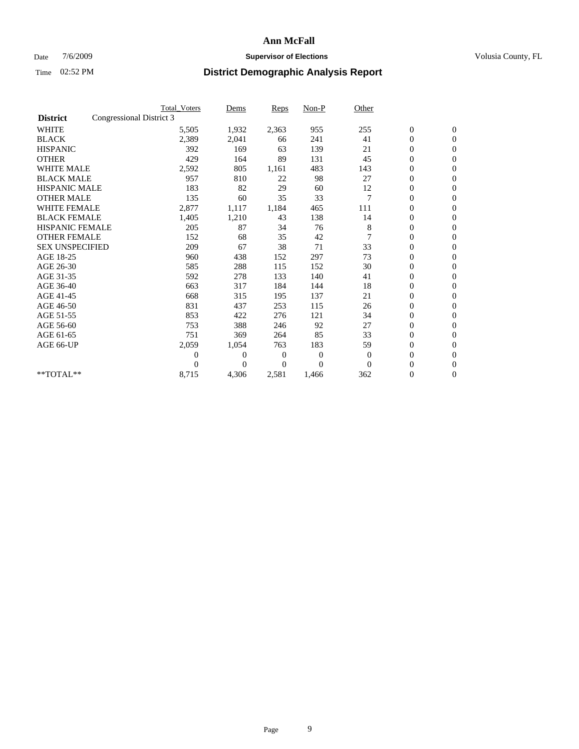# Ann McFall

Date 7/6/2009 **Supervisor of Elections** Volusia County, FL

Time 02:52 PM **District Demographic Analysis Report**

| **District** | Congressional District 3 | Total_Voters | Dems | Reps | Non-P | Other | | |
|---|---|---|---|---|---|---|---|---|
| WHITE | | 5,505 | 1,932 | 2,363 | 955 | 255 | 0 | 0 |
| BLACK | | 2,389 | 2,041 | 66 | 241 | 41 | 0 | 0 |
| HISPANIC | | 392 | 169 | 63 | 139 | 21 | 0 | 0 |
| OTHER | | 429 | 164 | 89 | 131 | 45 | 0 | 0 |
| WHITE MALE | | 2,592 | 805 | 1,161 | 483 | 143 | 0 | 0 |
| BLACK MALE | | 957 | 810 | 22 | 98 | 27 | 0 | 0 |
| HISPANIC MALE | | 183 | 82 | 29 | 60 | 12 | 0 | 0 |
| OTHER MALE | | 135 | 60 | 35 | 33 | 7 | 0 | 0 |
| WHITE FEMALE | | 2,877 | 1,117 | 1,184 | 465 | 111 | 0 | 0 |
| BLACK FEMALE | | 1,405 | 1,210 | 43 | 138 | 14 | 0 | 0 |
| HISPANIC FEMALE | | 205 | 87 | 34 | 76 | 8 | 0 | 0 |
| OTHER FEMALE | | 152 | 68 | 35 | 42 | 7 | 0 | 0 |
| SEX UNSPECIFIED | | 209 | 67 | 38 | 71 | 33 | 0 | 0 |
| AGE 18-25 | | 960 | 438 | 152 | 297 | 73 | 0 | 0 |
| AGE 26-30 | | 585 | 288 | 115 | 152 | 30 | 0 | 0 |
| AGE 31-35 | | 592 | 278 | 133 | 140 | 41 | 0 | 0 |
| AGE 36-40 | | 663 | 317 | 184 | 144 | 18 | 0 | 0 |
| AGE 41-45 | | 668 | 315 | 195 | 137 | 21 | 0 | 0 |
| AGE 46-50 | | 831 | 437 | 253 | 115 | 26 | 0 | 0 |
| AGE 51-55 | | 853 | 422 | 276 | 121 | 34 | 0 | 0 |
| AGE 56-60 | | 753 | 388 | 246 | 92 | 27 | 0 | 0 |
| AGE 61-65 | | 751 | 369 | 264 | 85 | 33 | 0 | 0 |
| AGE 66-UP | | 2,059 | 1,054 | 763 | 183 | 59 | 0 | 0 |
| | | 0 | 0 | 0 | 0 | 0 | 0 | 0 |
| | | 0 | 0 | 0 | 0 | 0 | 0 | 0 |
| **TOTAL** | | 8,715 | 4,306 | 2,581 | 1,466 | 362 | 0 | 0 |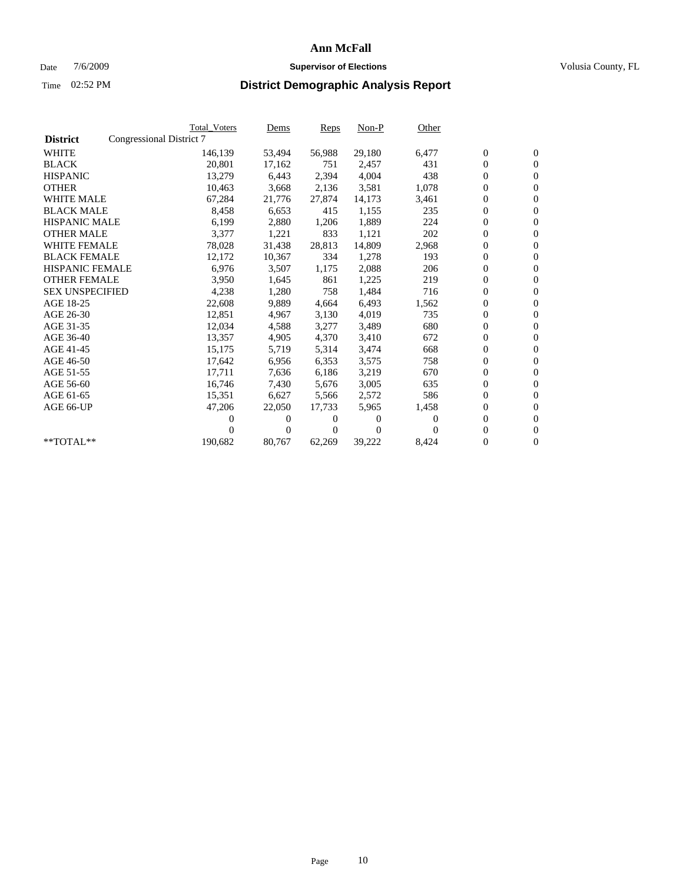# Ann McFall

Date 7/6/2009 **Supervisor of Elections** Volusia County, FL

Time 02:52 PM **District Demographic Analysis Report**

| | Total_Voters | Dems | Reps | Non-P | Other | | |
|---|---|---|---|---|---|---|---|
| **District** Congressional District 7 | | | | | | | |
| WHITE | 146,139 | 53,494 | 56,988 | 29,180 | 6,477 | 0 | 0 |
| BLACK | 20,801 | 17,162 | 751 | 2,457 | 431 | 0 | 0 |
| HISPANIC | 13,279 | 6,443 | 2,394 | 4,004 | 438 | 0 | 0 |
| OTHER | 10,463 | 3,668 | 2,136 | 3,581 | 1,078 | 0 | 0 |
| WHITE MALE | 67,284 | 21,776 | 27,874 | 14,173 | 3,461 | 0 | 0 |
| BLACK MALE | 8,458 | 6,653 | 415 | 1,155 | 235 | 0 | 0 |
| HISPANIC MALE | 6,199 | 2,880 | 1,206 | 1,889 | 224 | 0 | 0 |
| OTHER MALE | 3,377 | 1,221 | 833 | 1,121 | 202 | 0 | 0 |
| WHITE FEMALE | 78,028 | 31,438 | 28,813 | 14,809 | 2,968 | 0 | 0 |
| BLACK FEMALE | 12,172 | 10,367 | 334 | 1,278 | 193 | 0 | 0 |
| HISPANIC FEMALE | 6,976 | 3,507 | 1,175 | 2,088 | 206 | 0 | 0 |
| OTHER FEMALE | 3,950 | 1,645 | 861 | 1,225 | 219 | 0 | 0 |
| SEX UNSPECIFIED | 4,238 | 1,280 | 758 | 1,484 | 716 | 0 | 0 |
| AGE 18-25 | 22,608 | 9,889 | 4,664 | 6,493 | 1,562 | 0 | 0 |
| AGE 26-30 | 12,851 | 4,967 | 3,130 | 4,019 | 735 | 0 | 0 |
| AGE 31-35 | 12,034 | 4,588 | 3,277 | 3,489 | 680 | 0 | 0 |
| AGE 36-40 | 13,357 | 4,905 | 4,370 | 3,410 | 672 | 0 | 0 |
| AGE 41-45 | 15,175 | 5,719 | 5,314 | 3,474 | 668 | 0 | 0 |
| AGE 46-50 | 17,642 | 6,956 | 6,353 | 3,575 | 758 | 0 | 0 |
| AGE 51-55 | 17,711 | 7,636 | 6,186 | 3,219 | 670 | 0 | 0 |
| AGE 56-60 | 16,746 | 7,430 | 5,676 | 3,005 | 635 | 0 | 0 |
| AGE 61-65 | 15,351 | 6,627 | 5,566 | 2,572 | 586 | 0 | 0 |
| AGE 66-UP | 47,206 | 22,050 | 17,733 | 5,965 | 1,458 | 0 | 0 |
| | 0 | 0 | 0 | 0 | 0 | 0 | 0 |
| | 0 | 0 | 0 | 0 | 0 | 0 | 0 |
| **TOTAL** | 190,682 | 80,767 | 62,269 | 39,222 | 8,424 | 0 | 0 |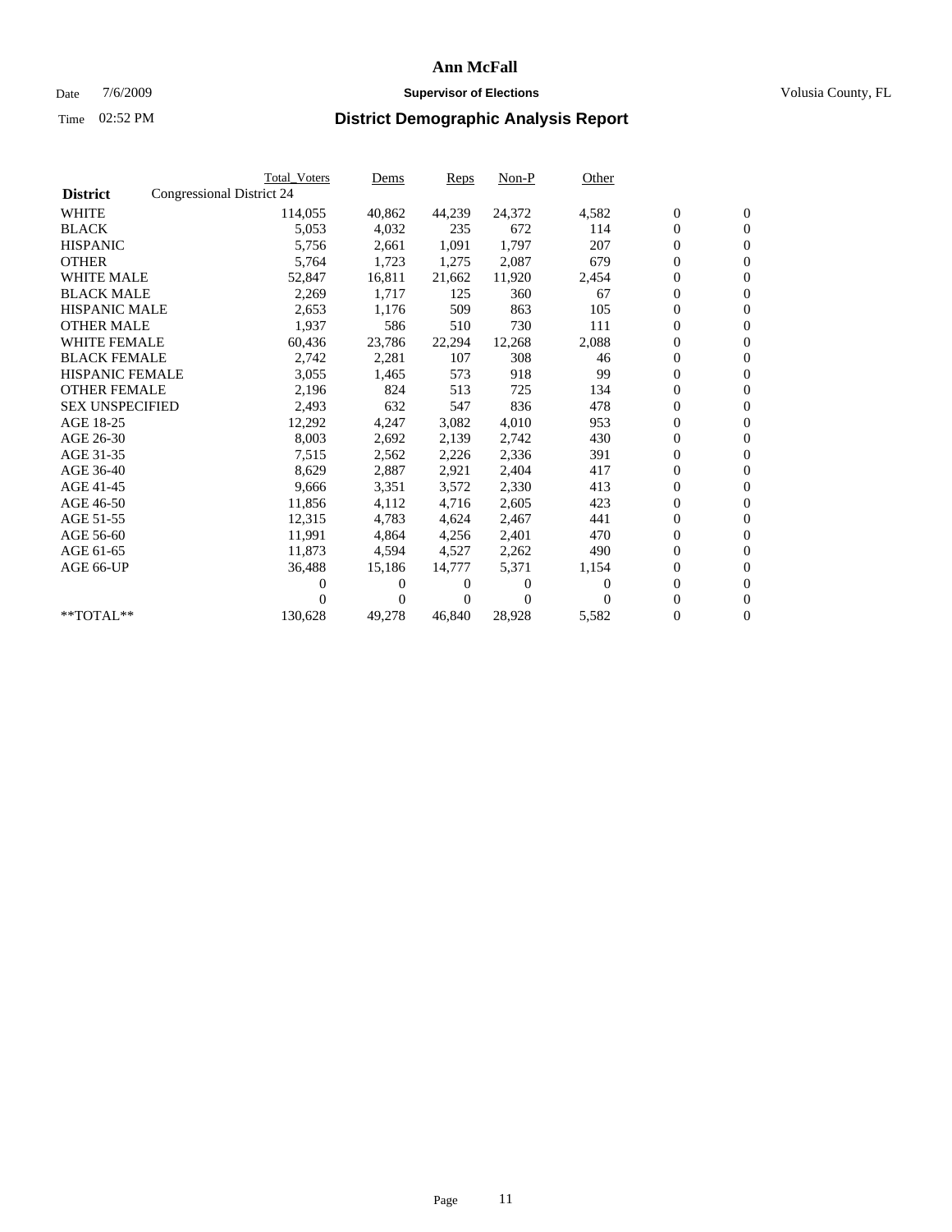# Ann McFall

Date 7/6/2009 **Supervisor of Elections** Volusia County, FL

Time 02:52 PM **District Demographic Analysis Report**

| | Total_Voters | Dems | Reps | Non-P | Other | | |
|---|---|---|---|---|---|---|---|
| **District** Congressional District 24 | | | | | | | |
| WHITE | 114,055 | 40,862 | 44,239 | 24,372 | 4,582 | 0 | 0 |
| BLACK | 5,053 | 4,032 | 235 | 672 | 114 | 0 | 0 |
| HISPANIC | 5,756 | 2,661 | 1,091 | 1,797 | 207 | 0 | 0 |
| OTHER | 5,764 | 1,723 | 1,275 | 2,087 | 679 | 0 | 0 |
| WHITE MALE | 52,847 | 16,811 | 21,662 | 11,920 | 2,454 | 0 | 0 |
| BLACK MALE | 2,269 | 1,717 | 125 | 360 | 67 | 0 | 0 |
| HISPANIC MALE | 2,653 | 1,176 | 509 | 863 | 105 | 0 | 0 |
| OTHER MALE | 1,937 | 586 | 510 | 730 | 111 | 0 | 0 |
| WHITE FEMALE | 60,436 | 23,786 | 22,294 | 12,268 | 2,088 | 0 | 0 |
| BLACK FEMALE | 2,742 | 2,281 | 107 | 308 | 46 | 0 | 0 |
| HISPANIC FEMALE | 3,055 | 1,465 | 573 | 918 | 99 | 0 | 0 |
| OTHER FEMALE | 2,196 | 824 | 513 | 725 | 134 | 0 | 0 |
| SEX UNSPECIFIED | 2,493 | 632 | 547 | 836 | 478 | 0 | 0 |
| AGE 18-25 | 12,292 | 4,247 | 3,082 | 4,010 | 953 | 0 | 0 |
| AGE 26-30 | 8,003 | 2,692 | 2,139 | 2,742 | 430 | 0 | 0 |
| AGE 31-35 | 7,515 | 2,562 | 2,226 | 2,336 | 391 | 0 | 0 |
| AGE 36-40 | 8,629 | 2,887 | 2,921 | 2,404 | 417 | 0 | 0 |
| AGE 41-45 | 9,666 | 3,351 | 3,572 | 2,330 | 413 | 0 | 0 |
| AGE 46-50 | 11,856 | 4,112 | 4,716 | 2,605 | 423 | 0 | 0 |
| AGE 51-55 | 12,315 | 4,783 | 4,624 | 2,467 | 441 | 0 | 0 |
| AGE 56-60 | 11,991 | 4,864 | 4,256 | 2,401 | 470 | 0 | 0 |
| AGE 61-65 | 11,873 | 4,594 | 4,527 | 2,262 | 490 | 0 | 0 |
| AGE 66-UP | 36,488 | 15,186 | 14,777 | 5,371 | 1,154 | 0 | 0 |
| | 0 | 0 | 0 | 0 | 0 | 0 | 0 |
| | 0 | 0 | 0 | 0 | 0 | 0 | 0 |
| **TOTAL** | 130,628 | 49,278 | 46,840 | 28,928 | 5,582 | 0 | 0 |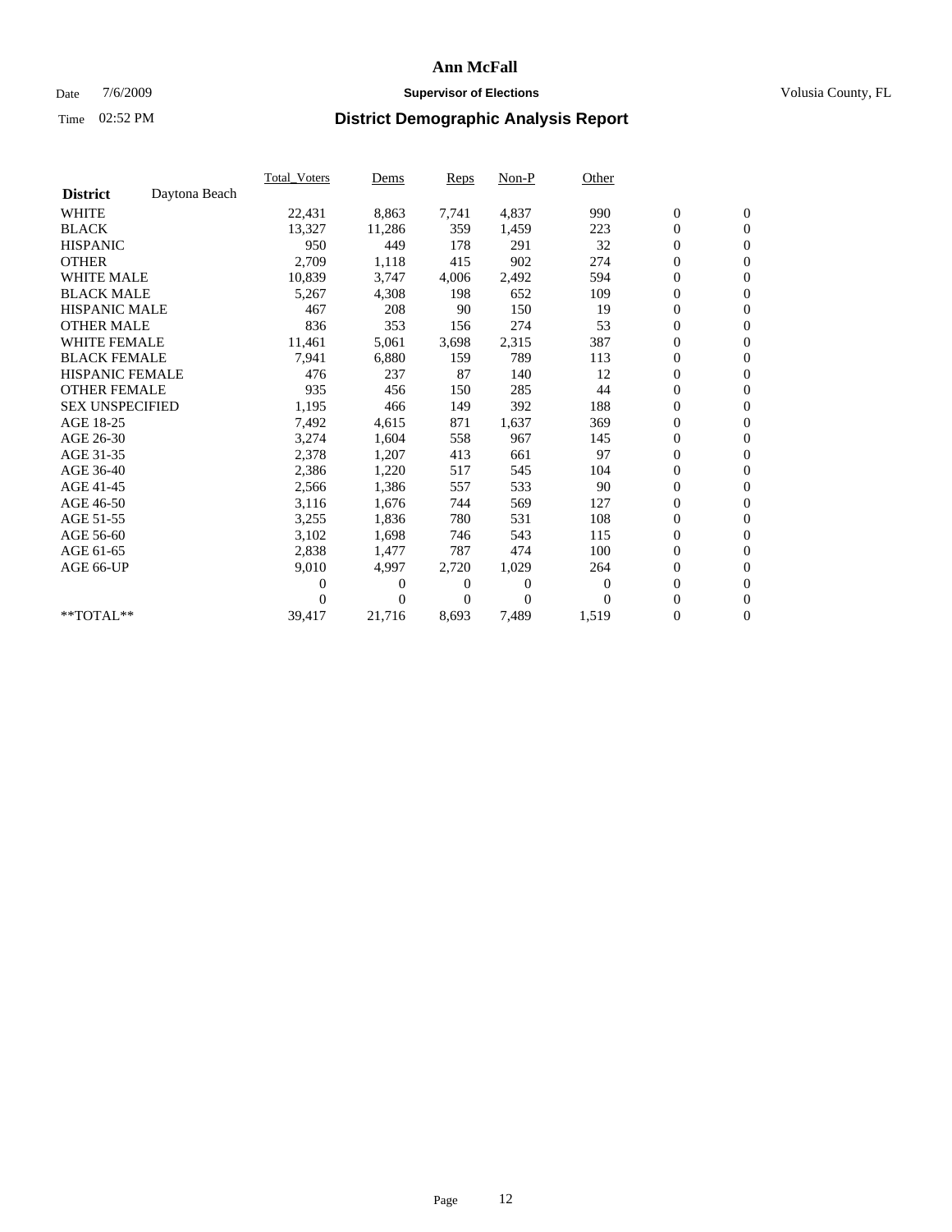# Ann McFall

Date 7/6/2009 **Supervisor of Elections** Volusia County, FL

Time 02:52 PM **District Demographic Analysis Report**

| | Total_Voters | Dems | Reps | Non-P | Other | | |
|---|---|---|---|---|---|---|---|
| **District** Daytona Beach | | | | | | | |
| WHITE | 22,431 | 8,863 | 7,741 | 4,837 | 990 | 0 | 0 |
| BLACK | 13,327 | 11,286 | 359 | 1,459 | 223 | 0 | 0 |
| HISPANIC | 950 | 449 | 178 | 291 | 32 | 0 | 0 |
| OTHER | 2,709 | 1,118 | 415 | 902 | 274 | 0 | 0 |
| WHITE MALE | 10,839 | 3,747 | 4,006 | 2,492 | 594 | 0 | 0 |
| BLACK MALE | 5,267 | 4,308 | 198 | 652 | 109 | 0 | 0 |
| HISPANIC MALE | 467 | 208 | 90 | 150 | 19 | 0 | 0 |
| OTHER MALE | 836 | 353 | 156 | 274 | 53 | 0 | 0 |
| WHITE FEMALE | 11,461 | 5,061 | 3,698 | 2,315 | 387 | 0 | 0 |
| BLACK FEMALE | 7,941 | 6,880 | 159 | 789 | 113 | 0 | 0 |
| HISPANIC FEMALE | 476 | 237 | 87 | 140 | 12 | 0 | 0 |
| OTHER FEMALE | 935 | 456 | 150 | 285 | 44 | 0 | 0 |
| SEX UNSPECIFIED | 1,195 | 466 | 149 | 392 | 188 | 0 | 0 |
| AGE 18-25 | 7,492 | 4,615 | 871 | 1,637 | 369 | 0 | 0 |
| AGE 26-30 | 3,274 | 1,604 | 558 | 967 | 145 | 0 | 0 |
| AGE 31-35 | 2,378 | 1,207 | 413 | 661 | 97 | 0 | 0 |
| AGE 36-40 | 2,386 | 1,220 | 517 | 545 | 104 | 0 | 0 |
| AGE 41-45 | 2,566 | 1,386 | 557 | 533 | 90 | 0 | 0 |
| AGE 46-50 | 3,116 | 1,676 | 744 | 569 | 127 | 0 | 0 |
| AGE 51-55 | 3,255 | 1,836 | 780 | 531 | 108 | 0 | 0 |
| AGE 56-60 | 3,102 | 1,698 | 746 | 543 | 115 | 0 | 0 |
| AGE 61-65 | 2,838 | 1,477 | 787 | 474 | 100 | 0 | 0 |
| AGE 66-UP | 9,010 | 4,997 | 2,720 | 1,029 | 264 | 0 | 0 |
| | 0 | 0 | 0 | 0 | 0 | 0 | 0 |
| | 0 | 0 | 0 | 0 | 0 | 0 | 0 |
| **TOTAL** | 39,417 | 21,716 | 8,693 | 7,489 | 1,519 | 0 | 0 |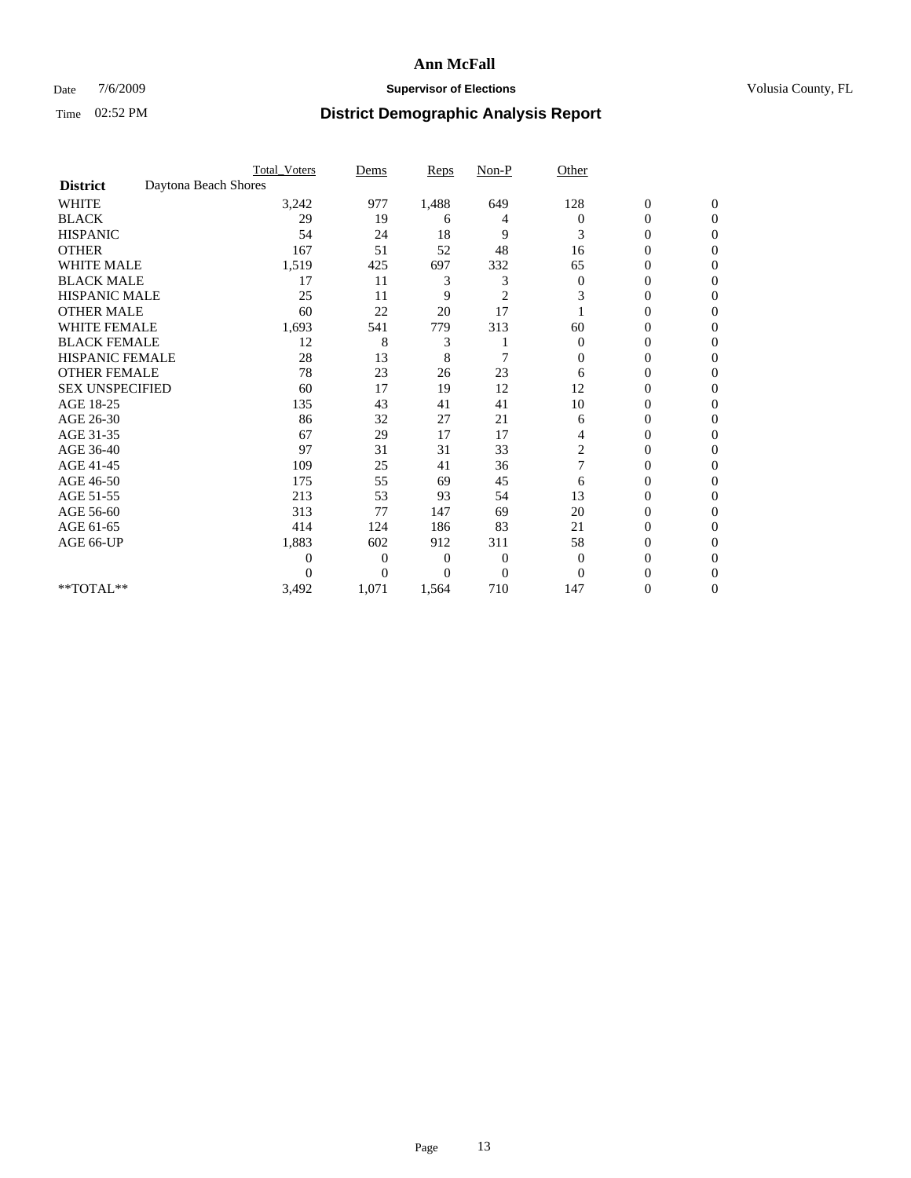# Ann McFall

Date 7/6/2009 **Supervisor of Elections** Volusia County, FL

Time 02:52 PM **District Demographic Analysis Report**

| | Total_Voters | Dems | Reps | Non-P | Other | | |
|---|---|---|---|---|---|---|---|
| **District** Daytona Beach Shores | | | | | | | |
| WHITE | 3,242 | 977 | 1,488 | 649 | 128 | 0 | 0 |
| BLACK | 29 | 19 | 6 | 4 | 0 | 0 | 0 |
| HISPANIC | 54 | 24 | 18 | 9 | 3 | 0 | 0 |
| OTHER | 167 | 51 | 52 | 48 | 16 | 0 | 0 |
| WHITE MALE | 1,519 | 425 | 697 | 332 | 65 | 0 | 0 |
| BLACK MALE | 17 | 11 | 3 | 3 | 0 | 0 | 0 |
| HISPANIC MALE | 25 | 11 | 9 | 2 | 3 | 0 | 0 |
| OTHER MALE | 60 | 22 | 20 | 17 | 1 | 0 | 0 |
| WHITE FEMALE | 1,693 | 541 | 779 | 313 | 60 | 0 | 0 |
| BLACK FEMALE | 12 | 8 | 3 | 1 | 0 | 0 | 0 |
| HISPANIC FEMALE | 28 | 13 | 8 | 7 | 0 | 0 | 0 |
| OTHER FEMALE | 78 | 23 | 26 | 23 | 6 | 0 | 0 |
| SEX UNSPECIFIED | 60 | 17 | 19 | 12 | 12 | 0 | 0 |
| AGE 18-25 | 135 | 43 | 41 | 41 | 10 | 0 | 0 |
| AGE 26-30 | 86 | 32 | 27 | 21 | 6 | 0 | 0 |
| AGE 31-35 | 67 | 29 | 17 | 17 | 4 | 0 | 0 |
| AGE 36-40 | 97 | 31 | 31 | 33 | 2 | 0 | 0 |
| AGE 41-45 | 109 | 25 | 41 | 36 | 7 | 0 | 0 |
| AGE 46-50 | 175 | 55 | 69 | 45 | 6 | 0 | 0 |
| AGE 51-55 | 213 | 53 | 93 | 54 | 13 | 0 | 0 |
| AGE 56-60 | 313 | 77 | 147 | 69 | 20 | 0 | 0 |
| AGE 61-65 | 414 | 124 | 186 | 83 | 21 | 0 | 0 |
| AGE 66-UP | 1,883 | 602 | 912 | 311 | 58 | 0 | 0 |
| | 0 | 0 | 0 | 0 | 0 | 0 | 0 |
| | 0 | 0 | 0 | 0 | 0 | 0 | 0 |
| **TOTAL** | 3,492 | 1,071 | 1,564 | 710 | 147 | 0 | 0 |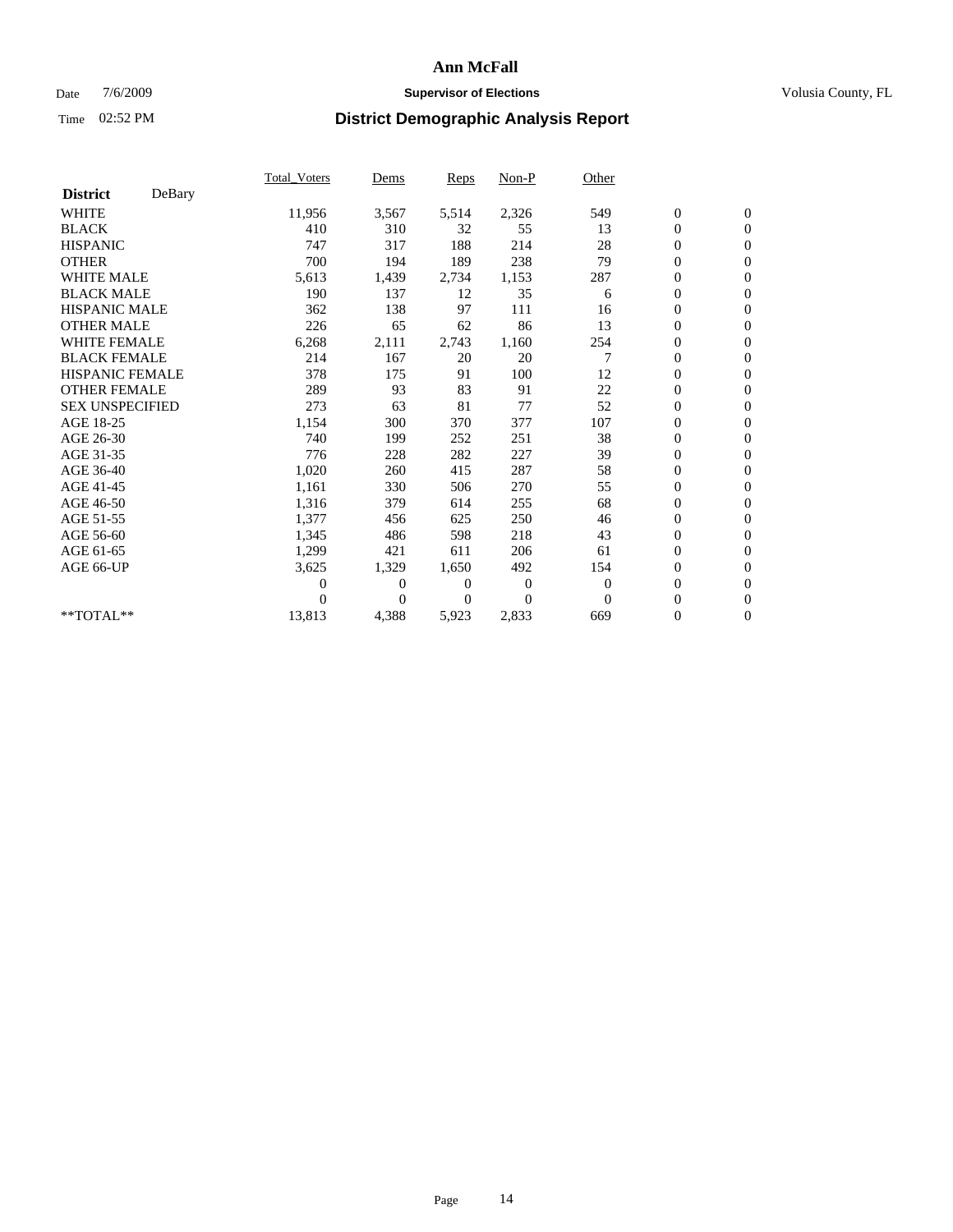# Ann McFall

Date 7/6/2009 **Supervisor of Elections** Volusia County, FL

Time 02:52 PM **District Demographic Analysis Report**

| **District** DeBary | Total_Voters | Dems | Reps | Non-P | Other | | |
|---|---|---|---|---|---|---|---|
| WHITE | 11,956 | 3,567 | 5,514 | 2,326 | 549 | 0 | 0 |
| BLACK | 410 | 310 | 32 | 55 | 13 | 0 | 0 |
| HISPANIC | 747 | 317 | 188 | 214 | 28 | 0 | 0 |
| OTHER | 700 | 194 | 189 | 238 | 79 | 0 | 0 |
| WHITE MALE | 5,613 | 1,439 | 2,734 | 1,153 | 287 | 0 | 0 |
| BLACK MALE | 190 | 137 | 12 | 35 | 6 | 0 | 0 |
| HISPANIC MALE | 362 | 138 | 97 | 111 | 16 | 0 | 0 |
| OTHER MALE | 226 | 65 | 62 | 86 | 13 | 0 | 0 |
| WHITE FEMALE | 6,268 | 2,111 | 2,743 | 1,160 | 254 | 0 | 0 |
| BLACK FEMALE | 214 | 167 | 20 | 20 | 7 | 0 | 0 |
| HISPANIC FEMALE | 378 | 175 | 91 | 100 | 12 | 0 | 0 |
| OTHER FEMALE | 289 | 93 | 83 | 91 | 22 | 0 | 0 |
| SEX UNSPECIFIED | 273 | 63 | 81 | 77 | 52 | 0 | 0 |
| AGE 18-25 | 1,154 | 300 | 370 | 377 | 107 | 0 | 0 |
| AGE 26-30 | 740 | 199 | 252 | 251 | 38 | 0 | 0 |
| AGE 31-35 | 776 | 228 | 282 | 227 | 39 | 0 | 0 |
| AGE 36-40 | 1,020 | 260 | 415 | 287 | 58 | 0 | 0 |
| AGE 41-45 | 1,161 | 330 | 506 | 270 | 55 | 0 | 0 |
| AGE 46-50 | 1,316 | 379 | 614 | 255 | 68 | 0 | 0 |
| AGE 51-55 | 1,377 | 456 | 625 | 250 | 46 | 0 | 0 |
| AGE 56-60 | 1,345 | 486 | 598 | 218 | 43 | 0 | 0 |
| AGE 61-65 | 1,299 | 421 | 611 | 206 | 61 | 0 | 0 |
| AGE 66-UP | 3,625 | 1,329 | 1,650 | 492 | 154 | 0 | 0 |
| | 0 | 0 | 0 | 0 | 0 | 0 | 0 |
| | 0 | 0 | 0 | 0 | 0 | 0 | 0 |
| **TOTAL** | 13,813 | 4,388 | 5,923 | 2,833 | 669 | 0 | 0 |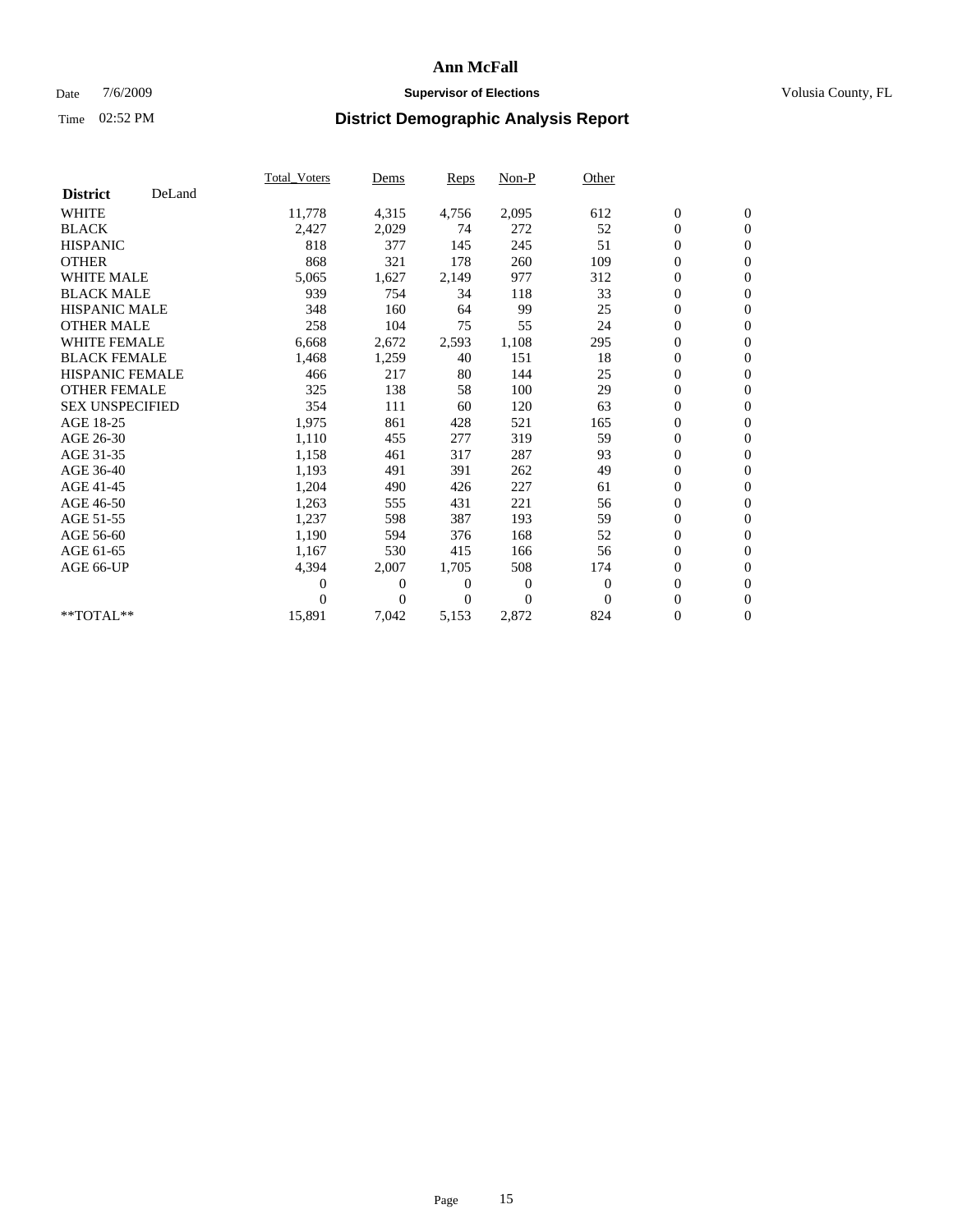# Ann McFall

Date 7/6/2009 **Supervisor of Elections** Volusia County, FL

Time 02:52 PM **District Demographic Analysis Report**

| | Total_Voters | Dems | Reps | Non-P | Other | | |
|---|---|---|---|---|---|---|---|
| **District** DeLand | | | | | | | |
| WHITE | 11,778 | 4,315 | 4,756 | 2,095 | 612 | 0 | 0 |
| BLACK | 2,427 | 2,029 | 74 | 272 | 52 | 0 | 0 |
| HISPANIC | 818 | 377 | 145 | 245 | 51 | 0 | 0 |
| OTHER | 868 | 321 | 178 | 260 | 109 | 0 | 0 |
| WHITE MALE | 5,065 | 1,627 | 2,149 | 977 | 312 | 0 | 0 |
| BLACK MALE | 939 | 754 | 34 | 118 | 33 | 0 | 0 |
| HISPANIC MALE | 348 | 160 | 64 | 99 | 25 | 0 | 0 |
| OTHER MALE | 258 | 104 | 75 | 55 | 24 | 0 | 0 |
| WHITE FEMALE | 6,668 | 2,672 | 2,593 | 1,108 | 295 | 0 | 0 |
| BLACK FEMALE | 1,468 | 1,259 | 40 | 151 | 18 | 0 | 0 |
| HISPANIC FEMALE | 466 | 217 | 80 | 144 | 25 | 0 | 0 |
| OTHER FEMALE | 325 | 138 | 58 | 100 | 29 | 0 | 0 |
| SEX UNSPECIFIED | 354 | 111 | 60 | 120 | 63 | 0 | 0 |
| AGE 18-25 | 1,975 | 861 | 428 | 521 | 165 | 0 | 0 |
| AGE 26-30 | 1,110 | 455 | 277 | 319 | 59 | 0 | 0 |
| AGE 31-35 | 1,158 | 461 | 317 | 287 | 93 | 0 | 0 |
| AGE 36-40 | 1,193 | 491 | 391 | 262 | 49 | 0 | 0 |
| AGE 41-45 | 1,204 | 490 | 426 | 227 | 61 | 0 | 0 |
| AGE 46-50 | 1,263 | 555 | 431 | 221 | 56 | 0 | 0 |
| AGE 51-55 | 1,237 | 598 | 387 | 193 | 59 | 0 | 0 |
| AGE 56-60 | 1,190 | 594 | 376 | 168 | 52 | 0 | 0 |
| AGE 61-65 | 1,167 | 530 | 415 | 166 | 56 | 0 | 0 |
| AGE 66-UP | 4,394 | 2,007 | 1,705 | 508 | 174 | 0 | 0 |
| | 0 | 0 | 0 | 0 | 0 | 0 | 0 |
| | 0 | 0 | 0 | 0 | 0 | 0 | 0 |
| **TOTAL** | 15,891 | 7,042 | 5,153 | 2,872 | 824 | 0 | 0 |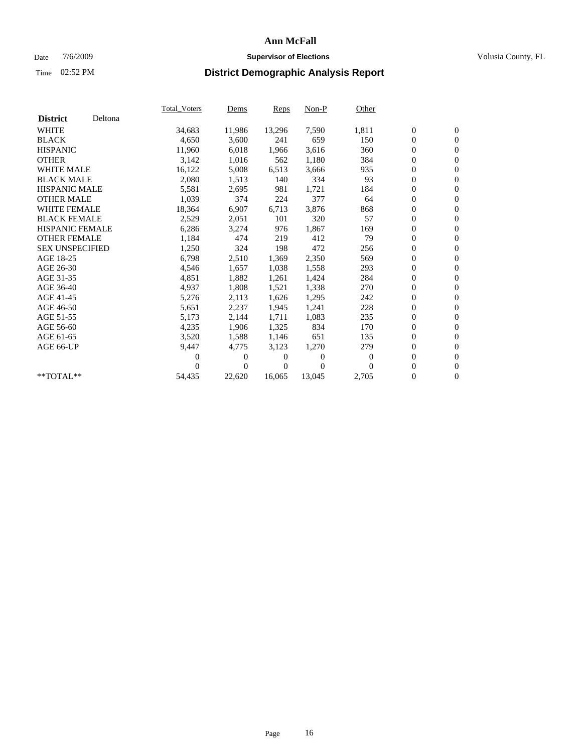**Ann McFall**

Date 7/6/2009 **Supervisor of Elections** Volusia County, FL

Time 02:52 PM

## District Demographic Analysis Report

| District | Deltona | Total_Voters | Dems | Reps | Non-P | Other | | |
|---|---|---|---|---|---|---|---|---|
| WHITE | | 34,683 | 11,986 | 13,296 | 7,590 | 1,811 | 0 | 0 |
| BLACK | | 4,650 | 3,600 | 241 | 659 | 150 | 0 | 0 |
| HISPANIC | | 11,960 | 6,018 | 1,966 | 3,616 | 360 | 0 | 0 |
| OTHER | | 3,142 | 1,016 | 562 | 1,180 | 384 | 0 | 0 |
| WHITE MALE | | 16,122 | 5,008 | 6,513 | 3,666 | 935 | 0 | 0 |
| BLACK MALE | | 2,080 | 1,513 | 140 | 334 | 93 | 0 | 0 |
| HISPANIC MALE | | 5,581 | 2,695 | 981 | 1,721 | 184 | 0 | 0 |
| OTHER MALE | | 1,039 | 374 | 224 | 377 | 64 | 0 | 0 |
| WHITE FEMALE | | 18,364 | 6,907 | 6,713 | 3,876 | 868 | 0 | 0 |
| BLACK FEMALE | | 2,529 | 2,051 | 101 | 320 | 57 | 0 | 0 |
| HISPANIC FEMALE | | 6,286 | 3,274 | 976 | 1,867 | 169 | 0 | 0 |
| OTHER FEMALE | | 1,184 | 474 | 219 | 412 | 79 | 0 | 0 |
| SEX UNSPECIFIED | | 1,250 | 324 | 198 | 472 | 256 | 0 | 0 |
| AGE 18-25 | | 6,798 | 2,510 | 1,369 | 2,350 | 569 | 0 | 0 |
| AGE 26-30 | | 4,546 | 1,657 | 1,038 | 1,558 | 293 | 0 | 0 |
| AGE 31-35 | | 4,851 | 1,882 | 1,261 | 1,424 | 284 | 0 | 0 |
| AGE 36-40 | | 4,937 | 1,808 | 1,521 | 1,338 | 270 | 0 | 0 |
| AGE 41-45 | | 5,276 | 2,113 | 1,626 | 1,295 | 242 | 0 | 0 |
| AGE 46-50 | | 5,651 | 2,237 | 1,945 | 1,241 | 228 | 0 | 0 |
| AGE 51-55 | | 5,173 | 2,144 | 1,711 | 1,083 | 235 | 0 | 0 |
| AGE 56-60 | | 4,235 | 1,906 | 1,325 | 834 | 170 | 0 | 0 |
| AGE 61-65 | | 3,520 | 1,588 | 1,146 | 651 | 135 | 0 | 0 |
| AGE 66-UP | | 9,447 | 4,775 | 3,123 | 1,270 | 279 | 0 | 0 |
| | | 0 | 0 | 0 | 0 | 0 | 0 | 0 |
| | | 0 | 0 | 0 | 0 | 0 | 0 | 0 |
| **TOTAL** | | 54,435 | 22,620 | 16,065 | 13,045 | 2,705 | 0 | 0 |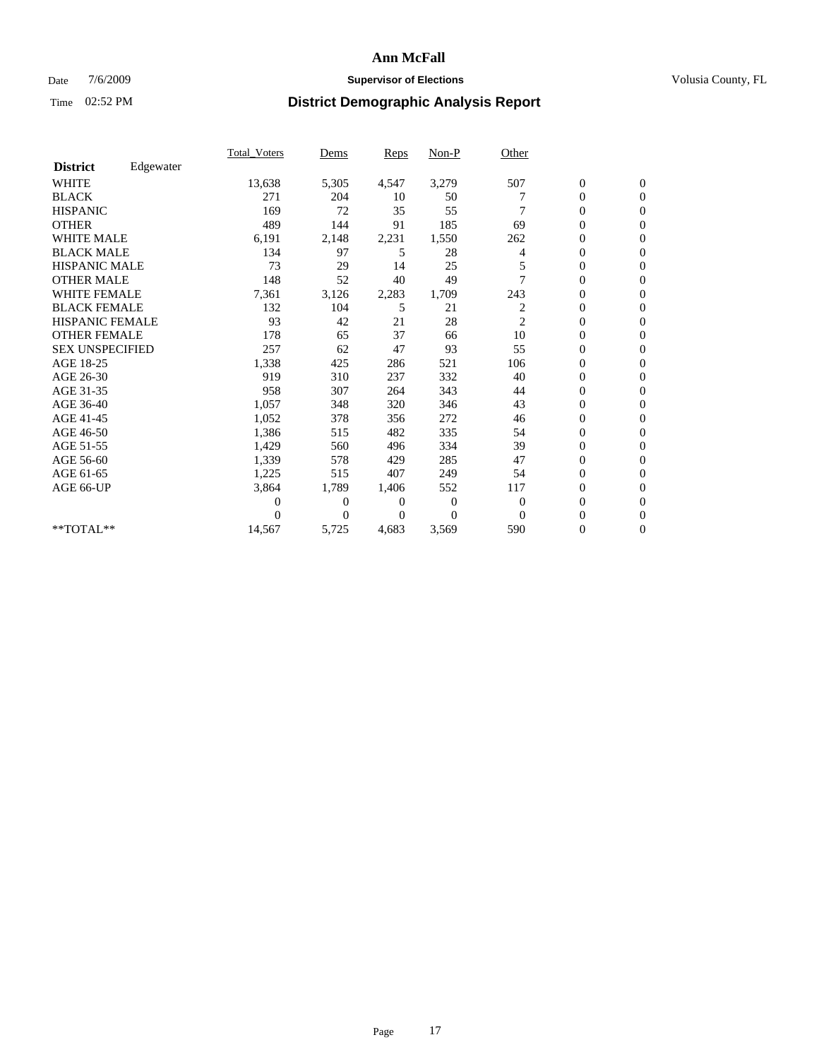# Ann McFall

Date 7/6/2009 **Supervisor of Elections** Volusia County, FL

Time 02:52 PM **District Demographic Analysis Report**

| | Total_Voters | Dems | Reps | Non-P | Other | | |
|---|---|---|---|---|---|---|---|
| **District** Edgewater | | | | | | | |
| WHITE | 13,638 | 5,305 | 4,547 | 3,279 | 507 | 0 | 0 |
| BLACK | 271 | 204 | 10 | 50 | 7 | 0 | 0 |
| HISPANIC | 169 | 72 | 35 | 55 | 7 | 0 | 0 |
| OTHER | 489 | 144 | 91 | 185 | 69 | 0 | 0 |
| WHITE MALE | 6,191 | 2,148 | 2,231 | 1,550 | 262 | 0 | 0 |
| BLACK MALE | 134 | 97 | 5 | 28 | 4 | 0 | 0 |
| HISPANIC MALE | 73 | 29 | 14 | 25 | 5 | 0 | 0 |
| OTHER MALE | 148 | 52 | 40 | 49 | 7 | 0 | 0 |
| WHITE FEMALE | 7,361 | 3,126 | 2,283 | 1,709 | 243 | 0 | 0 |
| BLACK FEMALE | 132 | 104 | 5 | 21 | 2 | 0 | 0 |
| HISPANIC FEMALE | 93 | 42 | 21 | 28 | 2 | 0 | 0 |
| OTHER FEMALE | 178 | 65 | 37 | 66 | 10 | 0 | 0 |
| SEX UNSPECIFIED | 257 | 62 | 47 | 93 | 55 | 0 | 0 |
| AGE 18-25 | 1,338 | 425 | 286 | 521 | 106 | 0 | 0 |
| AGE 26-30 | 919 | 310 | 237 | 332 | 40 | 0 | 0 |
| AGE 31-35 | 958 | 307 | 264 | 343 | 44 | 0 | 0 |
| AGE 36-40 | 1,057 | 348 | 320 | 346 | 43 | 0 | 0 |
| AGE 41-45 | 1,052 | 378 | 356 | 272 | 46 | 0 | 0 |
| AGE 46-50 | 1,386 | 515 | 482 | 335 | 54 | 0 | 0 |
| AGE 51-55 | 1,429 | 560 | 496 | 334 | 39 | 0 | 0 |
| AGE 56-60 | 1,339 | 578 | 429 | 285 | 47 | 0 | 0 |
| AGE 61-65 | 1,225 | 515 | 407 | 249 | 54 | 0 | 0 |
| AGE 66-UP | 3,864 | 1,789 | 1,406 | 552 | 117 | 0 | 0 |
| | 0 | 0 | 0 | 0 | 0 | 0 | 0 |
| | 0 | 0 | 0 | 0 | 0 | 0 | 0 |
| **TOTAL** | 14,567 | 5,725 | 4,683 | 3,569 | 590 | 0 | 0 |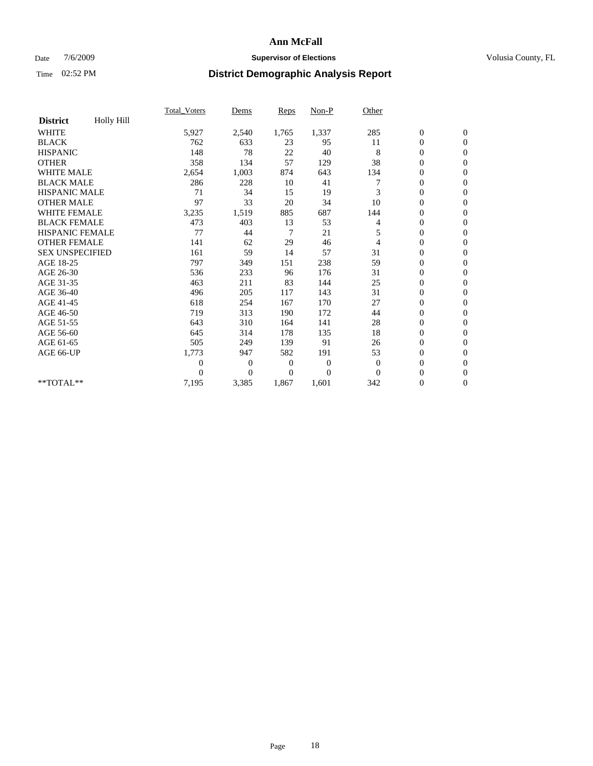# District Demographic Analysis Report

Ann McFall
Supervisor of Elections
Volusia County, FL

Date 7/6/2009
Time 02:52 PM

| District Holly Hill | Total_Voters | Dems | Reps | Non-P | Other | | |
|---|---|---|---|---|---|---|---|
| WHITE | 5,927 | 2,540 | 1,765 | 1,337 | 285 | 0 | 0 |
| BLACK | 762 | 633 | 23 | 95 | 11 | 0 | 0 |
| HISPANIC | 148 | 78 | 22 | 40 | 8 | 0 | 0 |
| OTHER | 358 | 134 | 57 | 129 | 38 | 0 | 0 |
| WHITE MALE | 2,654 | 1,003 | 874 | 643 | 134 | 0 | 0 |
| BLACK MALE | 286 | 228 | 10 | 41 | 7 | 0 | 0 |
| HISPANIC MALE | 71 | 34 | 15 | 19 | 3 | 0 | 0 |
| OTHER MALE | 97 | 33 | 20 | 34 | 10 | 0 | 0 |
| WHITE FEMALE | 3,235 | 1,519 | 885 | 687 | 144 | 0 | 0 |
| BLACK FEMALE | 473 | 403 | 13 | 53 | 4 | 0 | 0 |
| HISPANIC FEMALE | 77 | 44 | 7 | 21 | 5 | 0 | 0 |
| OTHER FEMALE | 141 | 62 | 29 | 46 | 4 | 0 | 0 |
| SEX UNSPECIFIED | 161 | 59 | 14 | 57 | 31 | 0 | 0 |
| AGE 18-25 | 797 | 349 | 151 | 238 | 59 | 0 | 0 |
| AGE 26-30 | 536 | 233 | 96 | 176 | 31 | 0 | 0 |
| AGE 31-35 | 463 | 211 | 83 | 144 | 25 | 0 | 0 |
| AGE 36-40 | 496 | 205 | 117 | 143 | 31 | 0 | 0 |
| AGE 41-45 | 618 | 254 | 167 | 170 | 27 | 0 | 0 |
| AGE 46-50 | 719 | 313 | 190 | 172 | 44 | 0 | 0 |
| AGE 51-55 | 643 | 310 | 164 | 141 | 28 | 0 | 0 |
| AGE 56-60 | 645 | 314 | 178 | 135 | 18 | 0 | 0 |
| AGE 61-65 | 505 | 249 | 139 | 91 | 26 | 0 | 0 |
| AGE 66-UP | 1,773 | 947 | 582 | 191 | 53 | 0 | 0 |
| | 0 | 0 | 0 | 0 | 0 | 0 | 0 |
| | 0 | 0 | 0 | 0 | 0 | 0 | 0 |
| **TOTAL** | 7,195 | 3,385 | 1,867 | 1,601 | 342 | 0 | 0 |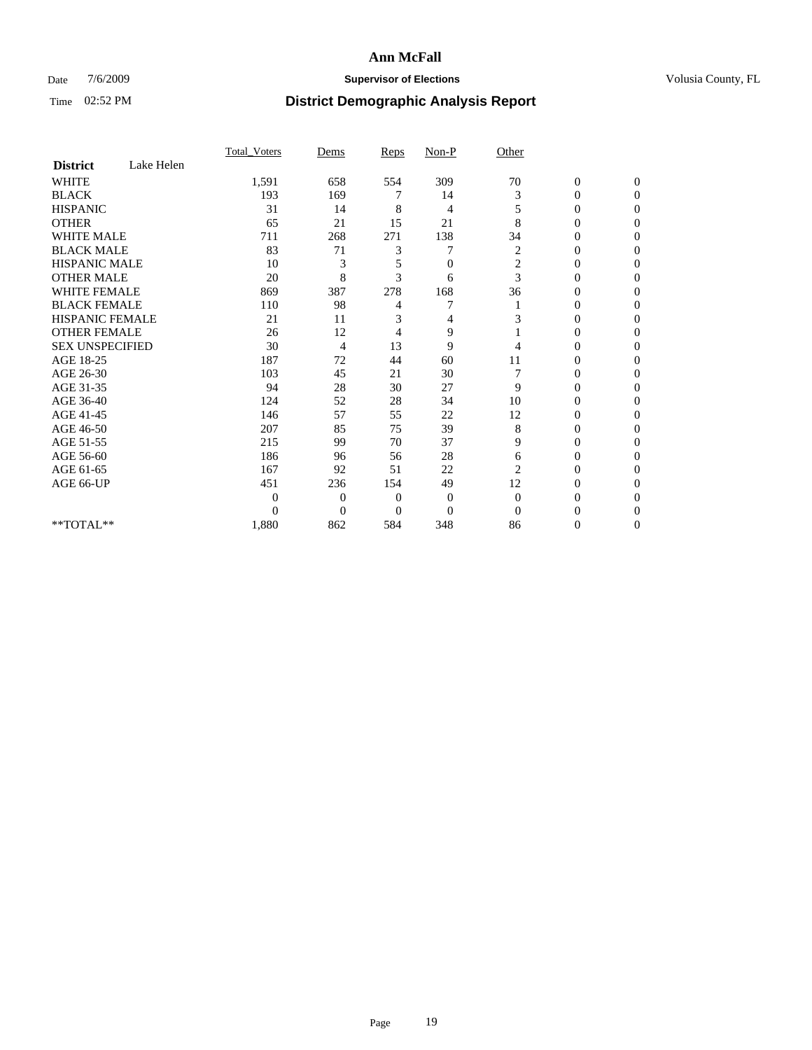# Ann McFall

Date 7/6/2009 **Supervisor of Elections** Volusia County, FL

Time 02:52 PM **District Demographic Analysis Report**

| | Total_Voters | Dems | Reps | Non-P | Other | | |
|---|---|---|---|---|---|---|---|
| **District** Lake Helen | | | | | | | |
| WHITE | 1,591 | 658 | 554 | 309 | 70 | 0 | 0 |
| BLACK | 193 | 169 | 7 | 14 | 3 | 0 | 0 |
| HISPANIC | 31 | 14 | 8 | 4 | 5 | 0 | 0 |
| OTHER | 65 | 21 | 15 | 21 | 8 | 0 | 0 |
| WHITE MALE | 711 | 268 | 271 | 138 | 34 | 0 | 0 |
| BLACK MALE | 83 | 71 | 3 | 7 | 2 | 0 | 0 |
| HISPANIC MALE | 10 | 3 | 5 | 0 | 2 | 0 | 0 |
| OTHER MALE | 20 | 8 | 3 | 6 | 3 | 0 | 0 |
| WHITE FEMALE | 869 | 387 | 278 | 168 | 36 | 0 | 0 |
| BLACK FEMALE | 110 | 98 | 4 | 7 | 1 | 0 | 0 |
| HISPANIC FEMALE | 21 | 11 | 3 | 4 | 3 | 0 | 0 |
| OTHER FEMALE | 26 | 12 | 4 | 9 | 1 | 0 | 0 |
| SEX UNSPECIFIED | 30 | 4 | 13 | 9 | 4 | 0 | 0 |
| AGE 18-25 | 187 | 72 | 44 | 60 | 11 | 0 | 0 |
| AGE 26-30 | 103 | 45 | 21 | 30 | 7 | 0 | 0 |
| AGE 31-35 | 94 | 28 | 30 | 27 | 9 | 0 | 0 |
| AGE 36-40 | 124 | 52 | 28 | 34 | 10 | 0 | 0 |
| AGE 41-45 | 146 | 57 | 55 | 22 | 12 | 0 | 0 |
| AGE 46-50 | 207 | 85 | 75 | 39 | 8 | 0 | 0 |
| AGE 51-55 | 215 | 99 | 70 | 37 | 9 | 0 | 0 |
| AGE 56-60 | 186 | 96 | 56 | 28 | 6 | 0 | 0 |
| AGE 61-65 | 167 | 92 | 51 | 22 | 2 | 0 | 0 |
| AGE 66-UP | 451 | 236 | 154 | 49 | 12 | 0 | 0 |
| | 0 | 0 | 0 | 0 | 0 | 0 | 0 |
| | 0 | 0 | 0 | 0 | 0 | 0 | 0 |
| **TOTAL** | 1,880 | 862 | 584 | 348 | 86 | 0 | 0 |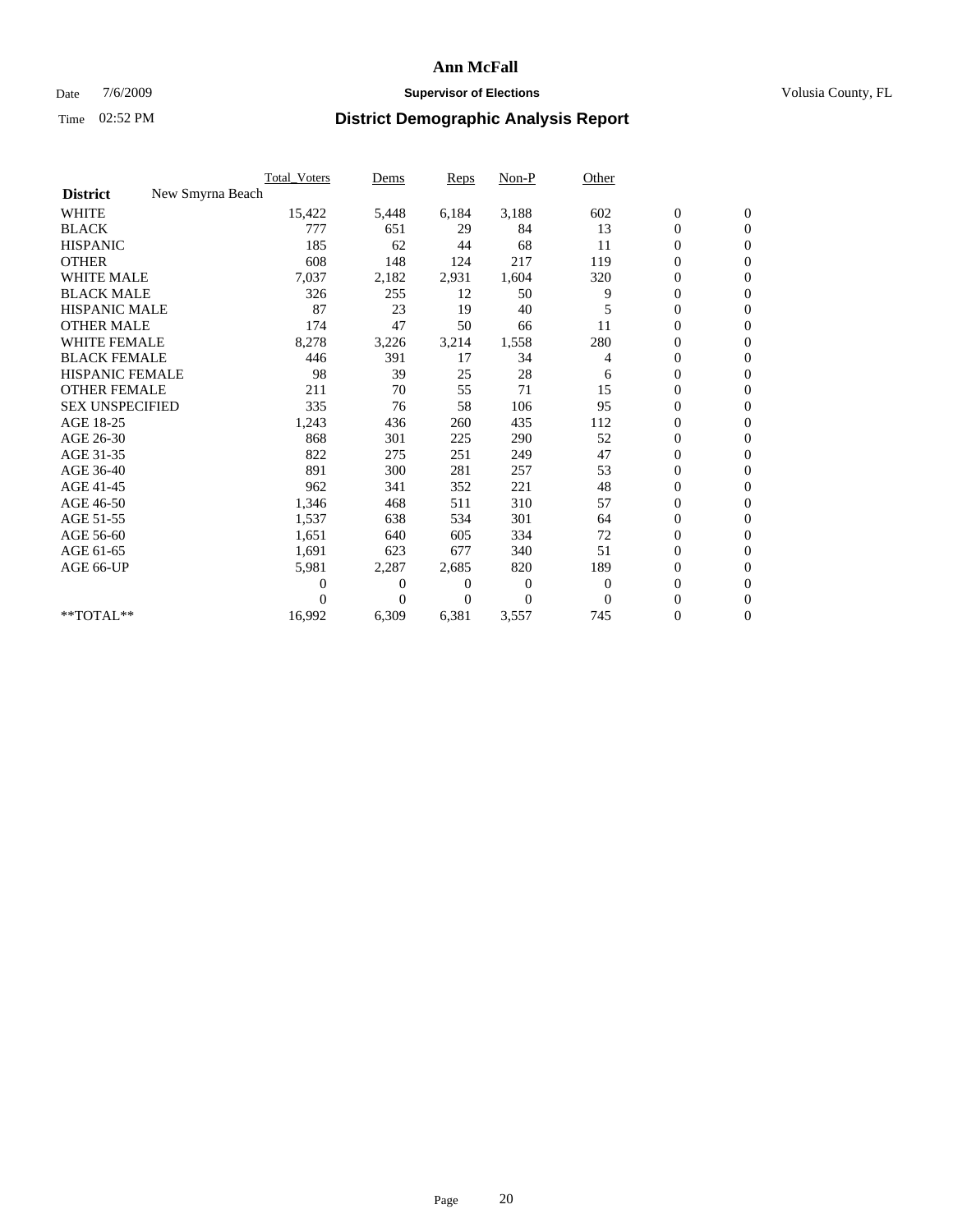# Ann McFall

Date 7/6/2009 **Supervisor of Elections** Volusia County, FL

Time 02:52 PM **District Demographic Analysis Report**

| | Total_Voters | Dems | Reps | Non-P | Other | | |
|---|---|---|---|---|---|---|---|
| **District** New Smyrna Beach | | | | | | | |
| WHITE | 15,422 | 5,448 | 6,184 | 3,188 | 602 | 0 | 0 |
| BLACK | 777 | 651 | 29 | 84 | 13 | 0 | 0 |
| HISPANIC | 185 | 62 | 44 | 68 | 11 | 0 | 0 |
| OTHER | 608 | 148 | 124 | 217 | 119 | 0 | 0 |
| WHITE MALE | 7,037 | 2,182 | 2,931 | 1,604 | 320 | 0 | 0 |
| BLACK MALE | 326 | 255 | 12 | 50 | 9 | 0 | 0 |
| HISPANIC MALE | 87 | 23 | 19 | 40 | 5 | 0 | 0 |
| OTHER MALE | 174 | 47 | 50 | 66 | 11 | 0 | 0 |
| WHITE FEMALE | 8,278 | 3,226 | 3,214 | 1,558 | 280 | 0 | 0 |
| BLACK FEMALE | 446 | 391 | 17 | 34 | 4 | 0 | 0 |
| HISPANIC FEMALE | 98 | 39 | 25 | 28 | 6 | 0 | 0 |
| OTHER FEMALE | 211 | 70 | 55 | 71 | 15 | 0 | 0 |
| SEX UNSPECIFIED | 335 | 76 | 58 | 106 | 95 | 0 | 0 |
| AGE 18-25 | 1,243 | 436 | 260 | 435 | 112 | 0 | 0 |
| AGE 26-30 | 868 | 301 | 225 | 290 | 52 | 0 | 0 |
| AGE 31-35 | 822 | 275 | 251 | 249 | 47 | 0 | 0 |
| AGE 36-40 | 891 | 300 | 281 | 257 | 53 | 0 | 0 |
| AGE 41-45 | 962 | 341 | 352 | 221 | 48 | 0 | 0 |
| AGE 46-50 | 1,346 | 468 | 511 | 310 | 57 | 0 | 0 |
| AGE 51-55 | 1,537 | 638 | 534 | 301 | 64 | 0 | 0 |
| AGE 56-60 | 1,651 | 640 | 605 | 334 | 72 | 0 | 0 |
| AGE 61-65 | 1,691 | 623 | 677 | 340 | 51 | 0 | 0 |
| AGE 66-UP | 5,981 | 2,287 | 2,685 | 820 | 189 | 0 | 0 |
| | 0 | 0 | 0 | 0 | 0 | 0 | 0 |
| | 0 | 0 | 0 | 0 | 0 | 0 | 0 |
| **TOTAL** | 16,992 | 6,309 | 6,381 | 3,557 | 745 | 0 | 0 |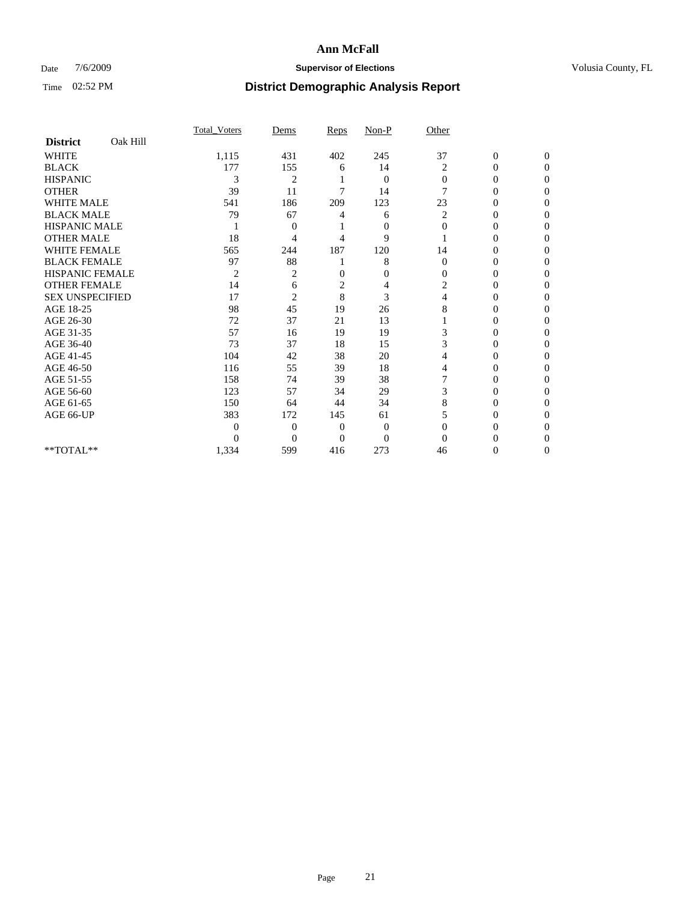**Ann McFall**

Date 7/6/2009 **Supervisor of Elections** Volusia County, FL

Time 02:52 PM **District Demographic Analysis Report**

| **District** Oak Hill | Total_Voters | Dems | Reps | Non-P | Other | | |
|---|---|---|---|---|---|---|---|
| WHITE | 1,115 | 431 | 402 | 245 | 37 | 0 | 0 |
| BLACK | 177 | 155 | 6 | 14 | 2 | 0 | 0 |
| HISPANIC | 3 | 2 | 1 | 0 | 0 | 0 | 0 |
| OTHER | 39 | 11 | 7 | 14 | 7 | 0 | 0 |
| WHITE MALE | 541 | 186 | 209 | 123 | 23 | 0 | 0 |
| BLACK MALE | 79 | 67 | 4 | 6 | 2 | 0 | 0 |
| HISPANIC MALE | 1 | 0 | 1 | 0 | 0 | 0 | 0 |
| OTHER MALE | 18 | 4 | 4 | 9 | 1 | 0 | 0 |
| WHITE FEMALE | 565 | 244 | 187 | 120 | 14 | 0 | 0 |
| BLACK FEMALE | 97 | 88 | 1 | 8 | 0 | 0 | 0 |
| HISPANIC FEMALE | 2 | 2 | 0 | 0 | 0 | 0 | 0 |
| OTHER FEMALE | 14 | 6 | 2 | 4 | 2 | 0 | 0 |
| SEX UNSPECIFIED | 17 | 2 | 8 | 3 | 4 | 0 | 0 |
| AGE 18-25 | 98 | 45 | 19 | 26 | 8 | 0 | 0 |
| AGE 26-30 | 72 | 37 | 21 | 13 | 1 | 0 | 0 |
| AGE 31-35 | 57 | 16 | 19 | 19 | 3 | 0 | 0 |
| AGE 36-40 | 73 | 37 | 18 | 15 | 3 | 0 | 0 |
| AGE 41-45 | 104 | 42 | 38 | 20 | 4 | 0 | 0 |
| AGE 46-50 | 116 | 55 | 39 | 18 | 4 | 0 | 0 |
| AGE 51-55 | 158 | 74 | 39 | 38 | 7 | 0 | 0 |
| AGE 56-60 | 123 | 57 | 34 | 29 | 3 | 0 | 0 |
| AGE 61-65 | 150 | 64 | 44 | 34 | 8 | 0 | 0 |
| AGE 66-UP | 383 | 172 | 145 | 61 | 5 | 0 | 0 |
| | 0 | 0 | 0 | 0 | 0 | 0 | 0 |
| | 0 | 0 | 0 | 0 | 0 | 0 | 0 |
| **TOTAL** | 1,334 | 599 | 416 | 273 | 46 | 0 | 0 |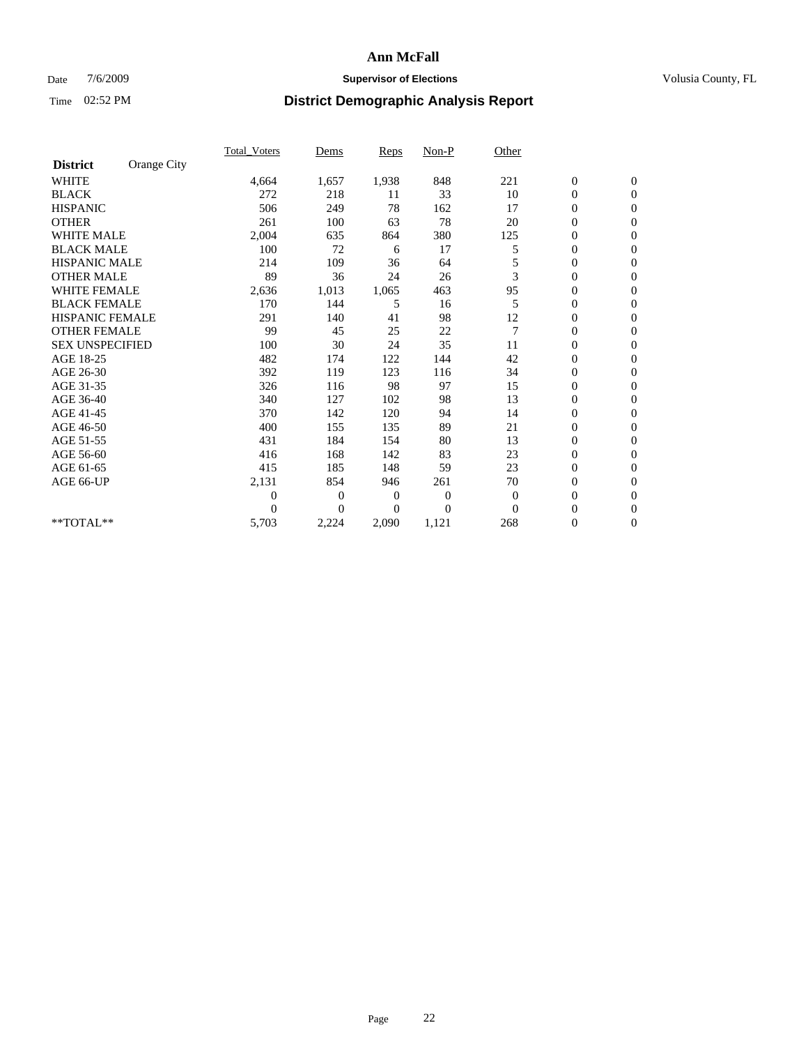# Ann McFall

Date 7/6/2009 **Supervisor of Elections** Volusia County, FL

Time 02:52 PM **District Demographic Analysis Report**

| **District** Orange City | Total_Voters | Dems | Reps | Non-P | Other | | |
|---|---|---|---|---|---|---|---|
| WHITE | 4,664 | 1,657 | 1,938 | 848 | 221 | 0 | 0 |
| BLACK | 272 | 218 | 11 | 33 | 10 | 0 | 0 |
| HISPANIC | 506 | 249 | 78 | 162 | 17 | 0 | 0 |
| OTHER | 261 | 100 | 63 | 78 | 20 | 0 | 0 |
| WHITE MALE | 2,004 | 635 | 864 | 380 | 125 | 0 | 0 |
| BLACK MALE | 100 | 72 | 6 | 17 | 5 | 0 | 0 |
| HISPANIC MALE | 214 | 109 | 36 | 64 | 5 | 0 | 0 |
| OTHER MALE | 89 | 36 | 24 | 26 | 3 | 0 | 0 |
| WHITE FEMALE | 2,636 | 1,013 | 1,065 | 463 | 95 | 0 | 0 |
| BLACK FEMALE | 170 | 144 | 5 | 16 | 5 | 0 | 0 |
| HISPANIC FEMALE | 291 | 140 | 41 | 98 | 12 | 0 | 0 |
| OTHER FEMALE | 99 | 45 | 25 | 22 | 7 | 0 | 0 |
| SEX UNSPECIFIED | 100 | 30 | 24 | 35 | 11 | 0 | 0 |
| AGE 18-25 | 482 | 174 | 122 | 144 | 42 | 0 | 0 |
| AGE 26-30 | 392 | 119 | 123 | 116 | 34 | 0 | 0 |
| AGE 31-35 | 326 | 116 | 98 | 97 | 15 | 0 | 0 |
| AGE 36-40 | 340 | 127 | 102 | 98 | 13 | 0 | 0 |
| AGE 41-45 | 370 | 142 | 120 | 94 | 14 | 0 | 0 |
| AGE 46-50 | 400 | 155 | 135 | 89 | 21 | 0 | 0 |
| AGE 51-55 | 431 | 184 | 154 | 80 | 13 | 0 | 0 |
| AGE 56-60 | 416 | 168 | 142 | 83 | 23 | 0 | 0 |
| AGE 61-65 | 415 | 185 | 148 | 59 | 23 | 0 | 0 |
| AGE 66-UP | 2,131 | 854 | 946 | 261 | 70 | 0 | 0 |
| | 0 | 0 | 0 | 0 | 0 | 0 | 0 |
| | 0 | 0 | 0 | 0 | 0 | 0 | 0 |
| **TOTAL** | 5,703 | 2,224 | 2,090 | 1,121 | 268 | 0 | 0 |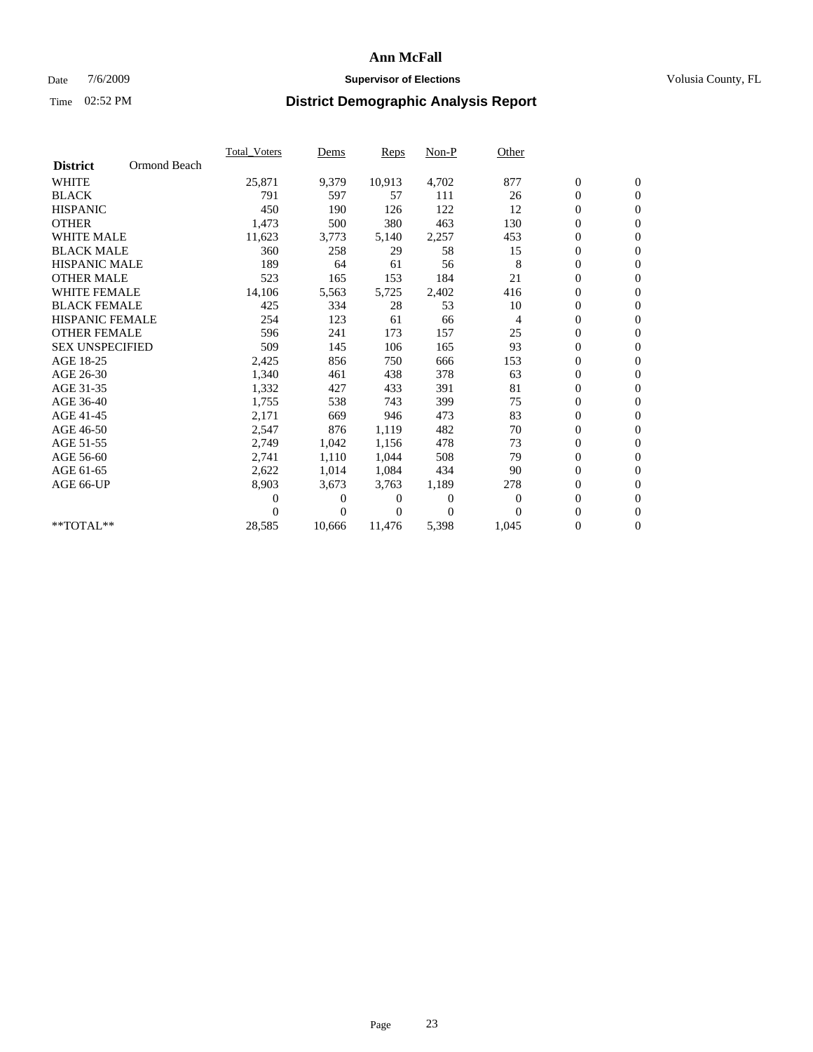# Ann McFall

Date 7/6/2009 **Supervisor of Elections** Volusia County, FL

Time 02:52 PM **District Demographic Analysis Report**

| | Total_Voters | Dems | Reps | Non-P | Other | | |
|---|---|---|---|---|---|---|---|
| **District** Ormond Beach | | | | | | | |
| WHITE | 25,871 | 9,379 | 10,913 | 4,702 | 877 | 0 | 0 |
| BLACK | 791 | 597 | 57 | 111 | 26 | 0 | 0 |
| HISPANIC | 450 | 190 | 126 | 122 | 12 | 0 | 0 |
| OTHER | 1,473 | 500 | 380 | 463 | 130 | 0 | 0 |
| WHITE MALE | 11,623 | 3,773 | 5,140 | 2,257 | 453 | 0 | 0 |
| BLACK MALE | 360 | 258 | 29 | 58 | 15 | 0 | 0 |
| HISPANIC MALE | 189 | 64 | 61 | 56 | 8 | 0 | 0 |
| OTHER MALE | 523 | 165 | 153 | 184 | 21 | 0 | 0 |
| WHITE FEMALE | 14,106 | 5,563 | 5,725 | 2,402 | 416 | 0 | 0 |
| BLACK FEMALE | 425 | 334 | 28 | 53 | 10 | 0 | 0 |
| HISPANIC FEMALE | 254 | 123 | 61 | 66 | 4 | 0 | 0 |
| OTHER FEMALE | 596 | 241 | 173 | 157 | 25 | 0 | 0 |
| SEX UNSPECIFIED | 509 | 145 | 106 | 165 | 93 | 0 | 0 |
| AGE 18-25 | 2,425 | 856 | 750 | 666 | 153 | 0 | 0 |
| AGE 26-30 | 1,340 | 461 | 438 | 378 | 63 | 0 | 0 |
| AGE 31-35 | 1,332 | 427 | 433 | 391 | 81 | 0 | 0 |
| AGE 36-40 | 1,755 | 538 | 743 | 399 | 75 | 0 | 0 |
| AGE 41-45 | 2,171 | 669 | 946 | 473 | 83 | 0 | 0 |
| AGE 46-50 | 2,547 | 876 | 1,119 | 482 | 70 | 0 | 0 |
| AGE 51-55 | 2,749 | 1,042 | 1,156 | 478 | 73 | 0 | 0 |
| AGE 56-60 | 2,741 | 1,110 | 1,044 | 508 | 79 | 0 | 0 |
| AGE 61-65 | 2,622 | 1,014 | 1,084 | 434 | 90 | 0 | 0 |
| AGE 66-UP | 8,903 | 3,673 | 3,763 | 1,189 | 278 | 0 | 0 |
| | 0 | 0 | 0 | 0 | 0 | 0 | 0 |
| | 0 | 0 | 0 | 0 | 0 | 0 | 0 |
| **TOTAL** | 28,585 | 10,666 | 11,476 | 5,398 | 1,045 | 0 | 0 |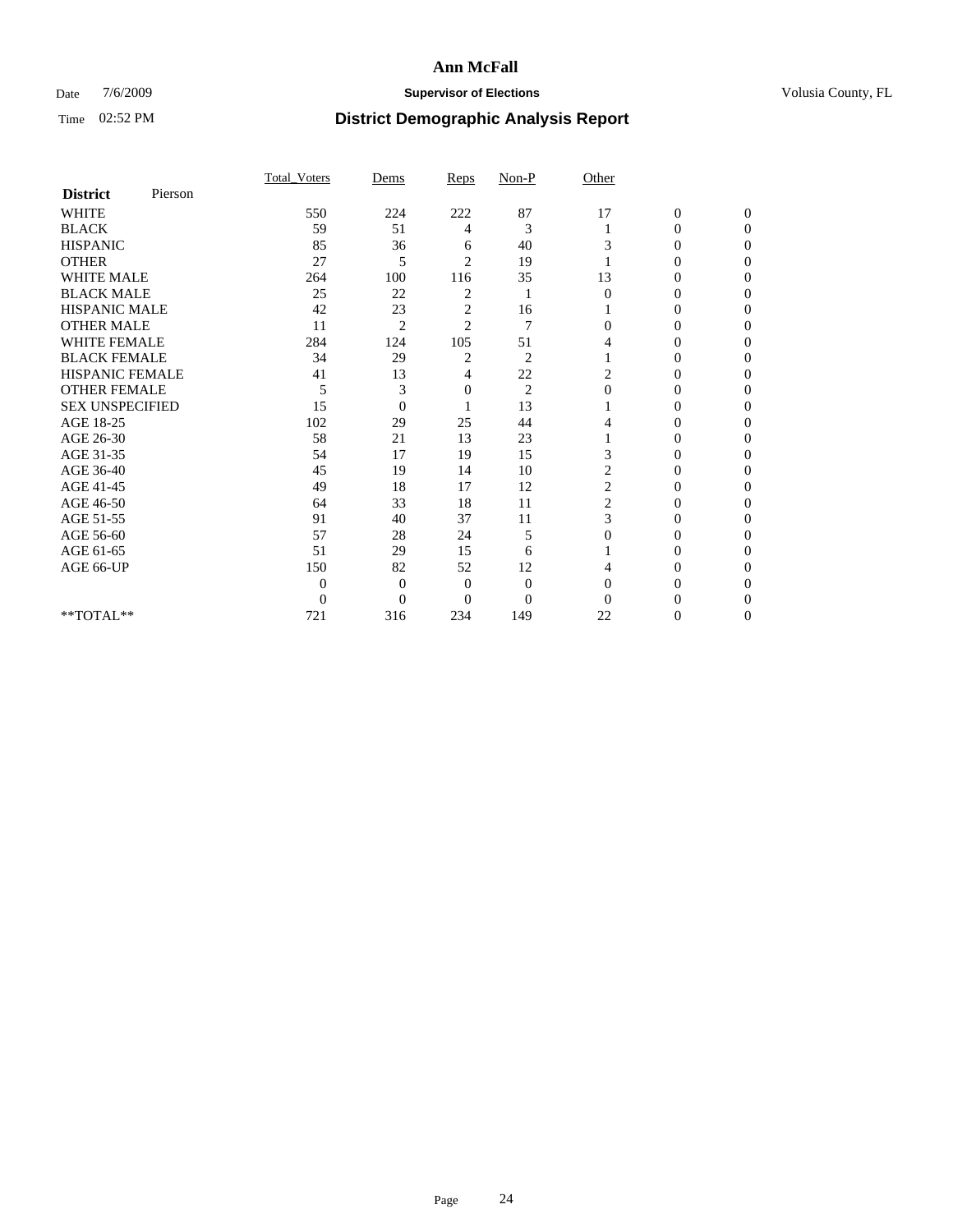# Ann McFall

Date 7/6/2009 **Supervisor of Elections** Volusia County, FL

Time 02:52 PM **District Demographic Analysis Report**

| **District** Pierson | Total_Voters | Dems | Reps | Non-P | Other | | |
|---|---|---|---|---|---|---|---|
| WHITE | 550 | 224 | 222 | 87 | 17 | 0 | 0 |
| BLACK | 59 | 51 | 4 | 3 | 1 | 0 | 0 |
| HISPANIC | 85 | 36 | 6 | 40 | 3 | 0 | 0 |
| OTHER | 27 | 5 | 2 | 19 | 1 | 0 | 0 |
| WHITE MALE | 264 | 100 | 116 | 35 | 13 | 0 | 0 |
| BLACK MALE | 25 | 22 | 2 | 1 | 0 | 0 | 0 |
| HISPANIC MALE | 42 | 23 | 2 | 16 | 1 | 0 | 0 |
| OTHER MALE | 11 | 2 | 2 | 7 | 0 | 0 | 0 |
| WHITE FEMALE | 284 | 124 | 105 | 51 | 4 | 0 | 0 |
| BLACK FEMALE | 34 | 29 | 2 | 2 | 1 | 0 | 0 |
| HISPANIC FEMALE | 41 | 13 | 4 | 22 | 2 | 0 | 0 |
| OTHER FEMALE | 5 | 3 | 0 | 2 | 0 | 0 | 0 |
| SEX UNSPECIFIED | 15 | 0 | 1 | 13 | 1 | 0 | 0 |
| AGE 18-25 | 102 | 29 | 25 | 44 | 4 | 0 | 0 |
| AGE 26-30 | 58 | 21 | 13 | 23 | 1 | 0 | 0 |
| AGE 31-35 | 54 | 17 | 19 | 15 | 3 | 0 | 0 |
| AGE 36-40 | 45 | 19 | 14 | 10 | 2 | 0 | 0 |
| AGE 41-45 | 49 | 18 | 17 | 12 | 2 | 0 | 0 |
| AGE 46-50 | 64 | 33 | 18 | 11 | 2 | 0 | 0 |
| AGE 51-55 | 91 | 40 | 37 | 11 | 3 | 0 | 0 |
| AGE 56-60 | 57 | 28 | 24 | 5 | 0 | 0 | 0 |
| AGE 61-65 | 51 | 29 | 15 | 6 | 1 | 0 | 0 |
| AGE 66-UP | 150 | 82 | 52 | 12 | 4 | 0 | 0 |
| | 0 | 0 | 0 | 0 | 0 | 0 | 0 |
| | 0 | 0 | 0 | 0 | 0 | 0 | 0 |
| **TOTAL** | 721 | 316 | 234 | 149 | 22 | 0 | 0 |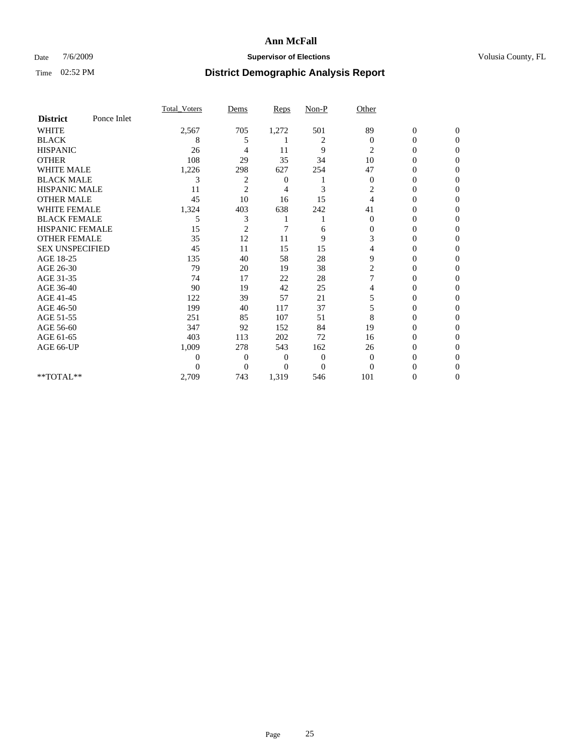**Ann McFall**

Date 7/6/2009 **Supervisor of Elections** Volusia County, FL

Time 02:52 PM **District Demographic Analysis Report**

| | Total_Voters | Dems | Reps | Non-P | Other | | |
|---|---|---|---|---|---|---|---|
| **District** Ponce Inlet | | | | | | | |
| WHITE | 2,567 | 705 | 1,272 | 501 | 89 | 0 | 0 |
| BLACK | 8 | 5 | 1 | 2 | 0 | 0 | 0 |
| HISPANIC | 26 | 4 | 11 | 9 | 2 | 0 | 0 |
| OTHER | 108 | 29 | 35 | 34 | 10 | 0 | 0 |
| WHITE MALE | 1,226 | 298 | 627 | 254 | 47 | 0 | 0 |
| BLACK MALE | 3 | 2 | 0 | 1 | 0 | 0 | 0 |
| HISPANIC MALE | 11 | 2 | 4 | 3 | 2 | 0 | 0 |
| OTHER MALE | 45 | 10 | 16 | 15 | 4 | 0 | 0 |
| WHITE FEMALE | 1,324 | 403 | 638 | 242 | 41 | 0 | 0 |
| BLACK FEMALE | 5 | 3 | 1 | 1 | 0 | 0 | 0 |
| HISPANIC FEMALE | 15 | 2 | 7 | 6 | 0 | 0 | 0 |
| OTHER FEMALE | 35 | 12 | 11 | 9 | 3 | 0 | 0 |
| SEX UNSPECIFIED | 45 | 11 | 15 | 15 | 4 | 0 | 0 |
| AGE 18-25 | 135 | 40 | 58 | 28 | 9 | 0 | 0 |
| AGE 26-30 | 79 | 20 | 19 | 38 | 2 | 0 | 0 |
| AGE 31-35 | 74 | 17 | 22 | 28 | 7 | 0 | 0 |
| AGE 36-40 | 90 | 19 | 42 | 25 | 4 | 0 | 0 |
| AGE 41-45 | 122 | 39 | 57 | 21 | 5 | 0 | 0 |
| AGE 46-50 | 199 | 40 | 117 | 37 | 5 | 0 | 0 |
| AGE 51-55 | 251 | 85 | 107 | 51 | 8 | 0 | 0 |
| AGE 56-60 | 347 | 92 | 152 | 84 | 19 | 0 | 0 |
| AGE 61-65 | 403 | 113 | 202 | 72 | 16 | 0 | 0 |
| AGE 66-UP | 1,009 | 278 | 543 | 162 | 26 | 0 | 0 |
| | 0 | 0 | 0 | 0 | 0 | 0 | 0 |
| | 0 | 0 | 0 | 0 | 0 | 0 | 0 |
| **TOTAL** | 2,709 | 743 | 1,319 | 546 | 101 | 0 | 0 |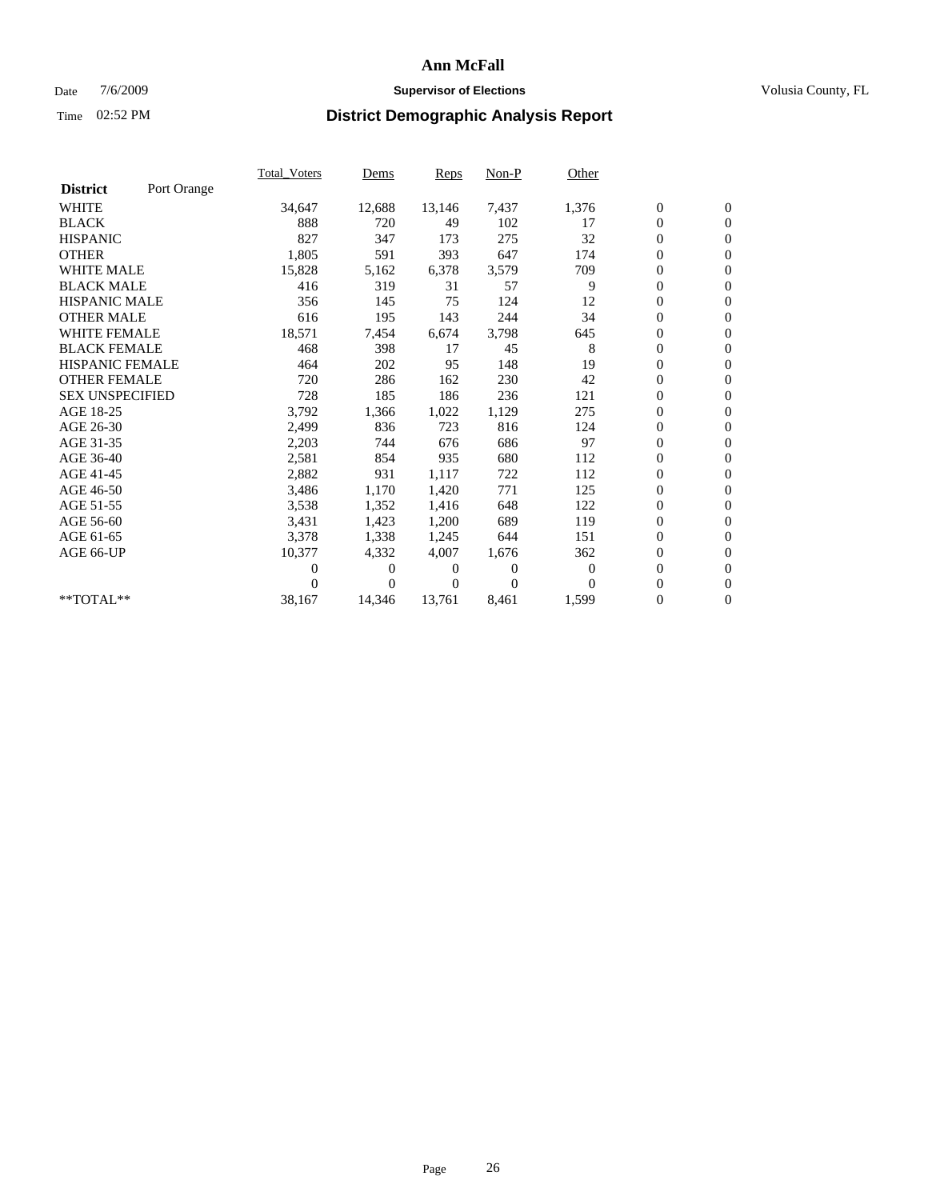# Ann McFall

Date 7/6/2009 **Supervisor of Elections** Volusia County, FL

Time 02:52 PM **District Demographic Analysis Report**

| **District** Port Orange | Total_Voters | Dems | Reps | Non-P | Other | | |
|---|---|---|---|---|---|---|---|
| WHITE | 34,647 | 12,688 | 13,146 | 7,437 | 1,376 | 0 | 0 |
| BLACK | 888 | 720 | 49 | 102 | 17 | 0 | 0 |
| HISPANIC | 827 | 347 | 173 | 275 | 32 | 0 | 0 |
| OTHER | 1,805 | 591 | 393 | 647 | 174 | 0 | 0 |
| WHITE MALE | 15,828 | 5,162 | 6,378 | 3,579 | 709 | 0 | 0 |
| BLACK MALE | 416 | 319 | 31 | 57 | 9 | 0 | 0 |
| HISPANIC MALE | 356 | 145 | 75 | 124 | 12 | 0 | 0 |
| OTHER MALE | 616 | 195 | 143 | 244 | 34 | 0 | 0 |
| WHITE FEMALE | 18,571 | 7,454 | 6,674 | 3,798 | 645 | 0 | 0 |
| BLACK FEMALE | 468 | 398 | 17 | 45 | 8 | 0 | 0 |
| HISPANIC FEMALE | 464 | 202 | 95 | 148 | 19 | 0 | 0 |
| OTHER FEMALE | 720 | 286 | 162 | 230 | 42 | 0 | 0 |
| SEX UNSPECIFIED | 728 | 185 | 186 | 236 | 121 | 0 | 0 |
| AGE 18-25 | 3,792 | 1,366 | 1,022 | 1,129 | 275 | 0 | 0 |
| AGE 26-30 | 2,499 | 836 | 723 | 816 | 124 | 0 | 0 |
| AGE 31-35 | 2,203 | 744 | 676 | 686 | 97 | 0 | 0 |
| AGE 36-40 | 2,581 | 854 | 935 | 680 | 112 | 0 | 0 |
| AGE 41-45 | 2,882 | 931 | 1,117 | 722 | 112 | 0 | 0 |
| AGE 46-50 | 3,486 | 1,170 | 1,420 | 771 | 125 | 0 | 0 |
| AGE 51-55 | 3,538 | 1,352 | 1,416 | 648 | 122 | 0 | 0 |
| AGE 56-60 | 3,431 | 1,423 | 1,200 | 689 | 119 | 0 | 0 |
| AGE 61-65 | 3,378 | 1,338 | 1,245 | 644 | 151 | 0 | 0 |
| AGE 66-UP | 10,377 | 4,332 | 4,007 | 1,676 | 362 | 0 | 0 |
| | 0 | 0 | 0 | 0 | 0 | 0 | 0 |
| | 0 | 0 | 0 | 0 | 0 | 0 | 0 |
| **TOTAL** | 38,167 | 14,346 | 13,761 | 8,461 | 1,599 | 0 | 0 |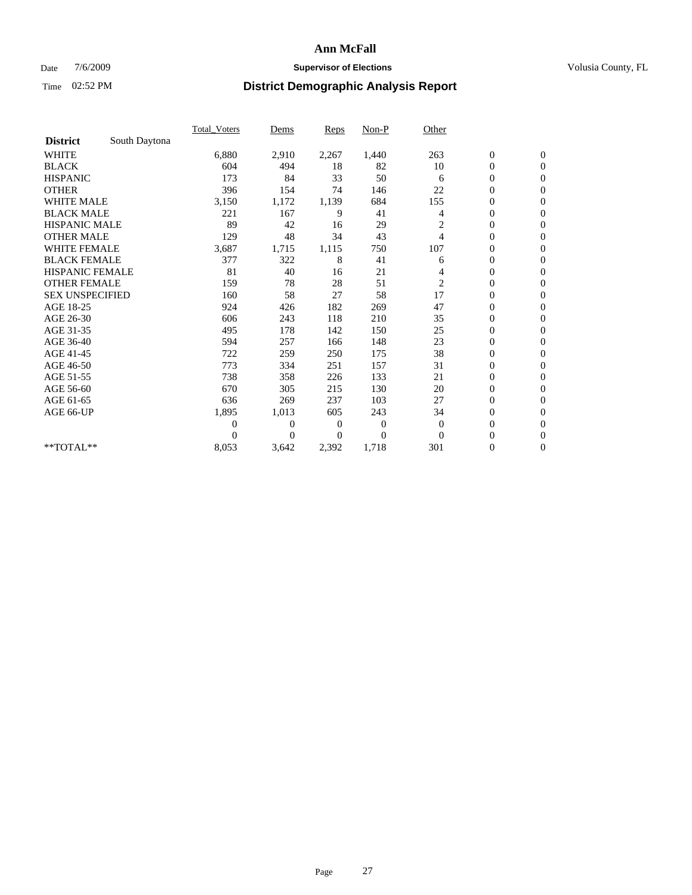# Ann McFall

Date 7/6/2009 **Supervisor of Elections** Volusia County, FL

Time 02:52 PM **District Demographic Analysis Report**

| | Total_Voters | Dems | Reps | Non-P | Other | | |
|---|---|---|---|---|---|---|---|
| **District** South Daytona | | | | | | | |
| WHITE | 6,880 | 2,910 | 2,267 | 1,440 | 263 | 0 | 0 |
| BLACK | 604 | 494 | 18 | 82 | 10 | 0 | 0 |
| HISPANIC | 173 | 84 | 33 | 50 | 6 | 0 | 0 |
| OTHER | 396 | 154 | 74 | 146 | 22 | 0 | 0 |
| WHITE MALE | 3,150 | 1,172 | 1,139 | 684 | 155 | 0 | 0 |
| BLACK MALE | 221 | 167 | 9 | 41 | 4 | 0 | 0 |
| HISPANIC MALE | 89 | 42 | 16 | 29 | 2 | 0 | 0 |
| OTHER MALE | 129 | 48 | 34 | 43 | 4 | 0 | 0 |
| WHITE FEMALE | 3,687 | 1,715 | 1,115 | 750 | 107 | 0 | 0 |
| BLACK FEMALE | 377 | 322 | 8 | 41 | 6 | 0 | 0 |
| HISPANIC FEMALE | 81 | 40 | 16 | 21 | 4 | 0 | 0 |
| OTHER FEMALE | 159 | 78 | 28 | 51 | 2 | 0 | 0 |
| SEX UNSPECIFIED | 160 | 58 | 27 | 58 | 17 | 0 | 0 |
| AGE 18-25 | 924 | 426 | 182 | 269 | 47 | 0 | 0 |
| AGE 26-30 | 606 | 243 | 118 | 210 | 35 | 0 | 0 |
| AGE 31-35 | 495 | 178 | 142 | 150 | 25 | 0 | 0 |
| AGE 36-40 | 594 | 257 | 166 | 148 | 23 | 0 | 0 |
| AGE 41-45 | 722 | 259 | 250 | 175 | 38 | 0 | 0 |
| AGE 46-50 | 773 | 334 | 251 | 157 | 31 | 0 | 0 |
| AGE 51-55 | 738 | 358 | 226 | 133 | 21 | 0 | 0 |
| AGE 56-60 | 670 | 305 | 215 | 130 | 20 | 0 | 0 |
| AGE 61-65 | 636 | 269 | 237 | 103 | 27 | 0 | 0 |
| AGE 66-UP | 1,895 | 1,013 | 605 | 243 | 34 | 0 | 0 |
| | 0 | 0 | 0 | 0 | 0 | 0 | 0 |
| | 0 | 0 | 0 | 0 | 0 | 0 | 0 |
| **TOTAL** | 8,053 | 3,642 | 2,392 | 1,718 | 301 | 0 | 0 |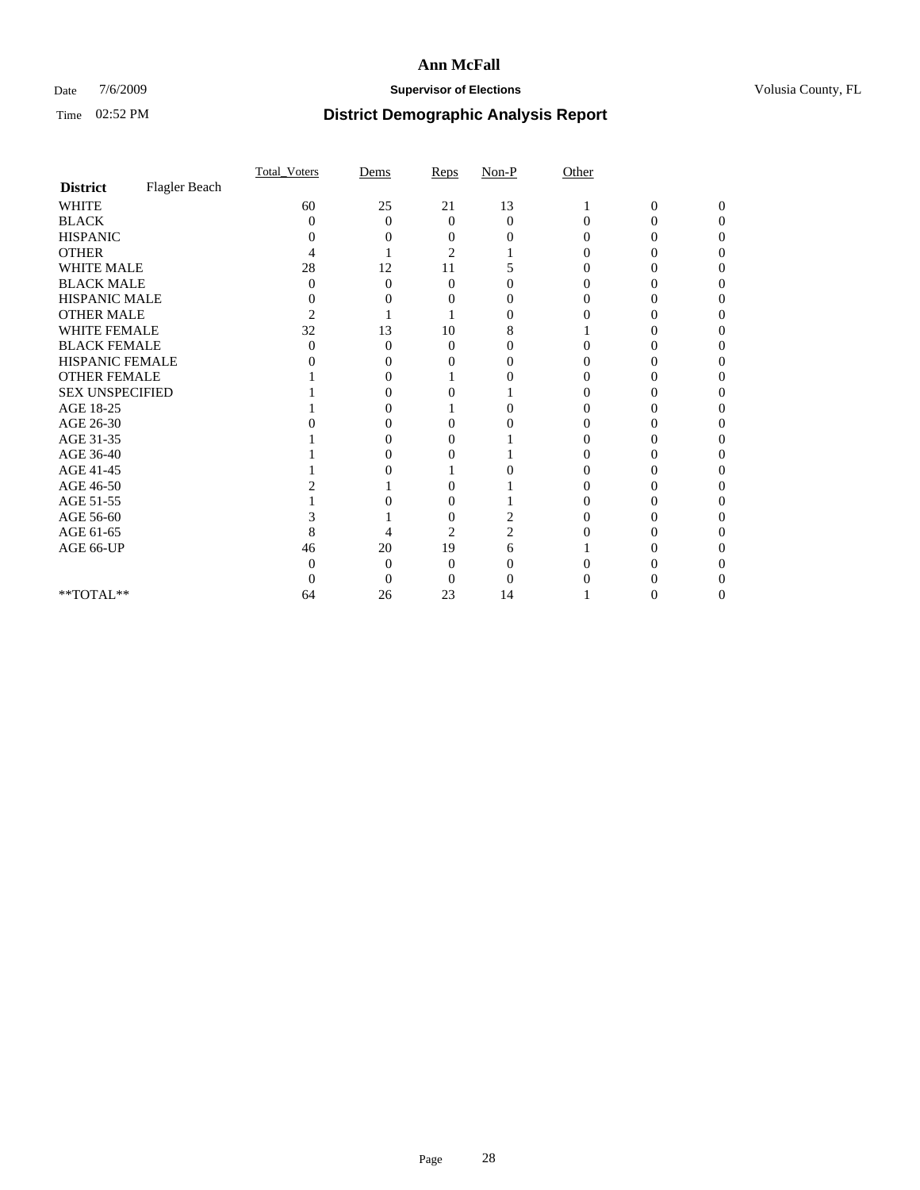# Ann McFall

Date 7/6/2009 **Supervisor of Elections** Volusia County, FL

Time 02:52 PM **District Demographic Analysis Report**

| | Total_Voters | Dems | Reps | Non-P | Other | | |
|---|---|---|---|---|---|---|---|
| **District** Flagler Beach | | | | | | | |
| WHITE | 60 | 25 | 21 | 13 | 1 | 0 | 0 |
| BLACK | 0 | 0 | 0 | 0 | 0 | 0 | 0 |
| HISPANIC | 0 | 0 | 0 | 0 | 0 | 0 | 0 |
| OTHER | 4 | 1 | 2 | 1 | 0 | 0 | 0 |
| WHITE MALE | 28 | 12 | 11 | 5 | 0 | 0 | 0 |
| BLACK MALE | 0 | 0 | 0 | 0 | 0 | 0 | 0 |
| HISPANIC MALE | 0 | 0 | 0 | 0 | 0 | 0 | 0 |
| OTHER MALE | 2 | 1 | 1 | 0 | 0 | 0 | 0 |
| WHITE FEMALE | 32 | 13 | 10 | 8 | 1 | 0 | 0 |
| BLACK FEMALE | 0 | 0 | 0 | 0 | 0 | 0 | 0 |
| HISPANIC FEMALE | 0 | 0 | 0 | 0 | 0 | 0 | 0 |
| OTHER FEMALE | 1 | 0 | 1 | 0 | 0 | 0 | 0 |
| SEX UNSPECIFIED | 1 | 0 | 0 | 1 | 0 | 0 | 0 |
| AGE 18-25 | 1 | 0 | 1 | 0 | 0 | 0 | 0 |
| AGE 26-30 | 0 | 0 | 0 | 0 | 0 | 0 | 0 |
| AGE 31-35 | 1 | 0 | 0 | 1 | 0 | 0 | 0 |
| AGE 36-40 | 1 | 0 | 0 | 1 | 0 | 0 | 0 |
| AGE 41-45 | 1 | 0 | 1 | 0 | 0 | 0 | 0 |
| AGE 46-50 | 2 | 1 | 0 | 1 | 0 | 0 | 0 |
| AGE 51-55 | 1 | 0 | 0 | 1 | 0 | 0 | 0 |
| AGE 56-60 | 3 | 1 | 0 | 2 | 0 | 0 | 0 |
| AGE 61-65 | 8 | 4 | 2 | 2 | 0 | 0 | 0 |
| AGE 66-UP | 46 | 20 | 19 | 6 | 1 | 0 | 0 |
| | 0 | 0 | 0 | 0 | 0 | 0 | 0 |
| | 0 | 0 | 0 | 0 | 0 | 0 | 0 |
| **TOTAL** | 64 | 26 | 23 | 14 | 1 | 0 | 0 |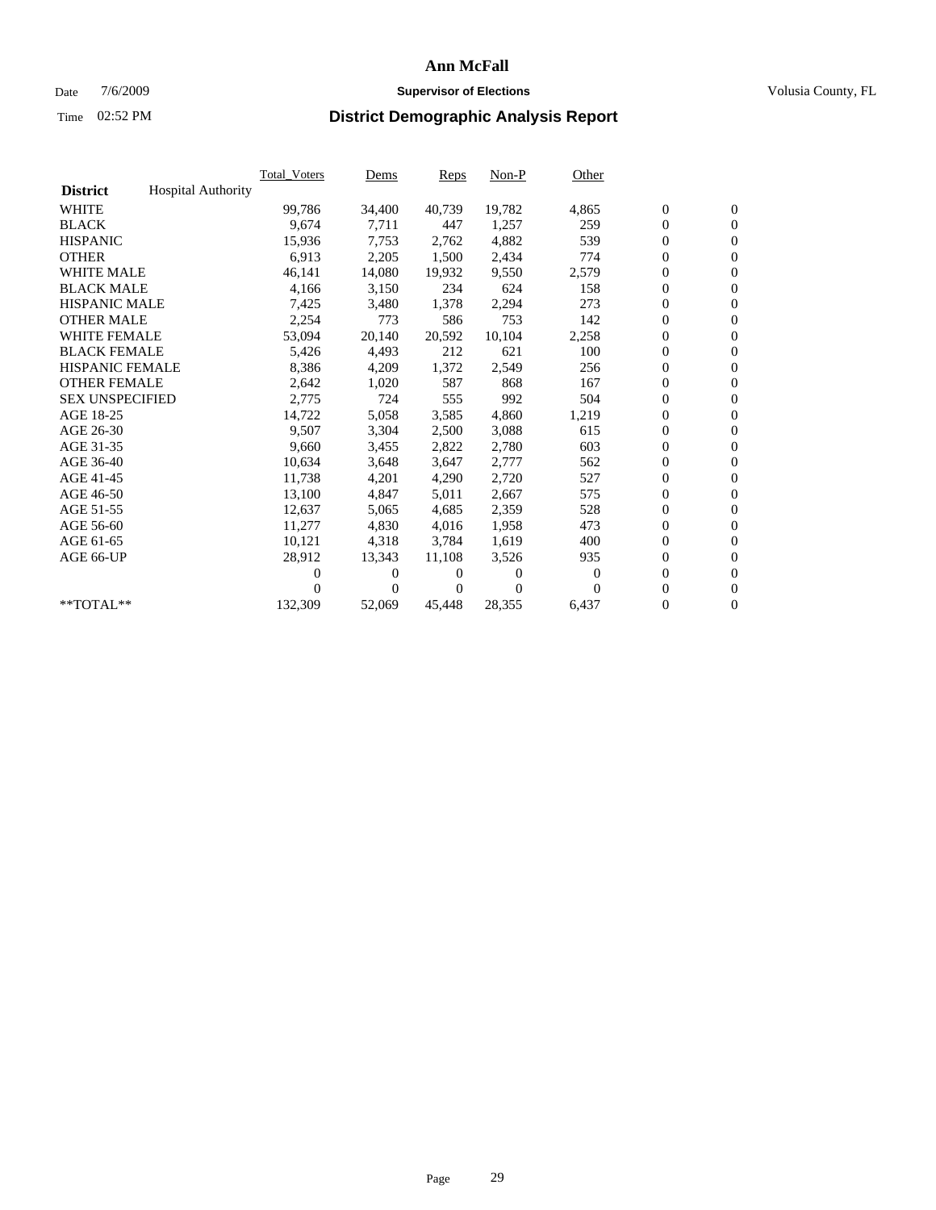# Ann McFall

Date 7/6/2009 **Supervisor of Elections** Volusia County, FL

Time 02:52 PM **District Demographic Analysis Report**

| **District** Hospital Authority | Total_Voters | Dems | Reps | Non-P | Other | | |
|---|---|---|---|---|---|---|---|
| WHITE | 99,786 | 34,400 | 40,739 | 19,782 | 4,865 | 0 | 0 |
| BLACK | 9,674 | 7,711 | 447 | 1,257 | 259 | 0 | 0 |
| HISPANIC | 15,936 | 7,753 | 2,762 | 4,882 | 539 | 0 | 0 |
| OTHER | 6,913 | 2,205 | 1,500 | 2,434 | 774 | 0 | 0 |
| WHITE MALE | 46,141 | 14,080 | 19,932 | 9,550 | 2,579 | 0 | 0 |
| BLACK MALE | 4,166 | 3,150 | 234 | 624 | 158 | 0 | 0 |
| HISPANIC MALE | 7,425 | 3,480 | 1,378 | 2,294 | 273 | 0 | 0 |
| OTHER MALE | 2,254 | 773 | 586 | 753 | 142 | 0 | 0 |
| WHITE FEMALE | 53,094 | 20,140 | 20,592 | 10,104 | 2,258 | 0 | 0 |
| BLACK FEMALE | 5,426 | 4,493 | 212 | 621 | 100 | 0 | 0 |
| HISPANIC FEMALE | 8,386 | 4,209 | 1,372 | 2,549 | 256 | 0 | 0 |
| OTHER FEMALE | 2,642 | 1,020 | 587 | 868 | 167 | 0 | 0 |
| SEX UNSPECIFIED | 2,775 | 724 | 555 | 992 | 504 | 0 | 0 |
| AGE 18-25 | 14,722 | 5,058 | 3,585 | 4,860 | 1,219 | 0 | 0 |
| AGE 26-30 | 9,507 | 3,304 | 2,500 | 3,088 | 615 | 0 | 0 |
| AGE 31-35 | 9,660 | 3,455 | 2,822 | 2,780 | 603 | 0 | 0 |
| AGE 36-40 | 10,634 | 3,648 | 3,647 | 2,777 | 562 | 0 | 0 |
| AGE 41-45 | 11,738 | 4,201 | 4,290 | 2,720 | 527 | 0 | 0 |
| AGE 46-50 | 13,100 | 4,847 | 5,011 | 2,667 | 575 | 0 | 0 |
| AGE 51-55 | 12,637 | 5,065 | 4,685 | 2,359 | 528 | 0 | 0 |
| AGE 56-60 | 11,277 | 4,830 | 4,016 | 1,958 | 473 | 0 | 0 |
| AGE 61-65 | 10,121 | 4,318 | 3,784 | 1,619 | 400 | 0 | 0 |
| AGE 66-UP | 28,912 | 13,343 | 11,108 | 3,526 | 935 | 0 | 0 |
| | 0 | 0 | 0 | 0 | 0 | 0 | 0 |
| | 0 | 0 | 0 | 0 | 0 | 0 | 0 |
| **TOTAL** | 132,309 | 52,069 | 45,448 | 28,355 | 6,437 | 0 | 0 |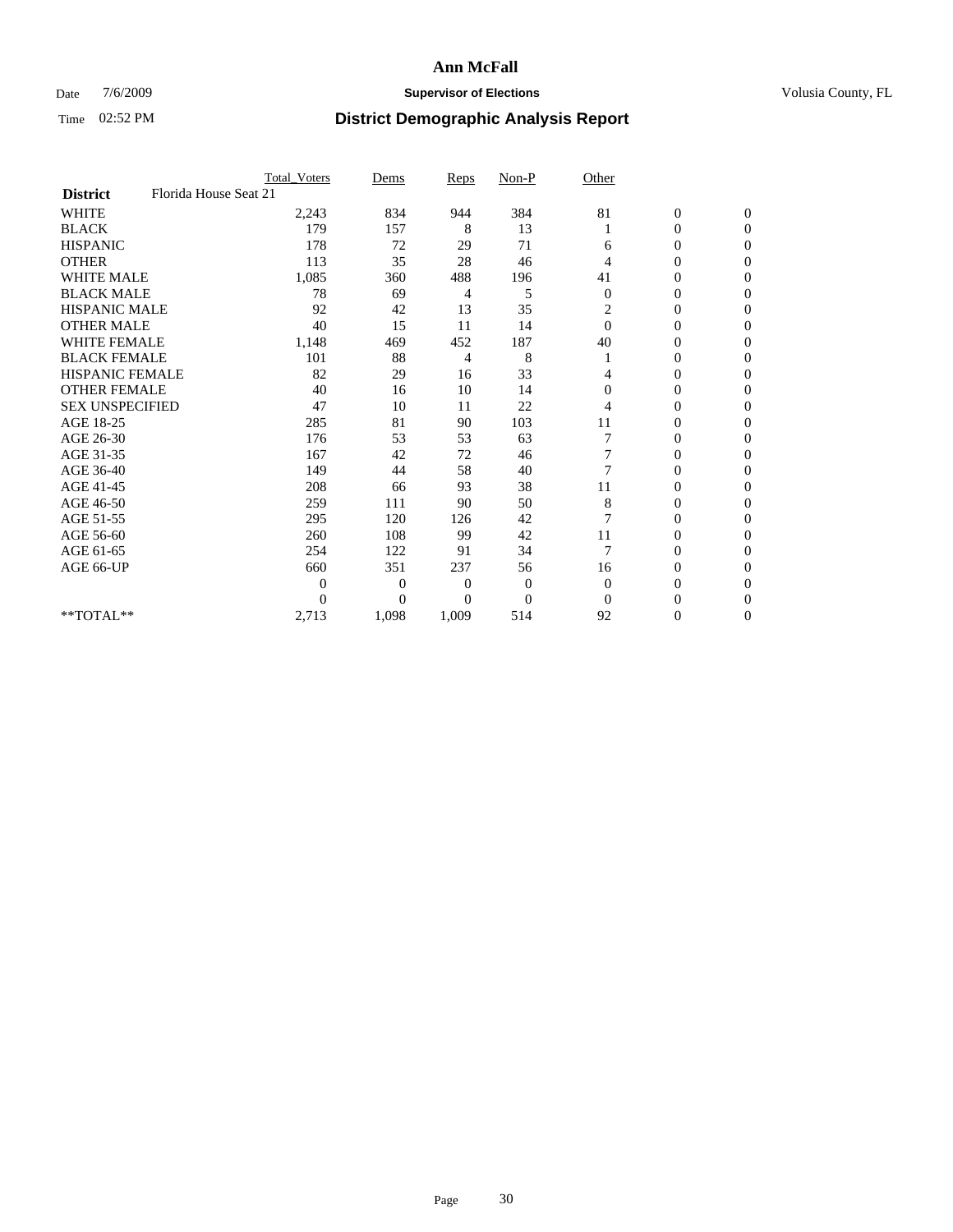# Ann McFall

Date 7/6/2009 **Supervisor of Elections** Volusia County, FL

Time 02:52 PM **District Demographic Analysis Report**

| | Total_Voters | Dems | Reps | Non-P | Other | | |
|---|---|---|---|---|---|---|---|
| **District** Florida House Seat 21 | | | | | | | |
| WHITE | 2,243 | 834 | 944 | 384 | 81 | 0 | 0 |
| BLACK | 179 | 157 | 8 | 13 | 1 | 0 | 0 |
| HISPANIC | 178 | 72 | 29 | 71 | 6 | 0 | 0 |
| OTHER | 113 | 35 | 28 | 46 | 4 | 0 | 0 |
| WHITE MALE | 1,085 | 360 | 488 | 196 | 41 | 0 | 0 |
| BLACK MALE | 78 | 69 | 4 | 5 | 0 | 0 | 0 |
| HISPANIC MALE | 92 | 42 | 13 | 35 | 2 | 0 | 0 |
| OTHER MALE | 40 | 15 | 11 | 14 | 0 | 0 | 0 |
| WHITE FEMALE | 1,148 | 469 | 452 | 187 | 40 | 0 | 0 |
| BLACK FEMALE | 101 | 88 | 4 | 8 | 1 | 0 | 0 |
| HISPANIC FEMALE | 82 | 29 | 16 | 33 | 4 | 0 | 0 |
| OTHER FEMALE | 40 | 16 | 10 | 14 | 0 | 0 | 0 |
| SEX UNSPECIFIED | 47 | 10 | 11 | 22 | 4 | 0 | 0 |
| AGE 18-25 | 285 | 81 | 90 | 103 | 11 | 0 | 0 |
| AGE 26-30 | 176 | 53 | 53 | 63 | 7 | 0 | 0 |
| AGE 31-35 | 167 | 42 | 72 | 46 | 7 | 0 | 0 |
| AGE 36-40 | 149 | 44 | 58 | 40 | 7 | 0 | 0 |
| AGE 41-45 | 208 | 66 | 93 | 38 | 11 | 0 | 0 |
| AGE 46-50 | 259 | 111 | 90 | 50 | 8 | 0 | 0 |
| AGE 51-55 | 295 | 120 | 126 | 42 | 7 | 0 | 0 |
| AGE 56-60 | 260 | 108 | 99 | 42 | 11 | 0 | 0 |
| AGE 61-65 | 254 | 122 | 91 | 34 | 7 | 0 | 0 |
| AGE 66-UP | 660 | 351 | 237 | 56 | 16 | 0 | 0 |
| | 0 | 0 | 0 | 0 | 0 | 0 | 0 |
| | 0 | 0 | 0 | 0 | 0 | 0 | 0 |
| **TOTAL** | 2,713 | 1,098 | 1,009 | 514 | 92 | 0 | 0 |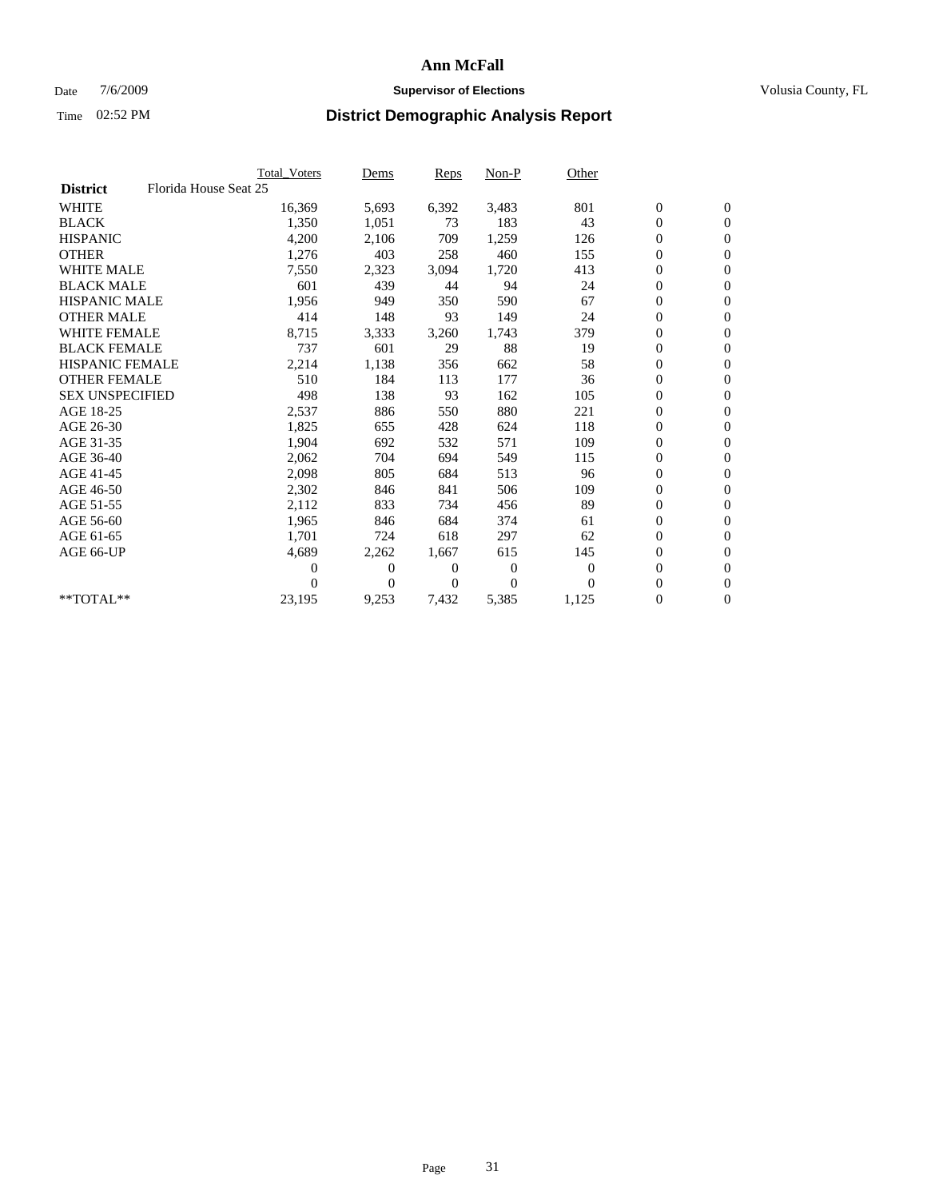# Ann McFall

Date 7/6/2009 **Supervisor of Elections** Volusia County, FL

Time 02:52 PM **District Demographic Analysis Report**

| | Total_Voters | Dems | Reps | Non-P | Other | | |
|---|---|---|---|---|---|---|---|
| **District** Florida House Seat 25 | | | | | | | |
| WHITE | 16,369 | 5,693 | 6,392 | 3,483 | 801 | 0 | 0 |
| BLACK | 1,350 | 1,051 | 73 | 183 | 43 | 0 | 0 |
| HISPANIC | 4,200 | 2,106 | 709 | 1,259 | 126 | 0 | 0 |
| OTHER | 1,276 | 403 | 258 | 460 | 155 | 0 | 0 |
| WHITE MALE | 7,550 | 2,323 | 3,094 | 1,720 | 413 | 0 | 0 |
| BLACK MALE | 601 | 439 | 44 | 94 | 24 | 0 | 0 |
| HISPANIC MALE | 1,956 | 949 | 350 | 590 | 67 | 0 | 0 |
| OTHER MALE | 414 | 148 | 93 | 149 | 24 | 0 | 0 |
| WHITE FEMALE | 8,715 | 3,333 | 3,260 | 1,743 | 379 | 0 | 0 |
| BLACK FEMALE | 737 | 601 | 29 | 88 | 19 | 0 | 0 |
| HISPANIC FEMALE | 2,214 | 1,138 | 356 | 662 | 58 | 0 | 0 |
| OTHER FEMALE | 510 | 184 | 113 | 177 | 36 | 0 | 0 |
| SEX UNSPECIFIED | 498 | 138 | 93 | 162 | 105 | 0 | 0 |
| AGE 18-25 | 2,537 | 886 | 550 | 880 | 221 | 0 | 0 |
| AGE 26-30 | 1,825 | 655 | 428 | 624 | 118 | 0 | 0 |
| AGE 31-35 | 1,904 | 692 | 532 | 571 | 109 | 0 | 0 |
| AGE 36-40 | 2,062 | 704 | 694 | 549 | 115 | 0 | 0 |
| AGE 41-45 | 2,098 | 805 | 684 | 513 | 96 | 0 | 0 |
| AGE 46-50 | 2,302 | 846 | 841 | 506 | 109 | 0 | 0 |
| AGE 51-55 | 2,112 | 833 | 734 | 456 | 89 | 0 | 0 |
| AGE 56-60 | 1,965 | 846 | 684 | 374 | 61 | 0 | 0 |
| AGE 61-65 | 1,701 | 724 | 618 | 297 | 62 | 0 | 0 |
| AGE 66-UP | 4,689 | 2,262 | 1,667 | 615 | 145 | 0 | 0 |
| | 0 | 0 | 0 | 0 | 0 | 0 | 0 |
| | 0 | 0 | 0 | 0 | 0 | 0 | 0 |
| **TOTAL** | 23,195 | 9,253 | 7,432 | 5,385 | 1,125 | 0 | 0 |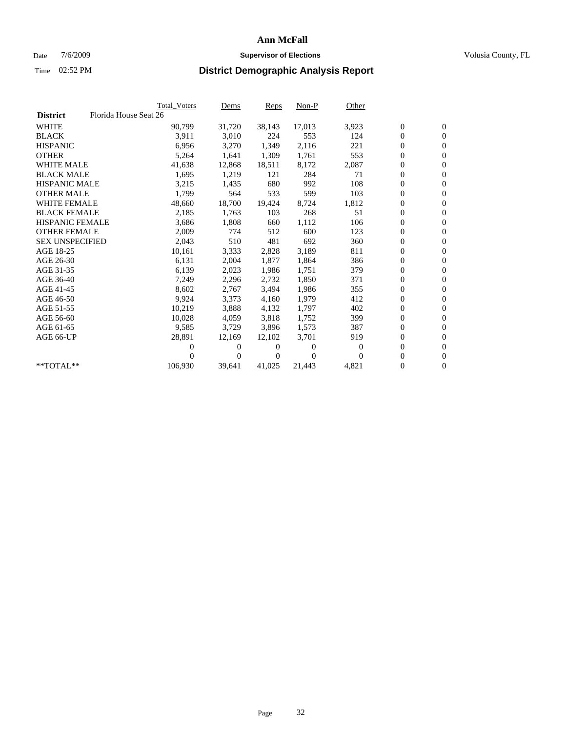# Ann McFall

Date 7/6/2009 **Supervisor of Elections** Volusia County, FL

Time 02:52 PM **District Demographic Analysis Report**

| | Total_Voters | Dems | Reps | Non-P | Other | | |
|---|---|---|---|---|---|---|---|
| **District** Florida House Seat 26 | | | | | | | |
| WHITE | 90,799 | 31,720 | 38,143 | 17,013 | 3,923 | 0 | 0 |
| BLACK | 3,911 | 3,010 | 224 | 553 | 124 | 0 | 0 |
| HISPANIC | 6,956 | 3,270 | 1,349 | 2,116 | 221 | 0 | 0 |
| OTHER | 5,264 | 1,641 | 1,309 | 1,761 | 553 | 0 | 0 |
| WHITE MALE | 41,638 | 12,868 | 18,511 | 8,172 | 2,087 | 0 | 0 |
| BLACK MALE | 1,695 | 1,219 | 121 | 284 | 71 | 0 | 0 |
| HISPANIC MALE | 3,215 | 1,435 | 680 | 992 | 108 | 0 | 0 |
| OTHER MALE | 1,799 | 564 | 533 | 599 | 103 | 0 | 0 |
| WHITE FEMALE | 48,660 | 18,700 | 19,424 | 8,724 | 1,812 | 0 | 0 |
| BLACK FEMALE | 2,185 | 1,763 | 103 | 268 | 51 | 0 | 0 |
| HISPANIC FEMALE | 3,686 | 1,808 | 660 | 1,112 | 106 | 0 | 0 |
| OTHER FEMALE | 2,009 | 774 | 512 | 600 | 123 | 0 | 0 |
| SEX UNSPECIFIED | 2,043 | 510 | 481 | 692 | 360 | 0 | 0 |
| AGE 18-25 | 10,161 | 3,333 | 2,828 | 3,189 | 811 | 0 | 0 |
| AGE 26-30 | 6,131 | 2,004 | 1,877 | 1,864 | 386 | 0 | 0 |
| AGE 31-35 | 6,139 | 2,023 | 1,986 | 1,751 | 379 | 0 | 0 |
| AGE 36-40 | 7,249 | 2,296 | 2,732 | 1,850 | 371 | 0 | 0 |
| AGE 41-45 | 8,602 | 2,767 | 3,494 | 1,986 | 355 | 0 | 0 |
| AGE 46-50 | 9,924 | 3,373 | 4,160 | 1,979 | 412 | 0 | 0 |
| AGE 51-55 | 10,219 | 3,888 | 4,132 | 1,797 | 402 | 0 | 0 |
| AGE 56-60 | 10,028 | 4,059 | 3,818 | 1,752 | 399 | 0 | 0 |
| AGE 61-65 | 9,585 | 3,729 | 3,896 | 1,573 | 387 | 0 | 0 |
| AGE 66-UP | 28,891 | 12,169 | 12,102 | 3,701 | 919 | 0 | 0 |
| | 0 | 0 | 0 | 0 | 0 | 0 | 0 |
| | 0 | 0 | 0 | 0 | 0 | 0 | 0 |
| **TOTAL** | 106,930 | 39,641 | 41,025 | 21,443 | 4,821 | 0 | 0 |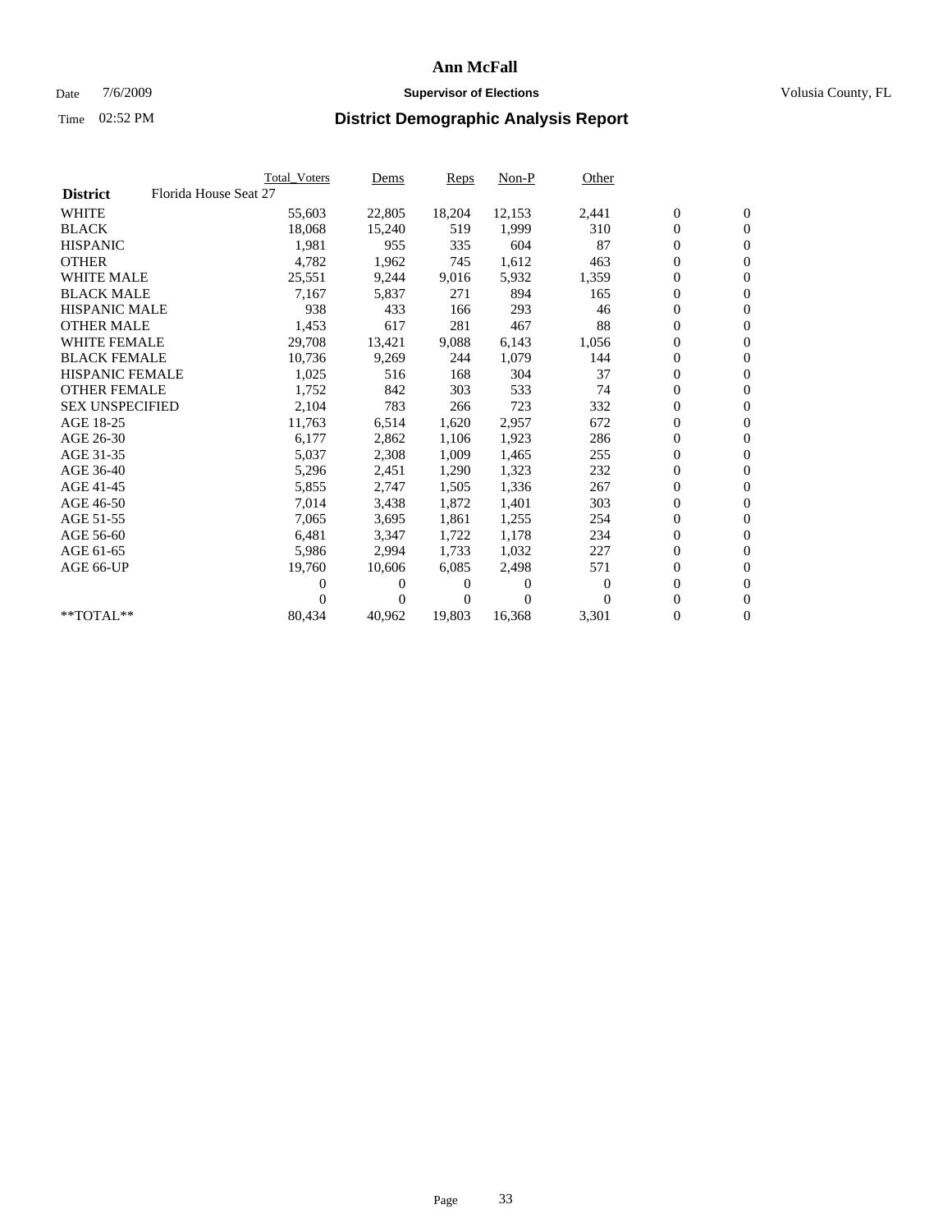# Ann McFall

Date 7/6/2009 **Supervisor of Elections** Volusia County, FL

Time 02:52 PM **District Demographic Analysis Report**

| | Total_Voters | Dems | Reps | Non-P | Other | | |
|---|---|---|---|---|---|---|---|
| **District** Florida House Seat 27 | | | | | | | |
| WHITE | 55,603 | 22,805 | 18,204 | 12,153 | 2,441 | 0 | 0 |
| BLACK | 18,068 | 15,240 | 519 | 1,999 | 310 | 0 | 0 |
| HISPANIC | 1,981 | 955 | 335 | 604 | 87 | 0 | 0 |
| OTHER | 4,782 | 1,962 | 745 | 1,612 | 463 | 0 | 0 |
| WHITE MALE | 25,551 | 9,244 | 9,016 | 5,932 | 1,359 | 0 | 0 |
| BLACK MALE | 7,167 | 5,837 | 271 | 894 | 165 | 0 | 0 |
| HISPANIC MALE | 938 | 433 | 166 | 293 | 46 | 0 | 0 |
| OTHER MALE | 1,453 | 617 | 281 | 467 | 88 | 0 | 0 |
| WHITE FEMALE | 29,708 | 13,421 | 9,088 | 6,143 | 1,056 | 0 | 0 |
| BLACK FEMALE | 10,736 | 9,269 | 244 | 1,079 | 144 | 0 | 0 |
| HISPANIC FEMALE | 1,025 | 516 | 168 | 304 | 37 | 0 | 0 |
| OTHER FEMALE | 1,752 | 842 | 303 | 533 | 74 | 0 | 0 |
| SEX UNSPECIFIED | 2,104 | 783 | 266 | 723 | 332 | 0 | 0 |
| AGE 18-25 | 11,763 | 6,514 | 1,620 | 2,957 | 672 | 0 | 0 |
| AGE 26-30 | 6,177 | 2,862 | 1,106 | 1,923 | 286 | 0 | 0 |
| AGE 31-35 | 5,037 | 2,308 | 1,009 | 1,465 | 255 | 0 | 0 |
| AGE 36-40 | 5,296 | 2,451 | 1,290 | 1,323 | 232 | 0 | 0 |
| AGE 41-45 | 5,855 | 2,747 | 1,505 | 1,336 | 267 | 0 | 0 |
| AGE 46-50 | 7,014 | 3,438 | 1,872 | 1,401 | 303 | 0 | 0 |
| AGE 51-55 | 7,065 | 3,695 | 1,861 | 1,255 | 254 | 0 | 0 |
| AGE 56-60 | 6,481 | 3,347 | 1,722 | 1,178 | 234 | 0 | 0 |
| AGE 61-65 | 5,986 | 2,994 | 1,733 | 1,032 | 227 | 0 | 0 |
| AGE 66-UP | 19,760 | 10,606 | 6,085 | 2,498 | 571 | 0 | 0 |
| | 0 | 0 | 0 | 0 | 0 | 0 | 0 |
| | 0 | 0 | 0 | 0 | 0 | 0 | 0 |
| **TOTAL** | 80,434 | 40,962 | 19,803 | 16,368 | 3,301 | 0 | 0 |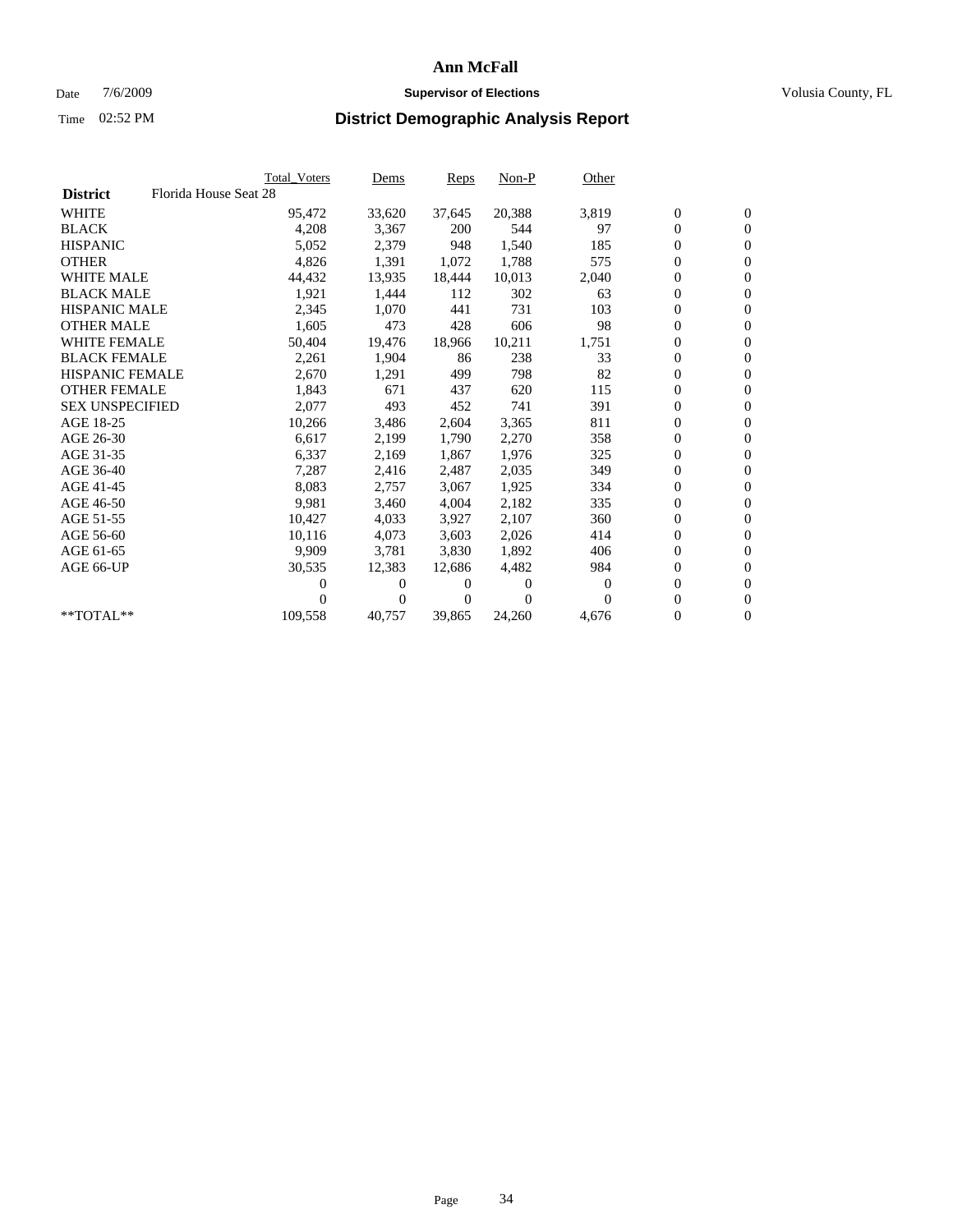# Ann McFall

Date 7/6/2009 **Supervisor of Elections** Volusia County, FL

Time 02:52 PM **District Demographic Analysis Report**

| | Total_Voters | Dems | Reps | Non-P | Other | | |
|---|---|---|---|---|---|---|---|
| **District** Florida House Seat 28 | | | | | | | |
| WHITE | 95,472 | 33,620 | 37,645 | 20,388 | 3,819 | 0 | 0 |
| BLACK | 4,208 | 3,367 | 200 | 544 | 97 | 0 | 0 |
| HISPANIC | 5,052 | 2,379 | 948 | 1,540 | 185 | 0 | 0 |
| OTHER | 4,826 | 1,391 | 1,072 | 1,788 | 575 | 0 | 0 |
| WHITE MALE | 44,432 | 13,935 | 18,444 | 10,013 | 2,040 | 0 | 0 |
| BLACK MALE | 1,921 | 1,444 | 112 | 302 | 63 | 0 | 0 |
| HISPANIC MALE | 2,345 | 1,070 | 441 | 731 | 103 | 0 | 0 |
| OTHER MALE | 1,605 | 473 | 428 | 606 | 98 | 0 | 0 |
| WHITE FEMALE | 50,404 | 19,476 | 18,966 | 10,211 | 1,751 | 0 | 0 |
| BLACK FEMALE | 2,261 | 1,904 | 86 | 238 | 33 | 0 | 0 |
| HISPANIC FEMALE | 2,670 | 1,291 | 499 | 798 | 82 | 0 | 0 |
| OTHER FEMALE | 1,843 | 671 | 437 | 620 | 115 | 0 | 0 |
| SEX UNSPECIFIED | 2,077 | 493 | 452 | 741 | 391 | 0 | 0 |
| AGE 18-25 | 10,266 | 3,486 | 2,604 | 3,365 | 811 | 0 | 0 |
| AGE 26-30 | 6,617 | 2,199 | 1,790 | 2,270 | 358 | 0 | 0 |
| AGE 31-35 | 6,337 | 2,169 | 1,867 | 1,976 | 325 | 0 | 0 |
| AGE 36-40 | 7,287 | 2,416 | 2,487 | 2,035 | 349 | 0 | 0 |
| AGE 41-45 | 8,083 | 2,757 | 3,067 | 1,925 | 334 | 0 | 0 |
| AGE 46-50 | 9,981 | 3,460 | 4,004 | 2,182 | 335 | 0 | 0 |
| AGE 51-55 | 10,427 | 4,033 | 3,927 | 2,107 | 360 | 0 | 0 |
| AGE 56-60 | 10,116 | 4,073 | 3,603 | 2,026 | 414 | 0 | 0 |
| AGE 61-65 | 9,909 | 3,781 | 3,830 | 1,892 | 406 | 0 | 0 |
| AGE 66-UP | 30,535 | 12,383 | 12,686 | 4,482 | 984 | 0 | 0 |
| | 0 | 0 | 0 | 0 | 0 | 0 | 0 |
| | 0 | 0 | 0 | 0 | 0 | 0 | 0 |
| **TOTAL** | 109,558 | 40,757 | 39,865 | 24,260 | 4,676 | 0 | 0 |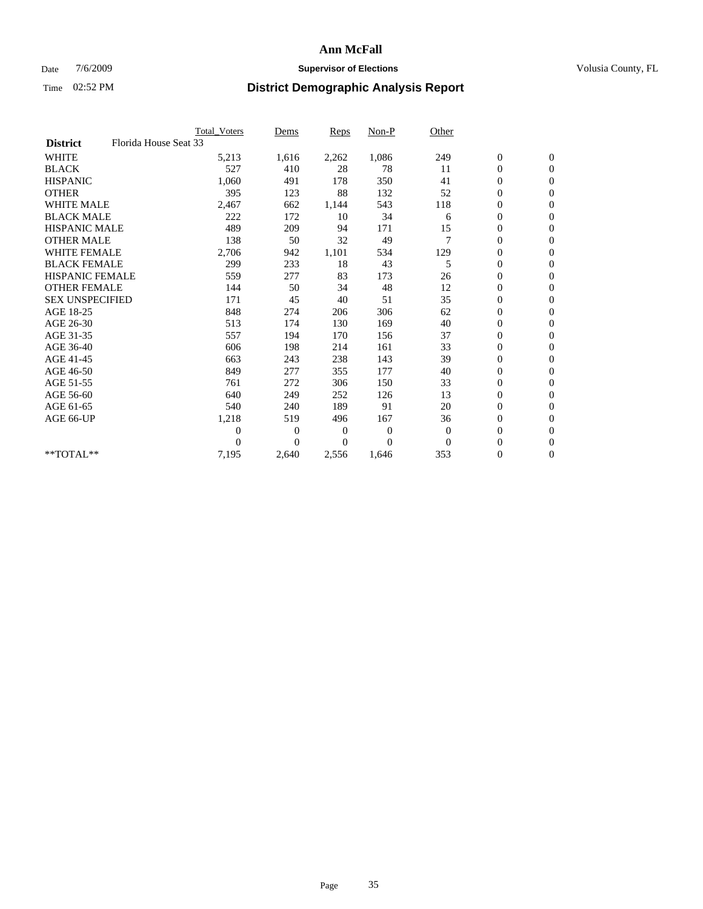# Ann McFall

Date 7/6/2009 **Supervisor of Elections** Volusia County, FL

Time 02:52 PM **District Demographic Analysis Report**

| | Total_Voters | Dems | Reps | Non-P | Other | | |
|---|---|---|---|---|---|---|---|
| **District** Florida House Seat 33 | | | | | | | |
| WHITE | 5,213 | 1,616 | 2,262 | 1,086 | 249 | 0 | 0 |
| BLACK | 527 | 410 | 28 | 78 | 11 | 0 | 0 |
| HISPANIC | 1,060 | 491 | 178 | 350 | 41 | 0 | 0 |
| OTHER | 395 | 123 | 88 | 132 | 52 | 0 | 0 |
| WHITE MALE | 2,467 | 662 | 1,144 | 543 | 118 | 0 | 0 |
| BLACK MALE | 222 | 172 | 10 | 34 | 6 | 0 | 0 |
| HISPANIC MALE | 489 | 209 | 94 | 171 | 15 | 0 | 0 |
| OTHER MALE | 138 | 50 | 32 | 49 | 7 | 0 | 0 |
| WHITE FEMALE | 2,706 | 942 | 1,101 | 534 | 129 | 0 | 0 |
| BLACK FEMALE | 299 | 233 | 18 | 43 | 5 | 0 | 0 |
| HISPANIC FEMALE | 559 | 277 | 83 | 173 | 26 | 0 | 0 |
| OTHER FEMALE | 144 | 50 | 34 | 48 | 12 | 0 | 0 |
| SEX UNSPECIFIED | 171 | 45 | 40 | 51 | 35 | 0 | 0 |
| AGE 18-25 | 848 | 274 | 206 | 306 | 62 | 0 | 0 |
| AGE 26-30 | 513 | 174 | 130 | 169 | 40 | 0 | 0 |
| AGE 31-35 | 557 | 194 | 170 | 156 | 37 | 0 | 0 |
| AGE 36-40 | 606 | 198 | 214 | 161 | 33 | 0 | 0 |
| AGE 41-45 | 663 | 243 | 238 | 143 | 39 | 0 | 0 |
| AGE 46-50 | 849 | 277 | 355 | 177 | 40 | 0 | 0 |
| AGE 51-55 | 761 | 272 | 306 | 150 | 33 | 0 | 0 |
| AGE 56-60 | 640 | 249 | 252 | 126 | 13 | 0 | 0 |
| AGE 61-65 | 540 | 240 | 189 | 91 | 20 | 0 | 0 |
| AGE 66-UP | 1,218 | 519 | 496 | 167 | 36 | 0 | 0 |
| | 0 | 0 | 0 | 0 | 0 | 0 | 0 |
| | 0 | 0 | 0 | 0 | 0 | 0 | 0 |
| **TOTAL** | 7,195 | 2,640 | 2,556 | 1,646 | 353 | 0 | 0 |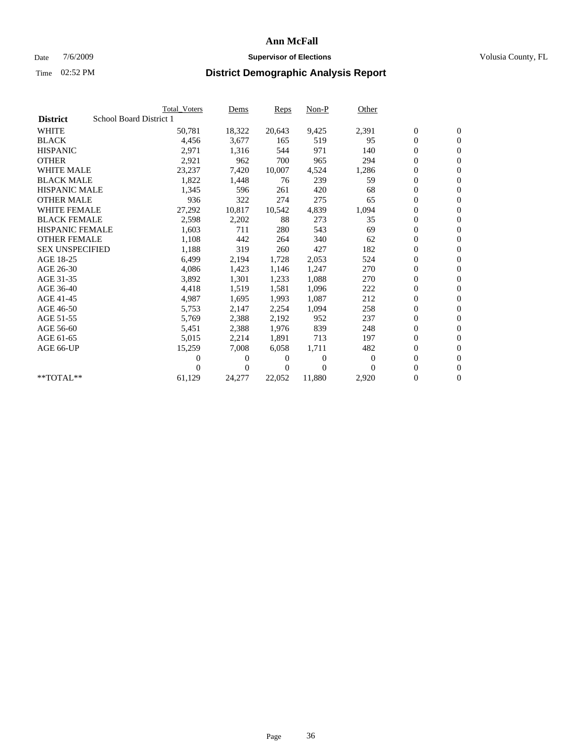# Ann McFall

Date 7/6/2009 **Supervisor of Elections** Volusia County, FL

Time 02:52 PM **District Demographic Analysis Report**

| District | School Board District 1 | Total_Voters | Dems | Reps | Non-P | Other | | |
|---|---|---|---|---|---|---|---|---|
| WHITE | | 50,781 | 18,322 | 20,643 | 9,425 | 2,391 | 0 | 0 |
| BLACK | | 4,456 | 3,677 | 165 | 519 | 95 | 0 | 0 |
| HISPANIC | | 2,971 | 1,316 | 544 | 971 | 140 | 0 | 0 |
| OTHER | | 2,921 | 962 | 700 | 965 | 294 | 0 | 0 |
| WHITE MALE | | 23,237 | 7,420 | 10,007 | 4,524 | 1,286 | 0 | 0 |
| BLACK MALE | | 1,822 | 1,448 | 76 | 239 | 59 | 0 | 0 |
| HISPANIC MALE | | 1,345 | 596 | 261 | 420 | 68 | 0 | 0 |
| OTHER MALE | | 936 | 322 | 274 | 275 | 65 | 0 | 0 |
| WHITE FEMALE | | 27,292 | 10,817 | 10,542 | 4,839 | 1,094 | 0 | 0 |
| BLACK FEMALE | | 2,598 | 2,202 | 88 | 273 | 35 | 0 | 0 |
| HISPANIC FEMALE | | 1,603 | 711 | 280 | 543 | 69 | 0 | 0 |
| OTHER FEMALE | | 1,108 | 442 | 264 | 340 | 62 | 0 | 0 |
| SEX UNSPECIFIED | | 1,188 | 319 | 260 | 427 | 182 | 0 | 0 |
| AGE 18-25 | | 6,499 | 2,194 | 1,728 | 2,053 | 524 | 0 | 0 |
| AGE 26-30 | | 4,086 | 1,423 | 1,146 | 1,247 | 270 | 0 | 0 |
| AGE 31-35 | | 3,892 | 1,301 | 1,233 | 1,088 | 270 | 0 | 0 |
| AGE 36-40 | | 4,418 | 1,519 | 1,581 | 1,096 | 222 | 0 | 0 |
| AGE 41-45 | | 4,987 | 1,695 | 1,993 | 1,087 | 212 | 0 | 0 |
| AGE 46-50 | | 5,753 | 2,147 | 2,254 | 1,094 | 258 | 0 | 0 |
| AGE 51-55 | | 5,769 | 2,388 | 2,192 | 952 | 237 | 0 | 0 |
| AGE 56-60 | | 5,451 | 2,388 | 1,976 | 839 | 248 | 0 | 0 |
| AGE 61-65 | | 5,015 | 2,214 | 1,891 | 713 | 197 | 0 | 0 |
| AGE 66-UP | | 15,259 | 7,008 | 6,058 | 1,711 | 482 | 0 | 0 |
| | | 0 | 0 | 0 | 0 | 0 | 0 | 0 |
| | | 0 | 0 | 0 | 0 | 0 | 0 | 0 |
| **TOTAL** | | 61,129 | 24,277 | 22,052 | 11,880 | 2,920 | 0 | 0 |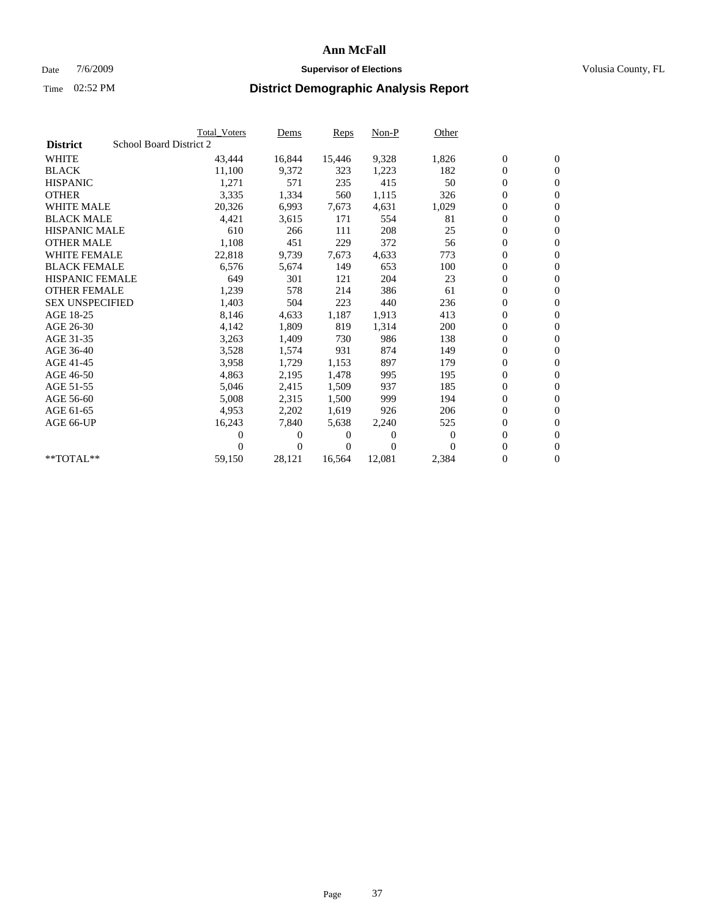# Ann McFall

Date 7/6/2009 **Supervisor of Elections** Volusia County, FL

Time 02:52 PM **District Demographic Analysis Report**

| | Total_Voters | Dems | Reps | Non-P | Other | | |
|---|---|---|---|---|---|---|---|
| **District** School Board District 2 | | | | | | | |
| WHITE | 43,444 | 16,844 | 15,446 | 9,328 | 1,826 | 0 | 0 |
| BLACK | 11,100 | 9,372 | 323 | 1,223 | 182 | 0 | 0 |
| HISPANIC | 1,271 | 571 | 235 | 415 | 50 | 0 | 0 |
| OTHER | 3,335 | 1,334 | 560 | 1,115 | 326 | 0 | 0 |
| WHITE MALE | 20,326 | 6,993 | 7,673 | 4,631 | 1,029 | 0 | 0 |
| BLACK MALE | 4,421 | 3,615 | 171 | 554 | 81 | 0 | 0 |
| HISPANIC MALE | 610 | 266 | 111 | 208 | 25 | 0 | 0 |
| OTHER MALE | 1,108 | 451 | 229 | 372 | 56 | 0 | 0 |
| WHITE FEMALE | 22,818 | 9,739 | 7,673 | 4,633 | 773 | 0 | 0 |
| BLACK FEMALE | 6,576 | 5,674 | 149 | 653 | 100 | 0 | 0 |
| HISPANIC FEMALE | 649 | 301 | 121 | 204 | 23 | 0 | 0 |
| OTHER FEMALE | 1,239 | 578 | 214 | 386 | 61 | 0 | 0 |
| SEX UNSPECIFIED | 1,403 | 504 | 223 | 440 | 236 | 0 | 0 |
| AGE 18-25 | 8,146 | 4,633 | 1,187 | 1,913 | 413 | 0 | 0 |
| AGE 26-30 | 4,142 | 1,809 | 819 | 1,314 | 200 | 0 | 0 |
| AGE 31-35 | 3,263 | 1,409 | 730 | 986 | 138 | 0 | 0 |
| AGE 36-40 | 3,528 | 1,574 | 931 | 874 | 149 | 0 | 0 |
| AGE 41-45 | 3,958 | 1,729 | 1,153 | 897 | 179 | 0 | 0 |
| AGE 46-50 | 4,863 | 2,195 | 1,478 | 995 | 195 | 0 | 0 |
| AGE 51-55 | 5,046 | 2,415 | 1,509 | 937 | 185 | 0 | 0 |
| AGE 56-60 | 5,008 | 2,315 | 1,500 | 999 | 194 | 0 | 0 |
| AGE 61-65 | 4,953 | 2,202 | 1,619 | 926 | 206 | 0 | 0 |
| AGE 66-UP | 16,243 | 7,840 | 5,638 | 2,240 | 525 | 0 | 0 |
| | 0 | 0 | 0 | 0 | 0 | 0 | 0 |
| | 0 | 0 | 0 | 0 | 0 | 0 | 0 |
| **TOTAL** | 59,150 | 28,121 | 16,564 | 12,081 | 2,384 | 0 | 0 |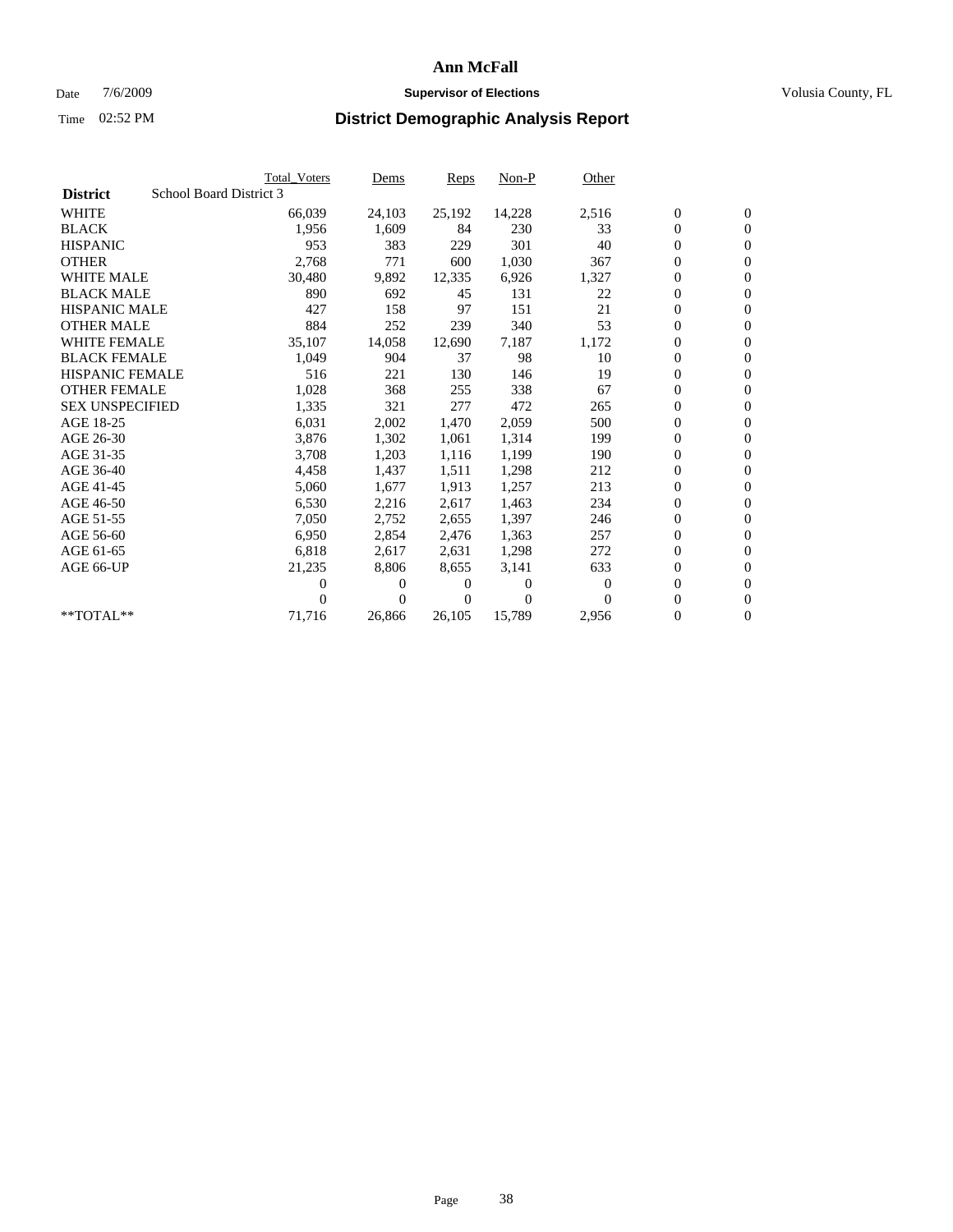# Ann McFall

Date 7/6/2009 **Supervisor of Elections** Volusia County, FL

Time 02:52 PM **District Demographic Analysis Report**

| | Total_Voters | Dems | Reps | Non-P | Other | | |
|---|---|---|---|---|---|---|---|
| **District** School Board District 3 | | | | | | | |
| WHITE | 66,039 | 24,103 | 25,192 | 14,228 | 2,516 | 0 | 0 |
| BLACK | 1,956 | 1,609 | 84 | 230 | 33 | 0 | 0 |
| HISPANIC | 953 | 383 | 229 | 301 | 40 | 0 | 0 |
| OTHER | 2,768 | 771 | 600 | 1,030 | 367 | 0 | 0 |
| WHITE MALE | 30,480 | 9,892 | 12,335 | 6,926 | 1,327 | 0 | 0 |
| BLACK MALE | 890 | 692 | 45 | 131 | 22 | 0 | 0 |
| HISPANIC MALE | 427 | 158 | 97 | 151 | 21 | 0 | 0 |
| OTHER MALE | 884 | 252 | 239 | 340 | 53 | 0 | 0 |
| WHITE FEMALE | 35,107 | 14,058 | 12,690 | 7,187 | 1,172 | 0 | 0 |
| BLACK FEMALE | 1,049 | 904 | 37 | 98 | 10 | 0 | 0 |
| HISPANIC FEMALE | 516 | 221 | 130 | 146 | 19 | 0 | 0 |
| OTHER FEMALE | 1,028 | 368 | 255 | 338 | 67 | 0 | 0 |
| SEX UNSPECIFIED | 1,335 | 321 | 277 | 472 | 265 | 0 | 0 |
| AGE 18-25 | 6,031 | 2,002 | 1,470 | 2,059 | 500 | 0 | 0 |
| AGE 26-30 | 3,876 | 1,302 | 1,061 | 1,314 | 199 | 0 | 0 |
| AGE 31-35 | 3,708 | 1,203 | 1,116 | 1,199 | 190 | 0 | 0 |
| AGE 36-40 | 4,458 | 1,437 | 1,511 | 1,298 | 212 | 0 | 0 |
| AGE 41-45 | 5,060 | 1,677 | 1,913 | 1,257 | 213 | 0 | 0 |
| AGE 46-50 | 6,530 | 2,216 | 2,617 | 1,463 | 234 | 0 | 0 |
| AGE 51-55 | 7,050 | 2,752 | 2,655 | 1,397 | 246 | 0 | 0 |
| AGE 56-60 | 6,950 | 2,854 | 2,476 | 1,363 | 257 | 0 | 0 |
| AGE 61-65 | 6,818 | 2,617 | 2,631 | 1,298 | 272 | 0 | 0 |
| AGE 66-UP | 21,235 | 8,806 | 8,655 | 3,141 | 633 | 0 | 0 |
| | 0 | 0 | 0 | 0 | 0 | 0 | 0 |
| | 0 | 0 | 0 | 0 | 0 | 0 | 0 |
| **TOTAL** | 71,716 | 26,866 | 26,105 | 15,789 | 2,956 | 0 | 0 |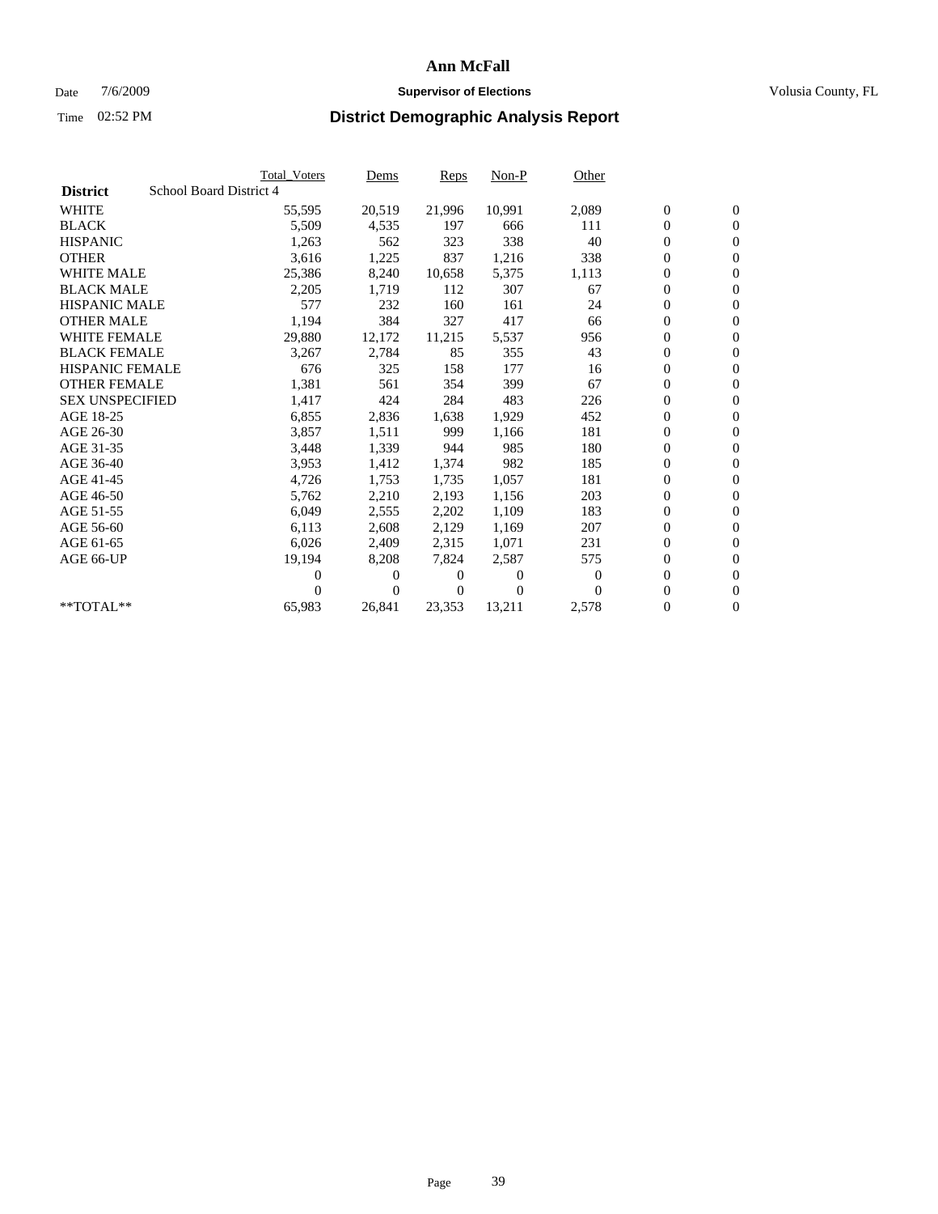# Ann McFall

Date 7/6/2009 **Supervisor of Elections** Volusia County, FL

Time 02:52 PM **District Demographic Analysis Report**

| | Total_Voters | Dems | Reps | Non-P | Other | | |
|---|---|---|---|---|---|---|---|
| **District** School Board District 4 | | | | | | | |
| WHITE | 55,595 | 20,519 | 21,996 | 10,991 | 2,089 | 0 | 0 |
| BLACK | 5,509 | 4,535 | 197 | 666 | 111 | 0 | 0 |
| HISPANIC | 1,263 | 562 | 323 | 338 | 40 | 0 | 0 |
| OTHER | 3,616 | 1,225 | 837 | 1,216 | 338 | 0 | 0 |
| WHITE MALE | 25,386 | 8,240 | 10,658 | 5,375 | 1,113 | 0 | 0 |
| BLACK MALE | 2,205 | 1,719 | 112 | 307 | 67 | 0 | 0 |
| HISPANIC MALE | 577 | 232 | 160 | 161 | 24 | 0 | 0 |
| OTHER MALE | 1,194 | 384 | 327 | 417 | 66 | 0 | 0 |
| WHITE FEMALE | 29,880 | 12,172 | 11,215 | 5,537 | 956 | 0 | 0 |
| BLACK FEMALE | 3,267 | 2,784 | 85 | 355 | 43 | 0 | 0 |
| HISPANIC FEMALE | 676 | 325 | 158 | 177 | 16 | 0 | 0 |
| OTHER FEMALE | 1,381 | 561 | 354 | 399 | 67 | 0 | 0 |
| SEX UNSPECIFIED | 1,417 | 424 | 284 | 483 | 226 | 0 | 0 |
| AGE 18-25 | 6,855 | 2,836 | 1,638 | 1,929 | 452 | 0 | 0 |
| AGE 26-30 | 3,857 | 1,511 | 999 | 1,166 | 181 | 0 | 0 |
| AGE 31-35 | 3,448 | 1,339 | 944 | 985 | 180 | 0 | 0 |
| AGE 36-40 | 3,953 | 1,412 | 1,374 | 982 | 185 | 0 | 0 |
| AGE 41-45 | 4,726 | 1,753 | 1,735 | 1,057 | 181 | 0 | 0 |
| AGE 46-50 | 5,762 | 2,210 | 2,193 | 1,156 | 203 | 0 | 0 |
| AGE 51-55 | 6,049 | 2,555 | 2,202 | 1,109 | 183 | 0 | 0 |
| AGE 56-60 | 6,113 | 2,608 | 2,129 | 1,169 | 207 | 0 | 0 |
| AGE 61-65 | 6,026 | 2,409 | 2,315 | 1,071 | 231 | 0 | 0 |
| AGE 66-UP | 19,194 | 8,208 | 7,824 | 2,587 | 575 | 0 | 0 |
| | 0 | 0 | 0 | 0 | 0 | 0 | 0 |
| | 0 | 0 | 0 | 0 | 0 | 0 | 0 |
| **TOTAL** | 65,983 | 26,841 | 23,353 | 13,211 | 2,578 | 0 | 0 |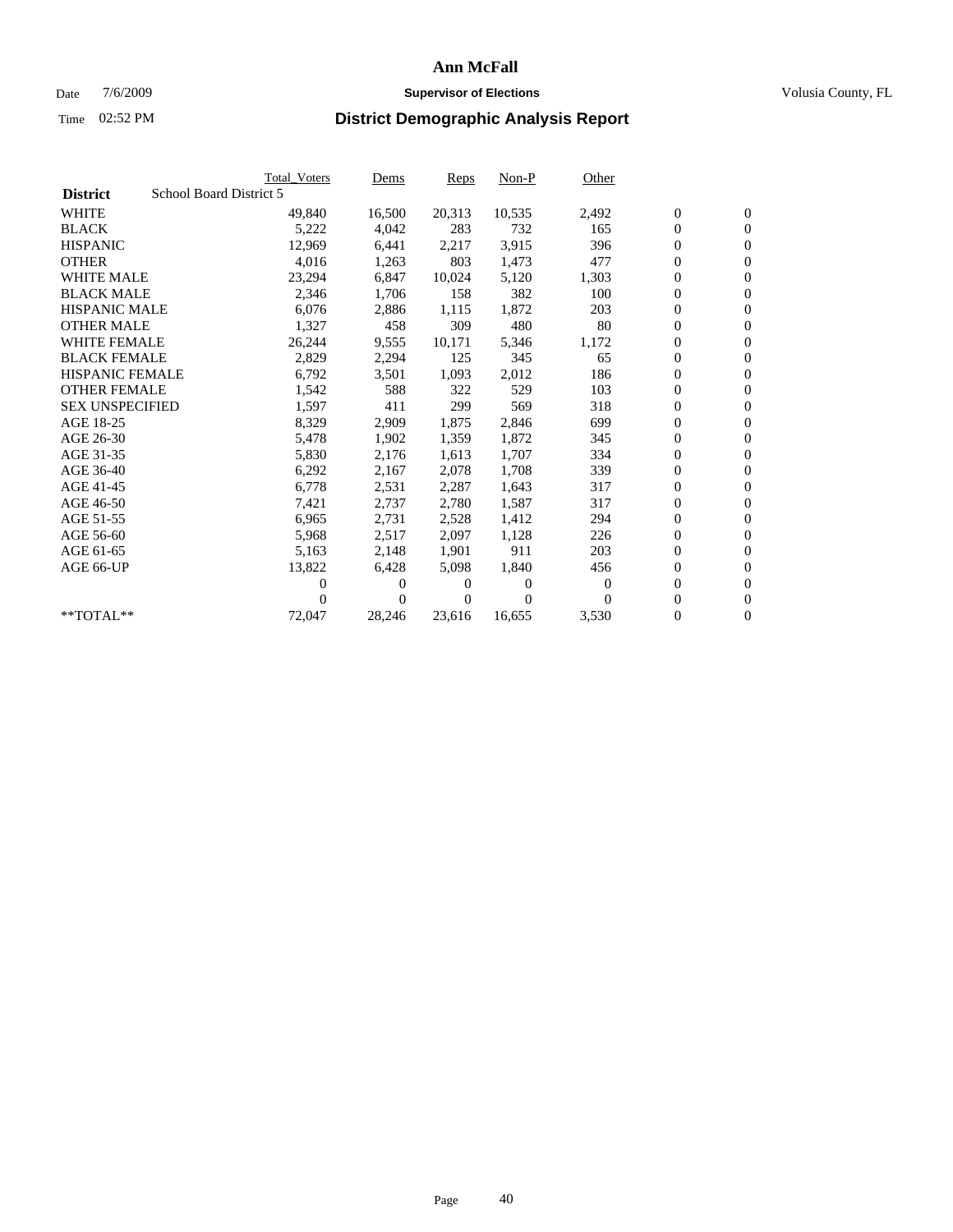# Ann McFall

Date 7/6/2009 **Supervisor of Elections** Volusia County, FL

Time 02:52 PM **District Demographic Analysis Report**

| | Total_Voters | Dems | Reps | Non-P | Other | | |
|---|---|---|---|---|---|---|---|
| **District** School Board District 5 | | | | | | | |
| WHITE | 49,840 | 16,500 | 20,313 | 10,535 | 2,492 | 0 | 0 |
| BLACK | 5,222 | 4,042 | 283 | 732 | 165 | 0 | 0 |
| HISPANIC | 12,969 | 6,441 | 2,217 | 3,915 | 396 | 0 | 0 |
| OTHER | 4,016 | 1,263 | 803 | 1,473 | 477 | 0 | 0 |
| WHITE MALE | 23,294 | 6,847 | 10,024 | 5,120 | 1,303 | 0 | 0 |
| BLACK MALE | 2,346 | 1,706 | 158 | 382 | 100 | 0 | 0 |
| HISPANIC MALE | 6,076 | 2,886 | 1,115 | 1,872 | 203 | 0 | 0 |
| OTHER MALE | 1,327 | 458 | 309 | 480 | 80 | 0 | 0 |
| WHITE FEMALE | 26,244 | 9,555 | 10,171 | 5,346 | 1,172 | 0 | 0 |
| BLACK FEMALE | 2,829 | 2,294 | 125 | 345 | 65 | 0 | 0 |
| HISPANIC FEMALE | 6,792 | 3,501 | 1,093 | 2,012 | 186 | 0 | 0 |
| OTHER FEMALE | 1,542 | 588 | 322 | 529 | 103 | 0 | 0 |
| SEX UNSPECIFIED | 1,597 | 411 | 299 | 569 | 318 | 0 | 0 |
| AGE 18-25 | 8,329 | 2,909 | 1,875 | 2,846 | 699 | 0 | 0 |
| AGE 26-30 | 5,478 | 1,902 | 1,359 | 1,872 | 345 | 0 | 0 |
| AGE 31-35 | 5,830 | 2,176 | 1,613 | 1,707 | 334 | 0 | 0 |
| AGE 36-40 | 6,292 | 2,167 | 2,078 | 1,708 | 339 | 0 | 0 |
| AGE 41-45 | 6,778 | 2,531 | 2,287 | 1,643 | 317 | 0 | 0 |
| AGE 46-50 | 7,421 | 2,737 | 2,780 | 1,587 | 317 | 0 | 0 |
| AGE 51-55 | 6,965 | 2,731 | 2,528 | 1,412 | 294 | 0 | 0 |
| AGE 56-60 | 5,968 | 2,517 | 2,097 | 1,128 | 226 | 0 | 0 |
| AGE 61-65 | 5,163 | 2,148 | 1,901 | 911 | 203 | 0 | 0 |
| AGE 66-UP | 13,822 | 6,428 | 5,098 | 1,840 | 456 | 0 | 0 |
| | 0 | 0 | 0 | 0 | 0 | 0 | 0 |
| | 0 | 0 | 0 | 0 | 0 | 0 | 0 |
| **TOTAL** | 72,047 | 28,246 | 23,616 | 16,655 | 3,530 | 0 | 0 |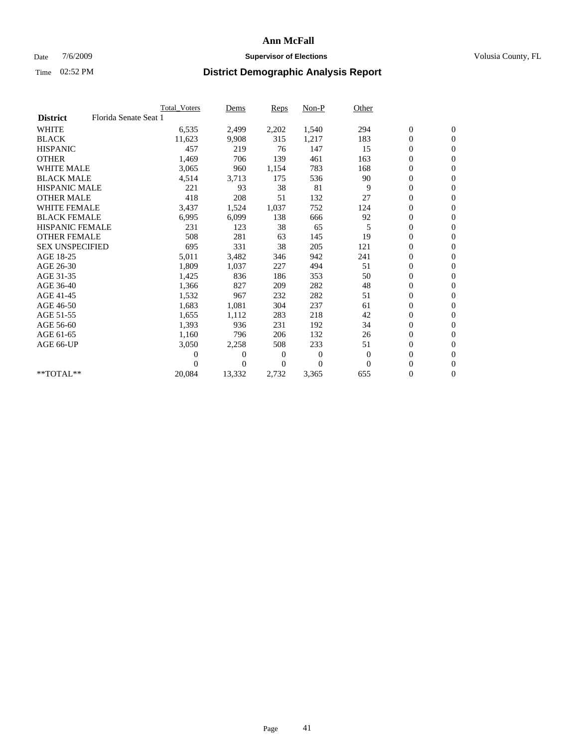# Ann McFall

Date 7/6/2009 **Supervisor of Elections** Volusia County, FL

Time 02:52 PM **District Demographic Analysis Report**

| | Total_Voters | Dems | Reps | Non-P | Other | | |
|---|---|---|---|---|---|---|---|
| **District** Florida Senate Seat 1 | | | | | | | |
| WHITE | 6,535 | 2,499 | 2,202 | 1,540 | 294 | 0 | 0 |
| BLACK | 11,623 | 9,908 | 315 | 1,217 | 183 | 0 | 0 |
| HISPANIC | 457 | 219 | 76 | 147 | 15 | 0 | 0 |
| OTHER | 1,469 | 706 | 139 | 461 | 163 | 0 | 0 |
| WHITE MALE | 3,065 | 960 | 1,154 | 783 | 168 | 0 | 0 |
| BLACK MALE | 4,514 | 3,713 | 175 | 536 | 90 | 0 | 0 |
| HISPANIC MALE | 221 | 93 | 38 | 81 | 9 | 0 | 0 |
| OTHER MALE | 418 | 208 | 51 | 132 | 27 | 0 | 0 |
| WHITE FEMALE | 3,437 | 1,524 | 1,037 | 752 | 124 | 0 | 0 |
| BLACK FEMALE | 6,995 | 6,099 | 138 | 666 | 92 | 0 | 0 |
| HISPANIC FEMALE | 231 | 123 | 38 | 65 | 5 | 0 | 0 |
| OTHER FEMALE | 508 | 281 | 63 | 145 | 19 | 0 | 0 |
| SEX UNSPECIFIED | 695 | 331 | 38 | 205 | 121 | 0 | 0 |
| AGE 18-25 | 5,011 | 3,482 | 346 | 942 | 241 | 0 | 0 |
| AGE 26-30 | 1,809 | 1,037 | 227 | 494 | 51 | 0 | 0 |
| AGE 31-35 | 1,425 | 836 | 186 | 353 | 50 | 0 | 0 |
| AGE 36-40 | 1,366 | 827 | 209 | 282 | 48 | 0 | 0 |
| AGE 41-45 | 1,532 | 967 | 232 | 282 | 51 | 0 | 0 |
| AGE 46-50 | 1,683 | 1,081 | 304 | 237 | 61 | 0 | 0 |
| AGE 51-55 | 1,655 | 1,112 | 283 | 218 | 42 | 0 | 0 |
| AGE 56-60 | 1,393 | 936 | 231 | 192 | 34 | 0 | 0 |
| AGE 61-65 | 1,160 | 796 | 206 | 132 | 26 | 0 | 0 |
| AGE 66-UP | 3,050 | 2,258 | 508 | 233 | 51 | 0 | 0 |
| | 0 | 0 | 0 | 0 | 0 | 0 | 0 |
| | 0 | 0 | 0 | 0 | 0 | 0 | 0 |
| **TOTAL** | 20,084 | 13,332 | 2,732 | 3,365 | 655 | 0 | 0 |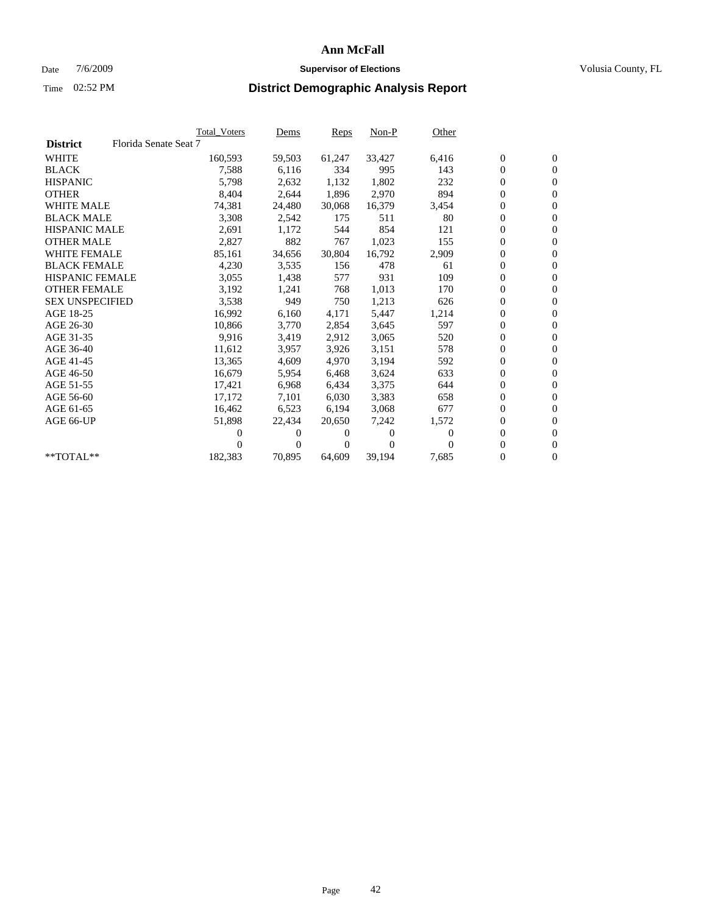# Ann McFall

Date 7/6/2009 **Supervisor of Elections** Volusia County, FL

Time 02:52 PM **District Demographic Analysis Report**

| | Total_Voters | Dems | Reps | Non-P | Other | | |
|---|---|---|---|---|---|---|---|
| **District** Florida Senate Seat 7 | | | | | | | |
| WHITE | 160,593 | 59,503 | 61,247 | 33,427 | 6,416 | 0 | 0 |
| BLACK | 7,588 | 6,116 | 334 | 995 | 143 | 0 | 0 |
| HISPANIC | 5,798 | 2,632 | 1,132 | 1,802 | 232 | 0 | 0 |
| OTHER | 8,404 | 2,644 | 1,896 | 2,970 | 894 | 0 | 0 |
| WHITE MALE | 74,381 | 24,480 | 30,068 | 16,379 | 3,454 | 0 | 0 |
| BLACK MALE | 3,308 | 2,542 | 175 | 511 | 80 | 0 | 0 |
| HISPANIC MALE | 2,691 | 1,172 | 544 | 854 | 121 | 0 | 0 |
| OTHER MALE | 2,827 | 882 | 767 | 1,023 | 155 | 0 | 0 |
| WHITE FEMALE | 85,161 | 34,656 | 30,804 | 16,792 | 2,909 | 0 | 0 |
| BLACK FEMALE | 4,230 | 3,535 | 156 | 478 | 61 | 0 | 0 |
| HISPANIC FEMALE | 3,055 | 1,438 | 577 | 931 | 109 | 0 | 0 |
| OTHER FEMALE | 3,192 | 1,241 | 768 | 1,013 | 170 | 0 | 0 |
| SEX UNSPECIFIED | 3,538 | 949 | 750 | 1,213 | 626 | 0 | 0 |
| AGE 18-25 | 16,992 | 6,160 | 4,171 | 5,447 | 1,214 | 0 | 0 |
| AGE 26-30 | 10,866 | 3,770 | 2,854 | 3,645 | 597 | 0 | 0 |
| AGE 31-35 | 9,916 | 3,419 | 2,912 | 3,065 | 520 | 0 | 0 |
| AGE 36-40 | 11,612 | 3,957 | 3,926 | 3,151 | 578 | 0 | 0 |
| AGE 41-45 | 13,365 | 4,609 | 4,970 | 3,194 | 592 | 0 | 0 |
| AGE 46-50 | 16,679 | 5,954 | 6,468 | 3,624 | 633 | 0 | 0 |
| AGE 51-55 | 17,421 | 6,968 | 6,434 | 3,375 | 644 | 0 | 0 |
| AGE 56-60 | 17,172 | 7,101 | 6,030 | 3,383 | 658 | 0 | 0 |
| AGE 61-65 | 16,462 | 6,523 | 6,194 | 3,068 | 677 | 0 | 0 |
| AGE 66-UP | 51,898 | 22,434 | 20,650 | 7,242 | 1,572 | 0 | 0 |
| | 0 | 0 | 0 | 0 | 0 | 0 | 0 |
| | 0 | 0 | 0 | 0 | 0 | 0 | 0 |
| **TOTAL** | 182,383 | 70,895 | 64,609 | 39,194 | 7,685 | 0 | 0 |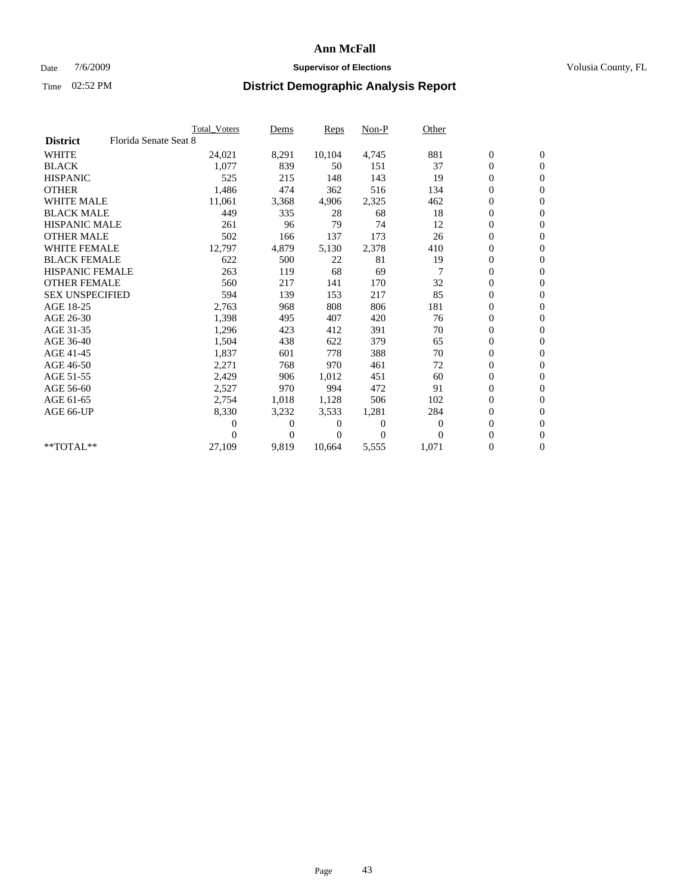**Ann McFall**

Date 7/6/2009 **Supervisor of Elections** Volusia County, FL

Time 02:52 PM **District Demographic Analysis Report**

| | Total_Voters | Dems | Reps | Non-P | Other | | |
|---|---|---|---|---|---|---|---|
| **District** Florida Senate Seat 8 | | | | | | | |
| WHITE | 24,021 | 8,291 | 10,104 | 4,745 | 881 | 0 | 0 |
| BLACK | 1,077 | 839 | 50 | 151 | 37 | 0 | 0 |
| HISPANIC | 525 | 215 | 148 | 143 | 19 | 0 | 0 |
| OTHER | 1,486 | 474 | 362 | 516 | 134 | 0 | 0 |
| WHITE MALE | 11,061 | 3,368 | 4,906 | 2,325 | 462 | 0 | 0 |
| BLACK MALE | 449 | 335 | 28 | 68 | 18 | 0 | 0 |
| HISPANIC MALE | 261 | 96 | 79 | 74 | 12 | 0 | 0 |
| OTHER MALE | 502 | 166 | 137 | 173 | 26 | 0 | 0 |
| WHITE FEMALE | 12,797 | 4,879 | 5,130 | 2,378 | 410 | 0 | 0 |
| BLACK FEMALE | 622 | 500 | 22 | 81 | 19 | 0 | 0 |
| HISPANIC FEMALE | 263 | 119 | 68 | 69 | 7 | 0 | 0 |
| OTHER FEMALE | 560 | 217 | 141 | 170 | 32 | 0 | 0 |
| SEX UNSPECIFIED | 594 | 139 | 153 | 217 | 85 | 0 | 0 |
| AGE 18-25 | 2,763 | 968 | 808 | 806 | 181 | 0 | 0 |
| AGE 26-30 | 1,398 | 495 | 407 | 420 | 76 | 0 | 0 |
| AGE 31-35 | 1,296 | 423 | 412 | 391 | 70 | 0 | 0 |
| AGE 36-40 | 1,504 | 438 | 622 | 379 | 65 | 0 | 0 |
| AGE 41-45 | 1,837 | 601 | 778 | 388 | 70 | 0 | 0 |
| AGE 46-50 | 2,271 | 768 | 970 | 461 | 72 | 0 | 0 |
| AGE 51-55 | 2,429 | 906 | 1,012 | 451 | 60 | 0 | 0 |
| AGE 56-60 | 2,527 | 970 | 994 | 472 | 91 | 0 | 0 |
| AGE 61-65 | 2,754 | 1,018 | 1,128 | 506 | 102 | 0 | 0 |
| AGE 66-UP | 8,330 | 3,232 | 3,533 | 1,281 | 284 | 0 | 0 |
| | 0 | 0 | 0 | 0 | 0 | 0 | 0 |
| | 0 | 0 | 0 | 0 | 0 | 0 | 0 |
| **TOTAL** | 27,109 | 9,819 | 10,664 | 5,555 | 1,071 | 0 | 0 |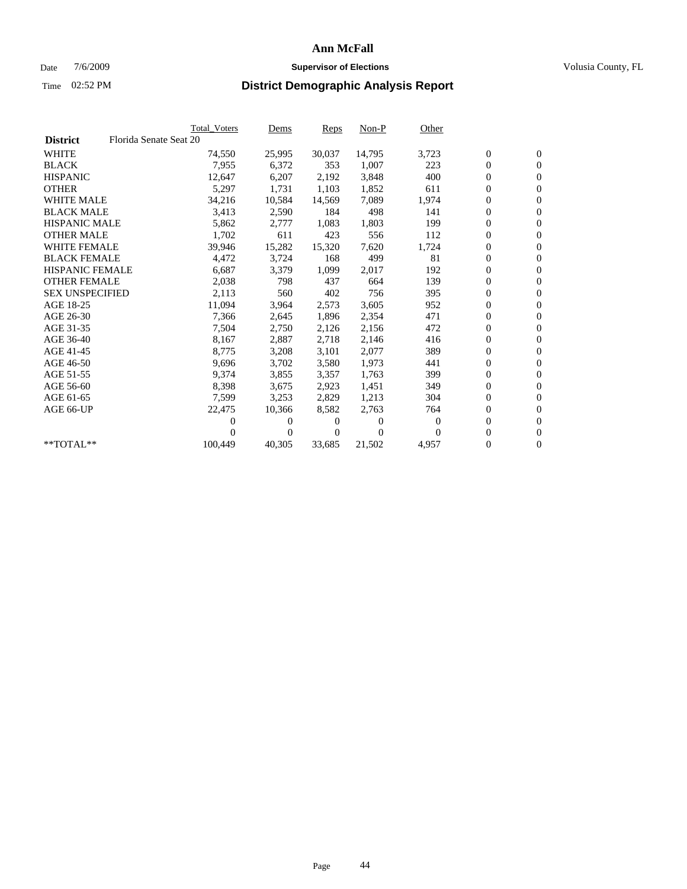# Ann McFall

Date 7/6/2009 **Supervisor of Elections** Volusia County, FL

Time 02:52 PM **District Demographic Analysis Report**

| | Total_Voters | Dems | Reps | Non-P | Other | | |
|---|---|---|---|---|---|---|---|
| **District** Florida Senate Seat 20 | | | | | | | |
| WHITE | 74,550 | 25,995 | 30,037 | 14,795 | 3,723 | 0 | 0 |
| BLACK | 7,955 | 6,372 | 353 | 1,007 | 223 | 0 | 0 |
| HISPANIC | 12,647 | 6,207 | 2,192 | 3,848 | 400 | 0 | 0 |
| OTHER | 5,297 | 1,731 | 1,103 | 1,852 | 611 | 0 | 0 |
| WHITE MALE | 34,216 | 10,584 | 14,569 | 7,089 | 1,974 | 0 | 0 |
| BLACK MALE | 3,413 | 2,590 | 184 | 498 | 141 | 0 | 0 |
| HISPANIC MALE | 5,862 | 2,777 | 1,083 | 1,803 | 199 | 0 | 0 |
| OTHER MALE | 1,702 | 611 | 423 | 556 | 112 | 0 | 0 |
| WHITE FEMALE | 39,946 | 15,282 | 15,320 | 7,620 | 1,724 | 0 | 0 |
| BLACK FEMALE | 4,472 | 3,724 | 168 | 499 | 81 | 0 | 0 |
| HISPANIC FEMALE | 6,687 | 3,379 | 1,099 | 2,017 | 192 | 0 | 0 |
| OTHER FEMALE | 2,038 | 798 | 437 | 664 | 139 | 0 | 0 |
| SEX UNSPECIFIED | 2,113 | 560 | 402 | 756 | 395 | 0 | 0 |
| AGE 18-25 | 11,094 | 3,964 | 2,573 | 3,605 | 952 | 0 | 0 |
| AGE 26-30 | 7,366 | 2,645 | 1,896 | 2,354 | 471 | 0 | 0 |
| AGE 31-35 | 7,504 | 2,750 | 2,126 | 2,156 | 472 | 0 | 0 |
| AGE 36-40 | 8,167 | 2,887 | 2,718 | 2,146 | 416 | 0 | 0 |
| AGE 41-45 | 8,775 | 3,208 | 3,101 | 2,077 | 389 | 0 | 0 |
| AGE 46-50 | 9,696 | 3,702 | 3,580 | 1,973 | 441 | 0 | 0 |
| AGE 51-55 | 9,374 | 3,855 | 3,357 | 1,763 | 399 | 0 | 0 |
| AGE 56-60 | 8,398 | 3,675 | 2,923 | 1,451 | 349 | 0 | 0 |
| AGE 61-65 | 7,599 | 3,253 | 2,829 | 1,213 | 304 | 0 | 0 |
| AGE 66-UP | 22,475 | 10,366 | 8,582 | 2,763 | 764 | 0 | 0 |
| | 0 | 0 | 0 | 0 | 0 | 0 | 0 |
| | 0 | 0 | 0 | 0 | 0 | 0 | 0 |
| **TOTAL** | 100,449 | 40,305 | 33,685 | 21,502 | 4,957 | 0 | 0 |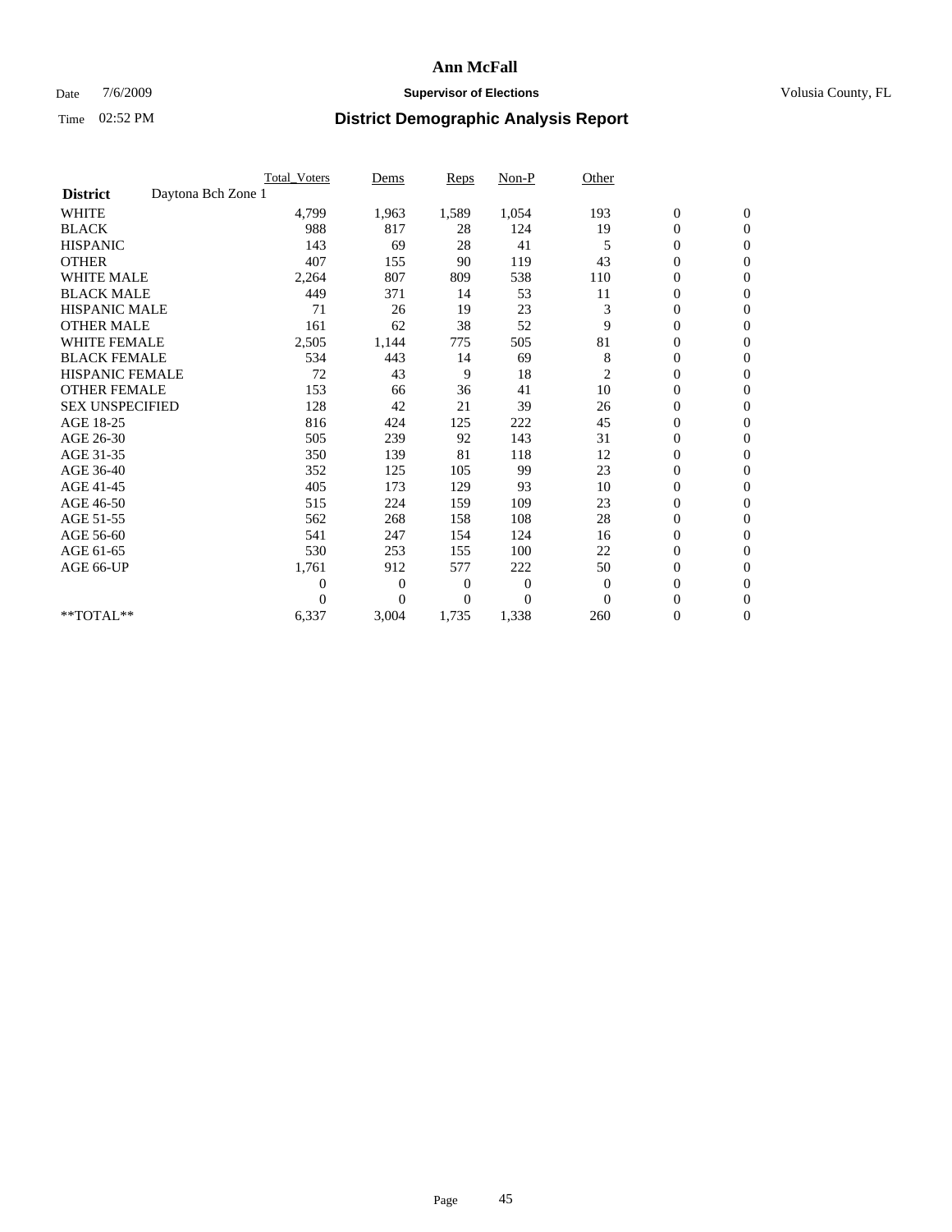# Ann McFall

Date 7/6/2009 **Supervisor of Elections** Volusia County, FL

Time 02:52 PM **District Demographic Analysis Report**

| | Total_Voters | Dems | Reps | Non-P | Other | | |
|---|---|---|---|---|---|---|---|
| **District** Daytona Bch Zone 1 | | | | | | | |
| WHITE | 4,799 | 1,963 | 1,589 | 1,054 | 193 | 0 | 0 |
| BLACK | 988 | 817 | 28 | 124 | 19 | 0 | 0 |
| HISPANIC | 143 | 69 | 28 | 41 | 5 | 0 | 0 |
| OTHER | 407 | 155 | 90 | 119 | 43 | 0 | 0 |
| WHITE MALE | 2,264 | 807 | 809 | 538 | 110 | 0 | 0 |
| BLACK MALE | 449 | 371 | 14 | 53 | 11 | 0 | 0 |
| HISPANIC MALE | 71 | 26 | 19 | 23 | 3 | 0 | 0 |
| OTHER MALE | 161 | 62 | 38 | 52 | 9 | 0 | 0 |
| WHITE FEMALE | 2,505 | 1,144 | 775 | 505 | 81 | 0 | 0 |
| BLACK FEMALE | 534 | 443 | 14 | 69 | 8 | 0 | 0 |
| HISPANIC FEMALE | 72 | 43 | 9 | 18 | 2 | 0 | 0 |
| OTHER FEMALE | 153 | 66 | 36 | 41 | 10 | 0 | 0 |
| SEX UNSPECIFIED | 128 | 42 | 21 | 39 | 26 | 0 | 0 |
| AGE 18-25 | 816 | 424 | 125 | 222 | 45 | 0 | 0 |
| AGE 26-30 | 505 | 239 | 92 | 143 | 31 | 0 | 0 |
| AGE 31-35 | 350 | 139 | 81 | 118 | 12 | 0 | 0 |
| AGE 36-40 | 352 | 125 | 105 | 99 | 23 | 0 | 0 |
| AGE 41-45 | 405 | 173 | 129 | 93 | 10 | 0 | 0 |
| AGE 46-50 | 515 | 224 | 159 | 109 | 23 | 0 | 0 |
| AGE 51-55 | 562 | 268 | 158 | 108 | 28 | 0 | 0 |
| AGE 56-60 | 541 | 247 | 154 | 124 | 16 | 0 | 0 |
| AGE 61-65 | 530 | 253 | 155 | 100 | 22 | 0 | 0 |
| AGE 66-UP | 1,761 | 912 | 577 | 222 | 50 | 0 | 0 |
| | 0 | 0 | 0 | 0 | 0 | 0 | 0 |
| | 0 | 0 | 0 | 0 | 0 | 0 | 0 |
| **TOTAL** | 6,337 | 3,004 | 1,735 | 1,338 | 260 | 0 | 0 |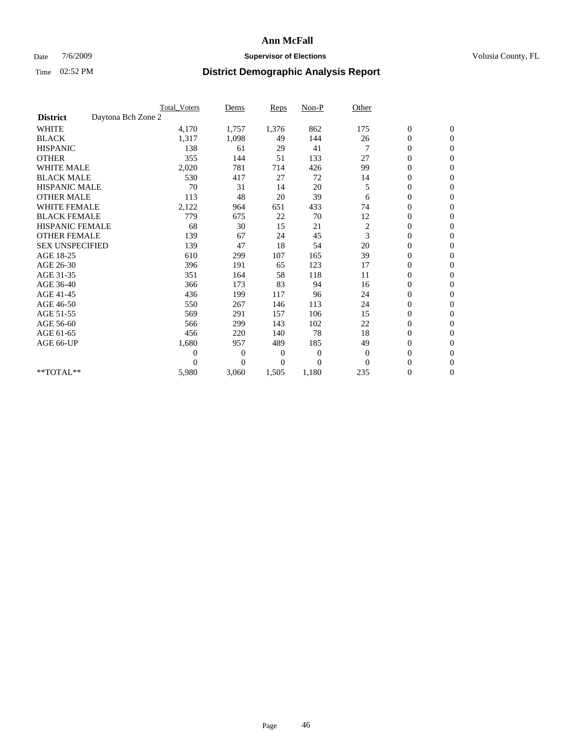**Ann McFall**

Date 7/6/2009 **Supervisor of Elections** Volusia County, FL

Time 02:52 PM **District Demographic Analysis Report**

| | Total_Voters | Dems | Reps | Non-P | Other | | |
|---|---|---|---|---|---|---|---|
| **District** Daytona Bch Zone 2 | | | | | | | |
| WHITE | 4,170 | 1,757 | 1,376 | 862 | 175 | 0 | 0 |
| BLACK | 1,317 | 1,098 | 49 | 144 | 26 | 0 | 0 |
| HISPANIC | 138 | 61 | 29 | 41 | 7 | 0 | 0 |
| OTHER | 355 | 144 | 51 | 133 | 27 | 0 | 0 |
| WHITE MALE | 2,020 | 781 | 714 | 426 | 99 | 0 | 0 |
| BLACK MALE | 530 | 417 | 27 | 72 | 14 | 0 | 0 |
| HISPANIC MALE | 70 | 31 | 14 | 20 | 5 | 0 | 0 |
| OTHER MALE | 113 | 48 | 20 | 39 | 6 | 0 | 0 |
| WHITE FEMALE | 2,122 | 964 | 651 | 433 | 74 | 0 | 0 |
| BLACK FEMALE | 779 | 675 | 22 | 70 | 12 | 0 | 0 |
| HISPANIC FEMALE | 68 | 30 | 15 | 21 | 2 | 0 | 0 |
| OTHER FEMALE | 139 | 67 | 24 | 45 | 3 | 0 | 0 |
| SEX UNSPECIFIED | 139 | 47 | 18 | 54 | 20 | 0 | 0 |
| AGE 18-25 | 610 | 299 | 107 | 165 | 39 | 0 | 0 |
| AGE 26-30 | 396 | 191 | 65 | 123 | 17 | 0 | 0 |
| AGE 31-35 | 351 | 164 | 58 | 118 | 11 | 0 | 0 |
| AGE 36-40 | 366 | 173 | 83 | 94 | 16 | 0 | 0 |
| AGE 41-45 | 436 | 199 | 117 | 96 | 24 | 0 | 0 |
| AGE 46-50 | 550 | 267 | 146 | 113 | 24 | 0 | 0 |
| AGE 51-55 | 569 | 291 | 157 | 106 | 15 | 0 | 0 |
| AGE 56-60 | 566 | 299 | 143 | 102 | 22 | 0 | 0 |
| AGE 61-65 | 456 | 220 | 140 | 78 | 18 | 0 | 0 |
| AGE 66-UP | 1,680 | 957 | 489 | 185 | 49 | 0 | 0 |
| | 0 | 0 | 0 | 0 | 0 | 0 | 0 |
| | 0 | 0 | 0 | 0 | 0 | 0 | 0 |
| **TOTAL** | 5,980 | 3,060 | 1,505 | 1,180 | 235 | 0 | 0 |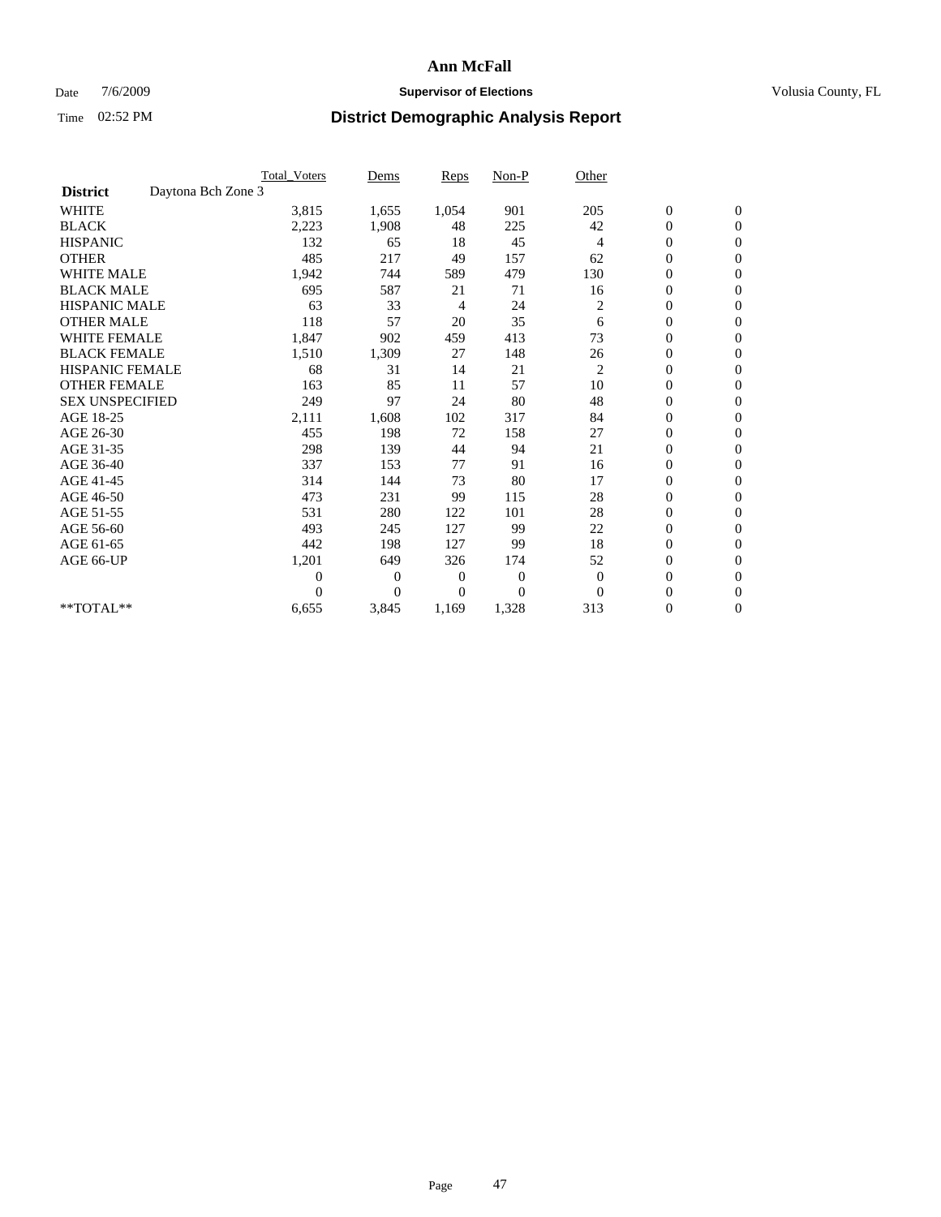**Ann McFall**

Date 7/6/2009 **Supervisor of Elections** Volusia County, FL

Time 02:52 PM **District Demographic Analysis Report**

| | Total_Voters | Dems | Reps | Non-P | Other | | |
|---|---|---|---|---|---|---|---|
| **District** Daytona Bch Zone 3 | | | | | | | |
| WHITE | 3,815 | 1,655 | 1,054 | 901 | 205 | 0 | 0 |
| BLACK | 2,223 | 1,908 | 48 | 225 | 42 | 0 | 0 |
| HISPANIC | 132 | 65 | 18 | 45 | 4 | 0 | 0 |
| OTHER | 485 | 217 | 49 | 157 | 62 | 0 | 0 |
| WHITE MALE | 1,942 | 744 | 589 | 479 | 130 | 0 | 0 |
| BLACK MALE | 695 | 587 | 21 | 71 | 16 | 0 | 0 |
| HISPANIC MALE | 63 | 33 | 4 | 24 | 2 | 0 | 0 |
| OTHER MALE | 118 | 57 | 20 | 35 | 6 | 0 | 0 |
| WHITE FEMALE | 1,847 | 902 | 459 | 413 | 73 | 0 | 0 |
| BLACK FEMALE | 1,510 | 1,309 | 27 | 148 | 26 | 0 | 0 |
| HISPANIC FEMALE | 68 | 31 | 14 | 21 | 2 | 0 | 0 |
| OTHER FEMALE | 163 | 85 | 11 | 57 | 10 | 0 | 0 |
| SEX UNSPECIFIED | 249 | 97 | 24 | 80 | 48 | 0 | 0 |
| AGE 18-25 | 2,111 | 1,608 | 102 | 317 | 84 | 0 | 0 |
| AGE 26-30 | 455 | 198 | 72 | 158 | 27 | 0 | 0 |
| AGE 31-35 | 298 | 139 | 44 | 94 | 21 | 0 | 0 |
| AGE 36-40 | 337 | 153 | 77 | 91 | 16 | 0 | 0 |
| AGE 41-45 | 314 | 144 | 73 | 80 | 17 | 0 | 0 |
| AGE 46-50 | 473 | 231 | 99 | 115 | 28 | 0 | 0 |
| AGE 51-55 | 531 | 280 | 122 | 101 | 28 | 0 | 0 |
| AGE 56-60 | 493 | 245 | 127 | 99 | 22 | 0 | 0 |
| AGE 61-65 | 442 | 198 | 127 | 99 | 18 | 0 | 0 |
| AGE 66-UP | 1,201 | 649 | 326 | 174 | 52 | 0 | 0 |
| | 0 | 0 | 0 | 0 | 0 | 0 | 0 |
| | 0 | 0 | 0 | 0 | 0 | 0 | 0 |
| **TOTAL** | 6,655 | 3,845 | 1,169 | 1,328 | 313 | 0 | 0 |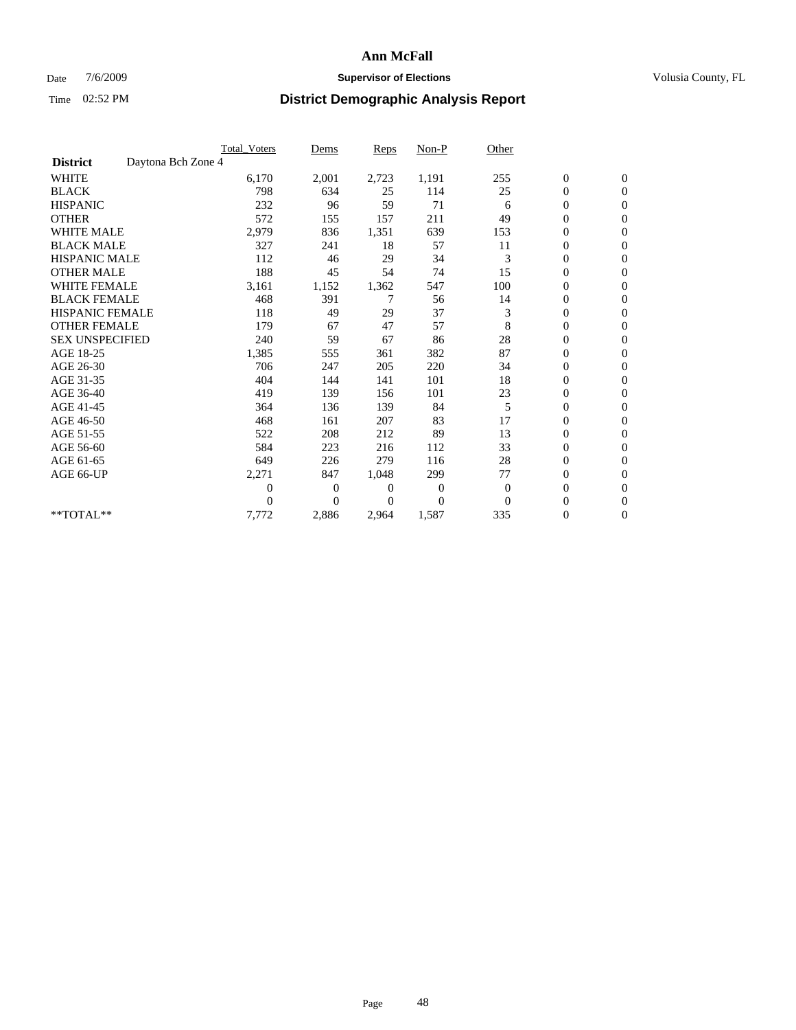# Ann McFall

Date 7/6/2009 **Supervisor of Elections** Volusia County, FL

Time 02:52 PM **District Demographic Analysis Report**

| | Total_Voters | Dems | Reps | Non-P | Other | | |
|---|---|---|---|---|---|---|---|
| **District** Daytona Bch Zone 4 | | | | | | | |
| WHITE | 6,170 | 2,001 | 2,723 | 1,191 | 255 | 0 | 0 |
| BLACK | 798 | 634 | 25 | 114 | 25 | 0 | 0 |
| HISPANIC | 232 | 96 | 59 | 71 | 6 | 0 | 0 |
| OTHER | 572 | 155 | 157 | 211 | 49 | 0 | 0 |
| WHITE MALE | 2,979 | 836 | 1,351 | 639 | 153 | 0 | 0 |
| BLACK MALE | 327 | 241 | 18 | 57 | 11 | 0 | 0 |
| HISPANIC MALE | 112 | 46 | 29 | 34 | 3 | 0 | 0 |
| OTHER MALE | 188 | 45 | 54 | 74 | 15 | 0 | 0 |
| WHITE FEMALE | 3,161 | 1,152 | 1,362 | 547 | 100 | 0 | 0 |
| BLACK FEMALE | 468 | 391 | 7 | 56 | 14 | 0 | 0 |
| HISPANIC FEMALE | 118 | 49 | 29 | 37 | 3 | 0 | 0 |
| OTHER FEMALE | 179 | 67 | 47 | 57 | 8 | 0 | 0 |
| SEX UNSPECIFIED | 240 | 59 | 67 | 86 | 28 | 0 | 0 |
| AGE 18-25 | 1,385 | 555 | 361 | 382 | 87 | 0 | 0 |
| AGE 26-30 | 706 | 247 | 205 | 220 | 34 | 0 | 0 |
| AGE 31-35 | 404 | 144 | 141 | 101 | 18 | 0 | 0 |
| AGE 36-40 | 419 | 139 | 156 | 101 | 23 | 0 | 0 |
| AGE 41-45 | 364 | 136 | 139 | 84 | 5 | 0 | 0 |
| AGE 46-50 | 468 | 161 | 207 | 83 | 17 | 0 | 0 |
| AGE 51-55 | 522 | 208 | 212 | 89 | 13 | 0 | 0 |
| AGE 56-60 | 584 | 223 | 216 | 112 | 33 | 0 | 0 |
| AGE 61-65 | 649 | 226 | 279 | 116 | 28 | 0 | 0 |
| AGE 66-UP | 2,271 | 847 | 1,048 | 299 | 77 | 0 | 0 |
| | 0 | 0 | 0 | 0 | 0 | 0 | 0 |
| | 0 | 0 | 0 | 0 | 0 | 0 | 0 |
| **TOTAL** | 7,772 | 2,886 | 2,964 | 1,587 | 335 | 0 | 0 |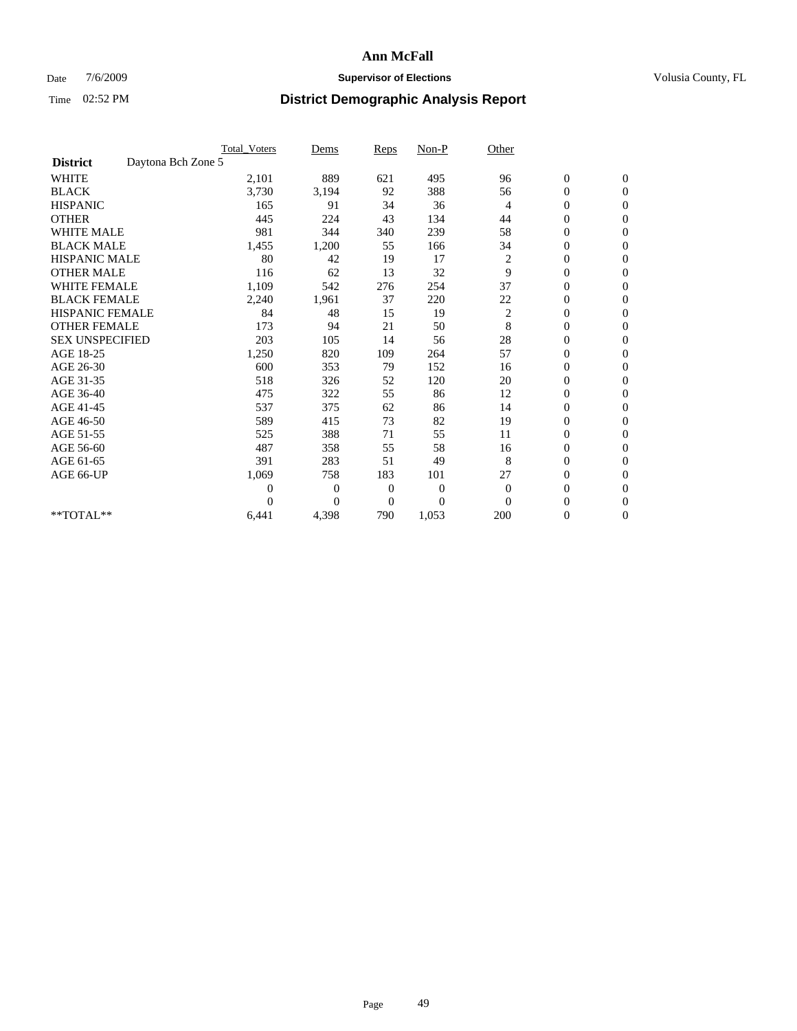# Ann McFall

Date 7/6/2009 **Supervisor of Elections** Volusia County, FL

Time 02:52 PM **District Demographic Analysis Report**

| | Total_Voters | Dems | Reps | Non-P | Other | | |
|---|---|---|---|---|---|---|---|
| **District** Daytona Bch Zone 5 | | | | | | | |
| WHITE | 2,101 | 889 | 621 | 495 | 96 | 0 | 0 |
| BLACK | 3,730 | 3,194 | 92 | 388 | 56 | 0 | 0 |
| HISPANIC | 165 | 91 | 34 | 36 | 4 | 0 | 0 |
| OTHER | 445 | 224 | 43 | 134 | 44 | 0 | 0 |
| WHITE MALE | 981 | 344 | 340 | 239 | 58 | 0 | 0 |
| BLACK MALE | 1,455 | 1,200 | 55 | 166 | 34 | 0 | 0 |
| HISPANIC MALE | 80 | 42 | 19 | 17 | 2 | 0 | 0 |
| OTHER MALE | 116 | 62 | 13 | 32 | 9 | 0 | 0 |
| WHITE FEMALE | 1,109 | 542 | 276 | 254 | 37 | 0 | 0 |
| BLACK FEMALE | 2,240 | 1,961 | 37 | 220 | 22 | 0 | 0 |
| HISPANIC FEMALE | 84 | 48 | 15 | 19 | 2 | 0 | 0 |
| OTHER FEMALE | 173 | 94 | 21 | 50 | 8 | 0 | 0 |
| SEX UNSPECIFIED | 203 | 105 | 14 | 56 | 28 | 0 | 0 |
| AGE 18-25 | 1,250 | 820 | 109 | 264 | 57 | 0 | 0 |
| AGE 26-30 | 600 | 353 | 79 | 152 | 16 | 0 | 0 |
| AGE 31-35 | 518 | 326 | 52 | 120 | 20 | 0 | 0 |
| AGE 36-40 | 475 | 322 | 55 | 86 | 12 | 0 | 0 |
| AGE 41-45 | 537 | 375 | 62 | 86 | 14 | 0 | 0 |
| AGE 46-50 | 589 | 415 | 73 | 82 | 19 | 0 | 0 |
| AGE 51-55 | 525 | 388 | 71 | 55 | 11 | 0 | 0 |
| AGE 56-60 | 487 | 358 | 55 | 58 | 16 | 0 | 0 |
| AGE 61-65 | 391 | 283 | 51 | 49 | 8 | 0 | 0 |
| AGE 66-UP | 1,069 | 758 | 183 | 101 | 27 | 0 | 0 |
| | 0 | 0 | 0 | 0 | 0 | 0 | 0 |
| | 0 | 0 | 0 | 0 | 0 | 0 | 0 |
| **TOTAL** | 6,441 | 4,398 | 790 | 1,053 | 200 | 0 | 0 |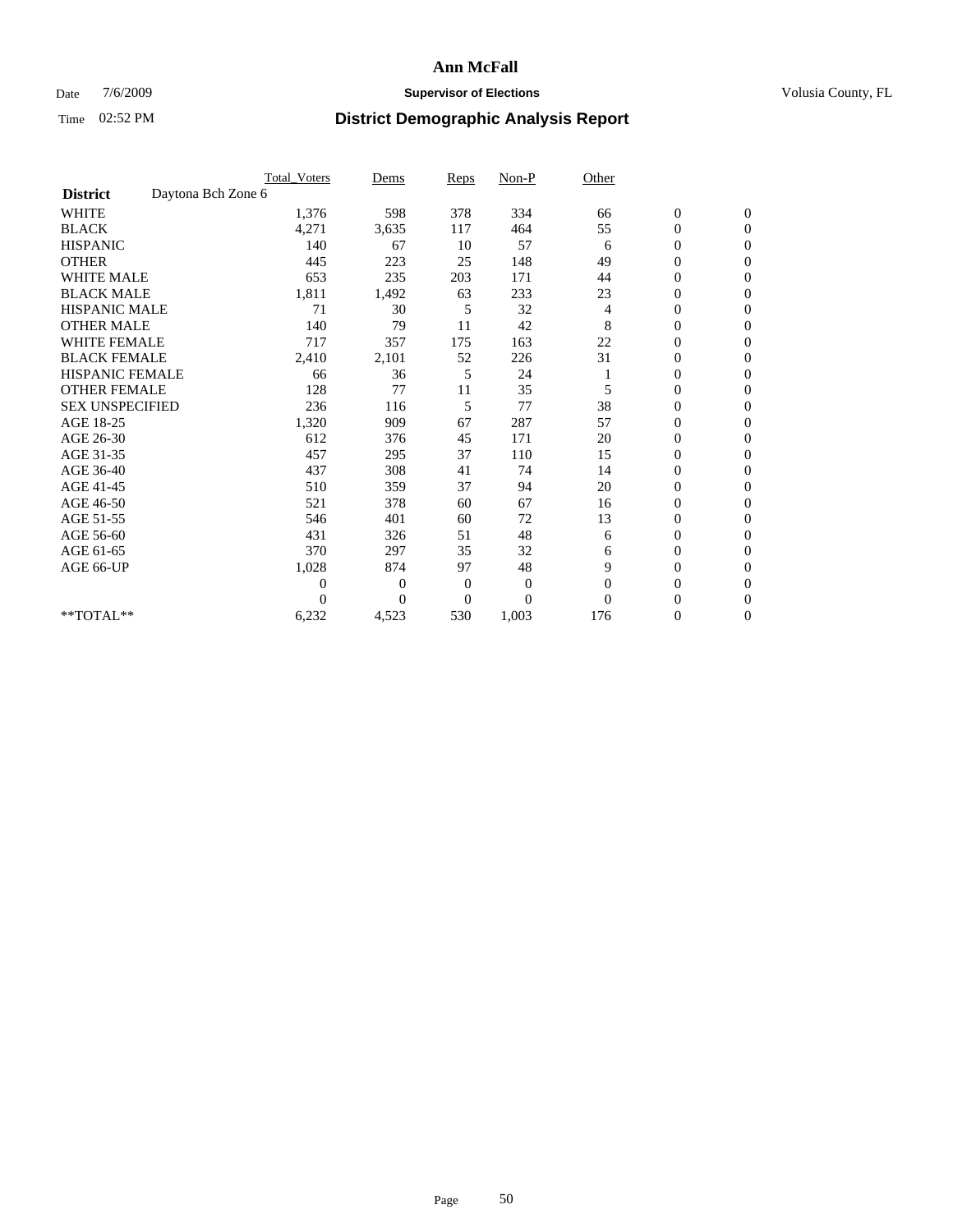# Ann McFall

Date 7/6/2009 **Supervisor of Elections** Volusia County, FL

Time 02:52 PM

## District Demographic Analysis Report

| | Total_Voters | Dems | Reps | Non-P | Other | | |
|---|---|---|---|---|---|---|---|
| **District** Daytona Bch Zone 6 | | | | | | | |
| WHITE | 1,376 | 598 | 378 | 334 | 66 | 0 | 0 |
| BLACK | 4,271 | 3,635 | 117 | 464 | 55 | 0 | 0 |
| HISPANIC | 140 | 67 | 10 | 57 | 6 | 0 | 0 |
| OTHER | 445 | 223 | 25 | 148 | 49 | 0 | 0 |
| WHITE MALE | 653 | 235 | 203 | 171 | 44 | 0 | 0 |
| BLACK MALE | 1,811 | 1,492 | 63 | 233 | 23 | 0 | 0 |
| HISPANIC MALE | 71 | 30 | 5 | 32 | 4 | 0 | 0 |
| OTHER MALE | 140 | 79 | 11 | 42 | 8 | 0 | 0 |
| WHITE FEMALE | 717 | 357 | 175 | 163 | 22 | 0 | 0 |
| BLACK FEMALE | 2,410 | 2,101 | 52 | 226 | 31 | 0 | 0 |
| HISPANIC FEMALE | 66 | 36 | 5 | 24 | 1 | 0 | 0 |
| OTHER FEMALE | 128 | 77 | 11 | 35 | 5 | 0 | 0 |
| SEX UNSPECIFIED | 236 | 116 | 5 | 77 | 38 | 0 | 0 |
| AGE 18-25 | 1,320 | 909 | 67 | 287 | 57 | 0 | 0 |
| AGE 26-30 | 612 | 376 | 45 | 171 | 20 | 0 | 0 |
| AGE 31-35 | 457 | 295 | 37 | 110 | 15 | 0 | 0 |
| AGE 36-40 | 437 | 308 | 41 | 74 | 14 | 0 | 0 |
| AGE 41-45 | 510 | 359 | 37 | 94 | 20 | 0 | 0 |
| AGE 46-50 | 521 | 378 | 60 | 67 | 16 | 0 | 0 |
| AGE 51-55 | 546 | 401 | 60 | 72 | 13 | 0 | 0 |
| AGE 56-60 | 431 | 326 | 51 | 48 | 6 | 0 | 0 |
| AGE 61-65 | 370 | 297 | 35 | 32 | 6 | 0 | 0 |
| AGE 66-UP | 1,028 | 874 | 97 | 48 | 9 | 0 | 0 |
| | 0 | 0 | 0 | 0 | 0 | 0 | 0 |
| | 0 | 0 | 0 | 0 | 0 | 0 | 0 |
| **TOTAL** | 6,232 | 4,523 | 530 | 1,003 | 176 | 0 | 0 |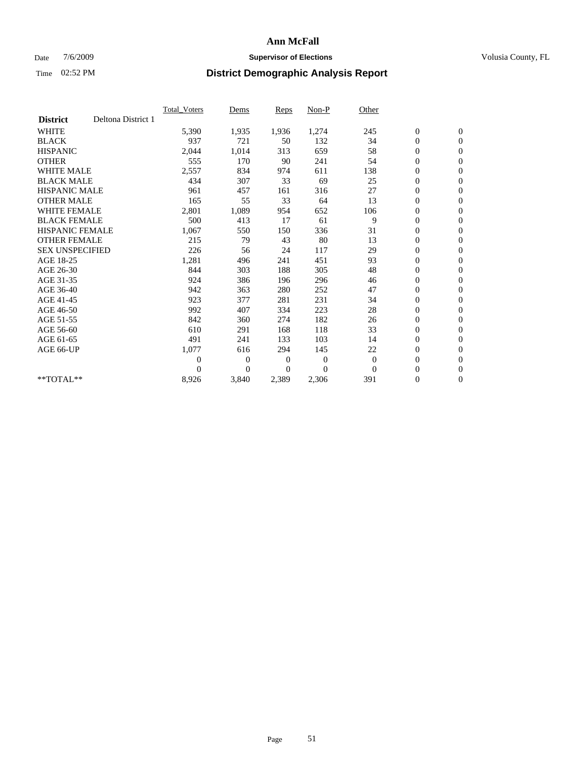# Ann McFall

Date 7/6/2009 **Supervisor of Elections** Volusia County, FL

Time 02:52 PM **District Demographic Analysis Report**

| | Total_Voters | Dems | Reps | Non-P | Other | | |
|---|---|---|---|---|---|---|---|
| **District** Deltona District 1 | | | | | | | |
| WHITE | 5,390 | 1,935 | 1,936 | 1,274 | 245 | 0 | 0 |
| BLACK | 937 | 721 | 50 | 132 | 34 | 0 | 0 |
| HISPANIC | 2,044 | 1,014 | 313 | 659 | 58 | 0 | 0 |
| OTHER | 555 | 170 | 90 | 241 | 54 | 0 | 0 |
| WHITE MALE | 2,557 | 834 | 974 | 611 | 138 | 0 | 0 |
| BLACK MALE | 434 | 307 | 33 | 69 | 25 | 0 | 0 |
| HISPANIC MALE | 961 | 457 | 161 | 316 | 27 | 0 | 0 |
| OTHER MALE | 165 | 55 | 33 | 64 | 13 | 0 | 0 |
| WHITE FEMALE | 2,801 | 1,089 | 954 | 652 | 106 | 0 | 0 |
| BLACK FEMALE | 500 | 413 | 17 | 61 | 9 | 0 | 0 |
| HISPANIC FEMALE | 1,067 | 550 | 150 | 336 | 31 | 0 | 0 |
| OTHER FEMALE | 215 | 79 | 43 | 80 | 13 | 0 | 0 |
| SEX UNSPECIFIED | 226 | 56 | 24 | 117 | 29 | 0 | 0 |
| AGE 18-25 | 1,281 | 496 | 241 | 451 | 93 | 0 | 0 |
| AGE 26-30 | 844 | 303 | 188 | 305 | 48 | 0 | 0 |
| AGE 31-35 | 924 | 386 | 196 | 296 | 46 | 0 | 0 |
| AGE 36-40 | 942 | 363 | 280 | 252 | 47 | 0 | 0 |
| AGE 41-45 | 923 | 377 | 281 | 231 | 34 | 0 | 0 |
| AGE 46-50 | 992 | 407 | 334 | 223 | 28 | 0 | 0 |
| AGE 51-55 | 842 | 360 | 274 | 182 | 26 | 0 | 0 |
| AGE 56-60 | 610 | 291 | 168 | 118 | 33 | 0 | 0 |
| AGE 61-65 | 491 | 241 | 133 | 103 | 14 | 0 | 0 |
| AGE 66-UP | 1,077 | 616 | 294 | 145 | 22 | 0 | 0 |
| | 0 | 0 | 0 | 0 | 0 | 0 | 0 |
| | 0 | 0 | 0 | 0 | 0 | 0 | 0 |
| **TOTAL** | 8,926 | 3,840 | 2,389 | 2,306 | 391 | 0 | 0 |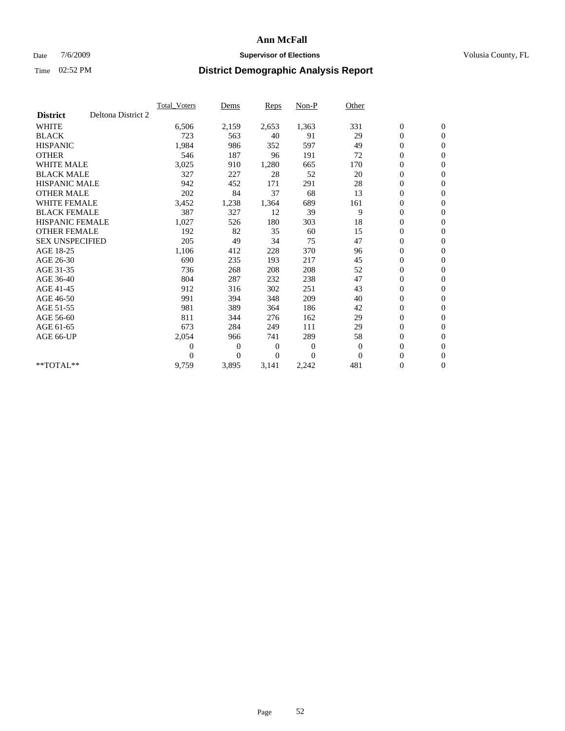# Ann McFall

Date 7/6/2009 **Supervisor of Elections** Volusia County, FL

Time 02:52 PM **District Demographic Analysis Report**

| | Total_Voters | Dems | Reps | Non-P | Other | | |
|---|---|---|---|---|---|---|---|
| **District** Deltona District 2 | | | | | | | |
| WHITE | 6,506 | 2,159 | 2,653 | 1,363 | 331 | 0 | 0 |
| BLACK | 723 | 563 | 40 | 91 | 29 | 0 | 0 |
| HISPANIC | 1,984 | 986 | 352 | 597 | 49 | 0 | 0 |
| OTHER | 546 | 187 | 96 | 191 | 72 | 0 | 0 |
| WHITE MALE | 3,025 | 910 | 1,280 | 665 | 170 | 0 | 0 |
| BLACK MALE | 327 | 227 | 28 | 52 | 20 | 0 | 0 |
| HISPANIC MALE | 942 | 452 | 171 | 291 | 28 | 0 | 0 |
| OTHER MALE | 202 | 84 | 37 | 68 | 13 | 0 | 0 |
| WHITE FEMALE | 3,452 | 1,238 | 1,364 | 689 | 161 | 0 | 0 |
| BLACK FEMALE | 387 | 327 | 12 | 39 | 9 | 0 | 0 |
| HISPANIC FEMALE | 1,027 | 526 | 180 | 303 | 18 | 0 | 0 |
| OTHER FEMALE | 192 | 82 | 35 | 60 | 15 | 0 | 0 |
| SEX UNSPECIFIED | 205 | 49 | 34 | 75 | 47 | 0 | 0 |
| AGE 18-25 | 1,106 | 412 | 228 | 370 | 96 | 0 | 0 |
| AGE 26-30 | 690 | 235 | 193 | 217 | 45 | 0 | 0 |
| AGE 31-35 | 736 | 268 | 208 | 208 | 52 | 0 | 0 |
| AGE 36-40 | 804 | 287 | 232 | 238 | 47 | 0 | 0 |
| AGE 41-45 | 912 | 316 | 302 | 251 | 43 | 0 | 0 |
| AGE 46-50 | 991 | 394 | 348 | 209 | 40 | 0 | 0 |
| AGE 51-55 | 981 | 389 | 364 | 186 | 42 | 0 | 0 |
| AGE 56-60 | 811 | 344 | 276 | 162 | 29 | 0 | 0 |
| AGE 61-65 | 673 | 284 | 249 | 111 | 29 | 0 | 0 |
| AGE 66-UP | 2,054 | 966 | 741 | 289 | 58 | 0 | 0 |
| | 0 | 0 | 0 | 0 | 0 | 0 | 0 |
| | 0 | 0 | 0 | 0 | 0 | 0 | 0 |
| **TOTAL** | 9,759 | 3,895 | 3,141 | 2,242 | 481 | 0 | 0 |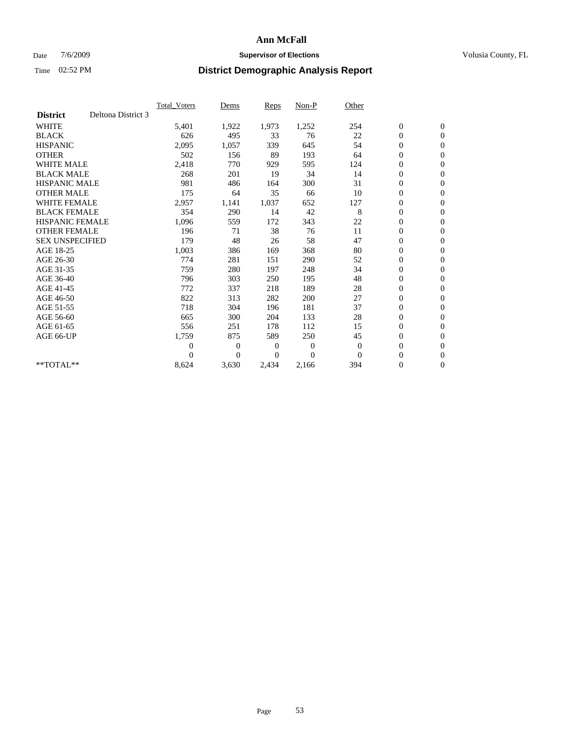# Ann McFall

Date 7/6/2009 **Supervisor of Elections** Volusia County, FL

Time 02:52 PM **District Demographic Analysis Report**

| | Total_Voters | Dems | Reps | Non-P | Other | | |
|---|---|---|---|---|---|---|---|
| **District** Deltona District 3 | | | | | | | |
| WHITE | 5,401 | 1,922 | 1,973 | 1,252 | 254 | 0 | 0 |
| BLACK | 626 | 495 | 33 | 76 | 22 | 0 | 0 |
| HISPANIC | 2,095 | 1,057 | 339 | 645 | 54 | 0 | 0 |
| OTHER | 502 | 156 | 89 | 193 | 64 | 0 | 0 |
| WHITE MALE | 2,418 | 770 | 929 | 595 | 124 | 0 | 0 |
| BLACK MALE | 268 | 201 | 19 | 34 | 14 | 0 | 0 |
| HISPANIC MALE | 981 | 486 | 164 | 300 | 31 | 0 | 0 |
| OTHER MALE | 175 | 64 | 35 | 66 | 10 | 0 | 0 |
| WHITE FEMALE | 2,957 | 1,141 | 1,037 | 652 | 127 | 0 | 0 |
| BLACK FEMALE | 354 | 290 | 14 | 42 | 8 | 0 | 0 |
| HISPANIC FEMALE | 1,096 | 559 | 172 | 343 | 22 | 0 | 0 |
| OTHER FEMALE | 196 | 71 | 38 | 76 | 11 | 0 | 0 |
| SEX UNSPECIFIED | 179 | 48 | 26 | 58 | 47 | 0 | 0 |
| AGE 18-25 | 1,003 | 386 | 169 | 368 | 80 | 0 | 0 |
| AGE 26-30 | 774 | 281 | 151 | 290 | 52 | 0 | 0 |
| AGE 31-35 | 759 | 280 | 197 | 248 | 34 | 0 | 0 |
| AGE 36-40 | 796 | 303 | 250 | 195 | 48 | 0 | 0 |
| AGE 41-45 | 772 | 337 | 218 | 189 | 28 | 0 | 0 |
| AGE 46-50 | 822 | 313 | 282 | 200 | 27 | 0 | 0 |
| AGE 51-55 | 718 | 304 | 196 | 181 | 37 | 0 | 0 |
| AGE 56-60 | 665 | 300 | 204 | 133 | 28 | 0 | 0 |
| AGE 61-65 | 556 | 251 | 178 | 112 | 15 | 0 | 0 |
| AGE 66-UP | 1,759 | 875 | 589 | 250 | 45 | 0 | 0 |
| | 0 | 0 | 0 | 0 | 0 | 0 | 0 |
| | 0 | 0 | 0 | 0 | 0 | 0 | 0 |
| **TOTAL** | 8,624 | 3,630 | 2,434 | 2,166 | 394 | 0 | 0 |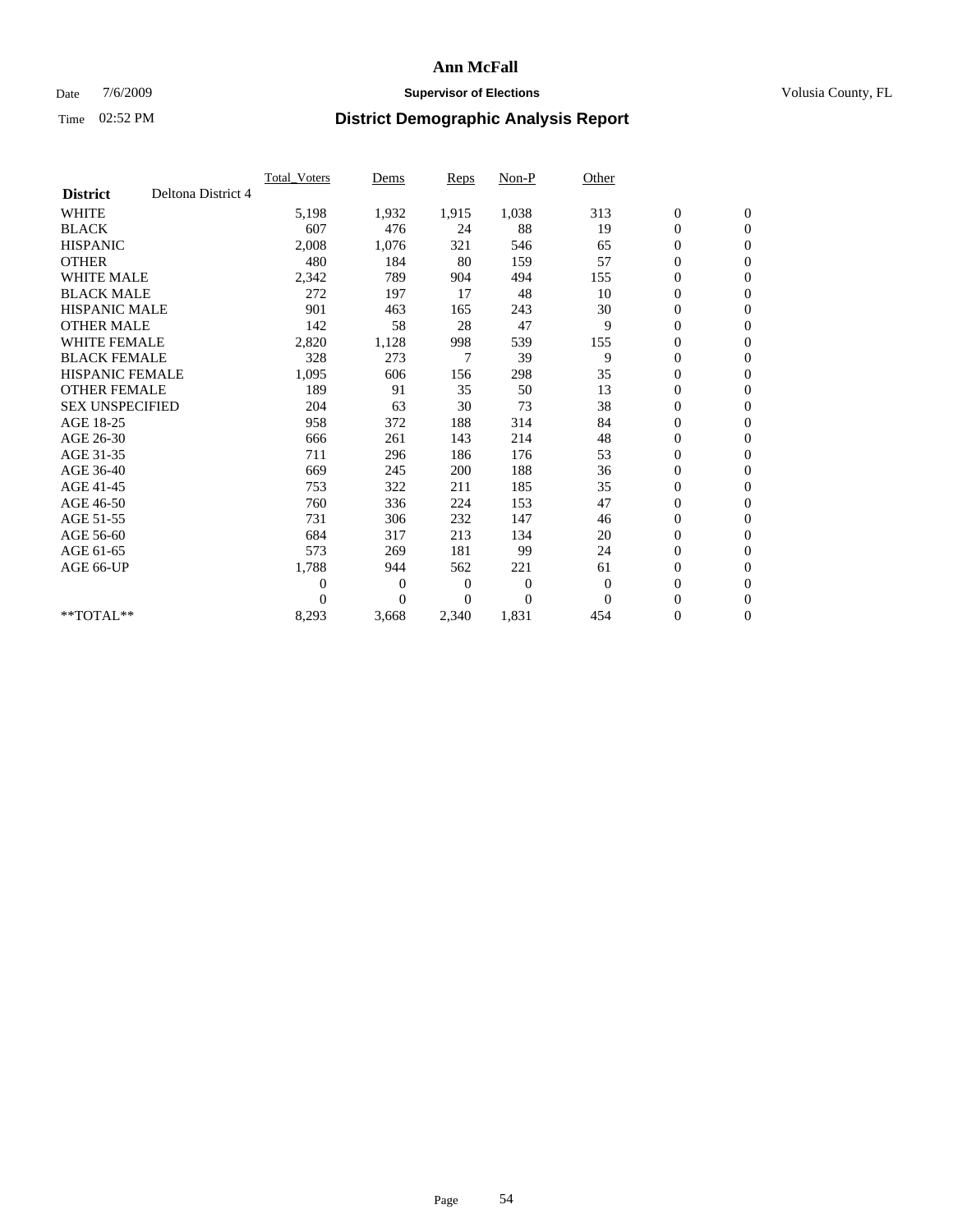# Ann McFall

Date 7/6/2009 **Supervisor of Elections** Volusia County, FL

Time 02:52 PM **District Demographic Analysis Report**

| | Total_Voters | Dems | Reps | Non-P | Other | | |
|---|---|---|---|---|---|---|---|
| **District** Deltona District 4 | | | | | | | |
| WHITE | 5,198 | 1,932 | 1,915 | 1,038 | 313 | 0 | 0 |
| BLACK | 607 | 476 | 24 | 88 | 19 | 0 | 0 |
| HISPANIC | 2,008 | 1,076 | 321 | 546 | 65 | 0 | 0 |
| OTHER | 480 | 184 | 80 | 159 | 57 | 0 | 0 |
| WHITE MALE | 2,342 | 789 | 904 | 494 | 155 | 0 | 0 |
| BLACK MALE | 272 | 197 | 17 | 48 | 10 | 0 | 0 |
| HISPANIC MALE | 901 | 463 | 165 | 243 | 30 | 0 | 0 |
| OTHER MALE | 142 | 58 | 28 | 47 | 9 | 0 | 0 |
| WHITE FEMALE | 2,820 | 1,128 | 998 | 539 | 155 | 0 | 0 |
| BLACK FEMALE | 328 | 273 | 7 | 39 | 9 | 0 | 0 |
| HISPANIC FEMALE | 1,095 | 606 | 156 | 298 | 35 | 0 | 0 |
| OTHER FEMALE | 189 | 91 | 35 | 50 | 13 | 0 | 0 |
| SEX UNSPECIFIED | 204 | 63 | 30 | 73 | 38 | 0 | 0 |
| AGE 18-25 | 958 | 372 | 188 | 314 | 84 | 0 | 0 |
| AGE 26-30 | 666 | 261 | 143 | 214 | 48 | 0 | 0 |
| AGE 31-35 | 711 | 296 | 186 | 176 | 53 | 0 | 0 |
| AGE 36-40 | 669 | 245 | 200 | 188 | 36 | 0 | 0 |
| AGE 41-45 | 753 | 322 | 211 | 185 | 35 | 0 | 0 |
| AGE 46-50 | 760 | 336 | 224 | 153 | 47 | 0 | 0 |
| AGE 51-55 | 731 | 306 | 232 | 147 | 46 | 0 | 0 |
| AGE 56-60 | 684 | 317 | 213 | 134 | 20 | 0 | 0 |
| AGE 61-65 | 573 | 269 | 181 | 99 | 24 | 0 | 0 |
| AGE 66-UP | 1,788 | 944 | 562 | 221 | 61 | 0 | 0 |
| | 0 | 0 | 0 | 0 | 0 | 0 | 0 |
| | 0 | 0 | 0 | 0 | 0 | 0 | 0 |
| **TOTAL** | 8,293 | 3,668 | 2,340 | 1,831 | 454 | 0 | 0 |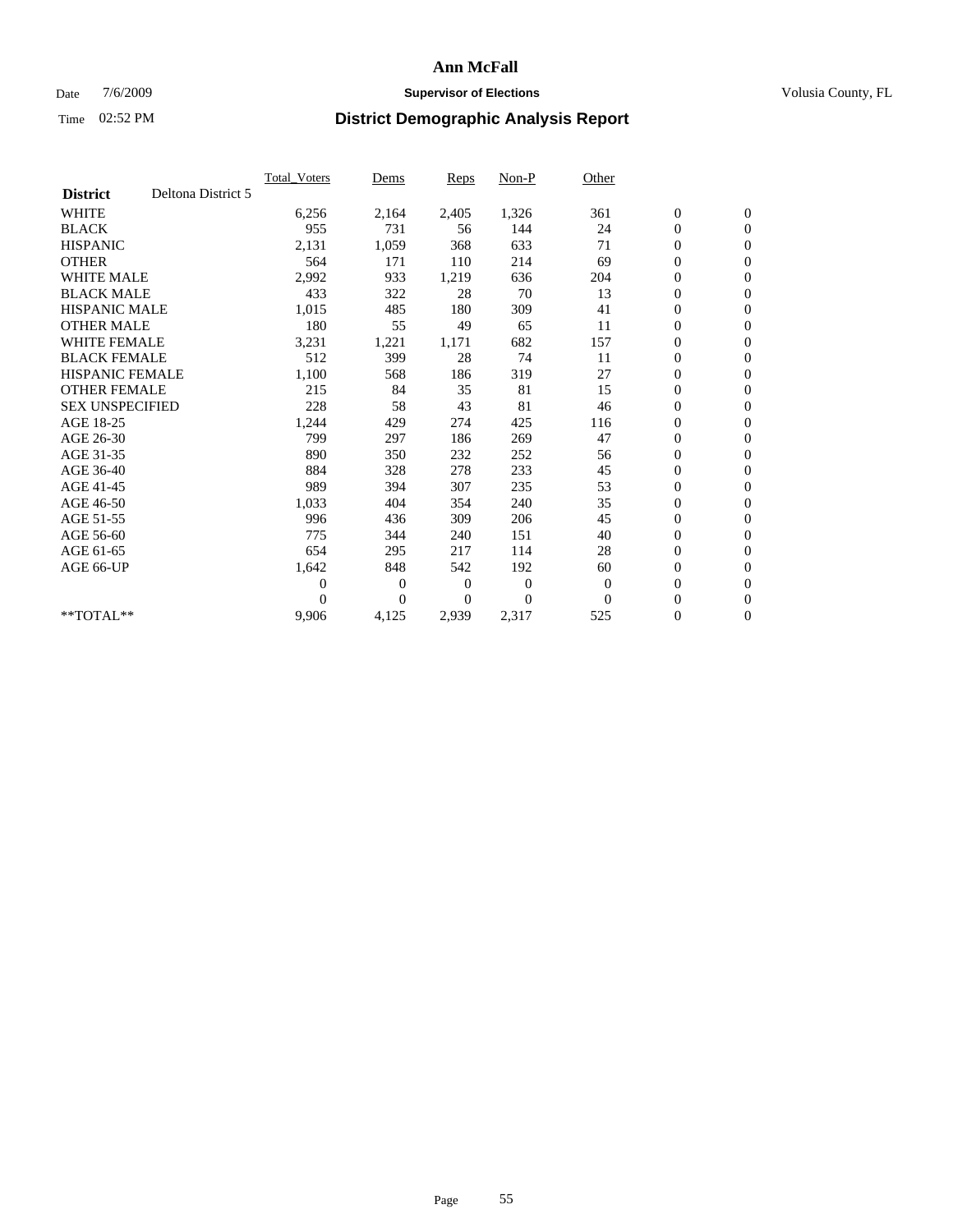# Ann McFall

Date 7/6/2009 **Supervisor of Elections** Volusia County, FL

Time 02:52 PM **District Demographic Analysis Report**

| | Total_Voters | Dems | Reps | Non-P | Other | | |
|---|---|---|---|---|---|---|---|
| **District** Deltona District 5 | | | | | | | |
| WHITE | 6,256 | 2,164 | 2,405 | 1,326 | 361 | 0 | 0 |
| BLACK | 955 | 731 | 56 | 144 | 24 | 0 | 0 |
| HISPANIC | 2,131 | 1,059 | 368 | 633 | 71 | 0 | 0 |
| OTHER | 564 | 171 | 110 | 214 | 69 | 0 | 0 |
| WHITE MALE | 2,992 | 933 | 1,219 | 636 | 204 | 0 | 0 |
| BLACK MALE | 433 | 322 | 28 | 70 | 13 | 0 | 0 |
| HISPANIC MALE | 1,015 | 485 | 180 | 309 | 41 | 0 | 0 |
| OTHER MALE | 180 | 55 | 49 | 65 | 11 | 0 | 0 |
| WHITE FEMALE | 3,231 | 1,221 | 1,171 | 682 | 157 | 0 | 0 |
| BLACK FEMALE | 512 | 399 | 28 | 74 | 11 | 0 | 0 |
| HISPANIC FEMALE | 1,100 | 568 | 186 | 319 | 27 | 0 | 0 |
| OTHER FEMALE | 215 | 84 | 35 | 81 | 15 | 0 | 0 |
| SEX UNSPECIFIED | 228 | 58 | 43 | 81 | 46 | 0 | 0 |
| AGE 18-25 | 1,244 | 429 | 274 | 425 | 116 | 0 | 0 |
| AGE 26-30 | 799 | 297 | 186 | 269 | 47 | 0 | 0 |
| AGE 31-35 | 890 | 350 | 232 | 252 | 56 | 0 | 0 |
| AGE 36-40 | 884 | 328 | 278 | 233 | 45 | 0 | 0 |
| AGE 41-45 | 989 | 394 | 307 | 235 | 53 | 0 | 0 |
| AGE 46-50 | 1,033 | 404 | 354 | 240 | 35 | 0 | 0 |
| AGE 51-55 | 996 | 436 | 309 | 206 | 45 | 0 | 0 |
| AGE 56-60 | 775 | 344 | 240 | 151 | 40 | 0 | 0 |
| AGE 61-65 | 654 | 295 | 217 | 114 | 28 | 0 | 0 |
| AGE 66-UP | 1,642 | 848 | 542 | 192 | 60 | 0 | 0 |
| | 0 | 0 | 0 | 0 | 0 | 0 | 0 |
| | 0 | 0 | 0 | 0 | 0 | 0 | 0 |
| **TOTAL** | 9,906 | 4,125 | 2,939 | 2,317 | 525 | 0 | 0 |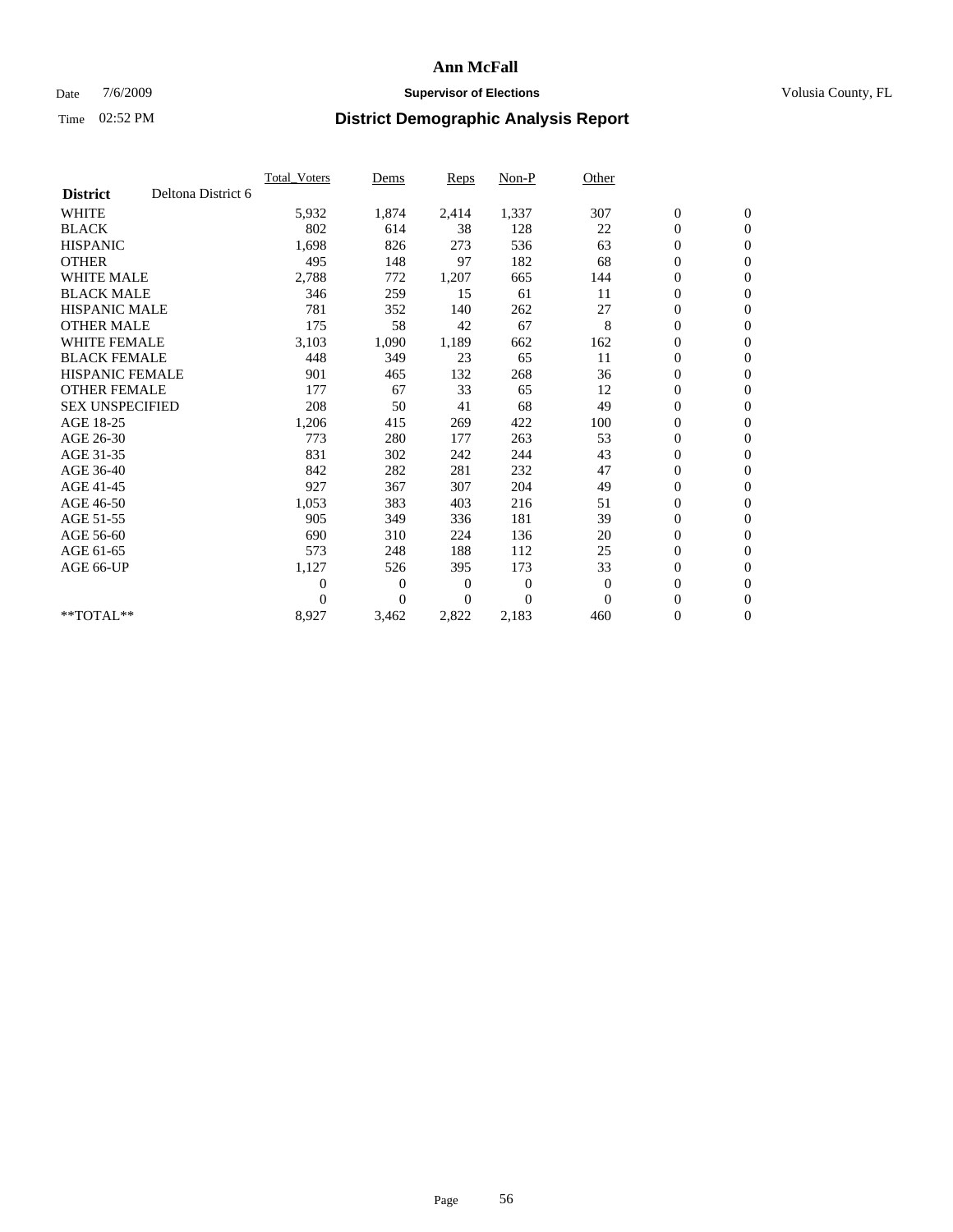# Ann McFall

Date 7/6/2009 **Supervisor of Elections** Volusia County, FL

Time 02:52 PM **District Demographic Analysis Report**

| | Total_Voters | Dems | Reps | Non-P | Other | | |
|---|---|---|---|---|---|---|---|
| **District** Deltona District 6 | | | | | | | |
| WHITE | 5,932 | 1,874 | 2,414 | 1,337 | 307 | 0 | 0 |
| BLACK | 802 | 614 | 38 | 128 | 22 | 0 | 0 |
| HISPANIC | 1,698 | 826 | 273 | 536 | 63 | 0 | 0 |
| OTHER | 495 | 148 | 97 | 182 | 68 | 0 | 0 |
| WHITE MALE | 2,788 | 772 | 1,207 | 665 | 144 | 0 | 0 |
| BLACK MALE | 346 | 259 | 15 | 61 | 11 | 0 | 0 |
| HISPANIC MALE | 781 | 352 | 140 | 262 | 27 | 0 | 0 |
| OTHER MALE | 175 | 58 | 42 | 67 | 8 | 0 | 0 |
| WHITE FEMALE | 3,103 | 1,090 | 1,189 | 662 | 162 | 0 | 0 |
| BLACK FEMALE | 448 | 349 | 23 | 65 | 11 | 0 | 0 |
| HISPANIC FEMALE | 901 | 465 | 132 | 268 | 36 | 0 | 0 |
| OTHER FEMALE | 177 | 67 | 33 | 65 | 12 | 0 | 0 |
| SEX UNSPECIFIED | 208 | 50 | 41 | 68 | 49 | 0 | 0 |
| AGE 18-25 | 1,206 | 415 | 269 | 422 | 100 | 0 | 0 |
| AGE 26-30 | 773 | 280 | 177 | 263 | 53 | 0 | 0 |
| AGE 31-35 | 831 | 302 | 242 | 244 | 43 | 0 | 0 |
| AGE 36-40 | 842 | 282 | 281 | 232 | 47 | 0 | 0 |
| AGE 41-45 | 927 | 367 | 307 | 204 | 49 | 0 | 0 |
| AGE 46-50 | 1,053 | 383 | 403 | 216 | 51 | 0 | 0 |
| AGE 51-55 | 905 | 349 | 336 | 181 | 39 | 0 | 0 |
| AGE 56-60 | 690 | 310 | 224 | 136 | 20 | 0 | 0 |
| AGE 61-65 | 573 | 248 | 188 | 112 | 25 | 0 | 0 |
| AGE 66-UP | 1,127 | 526 | 395 | 173 | 33 | 0 | 0 |
| | 0 | 0 | 0 | 0 | 0 | 0 | 0 |
| | 0 | 0 | 0 | 0 | 0 | 0 | 0 |
| **TOTAL** | 8,927 | 3,462 | 2,822 | 2,183 | 460 | 0 | 0 |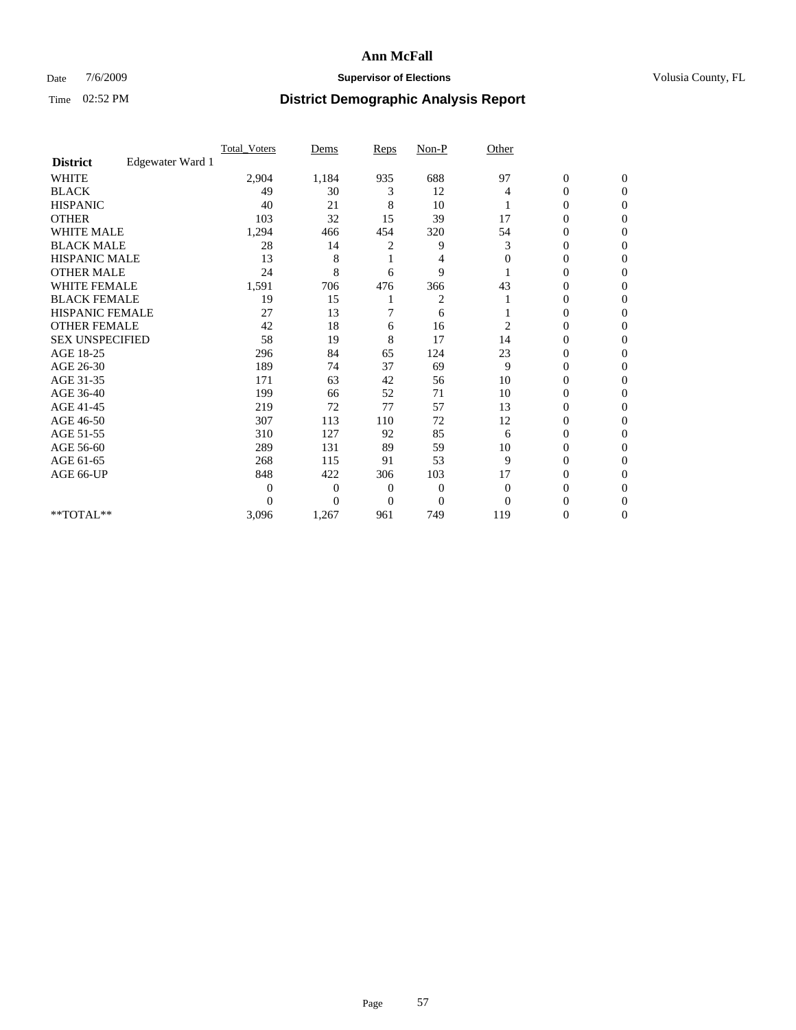**Ann McFall**

Date 7/6/2009 **Supervisor of Elections** Volusia County, FL

Time 02:52 PM **District Demographic Analysis Report**

| | Total_Voters | Dems | Reps | Non-P | Other | | |
|---|---|---|---|---|---|---|---|
| **District** Edgewater Ward 1 | | | | | | | |
| WHITE | 2,904 | 1,184 | 935 | 688 | 97 | 0 | 0 |
| BLACK | 49 | 30 | 3 | 12 | 4 | 0 | 0 |
| HISPANIC | 40 | 21 | 8 | 10 | 1 | 0 | 0 |
| OTHER | 103 | 32 | 15 | 39 | 17 | 0 | 0 |
| WHITE MALE | 1,294 | 466 | 454 | 320 | 54 | 0 | 0 |
| BLACK MALE | 28 | 14 | 2 | 9 | 3 | 0 | 0 |
| HISPANIC MALE | 13 | 8 | 1 | 4 | 0 | 0 | 0 |
| OTHER MALE | 24 | 8 | 6 | 9 | 1 | 0 | 0 |
| WHITE FEMALE | 1,591 | 706 | 476 | 366 | 43 | 0 | 0 |
| BLACK FEMALE | 19 | 15 | 1 | 2 | 1 | 0 | 0 |
| HISPANIC FEMALE | 27 | 13 | 7 | 6 | 1 | 0 | 0 |
| OTHER FEMALE | 42 | 18 | 6 | 16 | 2 | 0 | 0 |
| SEX UNSPECIFIED | 58 | 19 | 8 | 17 | 14 | 0 | 0 |
| AGE 18-25 | 296 | 84 | 65 | 124 | 23 | 0 | 0 |
| AGE 26-30 | 189 | 74 | 37 | 69 | 9 | 0 | 0 |
| AGE 31-35 | 171 | 63 | 42 | 56 | 10 | 0 | 0 |
| AGE 36-40 | 199 | 66 | 52 | 71 | 10 | 0 | 0 |
| AGE 41-45 | 219 | 72 | 77 | 57 | 13 | 0 | 0 |
| AGE 46-50 | 307 | 113 | 110 | 72 | 12 | 0 | 0 |
| AGE 51-55 | 310 | 127 | 92 | 85 | 6 | 0 | 0 |
| AGE 56-60 | 289 | 131 | 89 | 59 | 10 | 0 | 0 |
| AGE 61-65 | 268 | 115 | 91 | 53 | 9 | 0 | 0 |
| AGE 66-UP | 848 | 422 | 306 | 103 | 17 | 0 | 0 |
| | 0 | 0 | 0 | 0 | 0 | 0 | 0 |
| | 0 | 0 | 0 | 0 | 0 | 0 | 0 |
| **TOTAL** | 3,096 | 1,267 | 961 | 749 | 119 | 0 | 0 |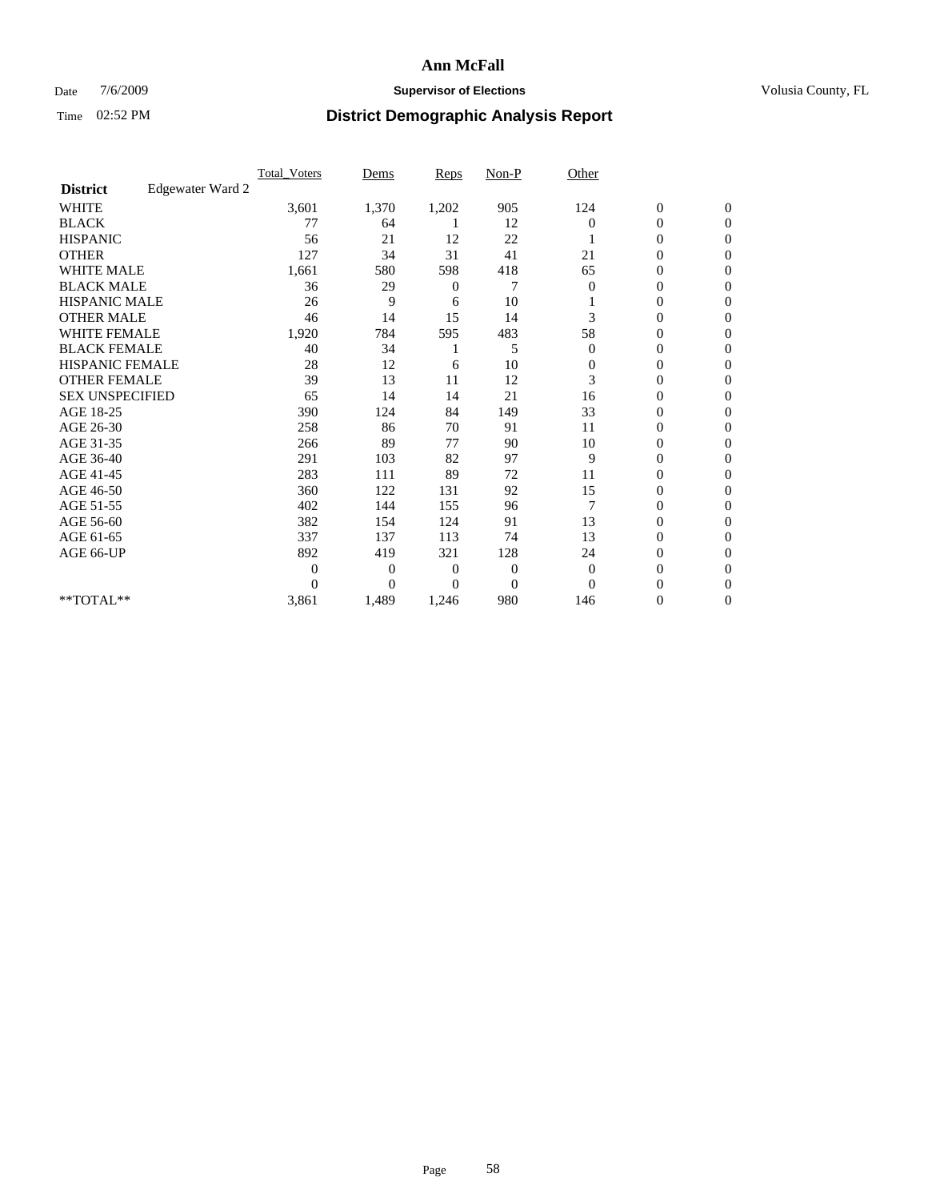# Ann McFall

Date 7/6/2009 **Supervisor of Elections** Volusia County, FL

Time 02:52 PM **District Demographic Analysis Report**

| | Total_Voters | Dems | Reps | Non-P | Other | | |
|---|---|---|---|---|---|---|---|
| **District** Edgewater Ward 2 | | | | | | | |
| WHITE | 3,601 | 1,370 | 1,202 | 905 | 124 | 0 | 0 |
| BLACK | 77 | 64 | 1 | 12 | 0 | 0 | 0 |
| HISPANIC | 56 | 21 | 12 | 22 | 1 | 0 | 0 |
| OTHER | 127 | 34 | 31 | 41 | 21 | 0 | 0 |
| WHITE MALE | 1,661 | 580 | 598 | 418 | 65 | 0 | 0 |
| BLACK MALE | 36 | 29 | 0 | 7 | 0 | 0 | 0 |
| HISPANIC MALE | 26 | 9 | 6 | 10 | 1 | 0 | 0 |
| OTHER MALE | 46 | 14 | 15 | 14 | 3 | 0 | 0 |
| WHITE FEMALE | 1,920 | 784 | 595 | 483 | 58 | 0 | 0 |
| BLACK FEMALE | 40 | 34 | 1 | 5 | 0 | 0 | 0 |
| HISPANIC FEMALE | 28 | 12 | 6 | 10 | 0 | 0 | 0 |
| OTHER FEMALE | 39 | 13 | 11 | 12 | 3 | 0 | 0 |
| SEX UNSPECIFIED | 65 | 14 | 14 | 21 | 16 | 0 | 0 |
| AGE 18-25 | 390 | 124 | 84 | 149 | 33 | 0 | 0 |
| AGE 26-30 | 258 | 86 | 70 | 91 | 11 | 0 | 0 |
| AGE 31-35 | 266 | 89 | 77 | 90 | 10 | 0 | 0 |
| AGE 36-40 | 291 | 103 | 82 | 97 | 9 | 0 | 0 |
| AGE 41-45 | 283 | 111 | 89 | 72 | 11 | 0 | 0 |
| AGE 46-50 | 360 | 122 | 131 | 92 | 15 | 0 | 0 |
| AGE 51-55 | 402 | 144 | 155 | 96 | 7 | 0 | 0 |
| AGE 56-60 | 382 | 154 | 124 | 91 | 13 | 0 | 0 |
| AGE 61-65 | 337 | 137 | 113 | 74 | 13 | 0 | 0 |
| AGE 66-UP | 892 | 419 | 321 | 128 | 24 | 0 | 0 |
| | 0 | 0 | 0 | 0 | 0 | 0 | 0 |
| | 0 | 0 | 0 | 0 | 0 | 0 | 0 |
| **TOTAL** | 3,861 | 1,489 | 1,246 | 980 | 146 | 0 | 0 |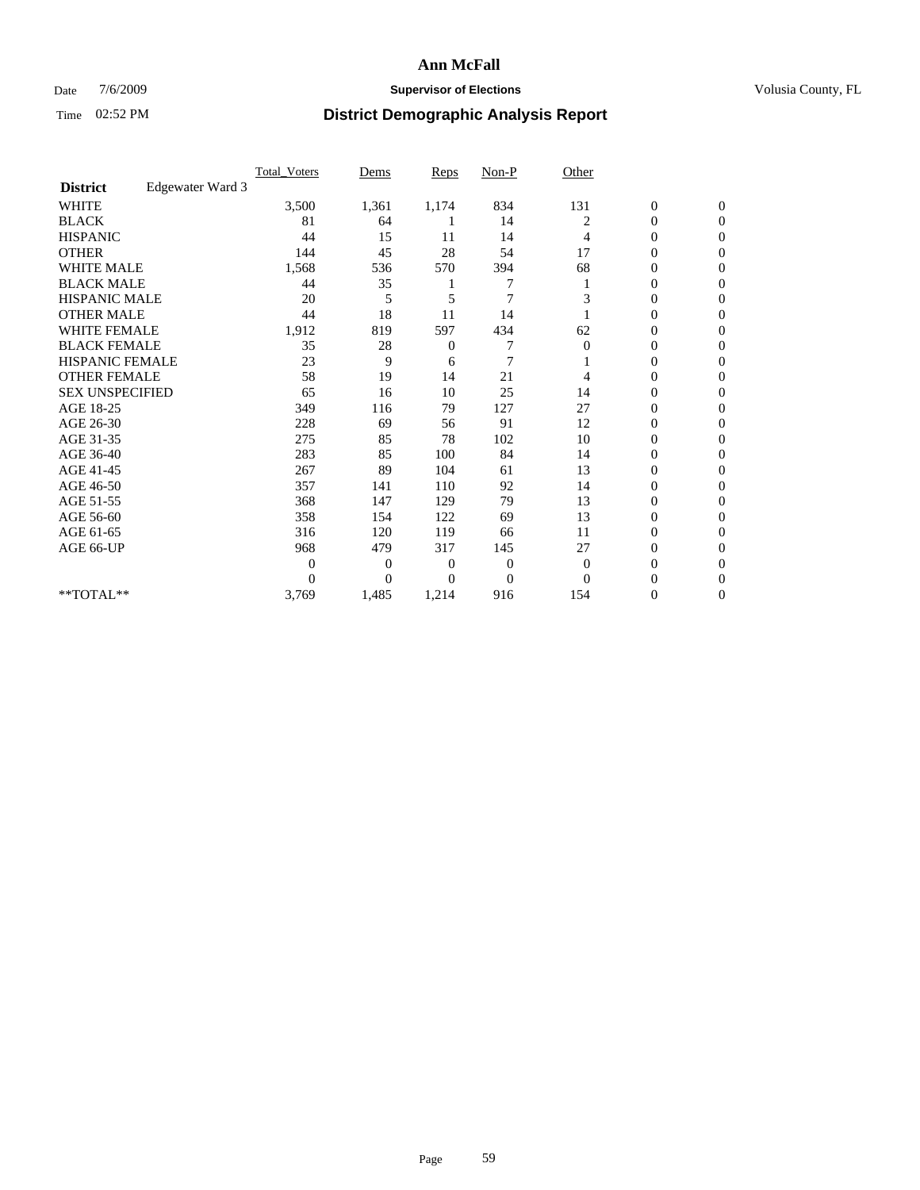**Ann McFall**

Date 7/6/2009 **Supervisor of Elections** Volusia County, FL

Time 02:52 PM **District Demographic Analysis Report**

| | Total_Voters | Dems | Reps | Non-P | Other | | |
|---|---|---|---|---|---|---|---|
| **District** Edgewater Ward 3 | | | | | | | |
| WHITE | 3,500 | 1,361 | 1,174 | 834 | 131 | 0 | 0 |
| BLACK | 81 | 64 | 1 | 14 | 2 | 0 | 0 |
| HISPANIC | 44 | 15 | 11 | 14 | 4 | 0 | 0 |
| OTHER | 144 | 45 | 28 | 54 | 17 | 0 | 0 |
| WHITE MALE | 1,568 | 536 | 570 | 394 | 68 | 0 | 0 |
| BLACK MALE | 44 | 35 | 1 | 7 | 1 | 0 | 0 |
| HISPANIC MALE | 20 | 5 | 5 | 7 | 3 | 0 | 0 |
| OTHER MALE | 44 | 18 | 11 | 14 | 1 | 0 | 0 |
| WHITE FEMALE | 1,912 | 819 | 597 | 434 | 62 | 0 | 0 |
| BLACK FEMALE | 35 | 28 | 0 | 7 | 0 | 0 | 0 |
| HISPANIC FEMALE | 23 | 9 | 6 | 7 | 1 | 0 | 0 |
| OTHER FEMALE | 58 | 19 | 14 | 21 | 4 | 0 | 0 |
| SEX UNSPECIFIED | 65 | 16 | 10 | 25 | 14 | 0 | 0 |
| AGE 18-25 | 349 | 116 | 79 | 127 | 27 | 0 | 0 |
| AGE 26-30 | 228 | 69 | 56 | 91 | 12 | 0 | 0 |
| AGE 31-35 | 275 | 85 | 78 | 102 | 10 | 0 | 0 |
| AGE 36-40 | 283 | 85 | 100 | 84 | 14 | 0 | 0 |
| AGE 41-45 | 267 | 89 | 104 | 61 | 13 | 0 | 0 |
| AGE 46-50 | 357 | 141 | 110 | 92 | 14 | 0 | 0 |
| AGE 51-55 | 368 | 147 | 129 | 79 | 13 | 0 | 0 |
| AGE 56-60 | 358 | 154 | 122 | 69 | 13 | 0 | 0 |
| AGE 61-65 | 316 | 120 | 119 | 66 | 11 | 0 | 0 |
| AGE 66-UP | 968 | 479 | 317 | 145 | 27 | 0 | 0 |
| | 0 | 0 | 0 | 0 | 0 | 0 | 0 |
| | 0 | 0 | 0 | 0 | 0 | 0 | 0 |
| **TOTAL** | 3,769 | 1,485 | 1,214 | 916 | 154 | 0 | 0 |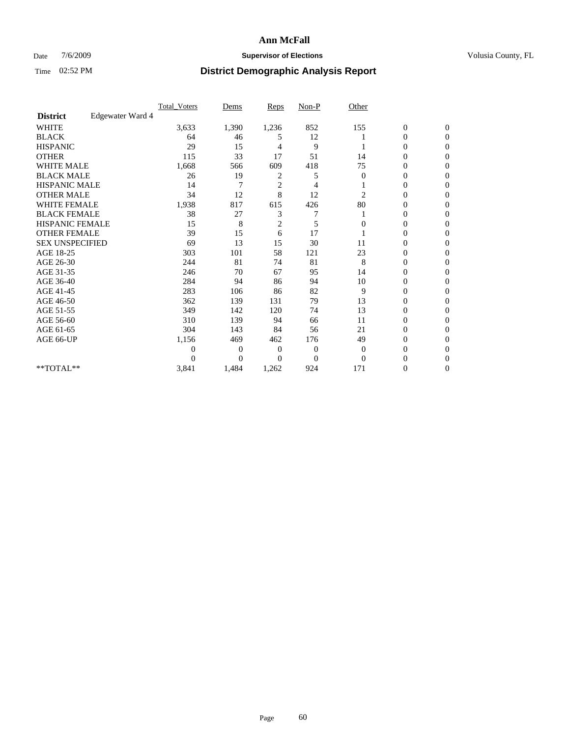**Ann McFall**

Date 7/6/2009 **Supervisor of Elections** Volusia County, FL

Time 02:52 PM **District Demographic Analysis Report**

| | Total_Voters | Dems | Reps | Non-P | Other | | |
|---|---|---|---|---|---|---|---|
| **District** Edgewater Ward 4 | | | | | | | |
| WHITE | 3,633 | 1,390 | 1,236 | 852 | 155 | 0 | 0 |
| BLACK | 64 | 46 | 5 | 12 | 1 | 0 | 0 |
| HISPANIC | 29 | 15 | 4 | 9 | 1 | 0 | 0 |
| OTHER | 115 | 33 | 17 | 51 | 14 | 0 | 0 |
| WHITE MALE | 1,668 | 566 | 609 | 418 | 75 | 0 | 0 |
| BLACK MALE | 26 | 19 | 2 | 5 | 0 | 0 | 0 |
| HISPANIC MALE | 14 | 7 | 2 | 4 | 1 | 0 | 0 |
| OTHER MALE | 34 | 12 | 8 | 12 | 2 | 0 | 0 |
| WHITE FEMALE | 1,938 | 817 | 615 | 426 | 80 | 0 | 0 |
| BLACK FEMALE | 38 | 27 | 3 | 7 | 1 | 0 | 0 |
| HISPANIC FEMALE | 15 | 8 | 2 | 5 | 0 | 0 | 0 |
| OTHER FEMALE | 39 | 15 | 6 | 17 | 1 | 0 | 0 |
| SEX UNSPECIFIED | 69 | 13 | 15 | 30 | 11 | 0 | 0 |
| AGE 18-25 | 303 | 101 | 58 | 121 | 23 | 0 | 0 |
| AGE 26-30 | 244 | 81 | 74 | 81 | 8 | 0 | 0 |
| AGE 31-35 | 246 | 70 | 67 | 95 | 14 | 0 | 0 |
| AGE 36-40 | 284 | 94 | 86 | 94 | 10 | 0 | 0 |
| AGE 41-45 | 283 | 106 | 86 | 82 | 9 | 0 | 0 |
| AGE 46-50 | 362 | 139 | 131 | 79 | 13 | 0 | 0 |
| AGE 51-55 | 349 | 142 | 120 | 74 | 13 | 0 | 0 |
| AGE 56-60 | 310 | 139 | 94 | 66 | 11 | 0 | 0 |
| AGE 61-65 | 304 | 143 | 84 | 56 | 21 | 0 | 0 |
| AGE 66-UP | 1,156 | 469 | 462 | 176 | 49 | 0 | 0 |
| | 0 | 0 | 0 | 0 | 0 | 0 | 0 |
| | 0 | 0 | 0 | 0 | 0 | 0 | 0 |
| **TOTAL** | 3,841 | 1,484 | 1,262 | 924 | 171 | 0 | 0 |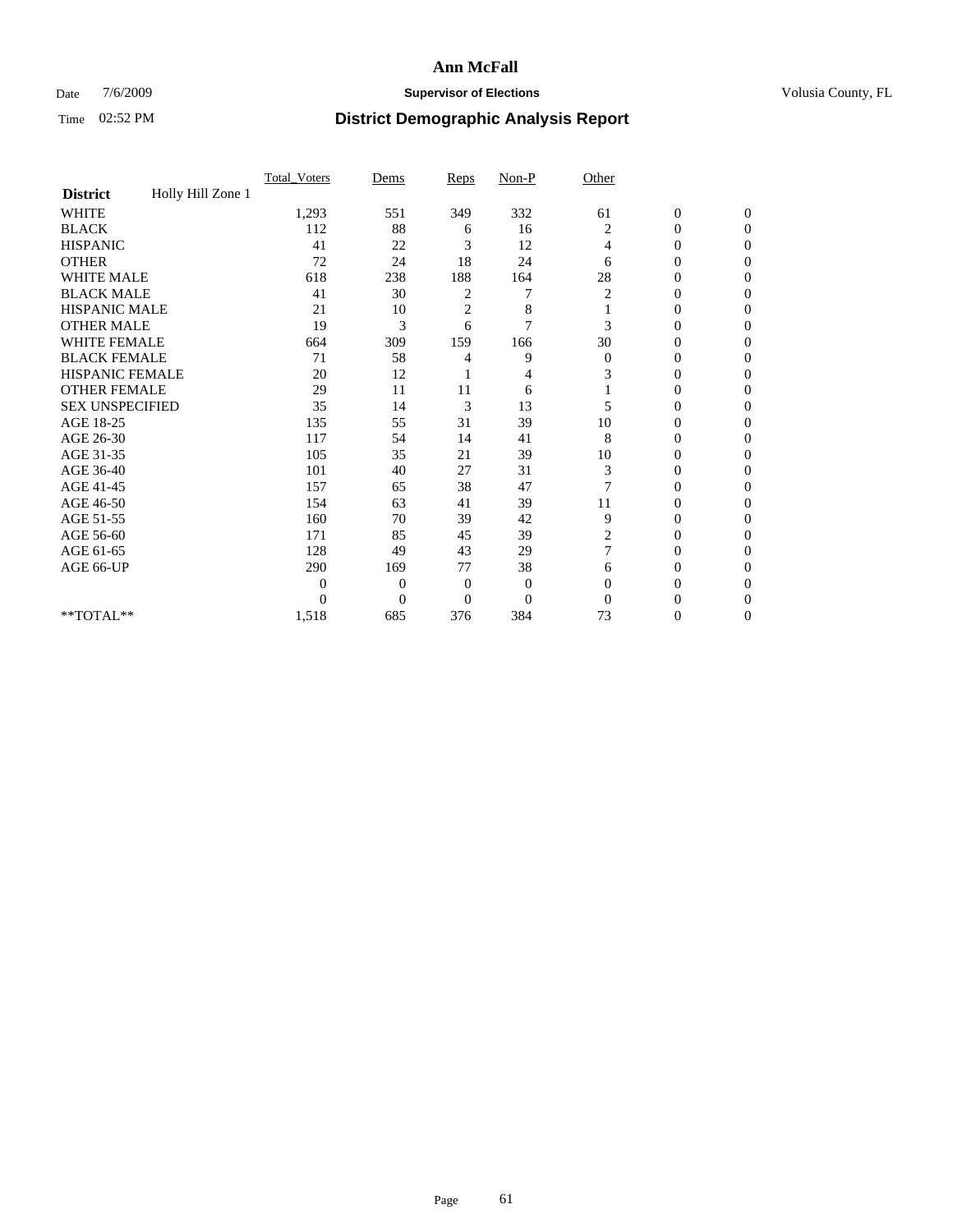# Ann McFall

Date 7/6/2009 **Supervisor of Elections** Volusia County, FL

Time 02:52 PM **District Demographic Analysis Report**

| | Total_Voters | Dems | Reps | Non-P | Other | | |
|---|---|---|---|---|---|---|---|
| **District** Holly Hill Zone 1 | | | | | | | |
| WHITE | 1,293 | 551 | 349 | 332 | 61 | 0 | 0 |
| BLACK | 112 | 88 | 6 | 16 | 2 | 0 | 0 |
| HISPANIC | 41 | 22 | 3 | 12 | 4 | 0 | 0 |
| OTHER | 72 | 24 | 18 | 24 | 6 | 0 | 0 |
| WHITE MALE | 618 | 238 | 188 | 164 | 28 | 0 | 0 |
| BLACK MALE | 41 | 30 | 2 | 7 | 2 | 0 | 0 |
| HISPANIC MALE | 21 | 10 | 2 | 8 | 1 | 0 | 0 |
| OTHER MALE | 19 | 3 | 6 | 7 | 3 | 0 | 0 |
| WHITE FEMALE | 664 | 309 | 159 | 166 | 30 | 0 | 0 |
| BLACK FEMALE | 71 | 58 | 4 | 9 | 0 | 0 | 0 |
| HISPANIC FEMALE | 20 | 12 | 1 | 4 | 3 | 0 | 0 |
| OTHER FEMALE | 29 | 11 | 11 | 6 | 1 | 0 | 0 |
| SEX UNSPECIFIED | 35 | 14 | 3 | 13 | 5 | 0 | 0 |
| AGE 18-25 | 135 | 55 | 31 | 39 | 10 | 0 | 0 |
| AGE 26-30 | 117 | 54 | 14 | 41 | 8 | 0 | 0 |
| AGE 31-35 | 105 | 35 | 21 | 39 | 10 | 0 | 0 |
| AGE 36-40 | 101 | 40 | 27 | 31 | 3 | 0 | 0 |
| AGE 41-45 | 157 | 65 | 38 | 47 | 7 | 0 | 0 |
| AGE 46-50 | 154 | 63 | 41 | 39 | 11 | 0 | 0 |
| AGE 51-55 | 160 | 70 | 39 | 42 | 9 | 0 | 0 |
| AGE 56-60 | 171 | 85 | 45 | 39 | 2 | 0 | 0 |
| AGE 61-65 | 128 | 49 | 43 | 29 | 7 | 0 | 0 |
| AGE 66-UP | 290 | 169 | 77 | 38 | 6 | 0 | 0 |
| | 0 | 0 | 0 | 0 | 0 | 0 | 0 |
| | 0 | 0 | 0 | 0 | 0 | 0 | 0 |
| **TOTAL** | 1,518 | 685 | 376 | 384 | 73 | 0 | 0 |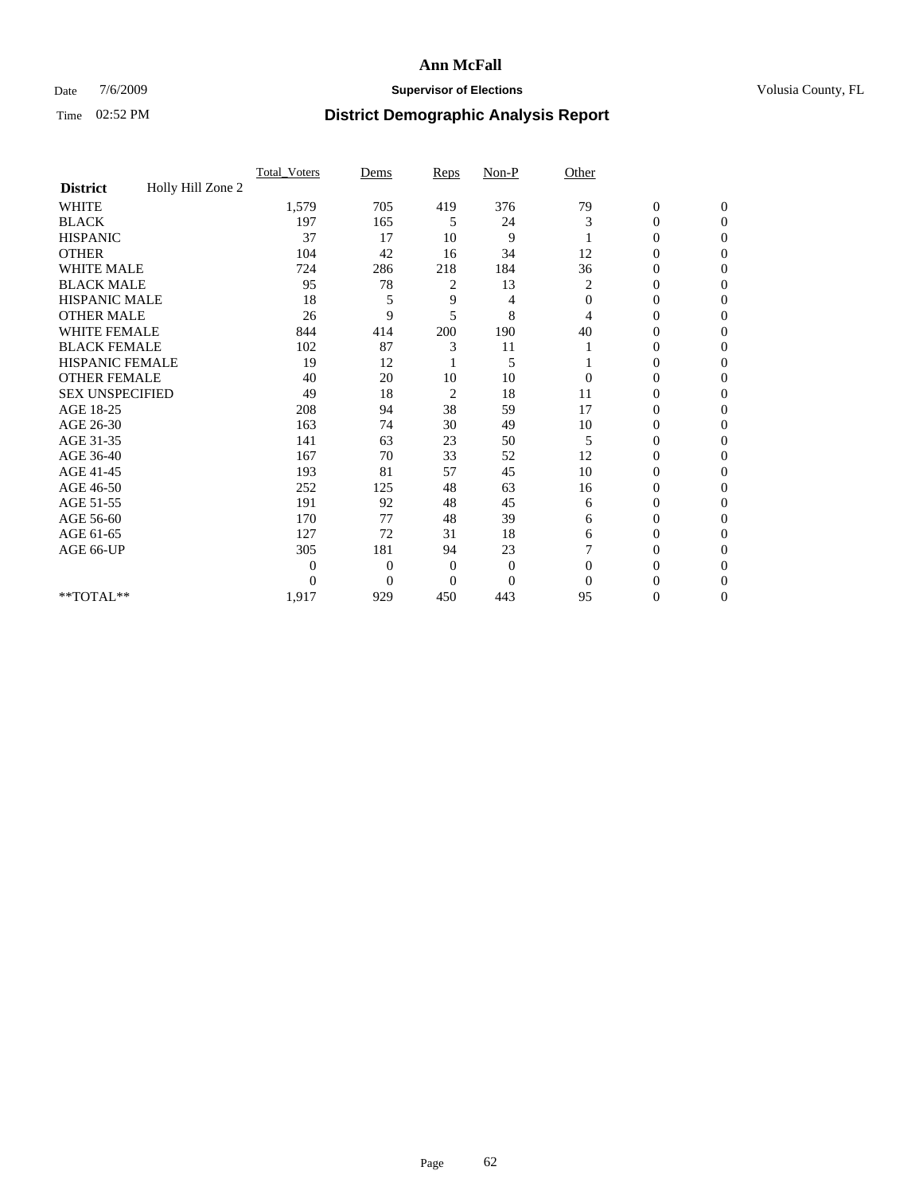# Ann McFall

Date 7/6/2009 **Supervisor of Elections** Volusia County, FL

Time 02:52 PM **District Demographic Analysis Report**

| | Total_Voters | Dems | Reps | Non-P | Other | | |
|---|---|---|---|---|---|---|---|
| **District** Holly Hill Zone 2 | | | | | | | |
| WHITE | 1,579 | 705 | 419 | 376 | 79 | 0 | 0 |
| BLACK | 197 | 165 | 5 | 24 | 3 | 0 | 0 |
| HISPANIC | 37 | 17 | 10 | 9 | 1 | 0 | 0 |
| OTHER | 104 | 42 | 16 | 34 | 12 | 0 | 0 |
| WHITE MALE | 724 | 286 | 218 | 184 | 36 | 0 | 0 |
| BLACK MALE | 95 | 78 | 2 | 13 | 2 | 0 | 0 |
| HISPANIC MALE | 18 | 5 | 9 | 4 | 0 | 0 | 0 |
| OTHER MALE | 26 | 9 | 5 | 8 | 4 | 0 | 0 |
| WHITE FEMALE | 844 | 414 | 200 | 190 | 40 | 0 | 0 |
| BLACK FEMALE | 102 | 87 | 3 | 11 | 1 | 0 | 0 |
| HISPANIC FEMALE | 19 | 12 | 1 | 5 | 1 | 0 | 0 |
| OTHER FEMALE | 40 | 20 | 10 | 10 | 0 | 0 | 0 |
| SEX UNSPECIFIED | 49 | 18 | 2 | 18 | 11 | 0 | 0 |
| AGE 18-25 | 208 | 94 | 38 | 59 | 17 | 0 | 0 |
| AGE 26-30 | 163 | 74 | 30 | 49 | 10 | 0 | 0 |
| AGE 31-35 | 141 | 63 | 23 | 50 | 5 | 0 | 0 |
| AGE 36-40 | 167 | 70 | 33 | 52 | 12 | 0 | 0 |
| AGE 41-45 | 193 | 81 | 57 | 45 | 10 | 0 | 0 |
| AGE 46-50 | 252 | 125 | 48 | 63 | 16 | 0 | 0 |
| AGE 51-55 | 191 | 92 | 48 | 45 | 6 | 0 | 0 |
| AGE 56-60 | 170 | 77 | 48 | 39 | 6 | 0 | 0 |
| AGE 61-65 | 127 | 72 | 31 | 18 | 6 | 0 | 0 |
| AGE 66-UP | 305 | 181 | 94 | 23 | 7 | 0 | 0 |
| | 0 | 0 | 0 | 0 | 0 | 0 | 0 |
| | 0 | 0 | 0 | 0 | 0 | 0 | 0 |
| **TOTAL** | 1,917 | 929 | 450 | 443 | 95 | 0 | 0 |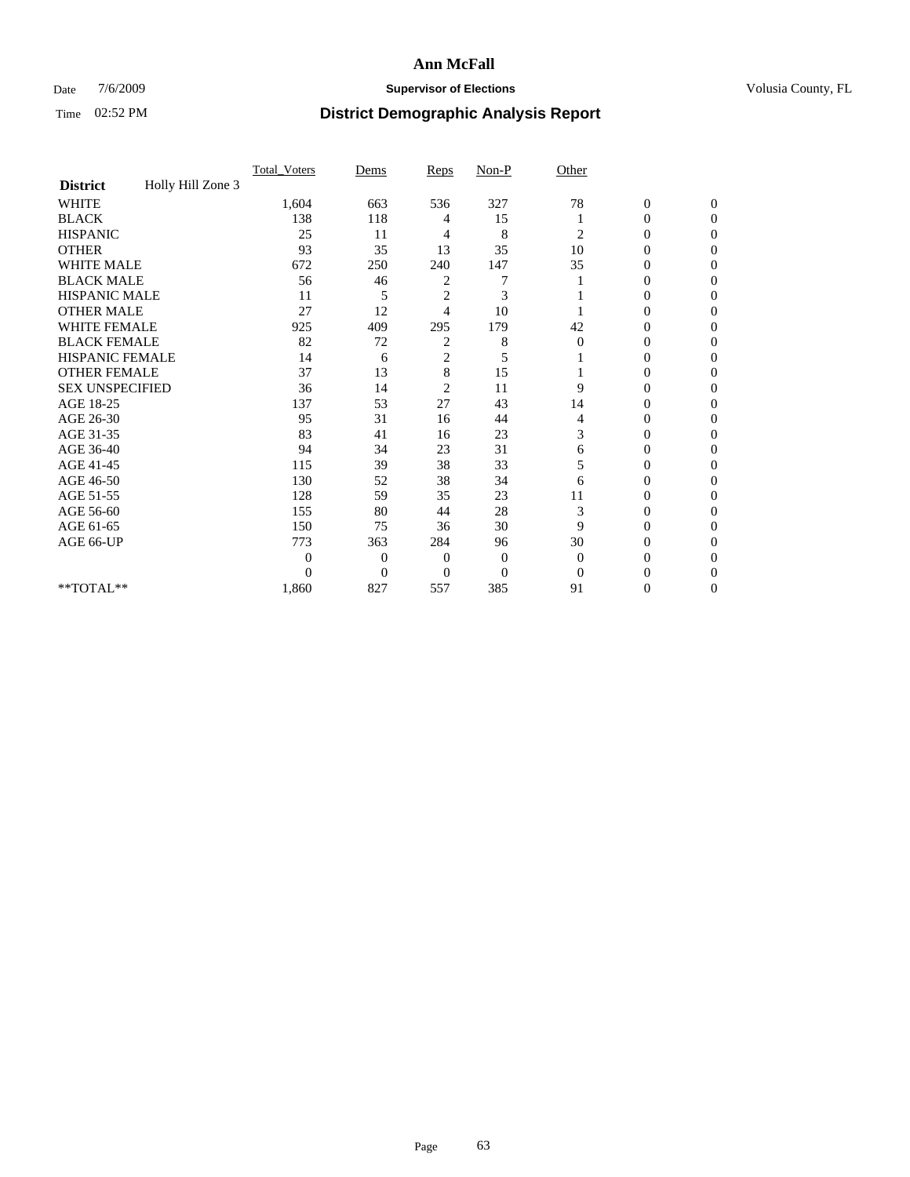# Ann McFall

Date 7/6/2009 **Supervisor of Elections** Volusia County, FL

Time 02:52 PM **District Demographic Analysis Report**

| | Total_Voters | Dems | Reps | Non-P | Other | | |
|---|---|---|---|---|---|---|---|
| **District** Holly Hill Zone 3 | | | | | | | |
| WHITE | 1,604 | 663 | 536 | 327 | 78 | 0 | 0 |
| BLACK | 138 | 118 | 4 | 15 | 1 | 0 | 0 |
| HISPANIC | 25 | 11 | 4 | 8 | 2 | 0 | 0 |
| OTHER | 93 | 35 | 13 | 35 | 10 | 0 | 0 |
| WHITE MALE | 672 | 250 | 240 | 147 | 35 | 0 | 0 |
| BLACK MALE | 56 | 46 | 2 | 7 | 1 | 0 | 0 |
| HISPANIC MALE | 11 | 5 | 2 | 3 | 1 | 0 | 0 |
| OTHER MALE | 27 | 12 | 4 | 10 | 1 | 0 | 0 |
| WHITE FEMALE | 925 | 409 | 295 | 179 | 42 | 0 | 0 |
| BLACK FEMALE | 82 | 72 | 2 | 8 | 0 | 0 | 0 |
| HISPANIC FEMALE | 14 | 6 | 2 | 5 | 1 | 0 | 0 |
| OTHER FEMALE | 37 | 13 | 8 | 15 | 1 | 0 | 0 |
| SEX UNSPECIFIED | 36 | 14 | 2 | 11 | 9 | 0 | 0 |
| AGE 18-25 | 137 | 53 | 27 | 43 | 14 | 0 | 0 |
| AGE 26-30 | 95 | 31 | 16 | 44 | 4 | 0 | 0 |
| AGE 31-35 | 83 | 41 | 16 | 23 | 3 | 0 | 0 |
| AGE 36-40 | 94 | 34 | 23 | 31 | 6 | 0 | 0 |
| AGE 41-45 | 115 | 39 | 38 | 33 | 5 | 0 | 0 |
| AGE 46-50 | 130 | 52 | 38 | 34 | 6 | 0 | 0 |
| AGE 51-55 | 128 | 59 | 35 | 23 | 11 | 0 | 0 |
| AGE 56-60 | 155 | 80 | 44 | 28 | 3 | 0 | 0 |
| AGE 61-65 | 150 | 75 | 36 | 30 | 9 | 0 | 0 |
| AGE 66-UP | 773 | 363 | 284 | 96 | 30 | 0 | 0 |
| | 0 | 0 | 0 | 0 | 0 | 0 | 0 |
| | 0 | 0 | 0 | 0 | 0 | 0 | 0 |
| **TOTAL** | 1,860 | 827 | 557 | 385 | 91 | 0 | 0 |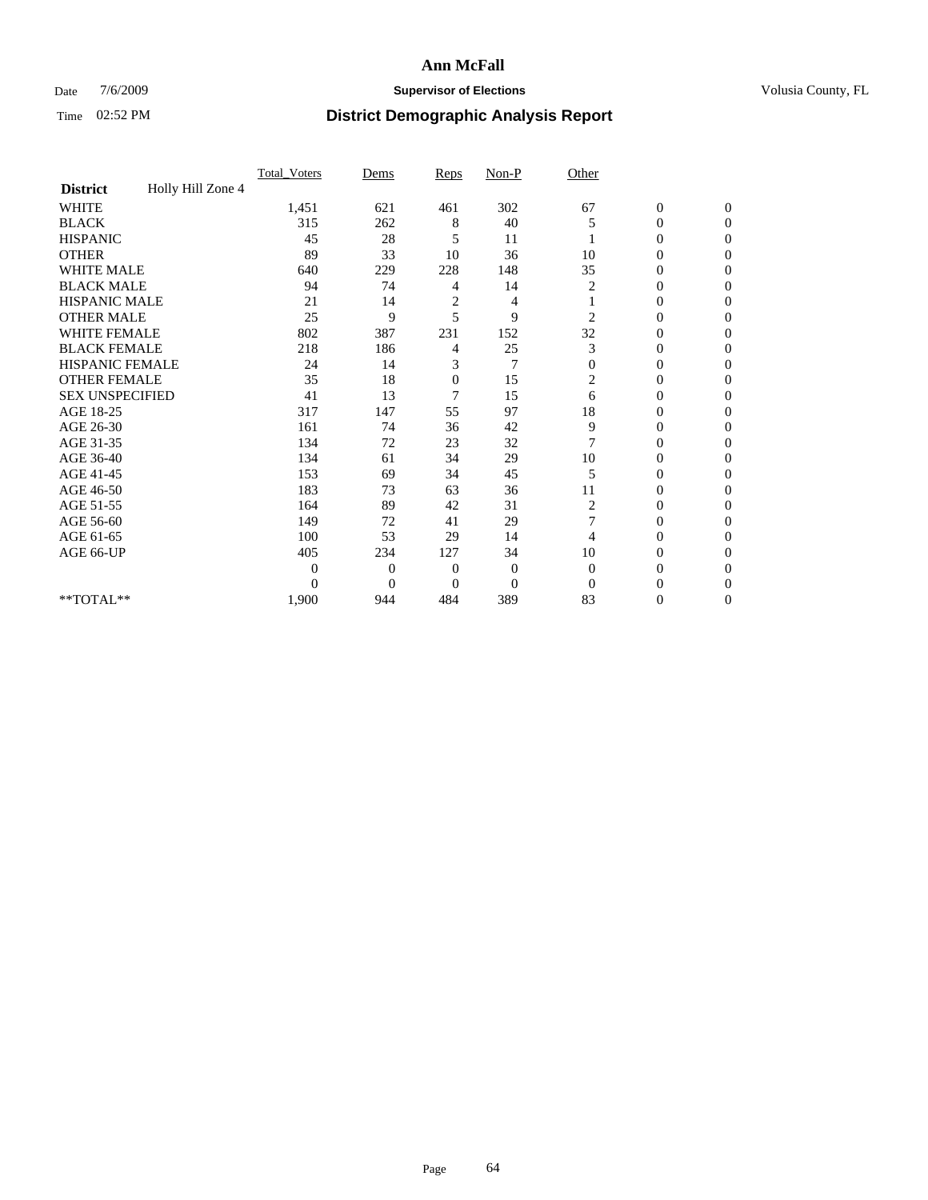# Ann McFall

Date 7/6/2009 **Supervisor of Elections** Volusia County, FL

Time 02:52 PM **District Demographic Analysis Report**

| District | Holly Hill Zone 4 | Total_Voters | Dems | Reps | Non-P | Other | | |
|---|---|---|---|---|---|---|---|---|
| WHITE | | 1,451 | 621 | 461 | 302 | 67 | 0 | 0 |
| BLACK | | 315 | 262 | 8 | 40 | 5 | 0 | 0 |
| HISPANIC | | 45 | 28 | 5 | 11 | 1 | 0 | 0 |
| OTHER | | 89 | 33 | 10 | 36 | 10 | 0 | 0 |
| WHITE MALE | | 640 | 229 | 228 | 148 | 35 | 0 | 0 |
| BLACK MALE | | 94 | 74 | 4 | 14 | 2 | 0 | 0 |
| HISPANIC MALE | | 21 | 14 | 2 | 4 | 1 | 0 | 0 |
| OTHER MALE | | 25 | 9 | 5 | 9 | 2 | 0 | 0 |
| WHITE FEMALE | | 802 | 387 | 231 | 152 | 32 | 0 | 0 |
| BLACK FEMALE | | 218 | 186 | 4 | 25 | 3 | 0 | 0 |
| HISPANIC FEMALE | | 24 | 14 | 3 | 7 | 0 | 0 | 0 |
| OTHER FEMALE | | 35 | 18 | 0 | 15 | 2 | 0 | 0 |
| SEX UNSPECIFIED | | 41 | 13 | 7 | 15 | 6 | 0 | 0 |
| AGE 18-25 | | 317 | 147 | 55 | 97 | 18 | 0 | 0 |
| AGE 26-30 | | 161 | 74 | 36 | 42 | 9 | 0 | 0 |
| AGE 31-35 | | 134 | 72 | 23 | 32 | 7 | 0 | 0 |
| AGE 36-40 | | 134 | 61 | 34 | 29 | 10 | 0 | 0 |
| AGE 41-45 | | 153 | 69 | 34 | 45 | 5 | 0 | 0 |
| AGE 46-50 | | 183 | 73 | 63 | 36 | 11 | 0 | 0 |
| AGE 51-55 | | 164 | 89 | 42 | 31 | 2 | 0 | 0 |
| AGE 56-60 | | 149 | 72 | 41 | 29 | 7 | 0 | 0 |
| AGE 61-65 | | 100 | 53 | 29 | 14 | 4 | 0 | 0 |
| AGE 66-UP | | 405 | 234 | 127 | 34 | 10 | 0 | 0 |
| | | 0 | 0 | 0 | 0 | 0 | 0 | 0 |
| | | 0 | 0 | 0 | 0 | 0 | 0 | 0 |
| **TOTAL** | | 1,900 | 944 | 484 | 389 | 83 | 0 | 0 |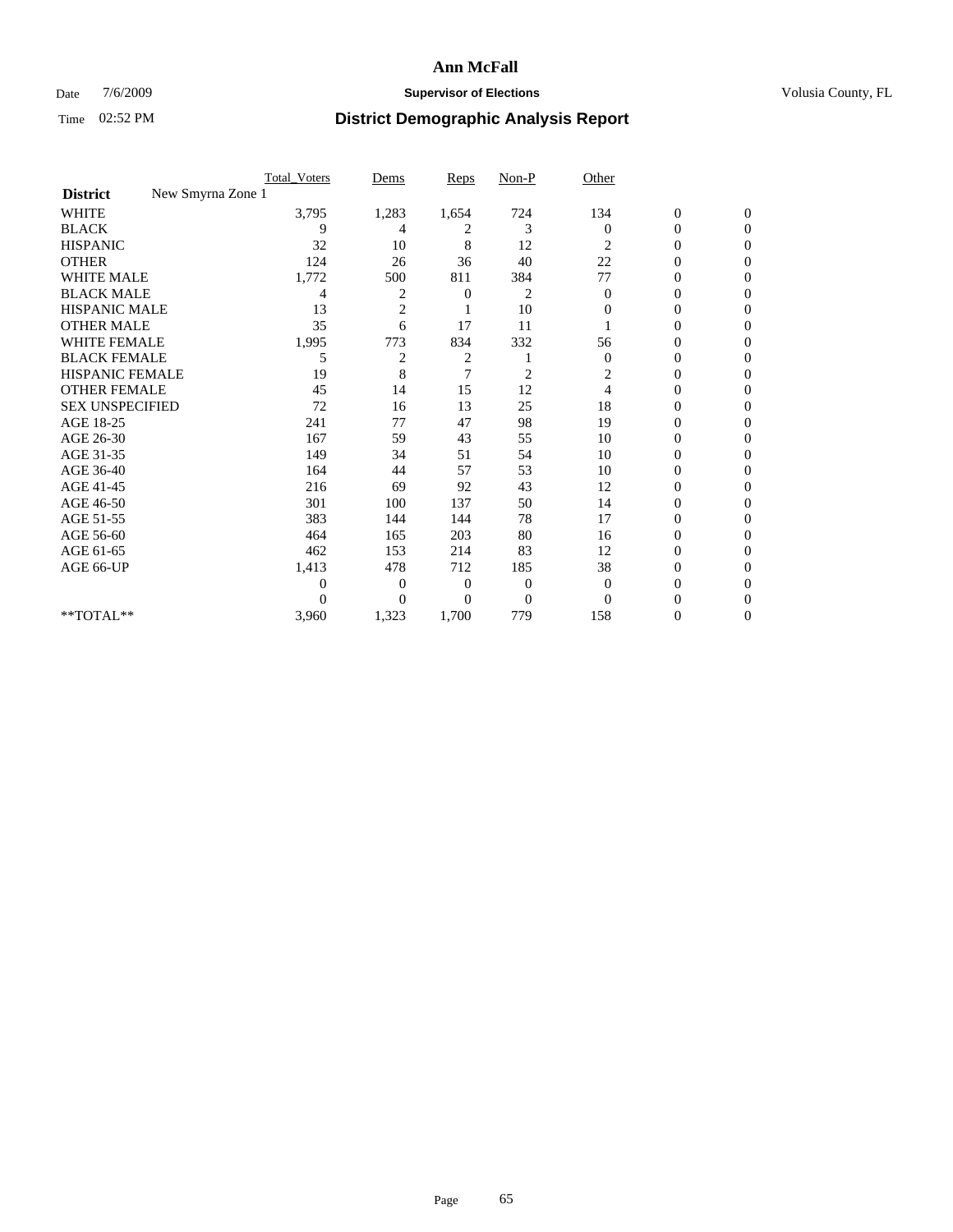**Ann McFall**

Date 7/6/2009 **Supervisor of Elections** Volusia County, FL

Time 02:52 PM **District Demographic Analysis Report**

| | Total_Voters | Dems | Reps | Non-P | Other | | |
|---|---|---|---|---|---|---|---|
| **District** New Smyrna Zone 1 | | | | | | | |
| WHITE | 3,795 | 1,283 | 1,654 | 724 | 134 | 0 | 0 |
| BLACK | 9 | 4 | 2 | 3 | 0 | 0 | 0 |
| HISPANIC | 32 | 10 | 8 | 12 | 2 | 0 | 0 |
| OTHER | 124 | 26 | 36 | 40 | 22 | 0 | 0 |
| WHITE MALE | 1,772 | 500 | 811 | 384 | 77 | 0 | 0 |
| BLACK MALE | 4 | 2 | 0 | 2 | 0 | 0 | 0 |
| HISPANIC MALE | 13 | 2 | 1 | 10 | 0 | 0 | 0 |
| OTHER MALE | 35 | 6 | 17 | 11 | 1 | 0 | 0 |
| WHITE FEMALE | 1,995 | 773 | 834 | 332 | 56 | 0 | 0 |
| BLACK FEMALE | 5 | 2 | 2 | 1 | 0 | 0 | 0 |
| HISPANIC FEMALE | 19 | 8 | 7 | 2 | 2 | 0 | 0 |
| OTHER FEMALE | 45 | 14 | 15 | 12 | 4 | 0 | 0 |
| SEX UNSPECIFIED | 72 | 16 | 13 | 25 | 18 | 0 | 0 |
| AGE 18-25 | 241 | 77 | 47 | 98 | 19 | 0 | 0 |
| AGE 26-30 | 167 | 59 | 43 | 55 | 10 | 0 | 0 |
| AGE 31-35 | 149 | 34 | 51 | 54 | 10 | 0 | 0 |
| AGE 36-40 | 164 | 44 | 57 | 53 | 10 | 0 | 0 |
| AGE 41-45 | 216 | 69 | 92 | 43 | 12 | 0 | 0 |
| AGE 46-50 | 301 | 100 | 137 | 50 | 14 | 0 | 0 |
| AGE 51-55 | 383 | 144 | 144 | 78 | 17 | 0 | 0 |
| AGE 56-60 | 464 | 165 | 203 | 80 | 16 | 0 | 0 |
| AGE 61-65 | 462 | 153 | 214 | 83 | 12 | 0 | 0 |
| AGE 66-UP | 1,413 | 478 | 712 | 185 | 38 | 0 | 0 |
| | 0 | 0 | 0 | 0 | 0 | 0 | 0 |
| | 0 | 0 | 0 | 0 | 0 | 0 | 0 |
| **TOTAL** | 3,960 | 1,323 | 1,700 | 779 | 158 | 0 | 0 |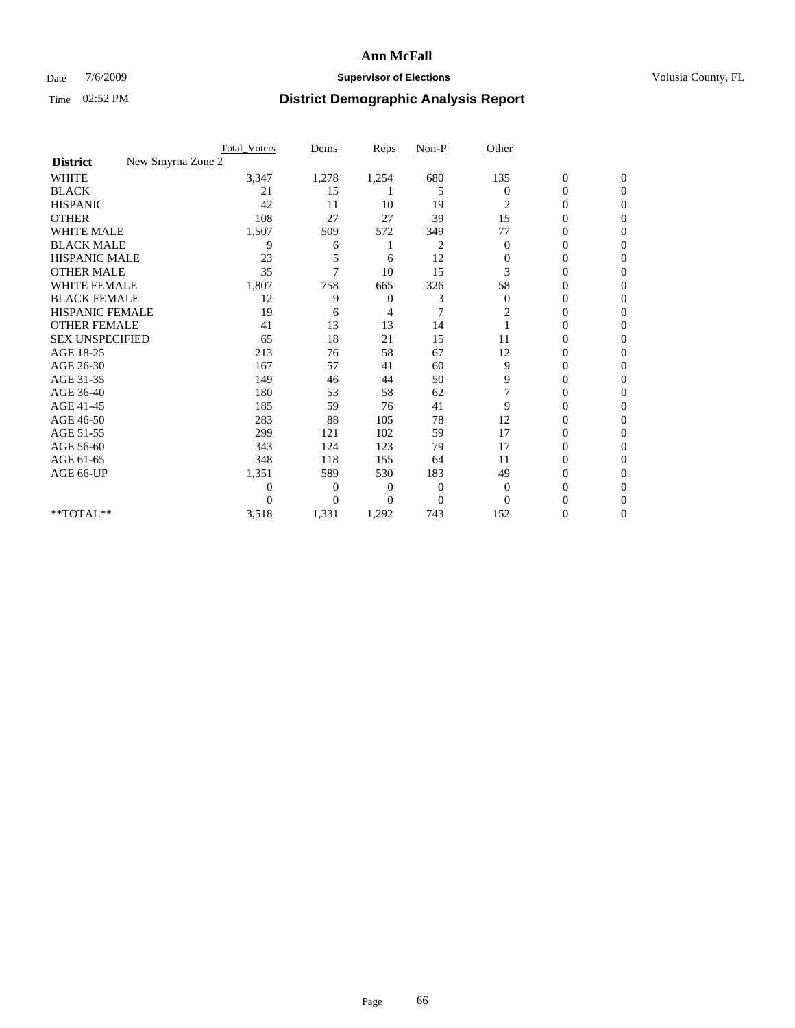# Ann McFall

Date 7/6/2009 **Supervisor of Elections** Volusia County, FL

Time 02:52 PM **District Demographic Analysis Report**

| | Total_Voters | Dems | Reps | Non-P | Other | | |
|---|---|---|---|---|---|---|---|
| **District** New Smyrna Zone 2 | | | | | | | |
| WHITE | 3,347 | 1,278 | 1,254 | 680 | 135 | 0 | 0 |
| BLACK | 21 | 15 | 1 | 5 | 0 | 0 | 0 |
| HISPANIC | 42 | 11 | 10 | 19 | 2 | 0 | 0 |
| OTHER | 108 | 27 | 27 | 39 | 15 | 0 | 0 |
| WHITE MALE | 1,507 | 509 | 572 | 349 | 77 | 0 | 0 |
| BLACK MALE | 9 | 6 | 1 | 2 | 0 | 0 | 0 |
| HISPANIC MALE | 23 | 5 | 6 | 12 | 0 | 0 | 0 |
| OTHER MALE | 35 | 7 | 10 | 15 | 3 | 0 | 0 |
| WHITE FEMALE | 1,807 | 758 | 665 | 326 | 58 | 0 | 0 |
| BLACK FEMALE | 12 | 9 | 0 | 3 | 0 | 0 | 0 |
| HISPANIC FEMALE | 19 | 6 | 4 | 7 | 2 | 0 | 0 |
| OTHER FEMALE | 41 | 13 | 13 | 14 | 1 | 0 | 0 |
| SEX UNSPECIFIED | 65 | 18 | 21 | 15 | 11 | 0 | 0 |
| AGE 18-25 | 213 | 76 | 58 | 67 | 12 | 0 | 0 |
| AGE 26-30 | 167 | 57 | 41 | 60 | 9 | 0 | 0 |
| AGE 31-35 | 149 | 46 | 44 | 50 | 9 | 0 | 0 |
| AGE 36-40 | 180 | 53 | 58 | 62 | 7 | 0 | 0 |
| AGE 41-45 | 185 | 59 | 76 | 41 | 9 | 0 | 0 |
| AGE 46-50 | 283 | 88 | 105 | 78 | 12 | 0 | 0 |
| AGE 51-55 | 299 | 121 | 102 | 59 | 17 | 0 | 0 |
| AGE 56-60 | 343 | 124 | 123 | 79 | 17 | 0 | 0 |
| AGE 61-65 | 348 | 118 | 155 | 64 | 11 | 0 | 0 |
| AGE 66-UP | 1,351 | 589 | 530 | 183 | 49 | 0 | 0 |
| | 0 | 0 | 0 | 0 | 0 | 0 | 0 |
| | 0 | 0 | 0 | 0 | 0 | 0 | 0 |
| **TOTAL** | 3,518 | 1,331 | 1,292 | 743 | 152 | 0 | 0 |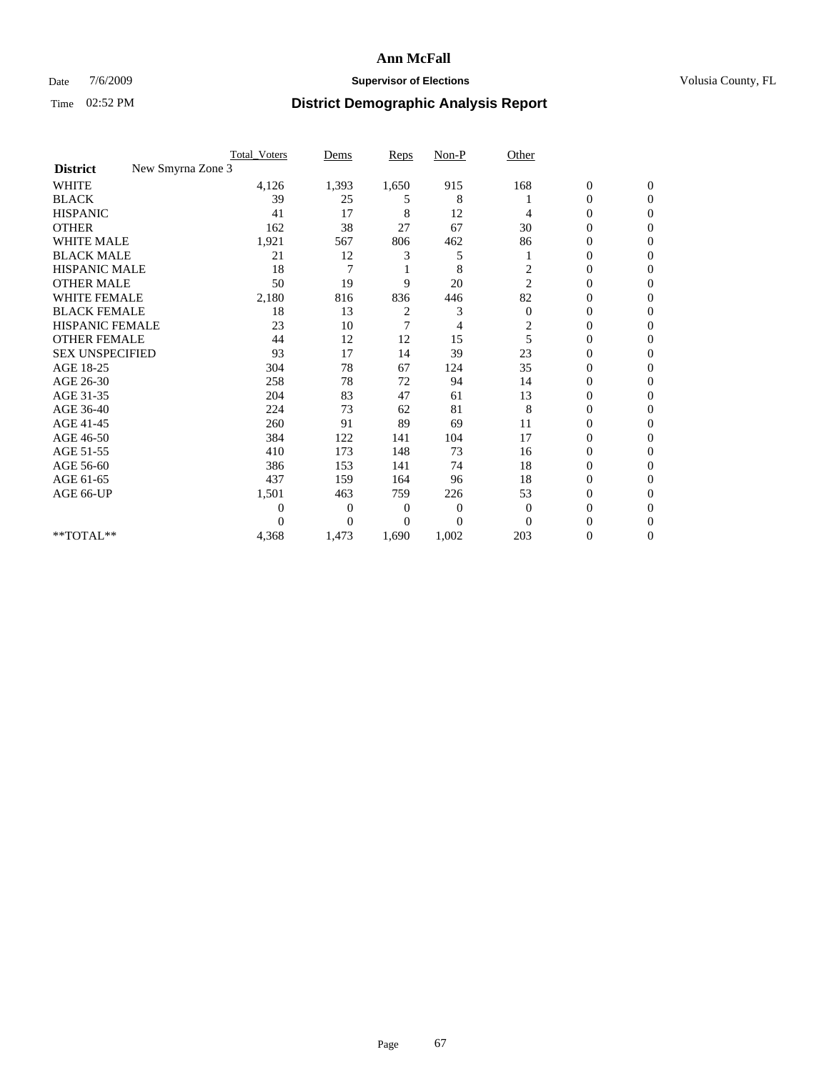# Ann McFall

Date 7/6/2009 **Supervisor of Elections** Volusia County, FL

Time 02:52 PM **District Demographic Analysis Report**

| | Total_Voters | Dems | Reps | Non-P | Other | | |
|---|---|---|---|---|---|---|---|
| **District** New Smyrna Zone 3 | | | | | | | |
| WHITE | 4,126 | 1,393 | 1,650 | 915 | 168 | 0 | 0 |
| BLACK | 39 | 25 | 5 | 8 | 1 | 0 | 0 |
| HISPANIC | 41 | 17 | 8 | 12 | 4 | 0 | 0 |
| OTHER | 162 | 38 | 27 | 67 | 30 | 0 | 0 |
| WHITE MALE | 1,921 | 567 | 806 | 462 | 86 | 0 | 0 |
| BLACK MALE | 21 | 12 | 3 | 5 | 1 | 0 | 0 |
| HISPANIC MALE | 18 | 7 | 1 | 8 | 2 | 0 | 0 |
| OTHER MALE | 50 | 19 | 9 | 20 | 2 | 0 | 0 |
| WHITE FEMALE | 2,180 | 816 | 836 | 446 | 82 | 0 | 0 |
| BLACK FEMALE | 18 | 13 | 2 | 3 | 0 | 0 | 0 |
| HISPANIC FEMALE | 23 | 10 | 7 | 4 | 2 | 0 | 0 |
| OTHER FEMALE | 44 | 12 | 12 | 15 | 5 | 0 | 0 |
| SEX UNSPECIFIED | 93 | 17 | 14 | 39 | 23 | 0 | 0 |
| AGE 18-25 | 304 | 78 | 67 | 124 | 35 | 0 | 0 |
| AGE 26-30 | 258 | 78 | 72 | 94 | 14 | 0 | 0 |
| AGE 31-35 | 204 | 83 | 47 | 61 | 13 | 0 | 0 |
| AGE 36-40 | 224 | 73 | 62 | 81 | 8 | 0 | 0 |
| AGE 41-45 | 260 | 91 | 89 | 69 | 11 | 0 | 0 |
| AGE 46-50 | 384 | 122 | 141 | 104 | 17 | 0 | 0 |
| AGE 51-55 | 410 | 173 | 148 | 73 | 16 | 0 | 0 |
| AGE 56-60 | 386 | 153 | 141 | 74 | 18 | 0 | 0 |
| AGE 61-65 | 437 | 159 | 164 | 96 | 18 | 0 | 0 |
| AGE 66-UP | 1,501 | 463 | 759 | 226 | 53 | 0 | 0 |
| | 0 | 0 | 0 | 0 | 0 | 0 | 0 |
| | 0 | 0 | 0 | 0 | 0 | 0 | 0 |
| **TOTAL** | 4,368 | 1,473 | 1,690 | 1,002 | 203 | 0 | 0 |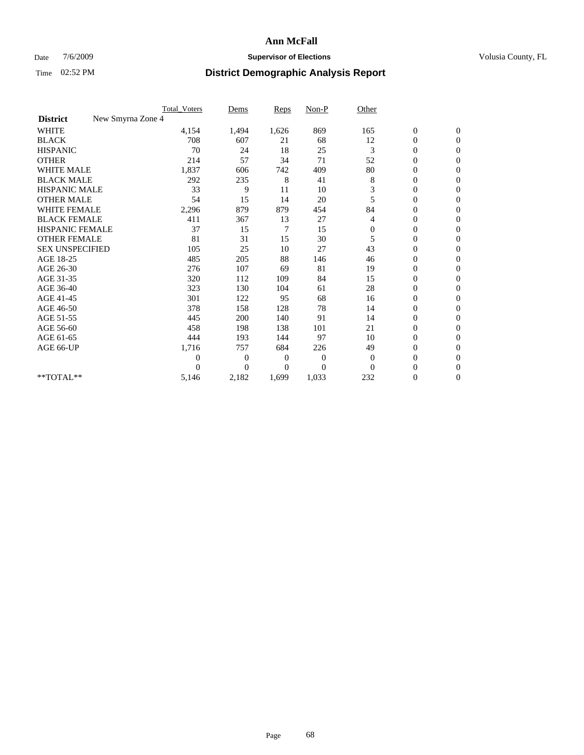# Ann McFall

Date 7/6/2009 **Supervisor of Elections** Volusia County, FL

Time 02:52 PM **District Demographic Analysis Report**

| | Total_Voters | Dems | Reps | Non-P | Other | | |
|---|---|---|---|---|---|---|---|
| **District** New Smyrna Zone 4 | | | | | | | |
| WHITE | 4,154 | 1,494 | 1,626 | 869 | 165 | 0 | 0 |
| BLACK | 708 | 607 | 21 | 68 | 12 | 0 | 0 |
| HISPANIC | 70 | 24 | 18 | 25 | 3 | 0 | 0 |
| OTHER | 214 | 57 | 34 | 71 | 52 | 0 | 0 |
| WHITE MALE | 1,837 | 606 | 742 | 409 | 80 | 0 | 0 |
| BLACK MALE | 292 | 235 | 8 | 41 | 8 | 0 | 0 |
| HISPANIC MALE | 33 | 9 | 11 | 10 | 3 | 0 | 0 |
| OTHER MALE | 54 | 15 | 14 | 20 | 5 | 0 | 0 |
| WHITE FEMALE | 2,296 | 879 | 879 | 454 | 84 | 0 | 0 |
| BLACK FEMALE | 411 | 367 | 13 | 27 | 4 | 0 | 0 |
| HISPANIC FEMALE | 37 | 15 | 7 | 15 | 0 | 0 | 0 |
| OTHER FEMALE | 81 | 31 | 15 | 30 | 5 | 0 | 0 |
| SEX UNSPECIFIED | 105 | 25 | 10 | 27 | 43 | 0 | 0 |
| AGE 18-25 | 485 | 205 | 88 | 146 | 46 | 0 | 0 |
| AGE 26-30 | 276 | 107 | 69 | 81 | 19 | 0 | 0 |
| AGE 31-35 | 320 | 112 | 109 | 84 | 15 | 0 | 0 |
| AGE 36-40 | 323 | 130 | 104 | 61 | 28 | 0 | 0 |
| AGE 41-45 | 301 | 122 | 95 | 68 | 16 | 0 | 0 |
| AGE 46-50 | 378 | 158 | 128 | 78 | 14 | 0 | 0 |
| AGE 51-55 | 445 | 200 | 140 | 91 | 14 | 0 | 0 |
| AGE 56-60 | 458 | 198 | 138 | 101 | 21 | 0 | 0 |
| AGE 61-65 | 444 | 193 | 144 | 97 | 10 | 0 | 0 |
| AGE 66-UP | 1,716 | 757 | 684 | 226 | 49 | 0 | 0 |
| | 0 | 0 | 0 | 0 | 0 | 0 | 0 |
| | 0 | 0 | 0 | 0 | 0 | 0 | 0 |
| **TOTAL** | 5,146 | 2,182 | 1,699 | 1,033 | 232 | 0 | 0 |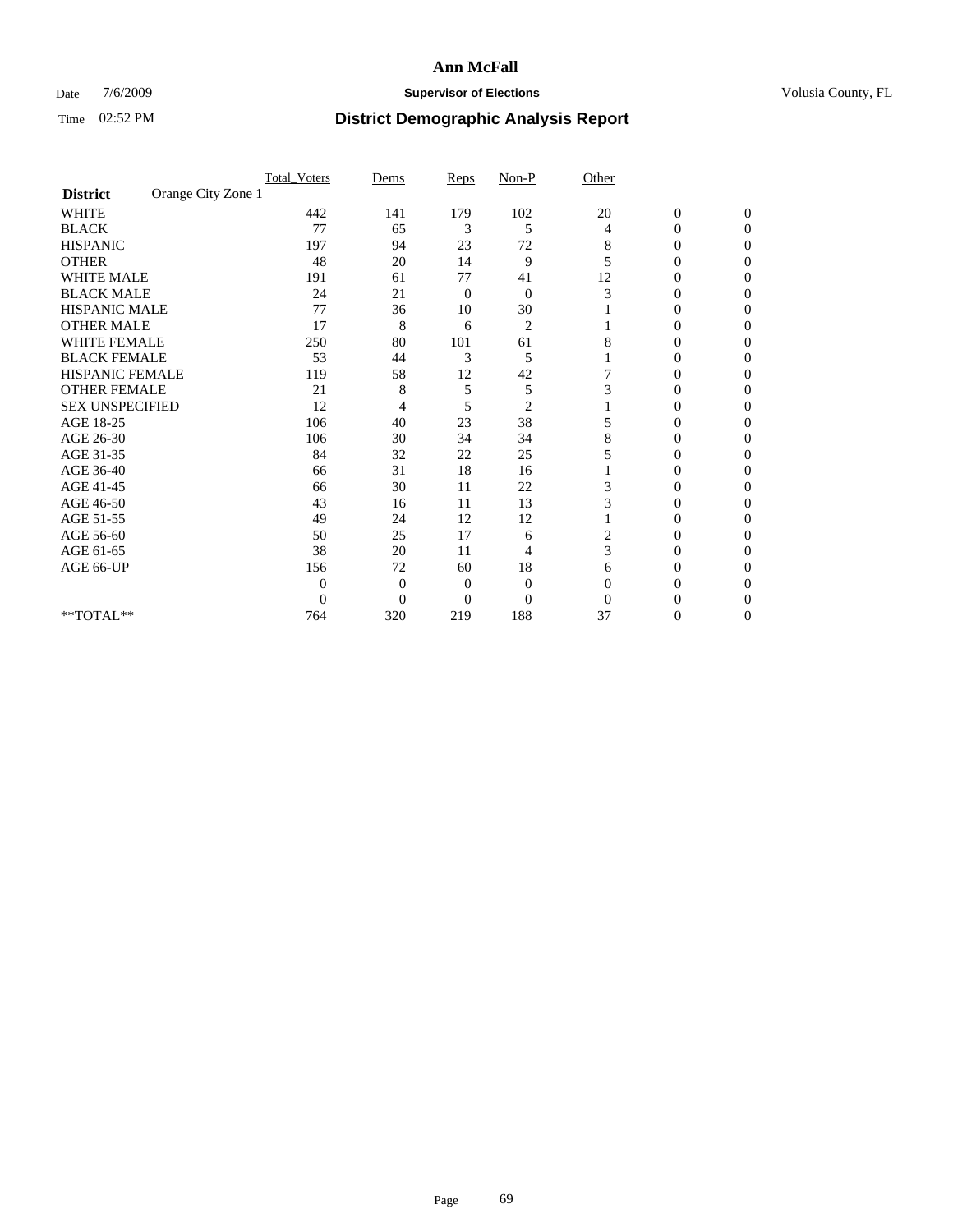# Ann McFall

Date 7/6/2009 **Supervisor of Elections** Volusia County, FL

Time 02:52 PM **District Demographic Analysis Report**

| | Total_Voters | Dems | Reps | Non-P | Other | | |
|---|---|---|---|---|---|---|---|
| **District** Orange City Zone 1 | | | | | | | |
| WHITE | 442 | 141 | 179 | 102 | 20 | 0 | 0 |
| BLACK | 77 | 65 | 3 | 5 | 4 | 0 | 0 |
| HISPANIC | 197 | 94 | 23 | 72 | 8 | 0 | 0 |
| OTHER | 48 | 20 | 14 | 9 | 5 | 0 | 0 |
| WHITE MALE | 191 | 61 | 77 | 41 | 12 | 0 | 0 |
| BLACK MALE | 24 | 21 | 0 | 0 | 3 | 0 | 0 |
| HISPANIC MALE | 77 | 36 | 10 | 30 | 1 | 0 | 0 |
| OTHER MALE | 17 | 8 | 6 | 2 | 1 | 0 | 0 |
| WHITE FEMALE | 250 | 80 | 101 | 61 | 8 | 0 | 0 |
| BLACK FEMALE | 53 | 44 | 3 | 5 | 1 | 0 | 0 |
| HISPANIC FEMALE | 119 | 58 | 12 | 42 | 7 | 0 | 0 |
| OTHER FEMALE | 21 | 8 | 5 | 5 | 3 | 0 | 0 |
| SEX UNSPECIFIED | 12 | 4 | 5 | 2 | 1 | 0 | 0 |
| AGE 18-25 | 106 | 40 | 23 | 38 | 5 | 0 | 0 |
| AGE 26-30 | 106 | 30 | 34 | 34 | 8 | 0 | 0 |
| AGE 31-35 | 84 | 32 | 22 | 25 | 5 | 0 | 0 |
| AGE 36-40 | 66 | 31 | 18 | 16 | 1 | 0 | 0 |
| AGE 41-45 | 66 | 30 | 11 | 22 | 3 | 0 | 0 |
| AGE 46-50 | 43 | 16 | 11 | 13 | 3 | 0 | 0 |
| AGE 51-55 | 49 | 24 | 12 | 12 | 1 | 0 | 0 |
| AGE 56-60 | 50 | 25 | 17 | 6 | 2 | 0 | 0 |
| AGE 61-65 | 38 | 20 | 11 | 4 | 3 | 0 | 0 |
| AGE 66-UP | 156 | 72 | 60 | 18 | 6 | 0 | 0 |
| | 0 | 0 | 0 | 0 | 0 | 0 | 0 |
| | 0 | 0 | 0 | 0 | 0 | 0 | 0 |
| **TOTAL** | 764 | 320 | 219 | 188 | 37 | 0 | 0 |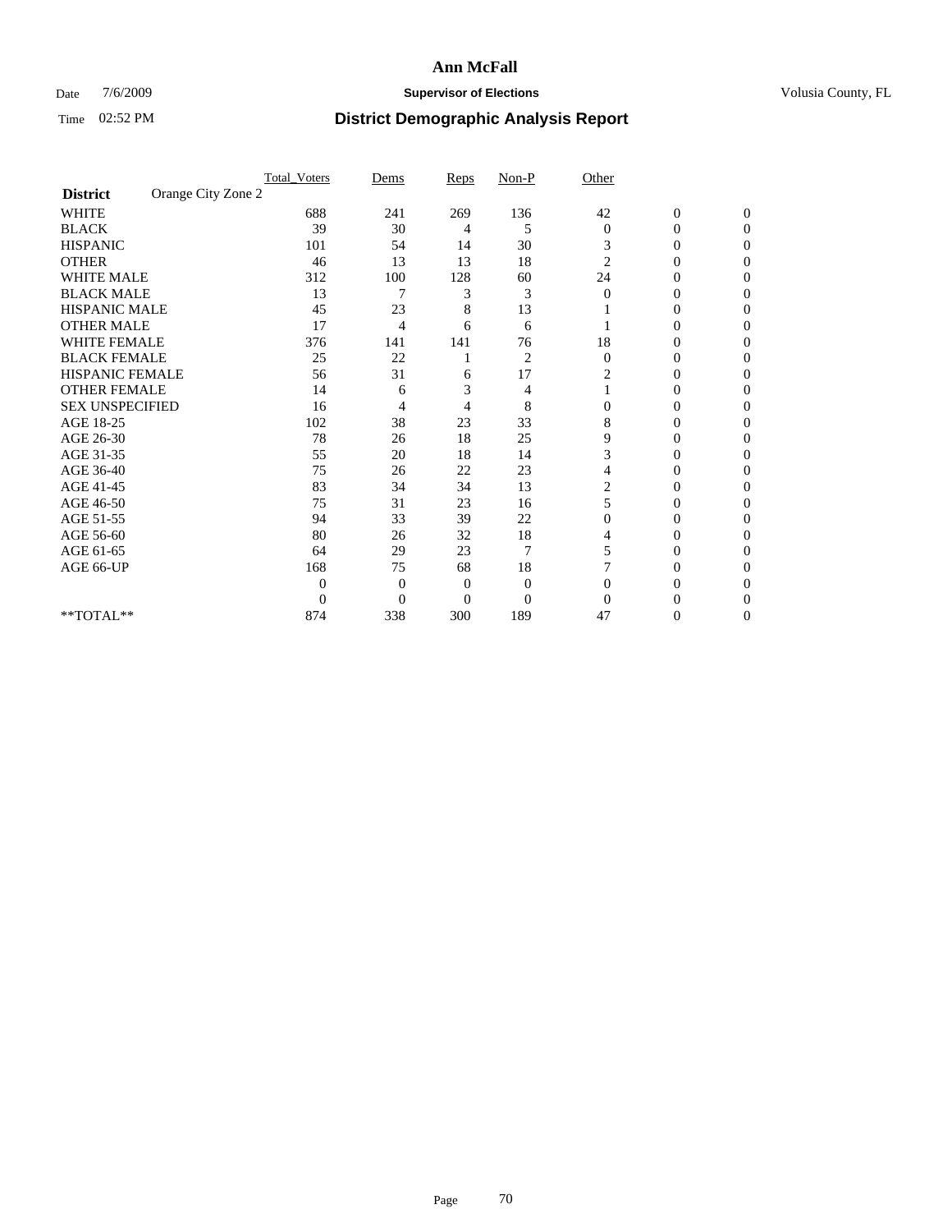# Ann McFall

Date 7/6/2009 **Supervisor of Elections** Volusia County, FL

Time 02:52 PM **District Demographic Analysis Report**

| | Total_Voters | Dems | Reps | Non-P | Other | | |
|---|---|---|---|---|---|---|---|
| **District** Orange City Zone 2 | | | | | | | |
| WHITE | 688 | 241 | 269 | 136 | 42 | 0 | 0 |
| BLACK | 39 | 30 | 4 | 5 | 0 | 0 | 0 |
| HISPANIC | 101 | 54 | 14 | 30 | 3 | 0 | 0 |
| OTHER | 46 | 13 | 13 | 18 | 2 | 0 | 0 |
| WHITE MALE | 312 | 100 | 128 | 60 | 24 | 0 | 0 |
| BLACK MALE | 13 | 7 | 3 | 3 | 0 | 0 | 0 |
| HISPANIC MALE | 45 | 23 | 8 | 13 | 1 | 0 | 0 |
| OTHER MALE | 17 | 4 | 6 | 6 | 1 | 0 | 0 |
| WHITE FEMALE | 376 | 141 | 141 | 76 | 18 | 0 | 0 |
| BLACK FEMALE | 25 | 22 | 1 | 2 | 0 | 0 | 0 |
| HISPANIC FEMALE | 56 | 31 | 6 | 17 | 2 | 0 | 0 |
| OTHER FEMALE | 14 | 6 | 3 | 4 | 1 | 0 | 0 |
| SEX UNSPECIFIED | 16 | 4 | 4 | 8 | 0 | 0 | 0 |
| AGE 18-25 | 102 | 38 | 23 | 33 | 8 | 0 | 0 |
| AGE 26-30 | 78 | 26 | 18 | 25 | 9 | 0 | 0 |
| AGE 31-35 | 55 | 20 | 18 | 14 | 3 | 0 | 0 |
| AGE 36-40 | 75 | 26 | 22 | 23 | 4 | 0 | 0 |
| AGE 41-45 | 83 | 34 | 34 | 13 | 2 | 0 | 0 |
| AGE 46-50 | 75 | 31 | 23 | 16 | 5 | 0 | 0 |
| AGE 51-55 | 94 | 33 | 39 | 22 | 0 | 0 | 0 |
| AGE 56-60 | 80 | 26 | 32 | 18 | 4 | 0 | 0 |
| AGE 61-65 | 64 | 29 | 23 | 7 | 5 | 0 | 0 |
| AGE 66-UP | 168 | 75 | 68 | 18 | 7 | 0 | 0 |
| | 0 | 0 | 0 | 0 | 0 | 0 | 0 |
| | 0 | 0 | 0 | 0 | 0 | 0 | 0 |
| **TOTAL** | 874 | 338 | 300 | 189 | 47 | 0 | 0 |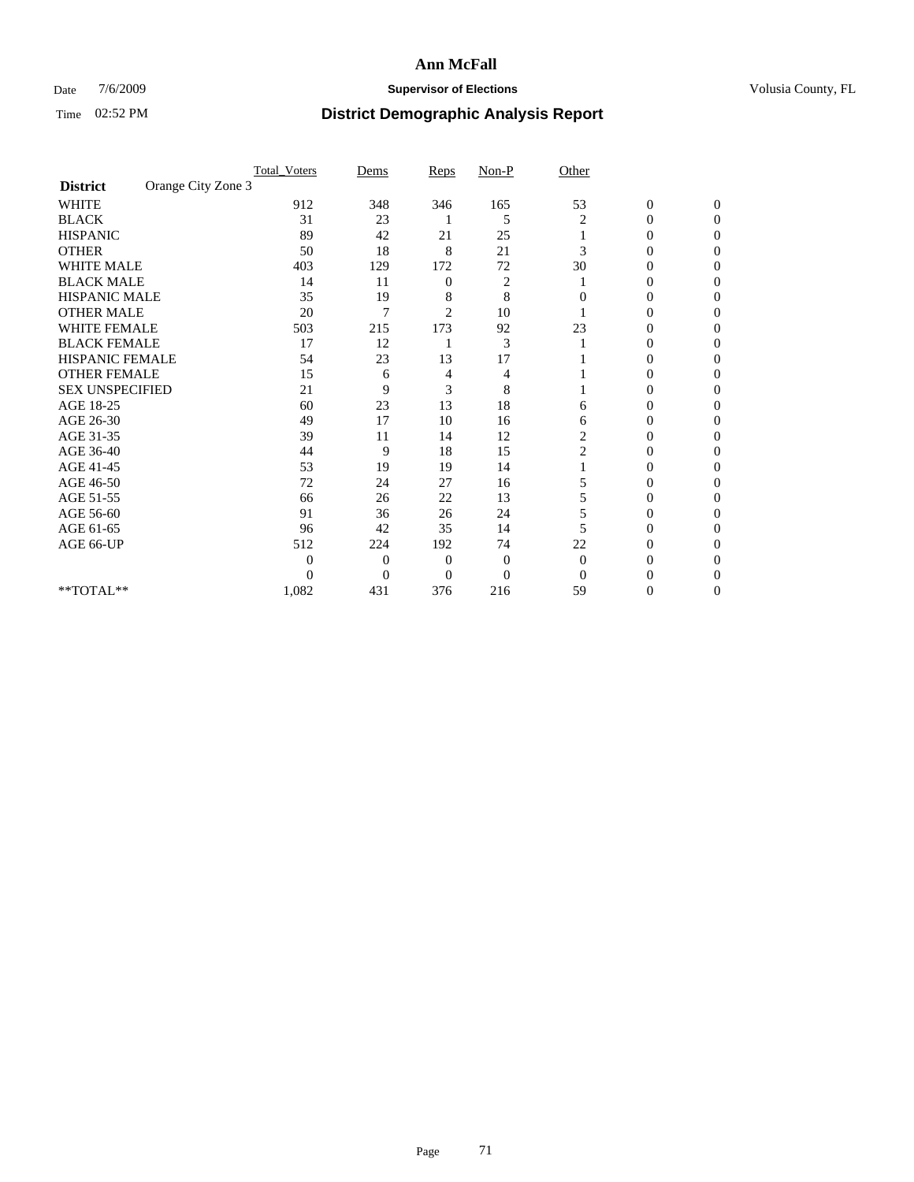# Ann McFall

Date 7/6/2009 **Supervisor of Elections** Volusia County, FL

Time 02:52 PM **District Demographic Analysis Report**

| **District** Orange City Zone 3 | Total_Voters | Dems | Reps | Non-P | Other | | |
|---|---|---|---|---|---|---|---|
| WHITE | 912 | 348 | 346 | 165 | 53 | 0 | 0 |
| BLACK | 31 | 23 | 1 | 5 | 2 | 0 | 0 |
| HISPANIC | 89 | 42 | 21 | 25 | 1 | 0 | 0 |
| OTHER | 50 | 18 | 8 | 21 | 3 | 0 | 0 |
| WHITE MALE | 403 | 129 | 172 | 72 | 30 | 0 | 0 |
| BLACK MALE | 14 | 11 | 0 | 2 | 1 | 0 | 0 |
| HISPANIC MALE | 35 | 19 | 8 | 8 | 0 | 0 | 0 |
| OTHER MALE | 20 | 7 | 2 | 10 | 1 | 0 | 0 |
| WHITE FEMALE | 503 | 215 | 173 | 92 | 23 | 0 | 0 |
| BLACK FEMALE | 17 | 12 | 1 | 3 | 1 | 0 | 0 |
| HISPANIC FEMALE | 54 | 23 | 13 | 17 | 1 | 0 | 0 |
| OTHER FEMALE | 15 | 6 | 4 | 4 | 1 | 0 | 0 |
| SEX UNSPECIFIED | 21 | 9 | 3 | 8 | 1 | 0 | 0 |
| AGE 18-25 | 60 | 23 | 13 | 18 | 6 | 0 | 0 |
| AGE 26-30 | 49 | 17 | 10 | 16 | 6 | 0 | 0 |
| AGE 31-35 | 39 | 11 | 14 | 12 | 2 | 0 | 0 |
| AGE 36-40 | 44 | 9 | 18 | 15 | 2 | 0 | 0 |
| AGE 41-45 | 53 | 19 | 19 | 14 | 1 | 0 | 0 |
| AGE 46-50 | 72 | 24 | 27 | 16 | 5 | 0 | 0 |
| AGE 51-55 | 66 | 26 | 22 | 13 | 5 | 0 | 0 |
| AGE 56-60 | 91 | 36 | 26 | 24 | 5 | 0 | 0 |
| AGE 61-65 | 96 | 42 | 35 | 14 | 5 | 0 | 0 |
| AGE 66-UP | 512 | 224 | 192 | 74 | 22 | 0 | 0 |
| | 0 | 0 | 0 | 0 | 0 | 0 | 0 |
| | 0 | 0 | 0 | 0 | 0 | 0 | 0 |
| **TOTAL** | 1,082 | 431 | 376 | 216 | 59 | 0 | 0 |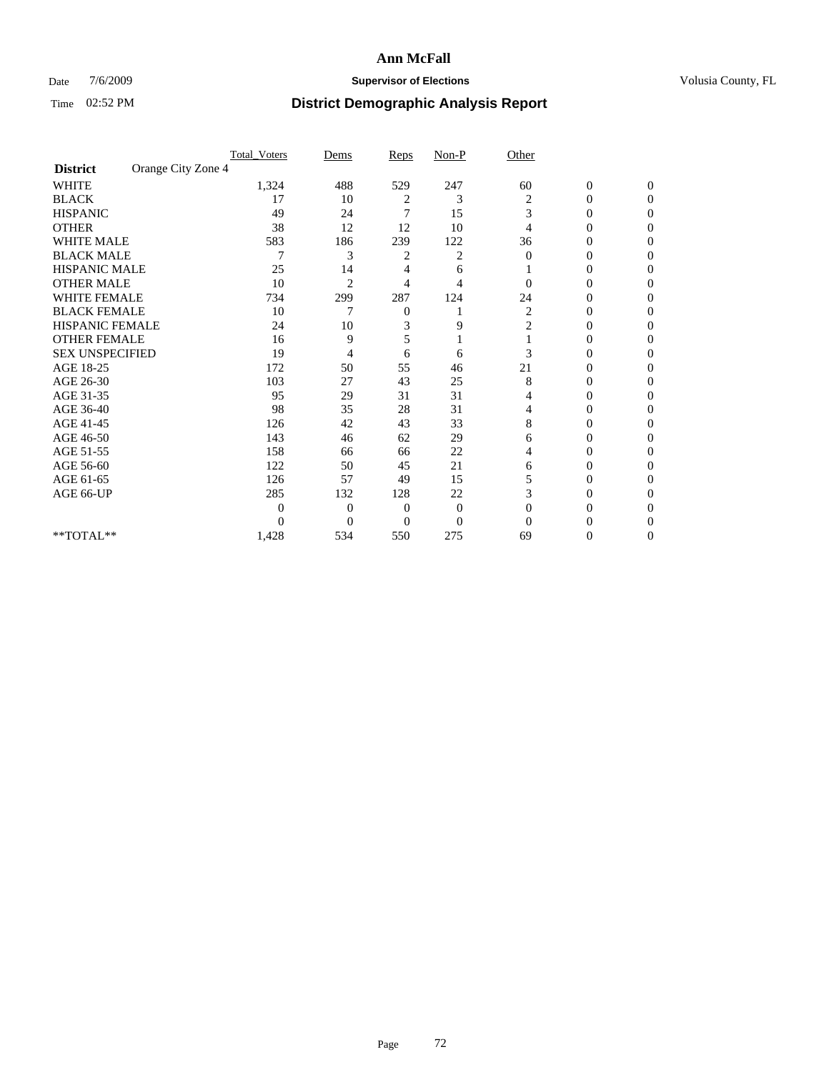# Ann McFall

Date 7/6/2009 **Supervisor of Elections** Volusia County, FL

Time 02:52 PM **District Demographic Analysis Report**

| | Total_Voters | Dems | Reps | Non-P | Other | | |
|---|---|---|---|---|---|---|---|
| **District** Orange City Zone 4 | | | | | | | |
| WHITE | 1,324 | 488 | 529 | 247 | 60 | 0 | 0 |
| BLACK | 17 | 10 | 2 | 3 | 2 | 0 | 0 |
| HISPANIC | 49 | 24 | 7 | 15 | 3 | 0 | 0 |
| OTHER | 38 | 12 | 12 | 10 | 4 | 0 | 0 |
| WHITE MALE | 583 | 186 | 239 | 122 | 36 | 0 | 0 |
| BLACK MALE | 7 | 3 | 2 | 2 | 0 | 0 | 0 |
| HISPANIC MALE | 25 | 14 | 4 | 6 | 1 | 0 | 0 |
| OTHER MALE | 10 | 2 | 4 | 4 | 0 | 0 | 0 |
| WHITE FEMALE | 734 | 299 | 287 | 124 | 24 | 0 | 0 |
| BLACK FEMALE | 10 | 7 | 0 | 1 | 2 | 0 | 0 |
| HISPANIC FEMALE | 24 | 10 | 3 | 9 | 2 | 0 | 0 |
| OTHER FEMALE | 16 | 9 | 5 | 1 | 1 | 0 | 0 |
| SEX UNSPECIFIED | 19 | 4 | 6 | 6 | 3 | 0 | 0 |
| AGE 18-25 | 172 | 50 | 55 | 46 | 21 | 0 | 0 |
| AGE 26-30 | 103 | 27 | 43 | 25 | 8 | 0 | 0 |
| AGE 31-35 | 95 | 29 | 31 | 31 | 4 | 0 | 0 |
| AGE 36-40 | 98 | 35 | 28 | 31 | 4 | 0 | 0 |
| AGE 41-45 | 126 | 42 | 43 | 33 | 8 | 0 | 0 |
| AGE 46-50 | 143 | 46 | 62 | 29 | 6 | 0 | 0 |
| AGE 51-55 | 158 | 66 | 66 | 22 | 4 | 0 | 0 |
| AGE 56-60 | 122 | 50 | 45 | 21 | 6 | 0 | 0 |
| AGE 61-65 | 126 | 57 | 49 | 15 | 5 | 0 | 0 |
| AGE 66-UP | 285 | 132 | 128 | 22 | 3 | 0 | 0 |
| | 0 | 0 | 0 | 0 | 0 | 0 | 0 |
| | 0 | 0 | 0 | 0 | 0 | 0 | 0 |
| **TOTAL** | 1,428 | 534 | 550 | 275 | 69 | 0 | 0 |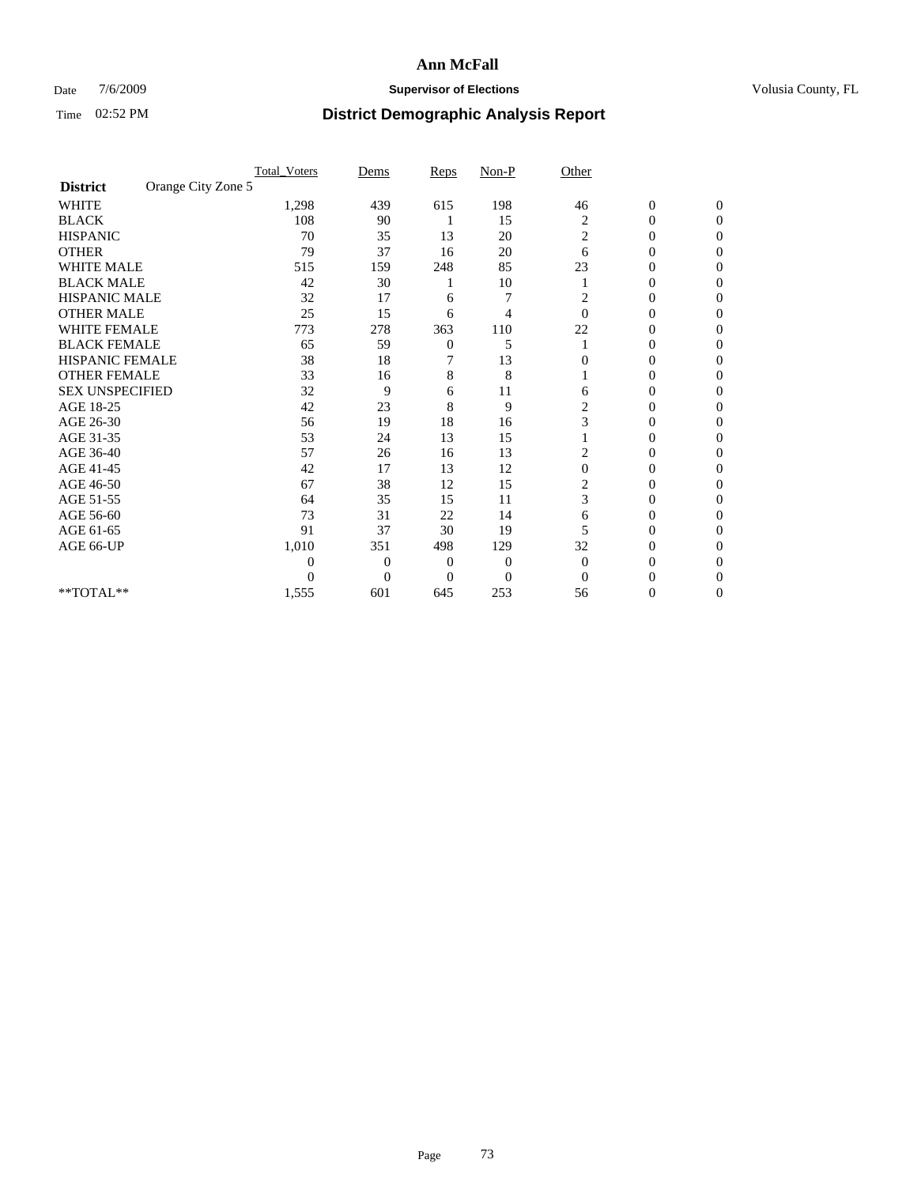# Ann McFall

Date 7/6/2009 **Supervisor of Elections** Volusia County, FL

Time 02:52 PM **District Demographic Analysis Report**

| | Total_Voters | Dems | Reps | Non-P | Other | | |
|---|---|---|---|---|---|---|---|
| **District** Orange City Zone 5 | | | | | | | |
| WHITE | 1,298 | 439 | 615 | 198 | 46 | 0 | 0 |
| BLACK | 108 | 90 | 1 | 15 | 2 | 0 | 0 |
| HISPANIC | 70 | 35 | 13 | 20 | 2 | 0 | 0 |
| OTHER | 79 | 37 | 16 | 20 | 6 | 0 | 0 |
| WHITE MALE | 515 | 159 | 248 | 85 | 23 | 0 | 0 |
| BLACK MALE | 42 | 30 | 1 | 10 | 1 | 0 | 0 |
| HISPANIC MALE | 32 | 17 | 6 | 7 | 2 | 0 | 0 |
| OTHER MALE | 25 | 15 | 6 | 4 | 0 | 0 | 0 |
| WHITE FEMALE | 773 | 278 | 363 | 110 | 22 | 0 | 0 |
| BLACK FEMALE | 65 | 59 | 0 | 5 | 1 | 0 | 0 |
| HISPANIC FEMALE | 38 | 18 | 7 | 13 | 0 | 0 | 0 |
| OTHER FEMALE | 33 | 16 | 8 | 8 | 1 | 0 | 0 |
| SEX UNSPECIFIED | 32 | 9 | 6 | 11 | 6 | 0 | 0 |
| AGE 18-25 | 42 | 23 | 8 | 9 | 2 | 0 | 0 |
| AGE 26-30 | 56 | 19 | 18 | 16 | 3 | 0 | 0 |
| AGE 31-35 | 53 | 24 | 13 | 15 | 1 | 0 | 0 |
| AGE 36-40 | 57 | 26 | 16 | 13 | 2 | 0 | 0 |
| AGE 41-45 | 42 | 17 | 13 | 12 | 0 | 0 | 0 |
| AGE 46-50 | 67 | 38 | 12 | 15 | 2 | 0 | 0 |
| AGE 51-55 | 64 | 35 | 15 | 11 | 3 | 0 | 0 |
| AGE 56-60 | 73 | 31 | 22 | 14 | 6 | 0 | 0 |
| AGE 61-65 | 91 | 37 | 30 | 19 | 5 | 0 | 0 |
| AGE 66-UP | 1,010 | 351 | 498 | 129 | 32 | 0 | 0 |
| | 0 | 0 | 0 | 0 | 0 | 0 | 0 |
| | 0 | 0 | 0 | 0 | 0 | 0 | 0 |
| **TOTAL** | 1,555 | 601 | 645 | 253 | 56 | 0 | 0 |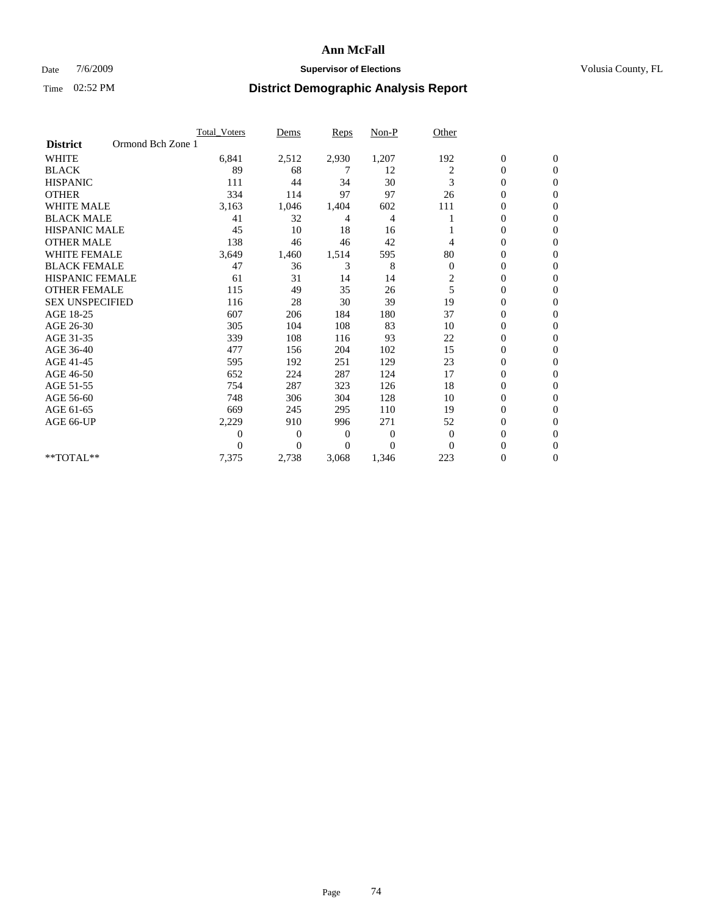# Ann McFall

Date 7/6/2009 **Supervisor of Elections** Volusia County, FL

Time 02:52 PM **District Demographic Analysis Report**

| **District** Ormond Bch Zone 1 | Total_Voters | Dems | Reps | Non-P | Other | | |
|---|---|---|---|---|---|---|---|
| WHITE | 6,841 | 2,512 | 2,930 | 1,207 | 192 | 0 | 0 |
| BLACK | 89 | 68 | 7 | 12 | 2 | 0 | 0 |
| HISPANIC | 111 | 44 | 34 | 30 | 3 | 0 | 0 |
| OTHER | 334 | 114 | 97 | 97 | 26 | 0 | 0 |
| WHITE MALE | 3,163 | 1,046 | 1,404 | 602 | 111 | 0 | 0 |
| BLACK MALE | 41 | 32 | 4 | 4 | 1 | 0 | 0 |
| HISPANIC MALE | 45 | 10 | 18 | 16 | 1 | 0 | 0 |
| OTHER MALE | 138 | 46 | 46 | 42 | 4 | 0 | 0 |
| WHITE FEMALE | 3,649 | 1,460 | 1,514 | 595 | 80 | 0 | 0 |
| BLACK FEMALE | 47 | 36 | 3 | 8 | 0 | 0 | 0 |
| HISPANIC FEMALE | 61 | 31 | 14 | 14 | 2 | 0 | 0 |
| OTHER FEMALE | 115 | 49 | 35 | 26 | 5 | 0 | 0 |
| SEX UNSPECIFIED | 116 | 28 | 30 | 39 | 19 | 0 | 0 |
| AGE 18-25 | 607 | 206 | 184 | 180 | 37 | 0 | 0 |
| AGE 26-30 | 305 | 104 | 108 | 83 | 10 | 0 | 0 |
| AGE 31-35 | 339 | 108 | 116 | 93 | 22 | 0 | 0 |
| AGE 36-40 | 477 | 156 | 204 | 102 | 15 | 0 | 0 |
| AGE 41-45 | 595 | 192 | 251 | 129 | 23 | 0 | 0 |
| AGE 46-50 | 652 | 224 | 287 | 124 | 17 | 0 | 0 |
| AGE 51-55 | 754 | 287 | 323 | 126 | 18 | 0 | 0 |
| AGE 56-60 | 748 | 306 | 304 | 128 | 10 | 0 | 0 |
| AGE 61-65 | 669 | 245 | 295 | 110 | 19 | 0 | 0 |
| AGE 66-UP | 2,229 | 910 | 996 | 271 | 52 | 0 | 0 |
| | 0 | 0 | 0 | 0 | 0 | 0 | 0 |
| | 0 | 0 | 0 | 0 | 0 | 0 | 0 |
| **TOTAL** | 7,375 | 2,738 | 3,068 | 1,346 | 223 | 0 | 0 |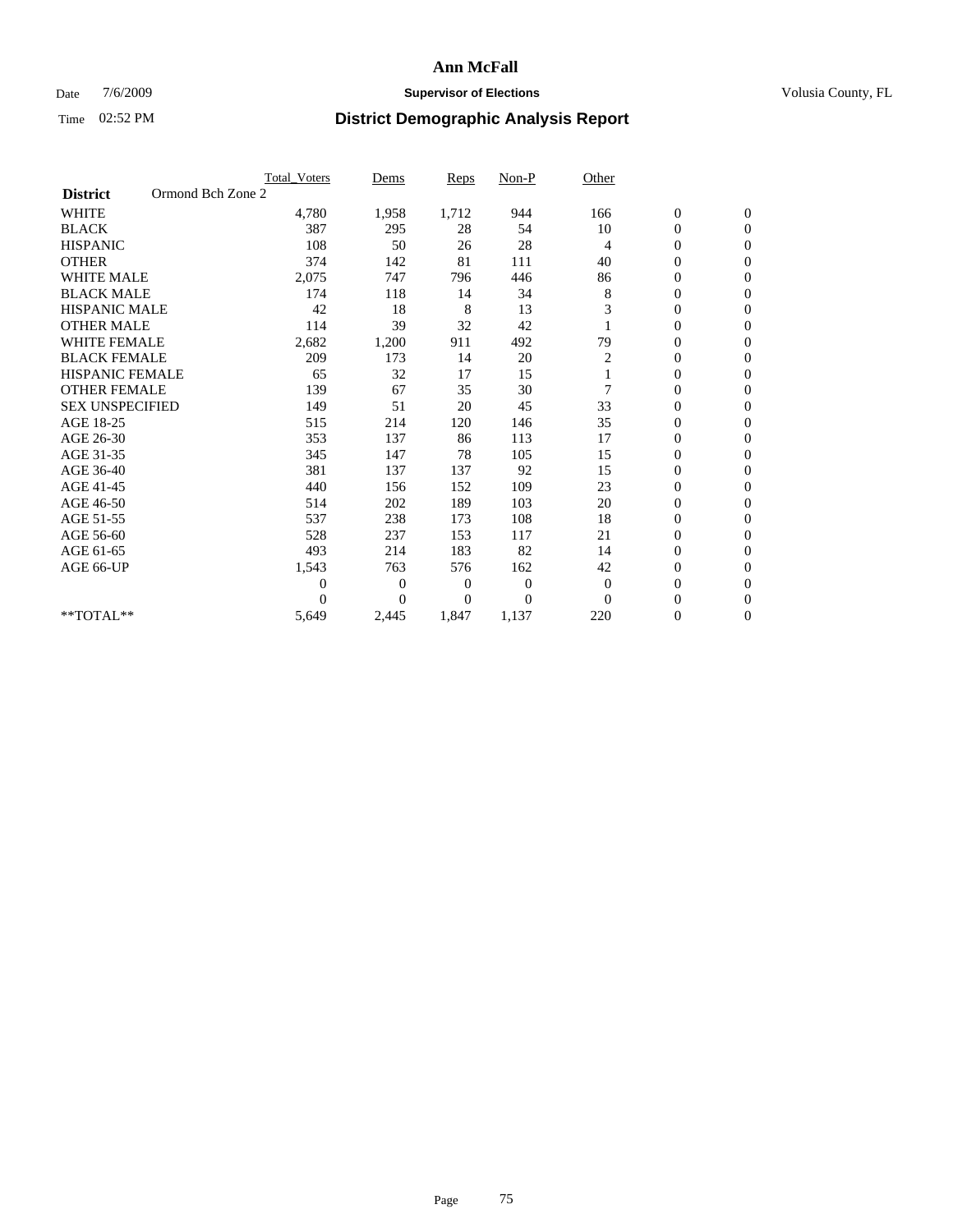# Ann McFall

Date 7/6/2009 **Supervisor of Elections** Volusia County, FL

Time 02:52 PM **District Demographic Analysis Report**

| | Total_Voters | Dems | Reps | Non-P | Other | | |
|---|---|---|---|---|---|---|---|
| **District** Ormond Bch Zone 2 | | | | | | | |
| WHITE | 4,780 | 1,958 | 1,712 | 944 | 166 | 0 | 0 |
| BLACK | 387 | 295 | 28 | 54 | 10 | 0 | 0 |
| HISPANIC | 108 | 50 | 26 | 28 | 4 | 0 | 0 |
| OTHER | 374 | 142 | 81 | 111 | 40 | 0 | 0 |
| WHITE MALE | 2,075 | 747 | 796 | 446 | 86 | 0 | 0 |
| BLACK MALE | 174 | 118 | 14 | 34 | 8 | 0 | 0 |
| HISPANIC MALE | 42 | 18 | 8 | 13 | 3 | 0 | 0 |
| OTHER MALE | 114 | 39 | 32 | 42 | 1 | 0 | 0 |
| WHITE FEMALE | 2,682 | 1,200 | 911 | 492 | 79 | 0 | 0 |
| BLACK FEMALE | 209 | 173 | 14 | 20 | 2 | 0 | 0 |
| HISPANIC FEMALE | 65 | 32 | 17 | 15 | 1 | 0 | 0 |
| OTHER FEMALE | 139 | 67 | 35 | 30 | 7 | 0 | 0 |
| SEX UNSPECIFIED | 149 | 51 | 20 | 45 | 33 | 0 | 0 |
| AGE 18-25 | 515 | 214 | 120 | 146 | 35 | 0 | 0 |
| AGE 26-30 | 353 | 137 | 86 | 113 | 17 | 0 | 0 |
| AGE 31-35 | 345 | 147 | 78 | 105 | 15 | 0 | 0 |
| AGE 36-40 | 381 | 137 | 137 | 92 | 15 | 0 | 0 |
| AGE 41-45 | 440 | 156 | 152 | 109 | 23 | 0 | 0 |
| AGE 46-50 | 514 | 202 | 189 | 103 | 20 | 0 | 0 |
| AGE 51-55 | 537 | 238 | 173 | 108 | 18 | 0 | 0 |
| AGE 56-60 | 528 | 237 | 153 | 117 | 21 | 0 | 0 |
| AGE 61-65 | 493 | 214 | 183 | 82 | 14 | 0 | 0 |
| AGE 66-UP | 1,543 | 763 | 576 | 162 | 42 | 0 | 0 |
| | 0 | 0 | 0 | 0 | 0 | 0 | 0 |
| | 0 | 0 | 0 | 0 | 0 | 0 | 0 |
| **TOTAL** | 5,649 | 2,445 | 1,847 | 1,137 | 220 | 0 | 0 |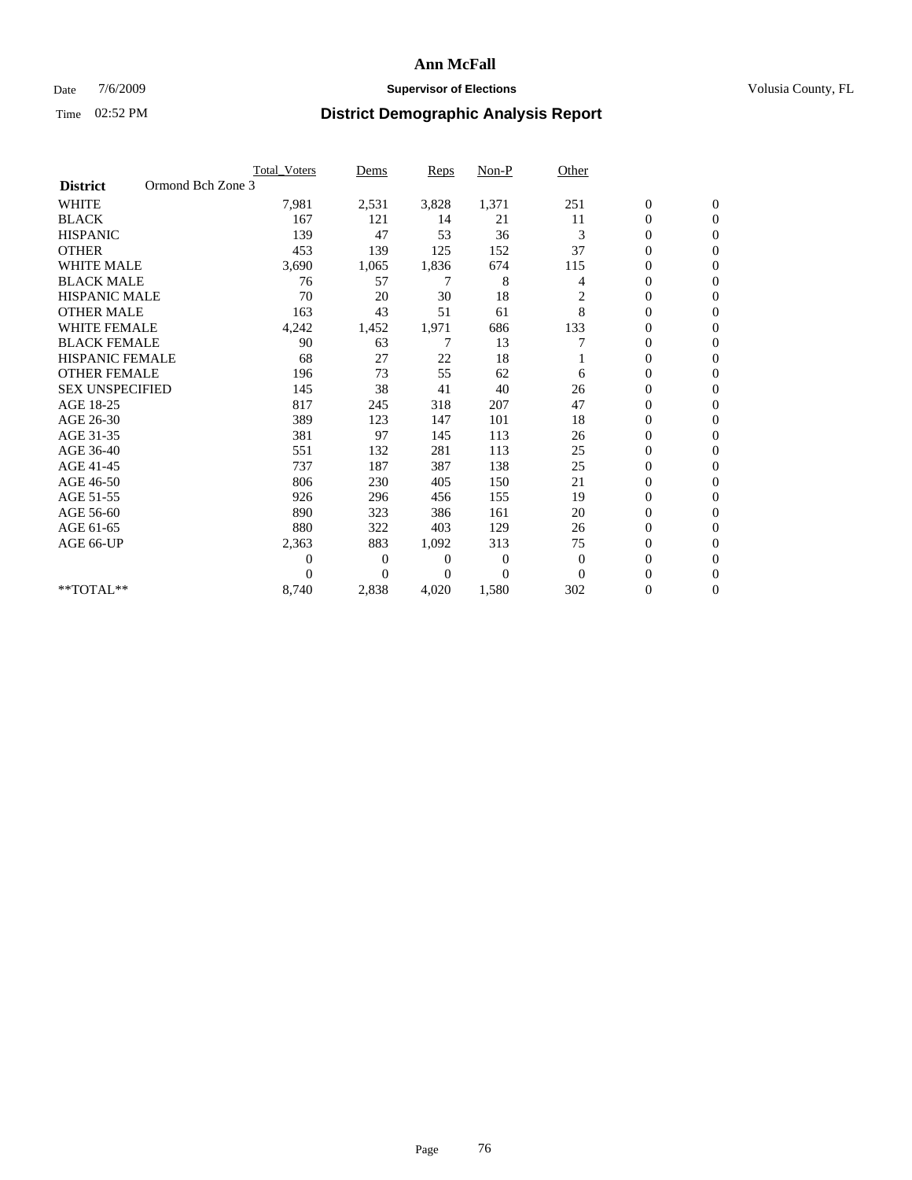# Ann McFall

Date 7/6/2009 **Supervisor of Elections** Volusia County, FL

Time 02:52 PM **District Demographic Analysis Report**

| | Total_Voters | Dems | Reps | Non-P | Other | | |
|---|---|---|---|---|---|---|---|
| **District** Ormond Bch Zone 3 | | | | | | | |
| WHITE | 7,981 | 2,531 | 3,828 | 1,371 | 251 | 0 | 0 |
| BLACK | 167 | 121 | 14 | 21 | 11 | 0 | 0 |
| HISPANIC | 139 | 47 | 53 | 36 | 3 | 0 | 0 |
| OTHER | 453 | 139 | 125 | 152 | 37 | 0 | 0 |
| WHITE MALE | 3,690 | 1,065 | 1,836 | 674 | 115 | 0 | 0 |
| BLACK MALE | 76 | 57 | 7 | 8 | 4 | 0 | 0 |
| HISPANIC MALE | 70 | 20 | 30 | 18 | 2 | 0 | 0 |
| OTHER MALE | 163 | 43 | 51 | 61 | 8 | 0 | 0 |
| WHITE FEMALE | 4,242 | 1,452 | 1,971 | 686 | 133 | 0 | 0 |
| BLACK FEMALE | 90 | 63 | 7 | 13 | 7 | 0 | 0 |
| HISPANIC FEMALE | 68 | 27 | 22 | 18 | 1 | 0 | 0 |
| OTHER FEMALE | 196 | 73 | 55 | 62 | 6 | 0 | 0 |
| SEX UNSPECIFIED | 145 | 38 | 41 | 40 | 26 | 0 | 0 |
| AGE 18-25 | 817 | 245 | 318 | 207 | 47 | 0 | 0 |
| AGE 26-30 | 389 | 123 | 147 | 101 | 18 | 0 | 0 |
| AGE 31-35 | 381 | 97 | 145 | 113 | 26 | 0 | 0 |
| AGE 36-40 | 551 | 132 | 281 | 113 | 25 | 0 | 0 |
| AGE 41-45 | 737 | 187 | 387 | 138 | 25 | 0 | 0 |
| AGE 46-50 | 806 | 230 | 405 | 150 | 21 | 0 | 0 |
| AGE 51-55 | 926 | 296 | 456 | 155 | 19 | 0 | 0 |
| AGE 56-60 | 890 | 323 | 386 | 161 | 20 | 0 | 0 |
| AGE 61-65 | 880 | 322 | 403 | 129 | 26 | 0 | 0 |
| AGE 66-UP | 2,363 | 883 | 1,092 | 313 | 75 | 0 | 0 |
| | 0 | 0 | 0 | 0 | 0 | 0 | 0 |
| | 0 | 0 | 0 | 0 | 0 | 0 | 0 |
| **TOTAL** | 8,740 | 2,838 | 4,020 | 1,580 | 302 | 0 | 0 |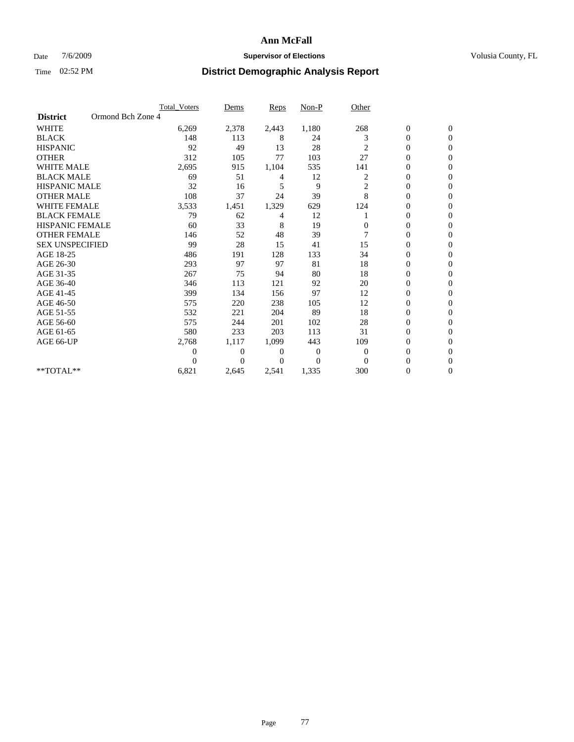# Ann McFall

Date 7/6/2009 **Supervisor of Elections** Volusia County, FL

Time 02:52 PM **District Demographic Analysis Report**

| | Total_Voters | Dems | Reps | Non-P | Other | | |
|---|---|---|---|---|---|---|---|
| **District** Ormond Bch Zone 4 | | | | | | | |
| WHITE | 6,269 | 2,378 | 2,443 | 1,180 | 268 | 0 | 0 |
| BLACK | 148 | 113 | 8 | 24 | 3 | 0 | 0 |
| HISPANIC | 92 | 49 | 13 | 28 | 2 | 0 | 0 |
| OTHER | 312 | 105 | 77 | 103 | 27 | 0 | 0 |
| WHITE MALE | 2,695 | 915 | 1,104 | 535 | 141 | 0 | 0 |
| BLACK MALE | 69 | 51 | 4 | 12 | 2 | 0 | 0 |
| HISPANIC MALE | 32 | 16 | 5 | 9 | 2 | 0 | 0 |
| OTHER MALE | 108 | 37 | 24 | 39 | 8 | 0 | 0 |
| WHITE FEMALE | 3,533 | 1,451 | 1,329 | 629 | 124 | 0 | 0 |
| BLACK FEMALE | 79 | 62 | 4 | 12 | 1 | 0 | 0 |
| HISPANIC FEMALE | 60 | 33 | 8 | 19 | 0 | 0 | 0 |
| OTHER FEMALE | 146 | 52 | 48 | 39 | 7 | 0 | 0 |
| SEX UNSPECIFIED | 99 | 28 | 15 | 41 | 15 | 0 | 0 |
| AGE 18-25 | 486 | 191 | 128 | 133 | 34 | 0 | 0 |
| AGE 26-30 | 293 | 97 | 97 | 81 | 18 | 0 | 0 |
| AGE 31-35 | 267 | 75 | 94 | 80 | 18 | 0 | 0 |
| AGE 36-40 | 346 | 113 | 121 | 92 | 20 | 0 | 0 |
| AGE 41-45 | 399 | 134 | 156 | 97 | 12 | 0 | 0 |
| AGE 46-50 | 575 | 220 | 238 | 105 | 12 | 0 | 0 |
| AGE 51-55 | 532 | 221 | 204 | 89 | 18 | 0 | 0 |
| AGE 56-60 | 575 | 244 | 201 | 102 | 28 | 0 | 0 |
| AGE 61-65 | 580 | 233 | 203 | 113 | 31 | 0 | 0 |
| AGE 66-UP | 2,768 | 1,117 | 1,099 | 443 | 109 | 0 | 0 |
| | 0 | 0 | 0 | 0 | 0 | 0 | 0 |
| | 0 | 0 | 0 | 0 | 0 | 0 | 0 |
| **TOTAL** | 6,821 | 2,645 | 2,541 | 1,335 | 300 | 0 | 0 |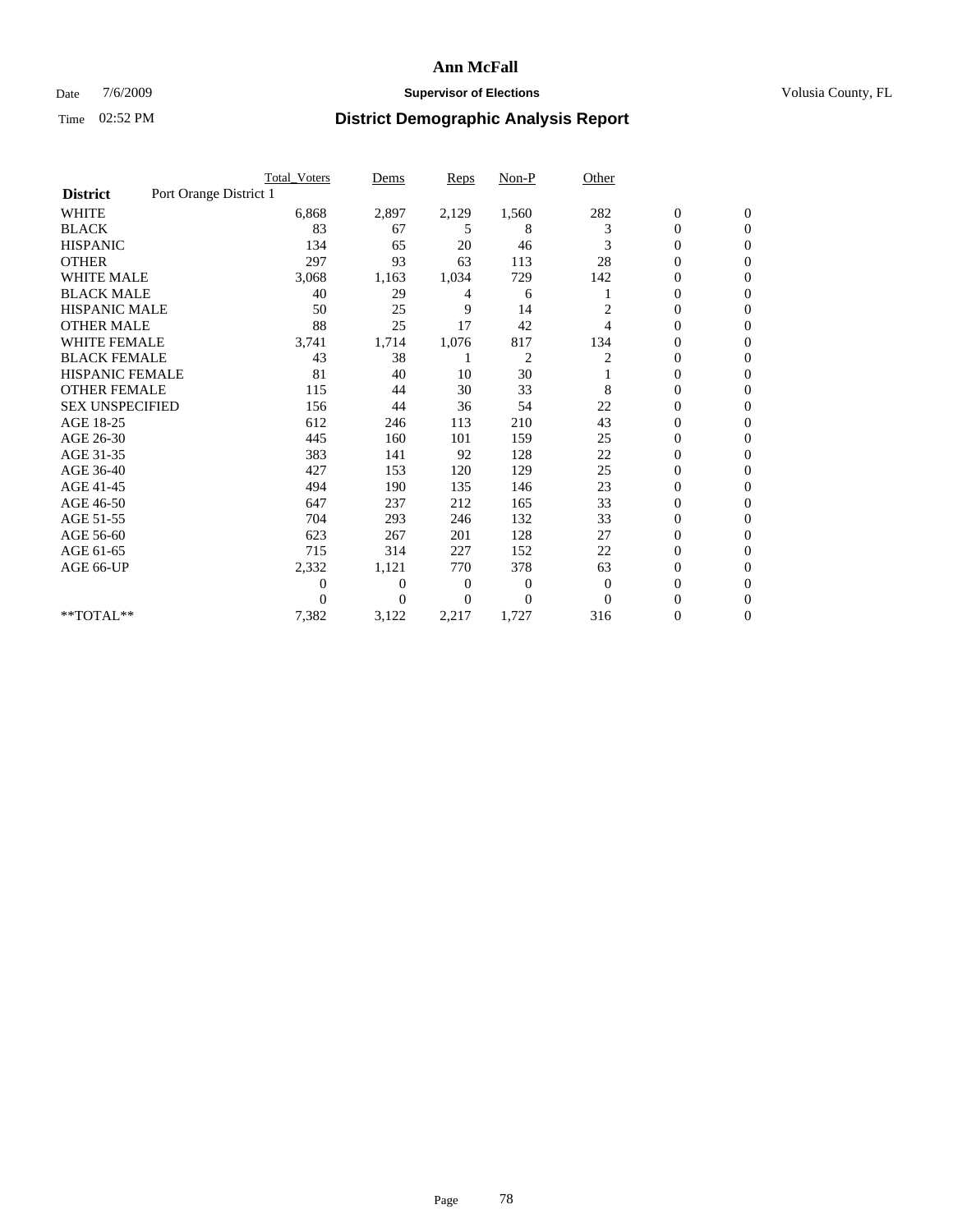# Ann McFall

Date 7/6/2009 **Supervisor of Elections** Volusia County, FL

Time 02:52 PM **District Demographic Analysis Report**

| | Total_Voters | Dems | Reps | Non-P | Other | | |
|---|---|---|---|---|---|---|---|
| **District** Port Orange District 1 | | | | | | | |
| WHITE | 6,868 | 2,897 | 2,129 | 1,560 | 282 | 0 | 0 |
| BLACK | 83 | 67 | 5 | 8 | 3 | 0 | 0 |
| HISPANIC | 134 | 65 | 20 | 46 | 3 | 0 | 0 |
| OTHER | 297 | 93 | 63 | 113 | 28 | 0 | 0 |
| WHITE MALE | 3,068 | 1,163 | 1,034 | 729 | 142 | 0 | 0 |
| BLACK MALE | 40 | 29 | 4 | 6 | 1 | 0 | 0 |
| HISPANIC MALE | 50 | 25 | 9 | 14 | 2 | 0 | 0 |
| OTHER MALE | 88 | 25 | 17 | 42 | 4 | 0 | 0 |
| WHITE FEMALE | 3,741 | 1,714 | 1,076 | 817 | 134 | 0 | 0 |
| BLACK FEMALE | 43 | 38 | 1 | 2 | 2 | 0 | 0 |
| HISPANIC FEMALE | 81 | 40 | 10 | 30 | 1 | 0 | 0 |
| OTHER FEMALE | 115 | 44 | 30 | 33 | 8 | 0 | 0 |
| SEX UNSPECIFIED | 156 | 44 | 36 | 54 | 22 | 0 | 0 |
| AGE 18-25 | 612 | 246 | 113 | 210 | 43 | 0 | 0 |
| AGE 26-30 | 445 | 160 | 101 | 159 | 25 | 0 | 0 |
| AGE 31-35 | 383 | 141 | 92 | 128 | 22 | 0 | 0 |
| AGE 36-40 | 427 | 153 | 120 | 129 | 25 | 0 | 0 |
| AGE 41-45 | 494 | 190 | 135 | 146 | 23 | 0 | 0 |
| AGE 46-50 | 647 | 237 | 212 | 165 | 33 | 0 | 0 |
| AGE 51-55 | 704 | 293 | 246 | 132 | 33 | 0 | 0 |
| AGE 56-60 | 623 | 267 | 201 | 128 | 27 | 0 | 0 |
| AGE 61-65 | 715 | 314 | 227 | 152 | 22 | 0 | 0 |
| AGE 66-UP | 2,332 | 1,121 | 770 | 378 | 63 | 0 | 0 |
| | 0 | 0 | 0 | 0 | 0 | 0 | 0 |
| | 0 | 0 | 0 | 0 | 0 | 0 | 0 |
| **TOTAL** | 7,382 | 3,122 | 2,217 | 1,727 | 316 | 0 | 0 |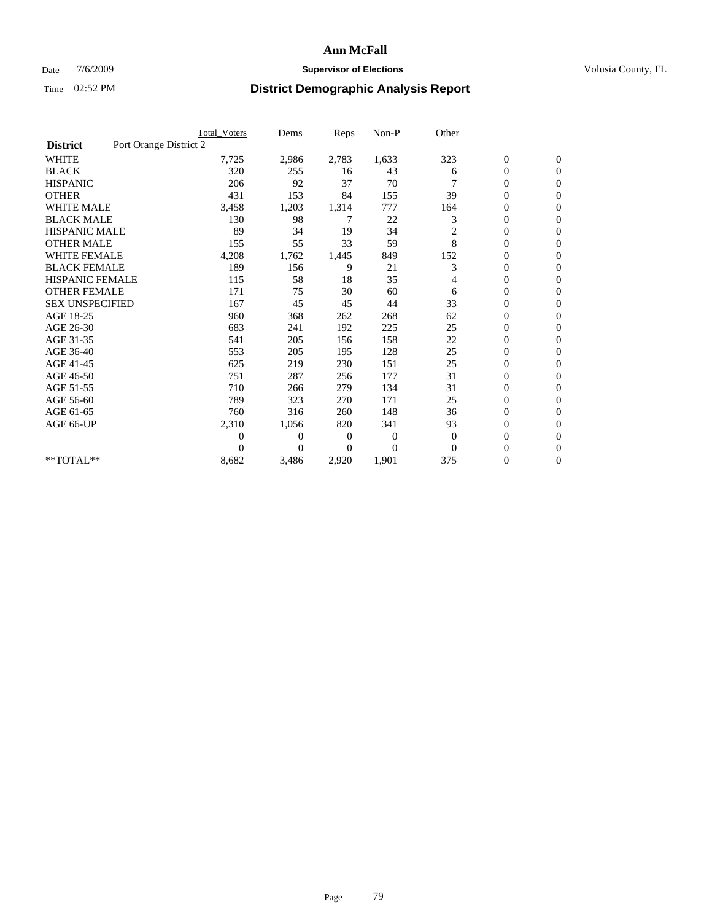# Ann McFall

Date 7/6/2009 **Supervisor of Elections** Volusia County, FL

Time 02:52 PM **District Demographic Analysis Report**

| | Total_Voters | Dems | Reps | Non-P | Other | | |
|---|---|---|---|---|---|---|---|
| **District** Port Orange District 2 | | | | | | | |
| WHITE | 7,725 | 2,986 | 2,783 | 1,633 | 323 | 0 | 0 |
| BLACK | 320 | 255 | 16 | 43 | 6 | 0 | 0 |
| HISPANIC | 206 | 92 | 37 | 70 | 7 | 0 | 0 |
| OTHER | 431 | 153 | 84 | 155 | 39 | 0 | 0 |
| WHITE MALE | 3,458 | 1,203 | 1,314 | 777 | 164 | 0 | 0 |
| BLACK MALE | 130 | 98 | 7 | 22 | 3 | 0 | 0 |
| HISPANIC MALE | 89 | 34 | 19 | 34 | 2 | 0 | 0 |
| OTHER MALE | 155 | 55 | 33 | 59 | 8 | 0 | 0 |
| WHITE FEMALE | 4,208 | 1,762 | 1,445 | 849 | 152 | 0 | 0 |
| BLACK FEMALE | 189 | 156 | 9 | 21 | 3 | 0 | 0 |
| HISPANIC FEMALE | 115 | 58 | 18 | 35 | 4 | 0 | 0 |
| OTHER FEMALE | 171 | 75 | 30 | 60 | 6 | 0 | 0 |
| SEX UNSPECIFIED | 167 | 45 | 45 | 44 | 33 | 0 | 0 |
| AGE 18-25 | 960 | 368 | 262 | 268 | 62 | 0 | 0 |
| AGE 26-30 | 683 | 241 | 192 | 225 | 25 | 0 | 0 |
| AGE 31-35 | 541 | 205 | 156 | 158 | 22 | 0 | 0 |
| AGE 36-40 | 553 | 205 | 195 | 128 | 25 | 0 | 0 |
| AGE 41-45 | 625 | 219 | 230 | 151 | 25 | 0 | 0 |
| AGE 46-50 | 751 | 287 | 256 | 177 | 31 | 0 | 0 |
| AGE 51-55 | 710 | 266 | 279 | 134 | 31 | 0 | 0 |
| AGE 56-60 | 789 | 323 | 270 | 171 | 25 | 0 | 0 |
| AGE 61-65 | 760 | 316 | 260 | 148 | 36 | 0 | 0 |
| AGE 66-UP | 2,310 | 1,056 | 820 | 341 | 93 | 0 | 0 |
| | 0 | 0 | 0 | 0 | 0 | 0 | 0 |
| | 0 | 0 | 0 | 0 | 0 | 0 | 0 |
| **TOTAL** | 8,682 | 3,486 | 2,920 | 1,901 | 375 | 0 | 0 |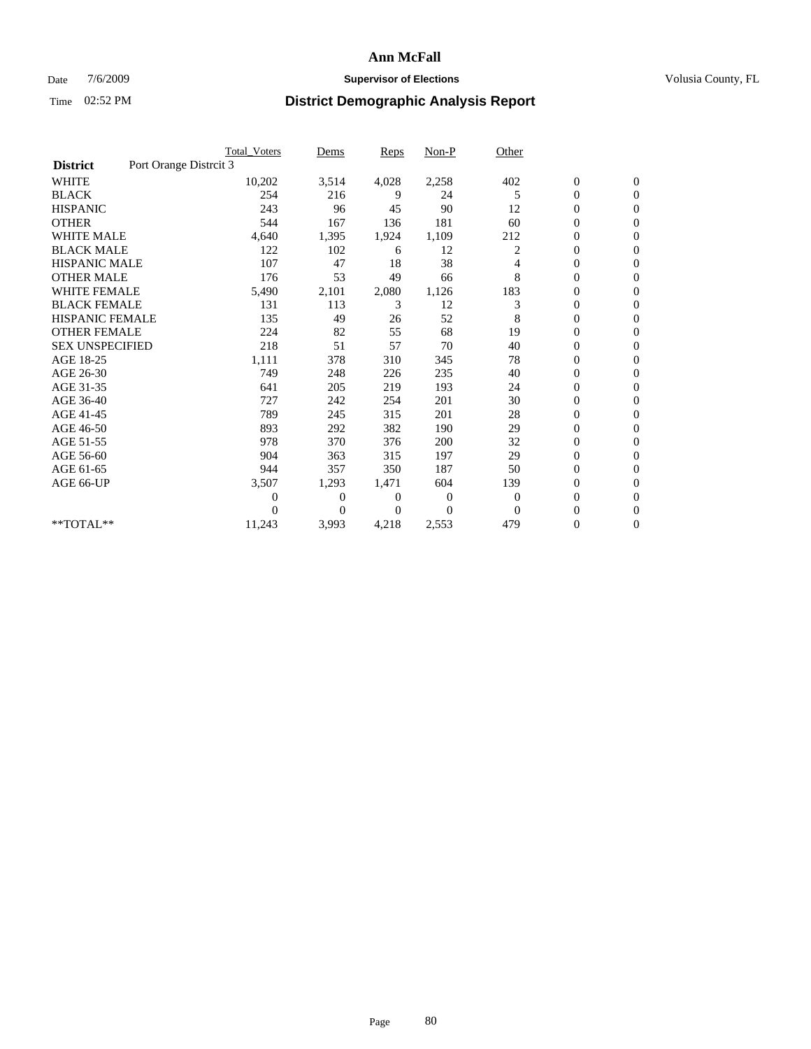# Ann McFall

Date 7/6/2009 **Supervisor of Elections** Volusia County, FL

Time 02:52 PM **District Demographic Analysis Report**

| | Total_Voters | Dems | Reps | Non-P | Other | | |
|---|---|---|---|---|---|---|---|
| **District** Port Orange Distrcit 3 | | | | | | | |
| WHITE | 10,202 | 3,514 | 4,028 | 2,258 | 402 | 0 | 0 |
| BLACK | 254 | 216 | 9 | 24 | 5 | 0 | 0 |
| HISPANIC | 243 | 96 | 45 | 90 | 12 | 0 | 0 |
| OTHER | 544 | 167 | 136 | 181 | 60 | 0 | 0 |
| WHITE MALE | 4,640 | 1,395 | 1,924 | 1,109 | 212 | 0 | 0 |
| BLACK MALE | 122 | 102 | 6 | 12 | 2 | 0 | 0 |
| HISPANIC MALE | 107 | 47 | 18 | 38 | 4 | 0 | 0 |
| OTHER MALE | 176 | 53 | 49 | 66 | 8 | 0 | 0 |
| WHITE FEMALE | 5,490 | 2,101 | 2,080 | 1,126 | 183 | 0 | 0 |
| BLACK FEMALE | 131 | 113 | 3 | 12 | 3 | 0 | 0 |
| HISPANIC FEMALE | 135 | 49 | 26 | 52 | 8 | 0 | 0 |
| OTHER FEMALE | 224 | 82 | 55 | 68 | 19 | 0 | 0 |
| SEX UNSPECIFIED | 218 | 51 | 57 | 70 | 40 | 0 | 0 |
| AGE 18-25 | 1,111 | 378 | 310 | 345 | 78 | 0 | 0 |
| AGE 26-30 | 749 | 248 | 226 | 235 | 40 | 0 | 0 |
| AGE 31-35 | 641 | 205 | 219 | 193 | 24 | 0 | 0 |
| AGE 36-40 | 727 | 242 | 254 | 201 | 30 | 0 | 0 |
| AGE 41-45 | 789 | 245 | 315 | 201 | 28 | 0 | 0 |
| AGE 46-50 | 893 | 292 | 382 | 190 | 29 | 0 | 0 |
| AGE 51-55 | 978 | 370 | 376 | 200 | 32 | 0 | 0 |
| AGE 56-60 | 904 | 363 | 315 | 197 | 29 | 0 | 0 |
| AGE 61-65 | 944 | 357 | 350 | 187 | 50 | 0 | 0 |
| AGE 66-UP | 3,507 | 1,293 | 1,471 | 604 | 139 | 0 | 0 |
| | 0 | 0 | 0 | 0 | 0 | 0 | 0 |
| | 0 | 0 | 0 | 0 | 0 | 0 | 0 |
| **TOTAL** | 11,243 | 3,993 | 4,218 | 2,553 | 479 | 0 | 0 |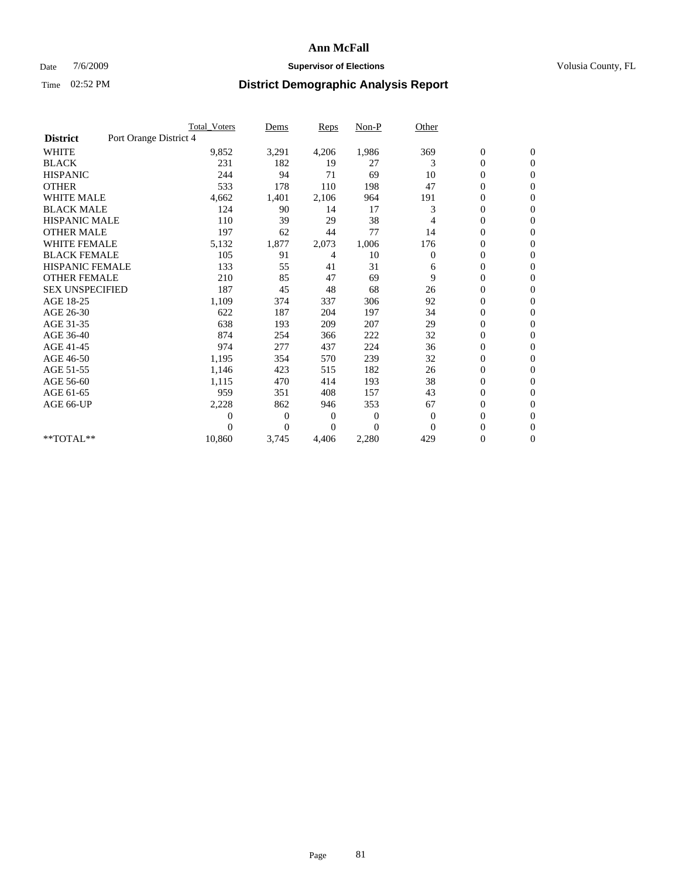# Ann McFall

Date 7/6/2009 **Supervisor of Elections** Volusia County, FL

Time 02:52 PM **District Demographic Analysis Report**

| | Total_Voters | Dems | Reps | Non-P | Other | | |
|---|---|---|---|---|---|---|---|
| **District** Port Orange District 4 | | | | | | | |
| WHITE | 9,852 | 3,291 | 4,206 | 1,986 | 369 | 0 | 0 |
| BLACK | 231 | 182 | 19 | 27 | 3 | 0 | 0 |
| HISPANIC | 244 | 94 | 71 | 69 | 10 | 0 | 0 |
| OTHER | 533 | 178 | 110 | 198 | 47 | 0 | 0 |
| WHITE MALE | 4,662 | 1,401 | 2,106 | 964 | 191 | 0 | 0 |
| BLACK MALE | 124 | 90 | 14 | 17 | 3 | 0 | 0 |
| HISPANIC MALE | 110 | 39 | 29 | 38 | 4 | 0 | 0 |
| OTHER MALE | 197 | 62 | 44 | 77 | 14 | 0 | 0 |
| WHITE FEMALE | 5,132 | 1,877 | 2,073 | 1,006 | 176 | 0 | 0 |
| BLACK FEMALE | 105 | 91 | 4 | 10 | 0 | 0 | 0 |
| HISPANIC FEMALE | 133 | 55 | 41 | 31 | 6 | 0 | 0 |
| OTHER FEMALE | 210 | 85 | 47 | 69 | 9 | 0 | 0 |
| SEX UNSPECIFIED | 187 | 45 | 48 | 68 | 26 | 0 | 0 |
| AGE 18-25 | 1,109 | 374 | 337 | 306 | 92 | 0 | 0 |
| AGE 26-30 | 622 | 187 | 204 | 197 | 34 | 0 | 0 |
| AGE 31-35 | 638 | 193 | 209 | 207 | 29 | 0 | 0 |
| AGE 36-40 | 874 | 254 | 366 | 222 | 32 | 0 | 0 |
| AGE 41-45 | 974 | 277 | 437 | 224 | 36 | 0 | 0 |
| AGE 46-50 | 1,195 | 354 | 570 | 239 | 32 | 0 | 0 |
| AGE 51-55 | 1,146 | 423 | 515 | 182 | 26 | 0 | 0 |
| AGE 56-60 | 1,115 | 470 | 414 | 193 | 38 | 0 | 0 |
| AGE 61-65 | 959 | 351 | 408 | 157 | 43 | 0 | 0 |
| AGE 66-UP | 2,228 | 862 | 946 | 353 | 67 | 0 | 0 |
| | 0 | 0 | 0 | 0 | 0 | 0 | 0 |
| | 0 | 0 | 0 | 0 | 0 | 0 | 0 |
| **TOTAL** | 10,860 | 3,745 | 4,406 | 2,280 | 429 | 0 | 0 |